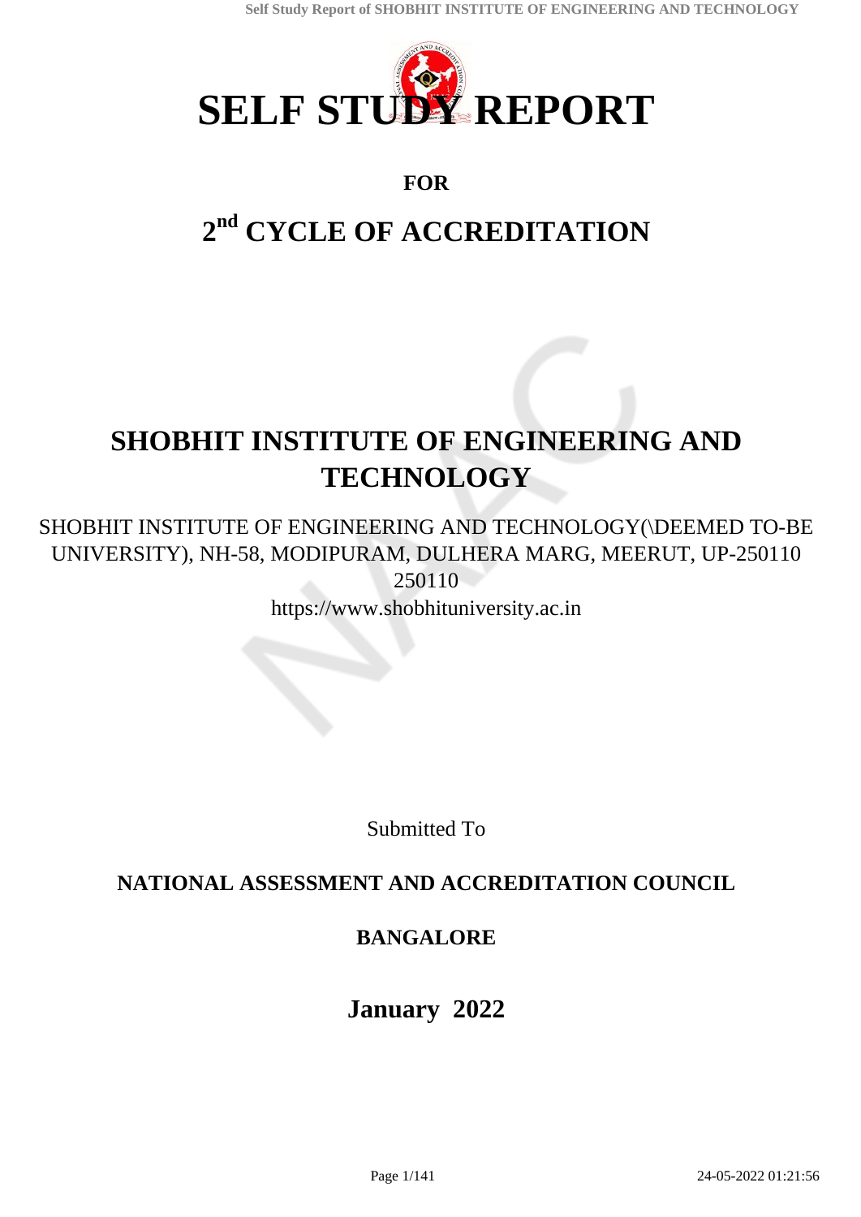# SELF STUDY REPORT

**FOR**

## 2nd CYCLE OF ACCREDITATION

# SHOBHIT INSTITUTE OF ENGINEERING AND TECHNOLOGY

SHOBHIT INSTITUTE OF ENGINEERING AND TECHNOLOGY(\DEEMED TO-BE UNIVERSITY), NH-58, MODIPURAM, DULHERA MARG, MEERUT, UP-250110
250110
https://www.shobhituniversity.ac.in

Submitted To

**NATIONAL ASSESSMENT AND ACCREDITATION COUNCIL**

**BANGALORE**

**January 2022**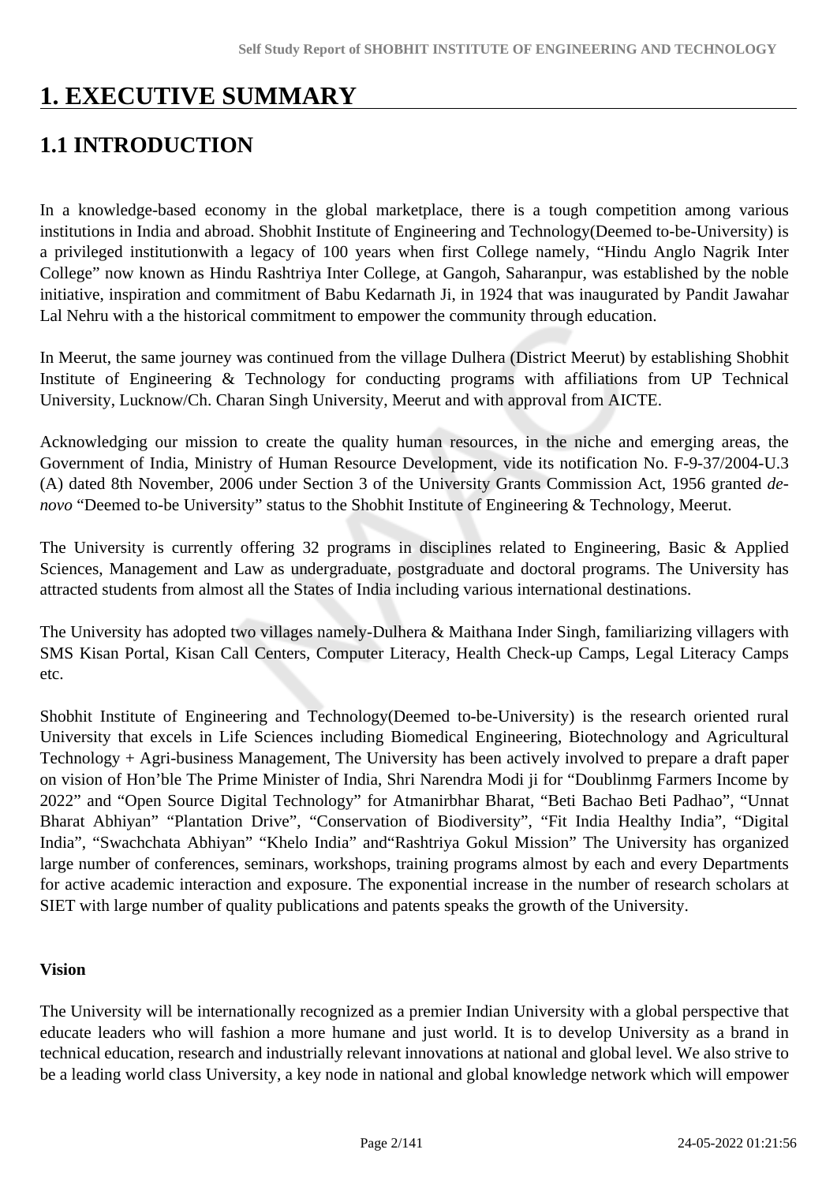# 1. EXECUTIVE SUMMARY

## 1.1 INTRODUCTION

In a knowledge-based economy in the global marketplace, there is a tough competition among various institutions in India and abroad. Shobhit Institute of Engineering and Technology(Deemed to-be-University) is a privileged institutionwith a legacy of 100 years when first College namely, "Hindu Anglo Nagrik Inter College" now known as Hindu Rashtriya Inter College, at Gangoh, Saharanpur, was established by the noble initiative, inspiration and commitment of Babu Kedarnath Ji, in 1924 that was inaugurated by Pandit Jawahar Lal Nehru with a the historical commitment to empower the community through education.

In Meerut, the same journey was continued from the village Dulhera (District Meerut) by establishing Shobhit Institute of Engineering & Technology for conducting programs with affiliations from UP Technical University, Lucknow/Ch. Charan Singh University, Meerut and with approval from AICTE.

Acknowledging our mission to create the quality human resources, in the niche and emerging areas, the Government of India, Ministry of Human Resource Development, vide its notification No. F-9-37/2004-U.3 (A) dated 8th November, 2006 under Section 3 of the University Grants Commission Act, 1956 granted *de-novo* "Deemed to-be University" status to the Shobhit Institute of Engineering & Technology, Meerut.

The University is currently offering 32 programs in disciplines related to Engineering, Basic & Applied Sciences, Management and Law as undergraduate, postgraduate and doctoral programs. The University has attracted students from almost all the States of India including various international destinations.

The University has adopted two villages namely-Dulhera & Maithana Inder Singh, familiarizing villagers with SMS Kisan Portal, Kisan Call Centers, Computer Literacy, Health Check-up Camps, Legal Literacy Camps etc.

Shobhit Institute of Engineering and Technology(Deemed to-be-University) is the research oriented rural University that excels in Life Sciences including Biomedical Engineering, Biotechnology and Agricultural Technology + Agri-business Management, The University has been actively involved to prepare a draft paper on vision of Hon'ble The Prime Minister of India, Shri Narendra Modi ji for "Doublinmg Farmers Income by 2022" and "Open Source Digital Technology" for Atmanirbhar Bharat, "Beti Bachao Beti Padhao", "Unnat Bharat Abhiyan" "Plantation Drive", "Conservation of Biodiversity", "Fit India Healthy India", "Digital India", "Swachchata Abhiyan" "Khelo India" and"Rashtriya Gokul Mission" The University has organized large number of conferences, seminars, workshops, training programs almost by each and every Departments for active academic interaction and exposure. The exponential increase in the number of research scholars at SIET with large number of quality publications and patents speaks the growth of the University.

**Vision**

The University will be internationally recognized as a premier Indian University with a global perspective that educate leaders who will fashion a more humane and just world. It is to develop University as a brand in technical education, research and industrially relevant innovations at national and global level. We also strive to be a leading world class University, a key node in national and global knowledge network which will empower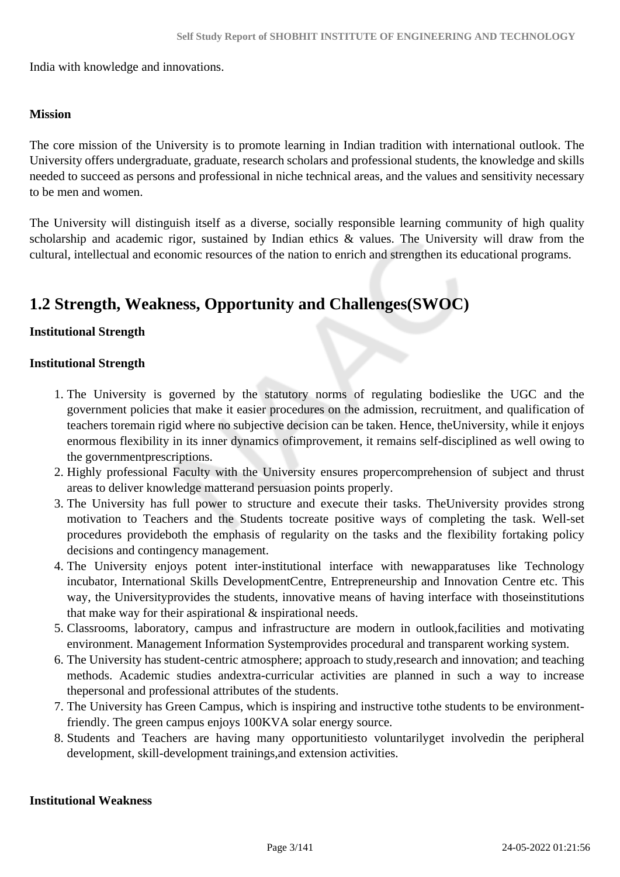India with knowledge and innovations.

**Mission**

The core mission of the University is to promote learning in Indian tradition with international outlook. The University offers undergraduate, graduate, research scholars and professional students, the knowledge and skills needed to succeed as persons and professional in niche technical areas, and the values and sensitivity necessary to be men and women.

The University will distinguish itself as a diverse, socially responsible learning community of high quality scholarship and academic rigor, sustained by Indian ethics & values. The University will draw from the cultural, intellectual and economic resources of the nation to enrich and strengthen its educational programs.

## 1.2 Strength, Weakness, Opportunity and Challenges(SWOC)

**Institutional Strength**

**Institutional Strength**

1. The University is governed by the statutory norms of regulating bodieslike the UGC and the government policies that make it easier procedures on the admission, recruitment, and qualification of teachers toremain rigid where no subjective decision can be taken. Hence, theUniversity, while it enjoys enormous flexibility in its inner dynamics ofimprovement, it remains self-disciplined as well owing to the governmentprescriptions.
2. Highly professional Faculty with the University ensures propercomprehension of subject and thrust areas to deliver knowledge matterand persuasion points properly.
3. The University has full power to structure and execute their tasks. TheUniversity provides strong motivation to Teachers and the Students tocreate positive ways of completing the task. Well-set procedures provideboth the emphasis of regularity on the tasks and the flexibility fortaking policy decisions and contingency management.
4. The University enjoys potent inter-institutional interface with newapparatuses like Technology incubator, International Skills DevelopmentCentre, Entrepreneurship and Innovation Centre etc. This way, the Universityprovides the students, innovative means of having interface with thoseinstitutions that make way for their aspirational & inspirational needs.
5. Classrooms, laboratory, campus and infrastructure are modern in outlook,facilities and motivating environment. Management Information Systemprovides procedural and transparent working system.
6. The University has student-centric atmosphere; approach to study,research and innovation; and teaching methods. Academic studies andextra-curricular activities are planned in such a way to increase thepersonal and professional attributes of the students.
7. The University has Green Campus, which is inspiring and instructive tothe students to be environment-friendly. The green campus enjoys 100KVA solar energy source.
8. Students and Teachers are having many opportunitiesto voluntarilyget involvedin the peripheral development, skill-development trainings,and extension activities.

**Institutional Weakness**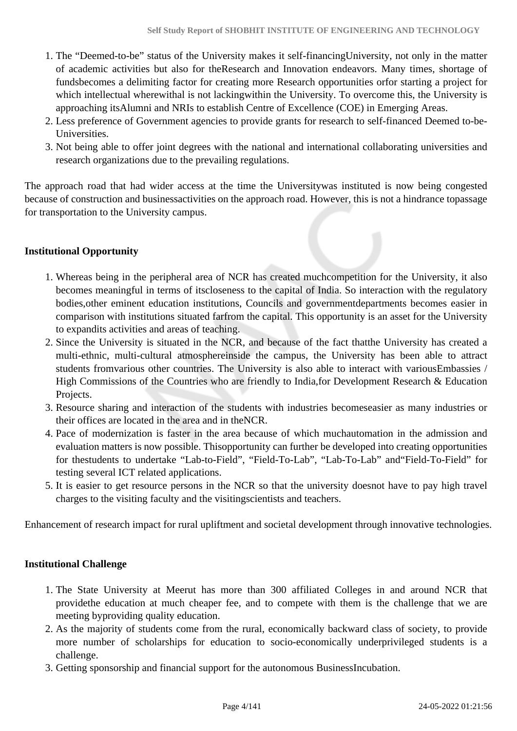1. The "Deemed-to-be" status of the University makes it self-financingUniversity, not only in the matter of academic activities but also for theResearch and Innovation endeavors. Many times, shortage of fundsbecomes a delimiting factor for creating more Research opportunities orfor starting a project for which intellectual wherewithal is not lackingwithin the University. To overcome this, the University is approaching itsAlumni and NRIs to establish Centre of Excellence (COE) in Emerging Areas.
2. Less preference of Government agencies to provide grants for research to self-financed Deemed to-be-Universities.
3. Not being able to offer joint degrees with the national and international collaborating universities and research organizations due to the prevailing regulations.

The approach road that had wider access at the time the Universitywas instituted is now being congested because of construction and businessactivities on the approach road. However, this is not a hindrance topassage for transportation to the University campus.

**Institutional Opportunity**

1. Whereas being in the peripheral area of NCR has created muchcompetition for the University, it also becomes meaningful in terms of itscloseness to the capital of India. So interaction with the regulatory bodies,other eminent education institutions, Councils and governmentdepartments becomes easier in comparison with institutions situated farfrom the capital. This opportunity is an asset for the University to expandits activities and areas of teaching.
2. Since the University is situated in the NCR, and because of the fact thatthe University has created a multi-ethnic, multi-cultural atmosphereinside the campus, the University has been able to attract students fromvarious other countries. The University is also able to interact with variousEmbassies / High Commissions of the Countries who are friendly to India,for Development Research & Education Projects.
3. Resource sharing and interaction of the students with industries becomeseasier as many industries or their offices are located in the area and in theNCR.
4. Pace of modernization is faster in the area because of which muchautomation in the admission and evaluation matters is now possible. Thisopportunity can further be developed into creating opportunities for thestudents to undertake "Lab-to-Field", "Field-To-Lab", "Lab-To-Lab" and"Field-To-Field" for testing several ICT related applications.
5. It is easier to get resource persons in the NCR so that the university doesnot have to pay high travel charges to the visiting faculty and the visitingscientists and teachers.

Enhancement of research impact for rural upliftment and societal development through innovative technologies.

**Institutional Challenge**

1. The State University at Meerut has more than 300 affiliated Colleges in and around NCR that providethe education at much cheaper fee, and to compete with them is the challenge that we are meeting byproviding quality education.
2. As the majority of students come from the rural, economically backward class of society, to provide more number of scholarships for education to socio-economically underprivileged students is a challenge.
3. Getting sponsorship and financial support for the autonomous BusinessIncubation.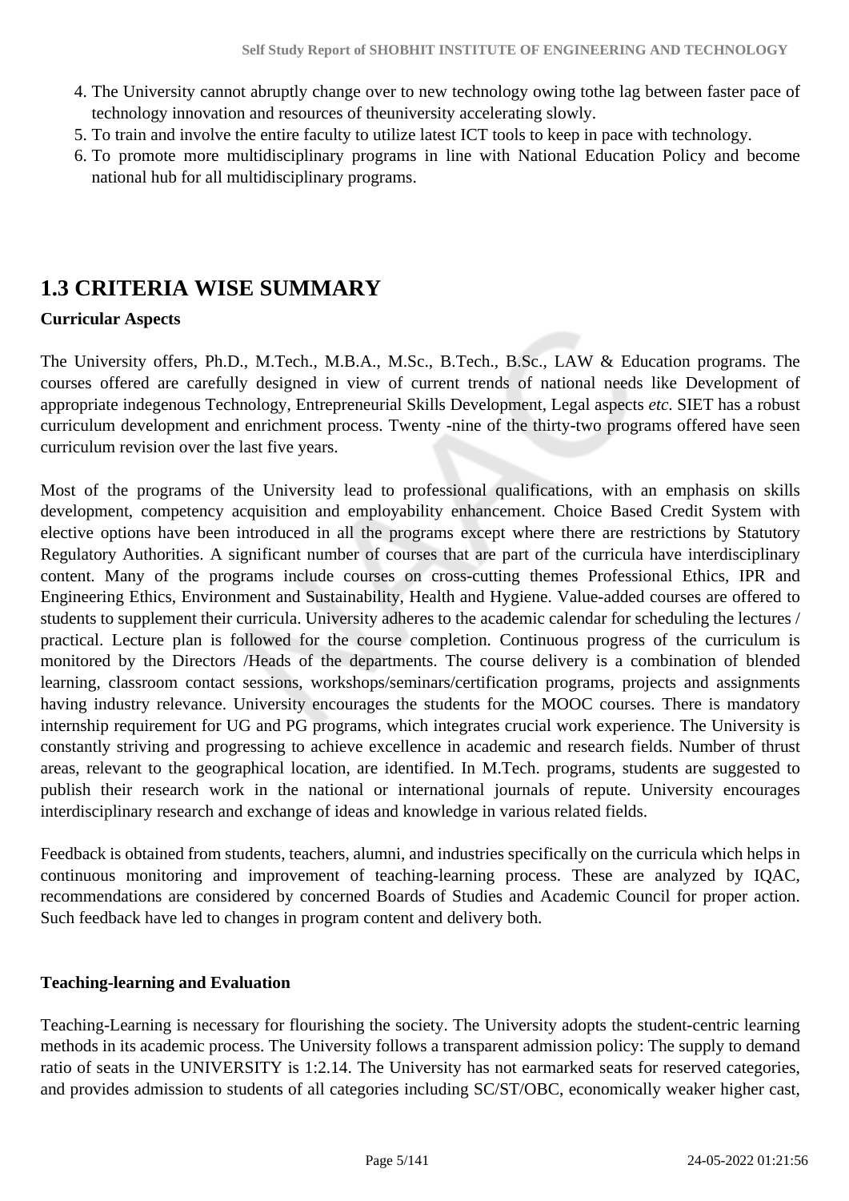4. The University cannot abruptly change over to new technology owing tothe lag between faster pace of technology innovation and resources of theuniversity accelerating slowly.
5. To train and involve the entire faculty to utilize latest ICT tools to keep in pace with technology.
6. To promote more multidisciplinary programs in line with National Education Policy and become national hub for all multidisciplinary programs.

## 1.3 CRITERIA WISE SUMMARY

**Curricular Aspects**

The University offers, Ph.D., M.Tech., M.B.A., M.Sc., B.Tech., B.Sc., LAW & Education programs. The courses offered are carefully designed in view of current trends of national needs like Development of appropriate indegenous Technology, Entrepreneurial Skills Development, Legal aspects *etc*. SIET has a robust curriculum development and enrichment process. Twenty -nine of the thirty-two programs offered have seen curriculum revision over the last five years.

Most of the programs of the University lead to professional qualifications, with an emphasis on skills development, competency acquisition and employability enhancement. Choice Based Credit System with elective options have been introduced in all the programs except where there are restrictions by Statutory Regulatory Authorities. A significant number of courses that are part of the curricula have interdisciplinary content. Many of the programs include courses on cross-cutting themes Professional Ethics, IPR and Engineering Ethics, Environment and Sustainability, Health and Hygiene. Value-added courses are offered to students to supplement their curricula. University adheres to the academic calendar for scheduling the lectures / practical. Lecture plan is followed for the course completion. Continuous progress of the curriculum is monitored by the Directors /Heads of the departments. The course delivery is a combination of blended learning, classroom contact sessions, workshops/seminars/certification programs, projects and assignments having industry relevance. University encourages the students for the MOOC courses. There is mandatory internship requirement for UG and PG programs, which integrates crucial work experience. The University is constantly striving and progressing to achieve excellence in academic and research fields. Number of thrust areas, relevant to the geographical location, are identified. In M.Tech. programs, students are suggested to publish their research work in the national or international journals of repute. University encourages interdisciplinary research and exchange of ideas and knowledge in various related fields.

Feedback is obtained from students, teachers, alumni, and industries specifically on the curricula which helps in continuous monitoring and improvement of teaching-learning process. These are analyzed by IQAC, recommendations are considered by concerned Boards of Studies and Academic Council for proper action. Such feedback have led to changes in program content and delivery both.

**Teaching-learning and Evaluation**

Teaching-Learning is necessary for flourishing the society. The University adopts the student-centric learning methods in its academic process. The University follows a transparent admission policy: The supply to demand ratio of seats in the UNIVERSITY is 1:2.14. The University has not earmarked seats for reserved categories, and provides admission to students of all categories including SC/ST/OBC, economically weaker higher cast,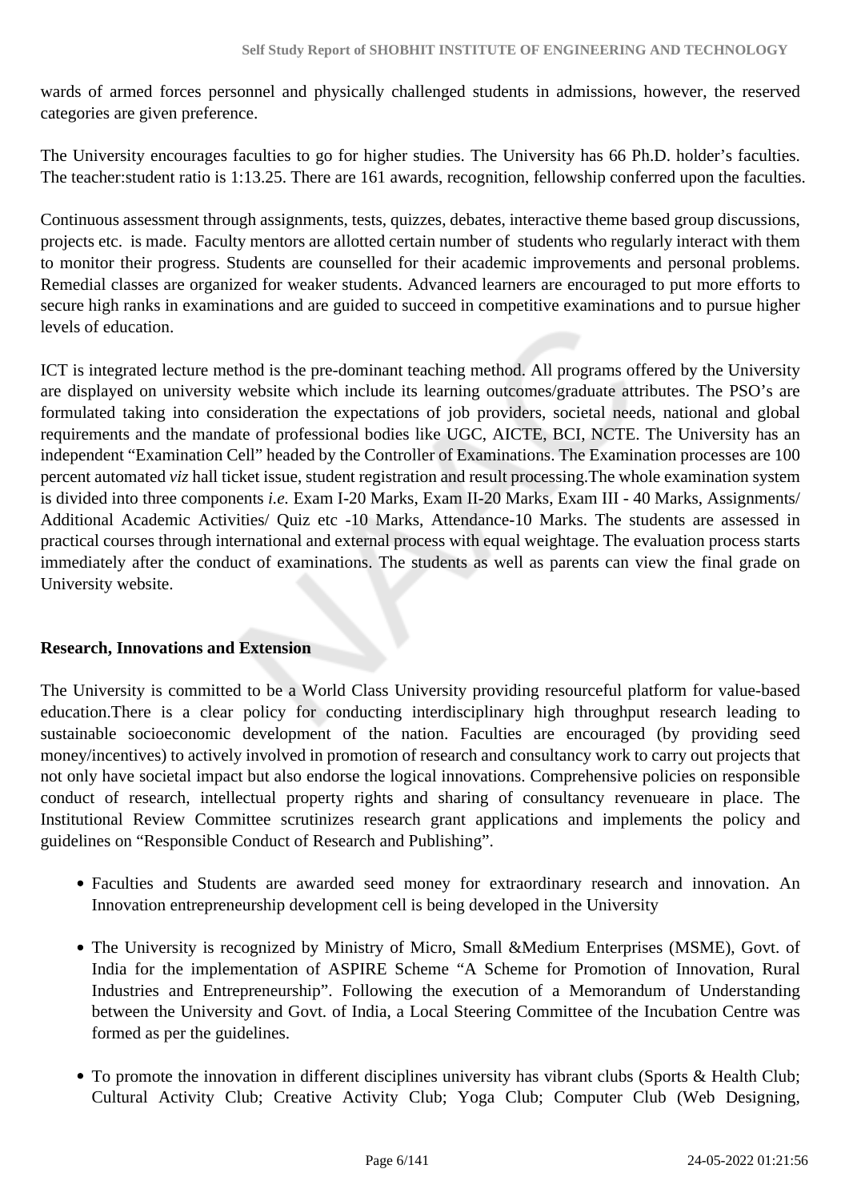wards of armed forces personnel and physically challenged students in admissions, however, the reserved categories are given preference.

The University encourages faculties to go for higher studies. The University has 66 Ph.D. holder's faculties. The teacher:student ratio is 1:13.25. There are 161 awards, recognition, fellowship conferred upon the faculties.

Continuous assessment through assignments, tests, quizzes, debates, interactive theme based group discussions, projects etc. is made. Faculty mentors are allotted certain number of students who regularly interact with them to monitor their progress. Students are counselled for their academic improvements and personal problems. Remedial classes are organized for weaker students. Advanced learners are encouraged to put more efforts to secure high ranks in examinations and are guided to succeed in competitive examinations and to pursue higher levels of education.

ICT is integrated lecture method is the pre-dominant teaching method. All programs offered by the University are displayed on university website which include its learning outcomes/graduate attributes. The PSO's are formulated taking into consideration the expectations of job providers, societal needs, national and global requirements and the mandate of professional bodies like UGC, AICTE, BCI, NCTE. The University has an independent "Examination Cell" headed by the Controller of Examinations. The Examination processes are 100 percent automated *viz* hall ticket issue, student registration and result processing.The whole examination system is divided into three components *i.e.* Exam I-20 Marks, Exam II-20 Marks, Exam III - 40 Marks, Assignments/ Additional Academic Activities/ Quiz etc -10 Marks, Attendance-10 Marks. The students are assessed in practical courses through international and external process with equal weightage. The evaluation process starts immediately after the conduct of examinations. The students as well as parents can view the final grade on University website.

**Research, Innovations and Extension**

The University is committed to be a World Class University providing resourceful platform for value-based education.There is a clear policy for conducting interdisciplinary high throughput research leading to sustainable socioeconomic development of the nation. Faculties are encouraged (by providing seed money/incentives) to actively involved in promotion of research and consultancy work to carry out projects that not only have societal impact but also endorse the logical innovations. Comprehensive policies on responsible conduct of research, intellectual property rights and sharing of consultancy revenueare in place. The Institutional Review Committee scrutinizes research grant applications and implements the policy and guidelines on "Responsible Conduct of Research and Publishing".

- Faculties and Students are awarded seed money for extraordinary research and innovation. An Innovation entrepreneurship development cell is being developed in the University
- The University is recognized by Ministry of Micro, Small &Medium Enterprises (MSME), Govt. of India for the implementation of ASPIRE Scheme "A Scheme for Promotion of Innovation, Rural Industries and Entrepreneurship". Following the execution of a Memorandum of Understanding between the University and Govt. of India, a Local Steering Committee of the Incubation Centre was formed as per the guidelines.
- To promote the innovation in different disciplines university has vibrant clubs (Sports & Health Club; Cultural Activity Club; Creative Activity Club; Yoga Club; Computer Club (Web Designing,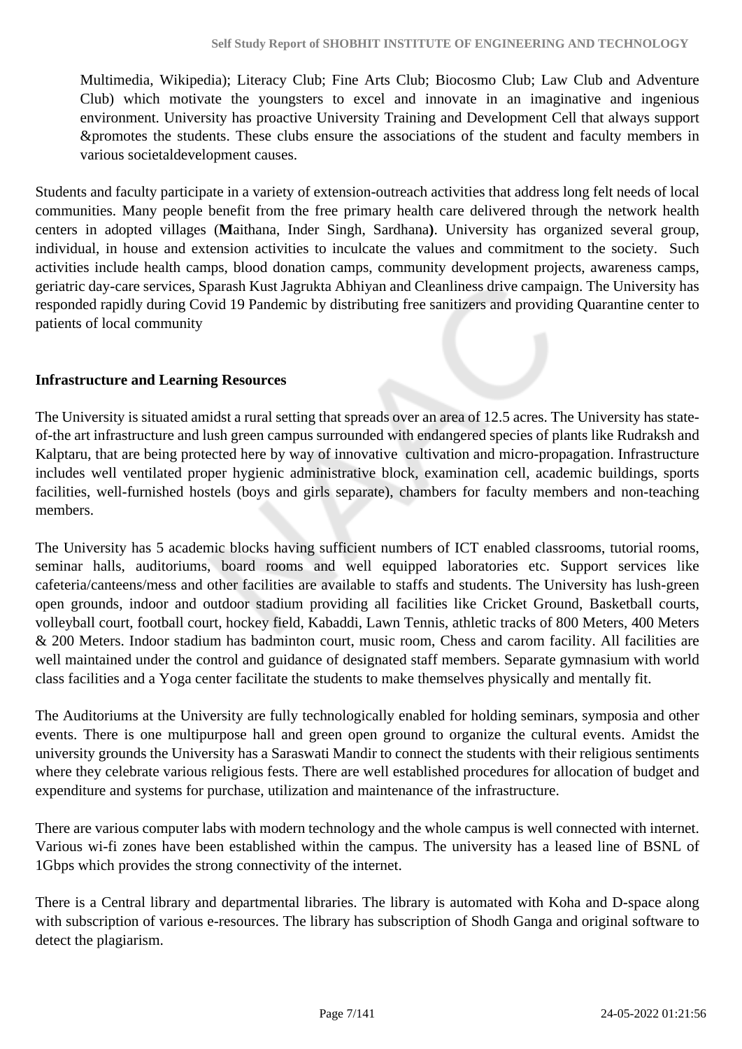Multimedia, Wikipedia); Literacy Club; Fine Arts Club; Biocosmo Club; Law Club and Adventure Club) which motivate the youngsters to excel and innovate in an imaginative and ingenious environment. University has proactive University Training and Development Cell that always support &promotes the students. These clubs ensure the associations of the student and faculty members in various societaldevelopment causes.

Students and faculty participate in a variety of extension-outreach activities that address long felt needs of local communities. Many people benefit from the free primary health care delivered through the network health centers in adopted villages (**M**aithana, Inder Singh, Sardhana**)**. University has organized several group, individual, in house and extension activities to inculcate the values and commitment to the society. Such activities include health camps, blood donation camps, community development projects, awareness camps, geriatric day-care services, Sparash Kust Jagrukta Abhiyan and Cleanliness drive campaign. The University has responded rapidly during Covid 19 Pandemic by distributing free sanitizers and providing Quarantine center to patients of local community

**Infrastructure and Learning Resources**

The University is situated amidst a rural setting that spreads over an area of 12.5 acres. The University has state-of-the art infrastructure and lush green campus surrounded with endangered species of plants like Rudraksh and Kalptaru, that are being protected here by way of innovative cultivation and micro-propagation. Infrastructure includes well ventilated proper hygienic administrative block, examination cell, academic buildings, sports facilities, well-furnished hostels (boys and girls separate), chambers for faculty members and non-teaching members.

The University has 5 academic blocks having sufficient numbers of ICT enabled classrooms, tutorial rooms, seminar halls, auditoriums, board rooms and well equipped laboratories etc. Support services like cafeteria/canteens/mess and other facilities are available to staffs and students. The University has lush-green open grounds, indoor and outdoor stadium providing all facilities like Cricket Ground, Basketball courts, volleyball court, football court, hockey field, Kabaddi, Lawn Tennis, athletic tracks of 800 Meters, 400 Meters & 200 Meters. Indoor stadium has badminton court, music room, Chess and carom facility. All facilities are well maintained under the control and guidance of designated staff members. Separate gymnasium with world class facilities and a Yoga center facilitate the students to make themselves physically and mentally fit.

The Auditoriums at the University are fully technologically enabled for holding seminars, symposia and other events. There is one multipurpose hall and green open ground to organize the cultural events. Amidst the university grounds the University has a Saraswati Mandir to connect the students with their religious sentiments where they celebrate various religious fests. There are well established procedures for allocation of budget and expenditure and systems for purchase, utilization and maintenance of the infrastructure.

There are various computer labs with modern technology and the whole campus is well connected with internet. Various wi-fi zones have been established within the campus. The university has a leased line of BSNL of 1Gbps which provides the strong connectivity of the internet.

There is a Central library and departmental libraries. The library is automated with Koha and D-space along with subscription of various e-resources. The library has subscription of Shodh Ganga and original software to detect the plagiarism.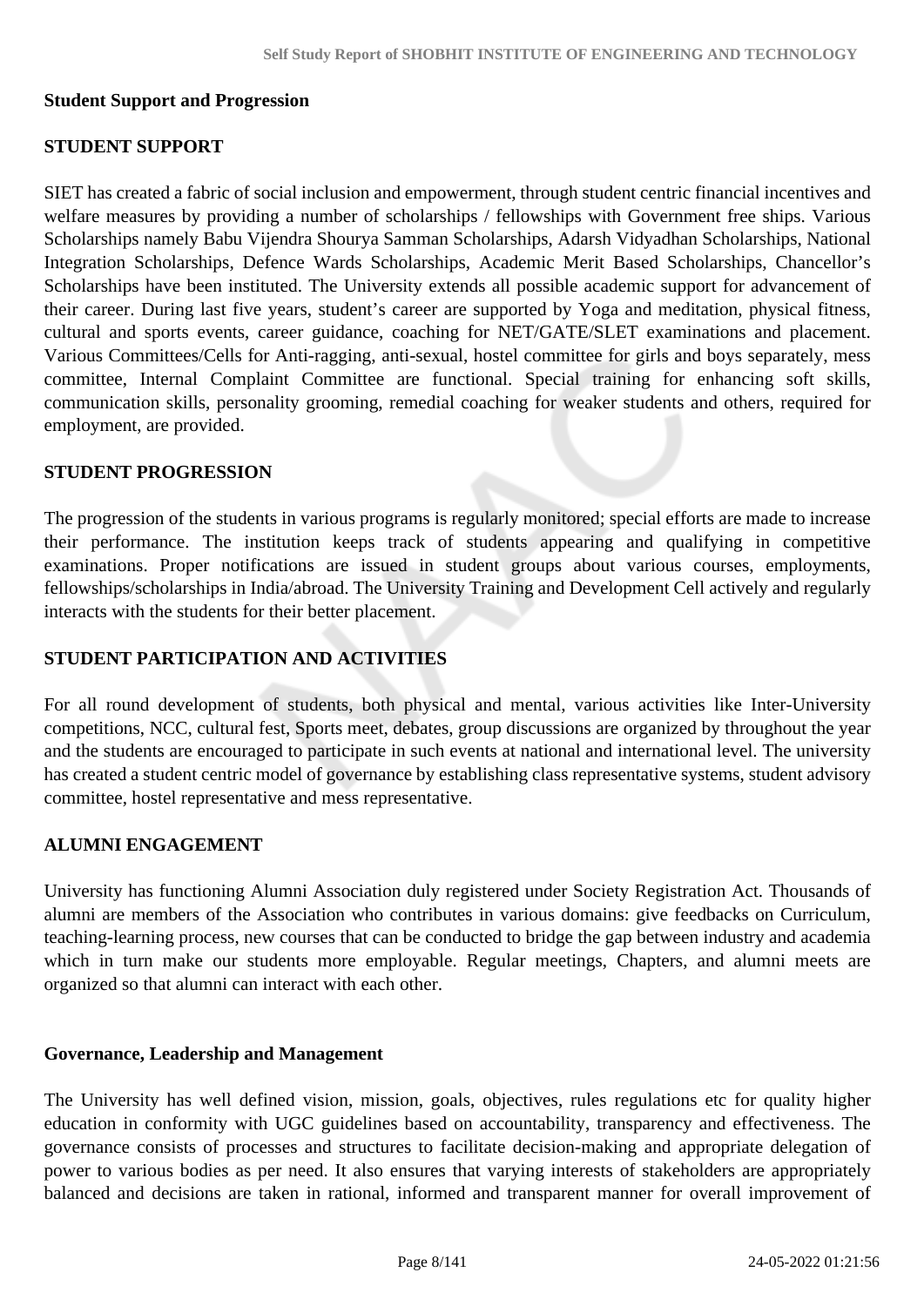**Student Support and Progression**

**STUDENT SUPPORT**

SIET has created a fabric of social inclusion and empowerment, through student centric financial incentives and welfare measures by providing a number of scholarships / fellowships with Government free ships. Various Scholarships namely Babu Vijendra Shourya Samman Scholarships, Adarsh Vidyadhan Scholarships, National Integration Scholarships, Defence Wards Scholarships, Academic Merit Based Scholarships, Chancellor's Scholarships have been instituted. The University extends all possible academic support for advancement of their career. During last five years, student's career are supported by Yoga and meditation, physical fitness, cultural and sports events, career guidance, coaching for NET/GATE/SLET examinations and placement. Various Committees/Cells for Anti-ragging, anti-sexual, hostel committee for girls and boys separately, mess committee, Internal Complaint Committee are functional. Special training for enhancing soft skills, communication skills, personality grooming, remedial coaching for weaker students and others, required for employment, are provided.

**STUDENT PROGRESSION**

The progression of the students in various programs is regularly monitored; special efforts are made to increase their performance. The institution keeps track of students appearing and qualifying in competitive examinations. Proper notifications are issued in student groups about various courses, employments, fellowships/scholarships in India/abroad. The University Training and Development Cell actively and regularly interacts with the students for their better placement.

**STUDENT PARTICIPATION AND ACTIVITIES**

For all round development of students, both physical and mental, various activities like Inter-University competitions, NCC, cultural fest, Sports meet, debates, group discussions are organized by throughout the year and the students are encouraged to participate in such events at national and international level. The university has created a student centric model of governance by establishing class representative systems, student advisory committee, hostel representative and mess representative.

**ALUMNI ENGAGEMENT**

University has functioning Alumni Association duly registered under Society Registration Act. Thousands of alumni are members of the Association who contributes in various domains: give feedbacks on Curriculum, teaching-learning process, new courses that can be conducted to bridge the gap between industry and academia which in turn make our students more employable. Regular meetings, Chapters, and alumni meets are organized so that alumni can interact with each other.

**Governance, Leadership and Management**

The University has well defined vision, mission, goals, objectives, rules regulations etc for quality higher education in conformity with UGC guidelines based on accountability, transparency and effectiveness. The governance consists of processes and structures to facilitate decision-making and appropriate delegation of power to various bodies as per need. It also ensures that varying interests of stakeholders are appropriately balanced and decisions are taken in rational, informed and transparent manner for overall improvement of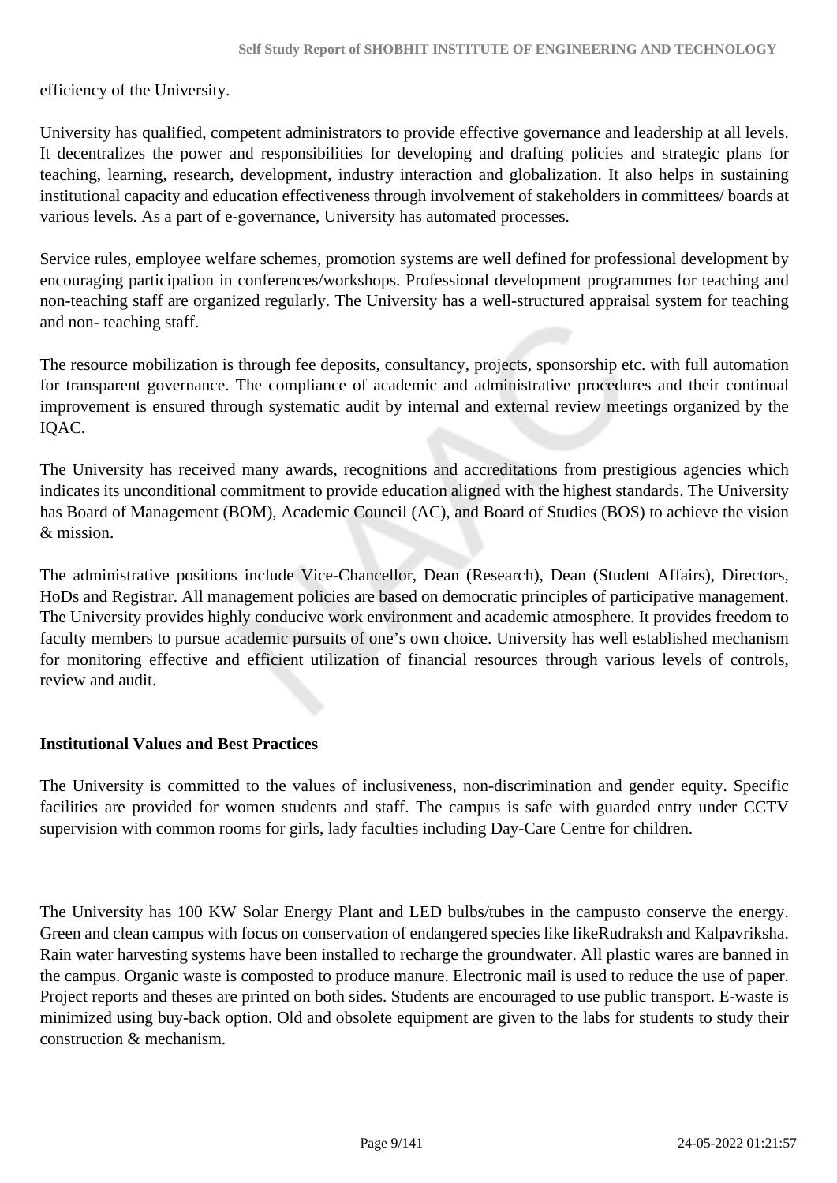efficiency of the University.

University has qualified, competent administrators to provide effective governance and leadership at all levels. It decentralizes the power and responsibilities for developing and drafting policies and strategic plans for teaching, learning, research, development, industry interaction and globalization. It also helps in sustaining institutional capacity and education effectiveness through involvement of stakeholders in committees/ boards at various levels. As a part of e-governance, University has automated processes.

Service rules, employee welfare schemes, promotion systems are well defined for professional development by encouraging participation in conferences/workshops. Professional development programmes for teaching and non-teaching staff are organized regularly. The University has a well-structured appraisal system for teaching and non- teaching staff.

The resource mobilization is through fee deposits, consultancy, projects, sponsorship etc. with full automation for transparent governance. The compliance of academic and administrative procedures and their continual improvement is ensured through systematic audit by internal and external review meetings organized by the IQAC.

The University has received many awards, recognitions and accreditations from prestigious agencies which indicates its unconditional commitment to provide education aligned with the highest standards. The University has Board of Management (BOM), Academic Council (AC), and Board of Studies (BOS) to achieve the vision & mission.

The administrative positions include Vice-Chancellor, Dean (Research), Dean (Student Affairs), Directors, HoDs and Registrar. All management policies are based on democratic principles of participative management. The University provides highly conducive work environment and academic atmosphere. It provides freedom to faculty members to pursue academic pursuits of one's own choice. University has well established mechanism for monitoring effective and efficient utilization of financial resources through various levels of controls, review and audit.

**Institutional Values and Best Practices**

The University is committed to the values of inclusiveness, non-discrimination and gender equity. Specific facilities are provided for women students and staff. The campus is safe with guarded entry under CCTV supervision with common rooms for girls, lady faculties including Day-Care Centre for children.

The University has 100 KW Solar Energy Plant and LED bulbs/tubes in the campusto conserve the energy. Green and clean campus with focus on conservation of endangered species like likeRudraksh and Kalpavriksha. Rain water harvesting systems have been installed to recharge the groundwater. All plastic wares are banned in the campus. Organic waste is composted to produce manure. Electronic mail is used to reduce the use of paper. Project reports and theses are printed on both sides. Students are encouraged to use public transport. E-waste is minimized using buy-back option. Old and obsolete equipment are given to the labs for students to study their construction & mechanism.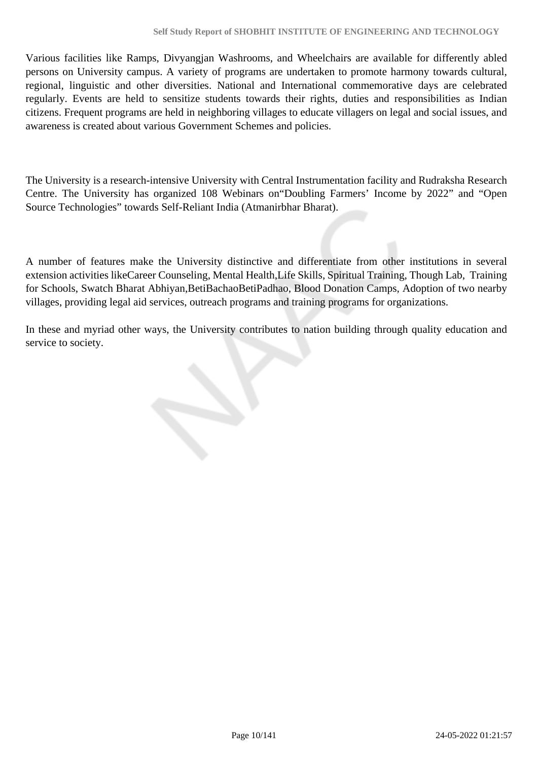Various facilities like Ramps, Divyangjan Washrooms, and Wheelchairs are available for differently abled persons on University campus. A variety of programs are undertaken to promote harmony towards cultural, regional, linguistic and other diversities. National and International commemorative days are celebrated regularly. Events are held to sensitize students towards their rights, duties and responsibilities as Indian citizens. Frequent programs are held in neighboring villages to educate villagers on legal and social issues, and awareness is created about various Government Schemes and policies.

The University is a research-intensive University with Central Instrumentation facility and Rudraksha Research Centre. The University has organized 108 Webinars on"Doubling Farmers' Income by 2022" and "Open Source Technologies" towards Self-Reliant India (Atmanirbhar Bharat).

A number of features make the University distinctive and differentiate from other institutions in several extension activities likeCareer Counseling, Mental Health,Life Skills, Spiritual Training, Though Lab, Training for Schools, Swatch Bharat Abhiyan,BetiBachaoBetiPadhao, Blood Donation Camps, Adoption of two nearby villages, providing legal aid services, outreach programs and training programs for organizations.

In these and myriad other ways, the University contributes to nation building through quality education and service to society.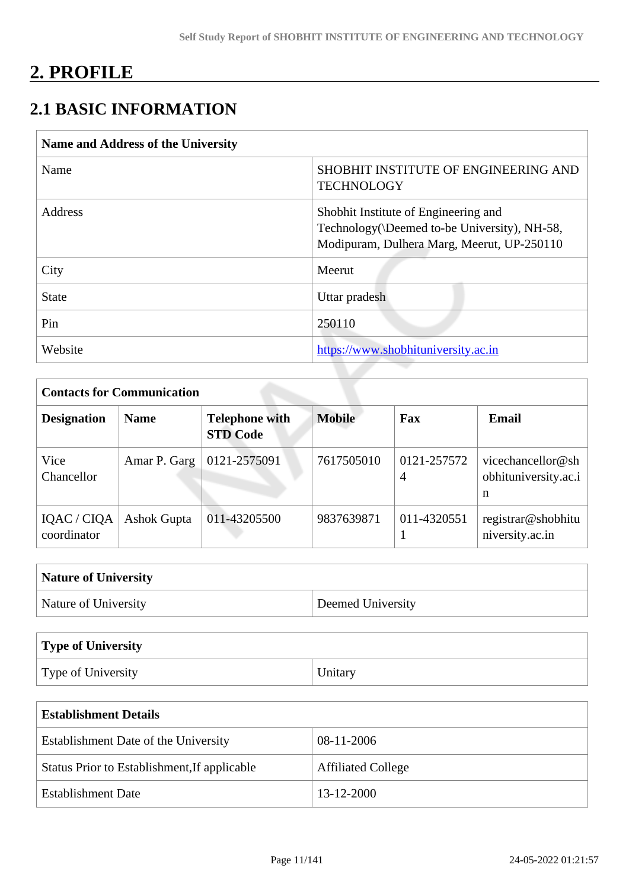# 2. PROFILE

## 2.1 BASIC INFORMATION

| Name and Address of the University | |
|---|---|
| Name | SHOBHIT INSTITUTE OF ENGINEERING AND TECHNOLOGY |
| Address | Shobhit Institute of Engineering and Technology(\Deemed to-be University), NH-58, Modipuram, Dulhera Marg, Meerut, UP-250110 |
| City | Meerut |
| State | Uttar pradesh |
| Pin | 250110 |
| Website | https://www.shobhituniversity.ac.in |

| Contacts for Communication | | | | | |
|---|---|---|---|---|---|
| **Designation** | **Name** | **Telephone with STD Code** | **Mobile** | **Fax** | **Email** |
| Vice Chancellor | Amar P. Garg | 0121-2575091 | 7617505010 | 0121-2575724 | vicechancellor@shobhituniversity.ac.in |
| IQAC / CIQA coordinator | Ashok Gupta | 011-43205500 | 9837639871 | 011-43205511 | registrar@shobhituniversity.ac.in |

| Nature of University | |
|---|---|
| Nature of University | Deemed University |

| Type of University | |
|---|---|
| Type of University | Unitary |

| Establishment Details | |
|---|---|
| Establishment Date of the University | 08-11-2006 |
| Status Prior to Establishment,If applicable | Affiliated College |
| Establishment Date | 13-12-2000 |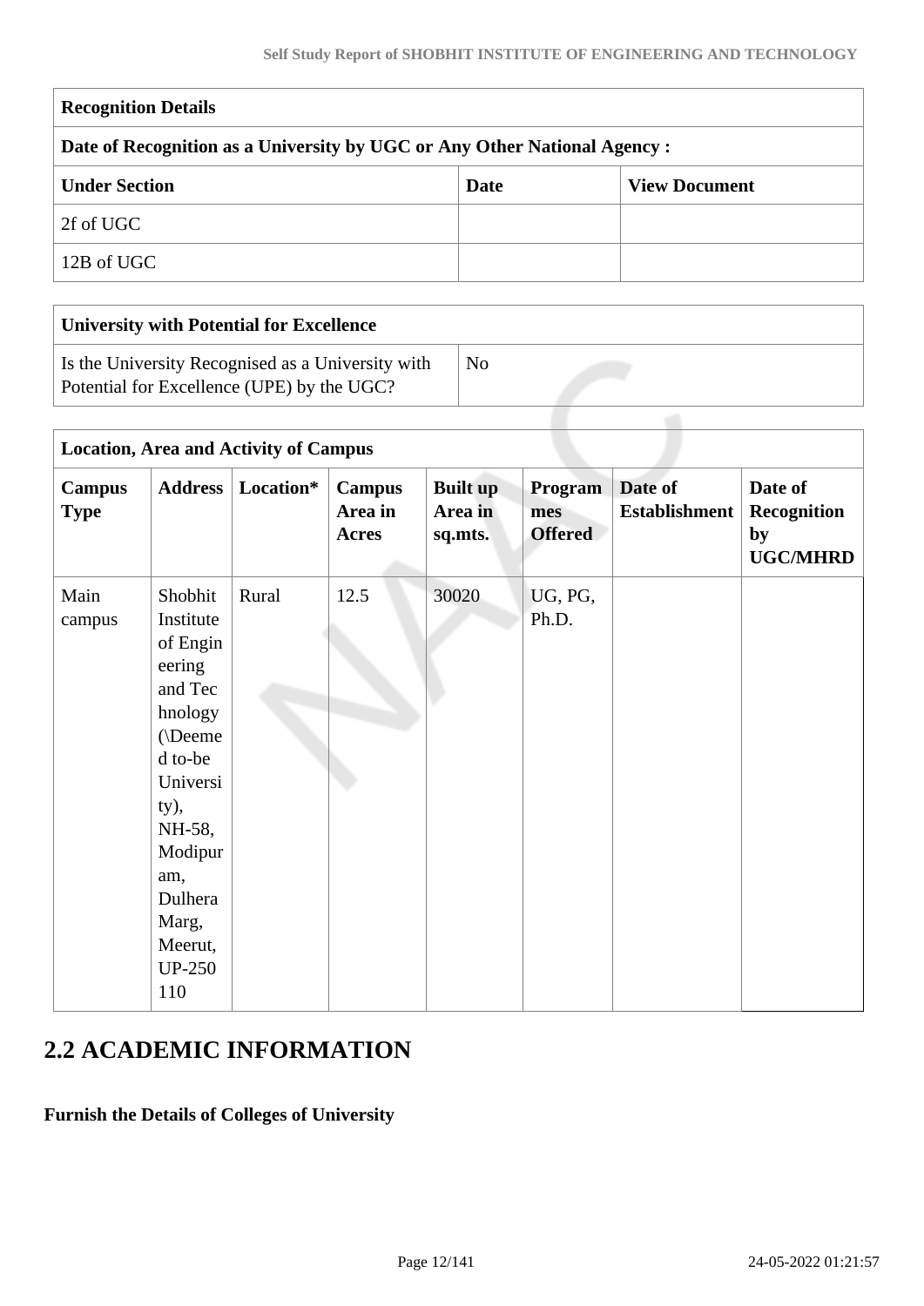| Recognition Details | | |
|---|---|---|
| **Date of Recognition as a University by UGC or Any Other National Agency :** | | |
| **Under Section** | **Date** | **View Document** |
| 2f of UGC | | |
| 12B of UGC | | |

| University with Potential for Excellence | |
|---|---|
| Is the University Recognised as a University with Potential for Excellence (UPE) by the UGC? | No |

| Location, Area and Activity of Campus | | | | | | | |
|---|---|---|---|---|---|---|---|
| **Campus Type** | **Address** | **Location*** | **Campus Area in Acres** | **Built up Area in sq.mts.** | **Programmes Offered** | **Date of Establishment** | **Date of Recognition by UGC/MHRD** |
| Main campus | Shobhit Institute of Engineering and Technology (\Deemed to-be University), NH-58, Modipuram, Dulhera Marg, Meerut, UP-250 110 | Rural | 12.5 | 30020 | UG, PG, Ph.D. | | |

## 2.2 ACADEMIC INFORMATION

**Furnish the Details of Colleges of University**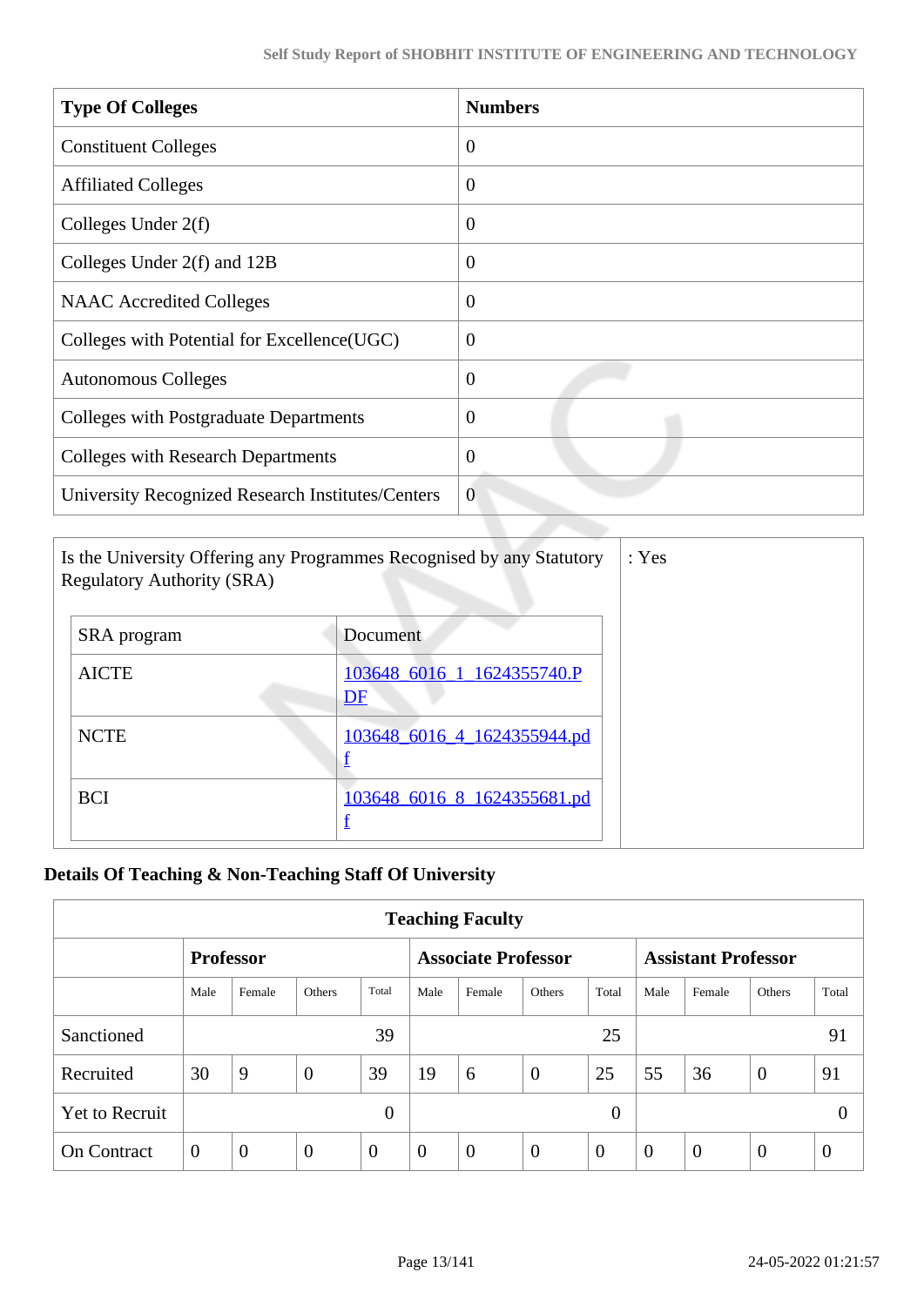| Type Of Colleges | Numbers |
|---|---|
| Constituent Colleges | 0 |
| Affiliated Colleges | 0 |
| Colleges Under 2(f) | 0 |
| Colleges Under 2(f) and 12B | 0 |
| NAAC Accredited Colleges | 0 |
| Colleges with Potential for Excellence(UGC) | 0 |
| Autonomous Colleges | 0 |
| Colleges with Postgraduate Departments | 0 |
| Colleges with Research Departments | 0 |
| University Recognized Research Institutes/Centers | 0 |

Is the University Offering any Programmes Recognised by any Statutory Regulatory Authority (SRA) : Yes

| SRA program | Document |
|---|---|
| AICTE | 103648_6016_1_1624355740.PDF |
| NCTE | 103648_6016_4_1624355944.pdf |
| BCI | 103648_6016_8_1624355681.pdf |

**Details Of Teaching & Non-Teaching Staff Of University**

| Teaching Faculty | | | | | | | | | | | | |
|---|---|---|---|---|---|---|---|---|---|---|---|---|
| | **Professor** | | | | **Associate Professor** | | | | **Assistant Professor** | | | |
| | Male | Female | Others | Total | Male | Female | Others | Total | Male | Female | Others | Total |
| Sanctioned | | | | 39 | | | | 25 | | | | 91 |
| Recruited | 30 | 9 | 0 | 39 | 19 | 6 | 0 | 25 | 55 | 36 | 0 | 91 |
| Yet to Recruit | | | | 0 | | | | 0 | | | | 0 |
| On Contract | 0 | 0 | 0 | 0 | 0 | 0 | 0 | 0 | 0 | 0 | 0 | 0 |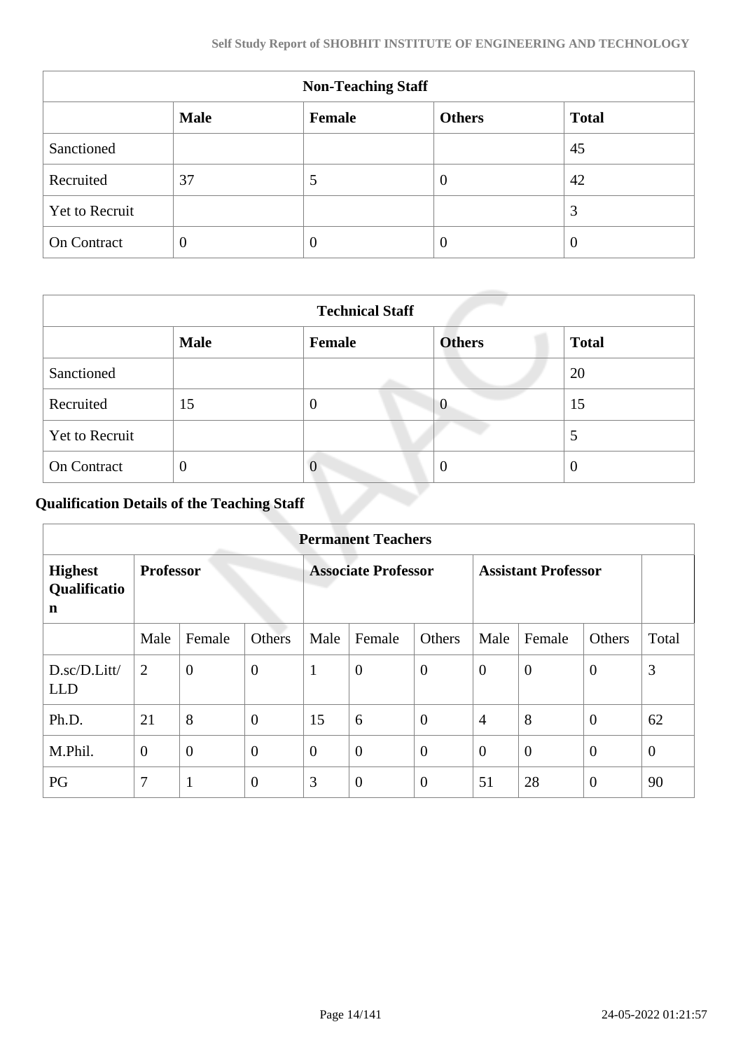| Non-Teaching Staff | | | | |
|---|---|---|---|---|
| | **Male** | **Female** | **Others** | **Total** |
| Sanctioned | | | | 45 |
| Recruited | 37 | 5 | 0 | 42 |
| Yet to Recruit | | | | 3 |
| On Contract | 0 | 0 | 0 | 0 |

| Technical Staff | | | | |
|---|---|---|---|---|
| | **Male** | **Female** | **Others** | **Total** |
| Sanctioned | | | | 20 |
| Recruited | 15 | 0 | 0 | 15 |
| Yet to Recruit | | | | 5 |
| On Contract | 0 | 0 | 0 | 0 |

### Qualification Details of the Teaching Staff

| Permanent Teachers | | | | | | | | | | |
|---|---|---|---|---|---|---|---|---|---|---|
| **Highest Qualification** | **Professor** | | | **Associate Professor** | | | **Assistant Professor** | | | |
| | Male | Female | Others | Male | Female | Others | Male | Female | Others | Total |
| D.sc/D.Litt/LLD | 2 | 0 | 0 | 1 | 0 | 0 | 0 | 0 | 0 | 3 |
| Ph.D. | 21 | 8 | 0 | 15 | 6 | 0 | 4 | 8 | 0 | 62 |
| M.Phil. | 0 | 0 | 0 | 0 | 0 | 0 | 0 | 0 | 0 | 0 |
| PG | 7 | 1 | 0 | 3 | 0 | 0 | 51 | 28 | 0 | 90 |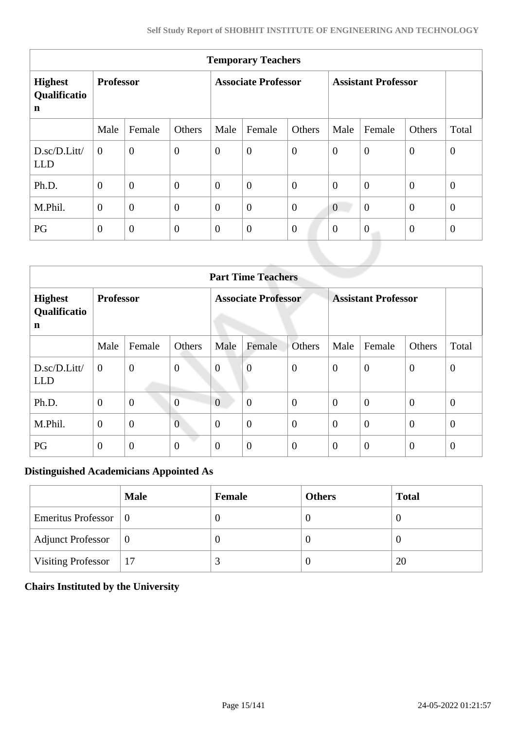| Temporary Teachers | | | | | | | | | | |
|---|---|---|---|---|---|---|---|---|---|---|
| **Highest Qualification** | **Professor** | | | **Associate Professor** | | | **Assistant Professor** | | | |
| | Male | Female | Others | Male | Female | Others | Male | Female | Others | Total |
| D.sc/D.Litt/LLD | 0 | 0 | 0 | 0 | 0 | 0 | 0 | 0 | 0 | 0 |
| Ph.D. | 0 | 0 | 0 | 0 | 0 | 0 | 0 | 0 | 0 | 0 |
| M.Phil. | 0 | 0 | 0 | 0 | 0 | 0 | 0 | 0 | 0 | 0 |
| PG | 0 | 0 | 0 | 0 | 0 | 0 | 0 | 0 | 0 | 0 |

| Part Time Teachers | | | | | | | | | | |
|---|---|---|---|---|---|---|---|---|---|---|
| **Highest Qualification** | **Professor** | | | **Associate Professor** | | | **Assistant Professor** | | | |
| | Male | Female | Others | Male | Female | Others | Male | Female | Others | Total |
| D.sc/D.Litt/LLD | 0 | 0 | 0 | 0 | 0 | 0 | 0 | 0 | 0 | 0 |
| Ph.D. | 0 | 0 | 0 | 0 | 0 | 0 | 0 | 0 | 0 | 0 |
| M.Phil. | 0 | 0 | 0 | 0 | 0 | 0 | 0 | 0 | 0 | 0 |
| PG | 0 | 0 | 0 | 0 | 0 | 0 | 0 | 0 | 0 | 0 |

## Distinguished Academicians Appointed As

| | Male | Female | Others | Total |
|---|---|---|---|---|
| Emeritus Professor | 0 | 0 | 0 | 0 |
| Adjunct Professor | 0 | 0 | 0 | 0 |
| Visiting Professor | 17 | 3 | 0 | 20 |

## Chairs Instituted by the University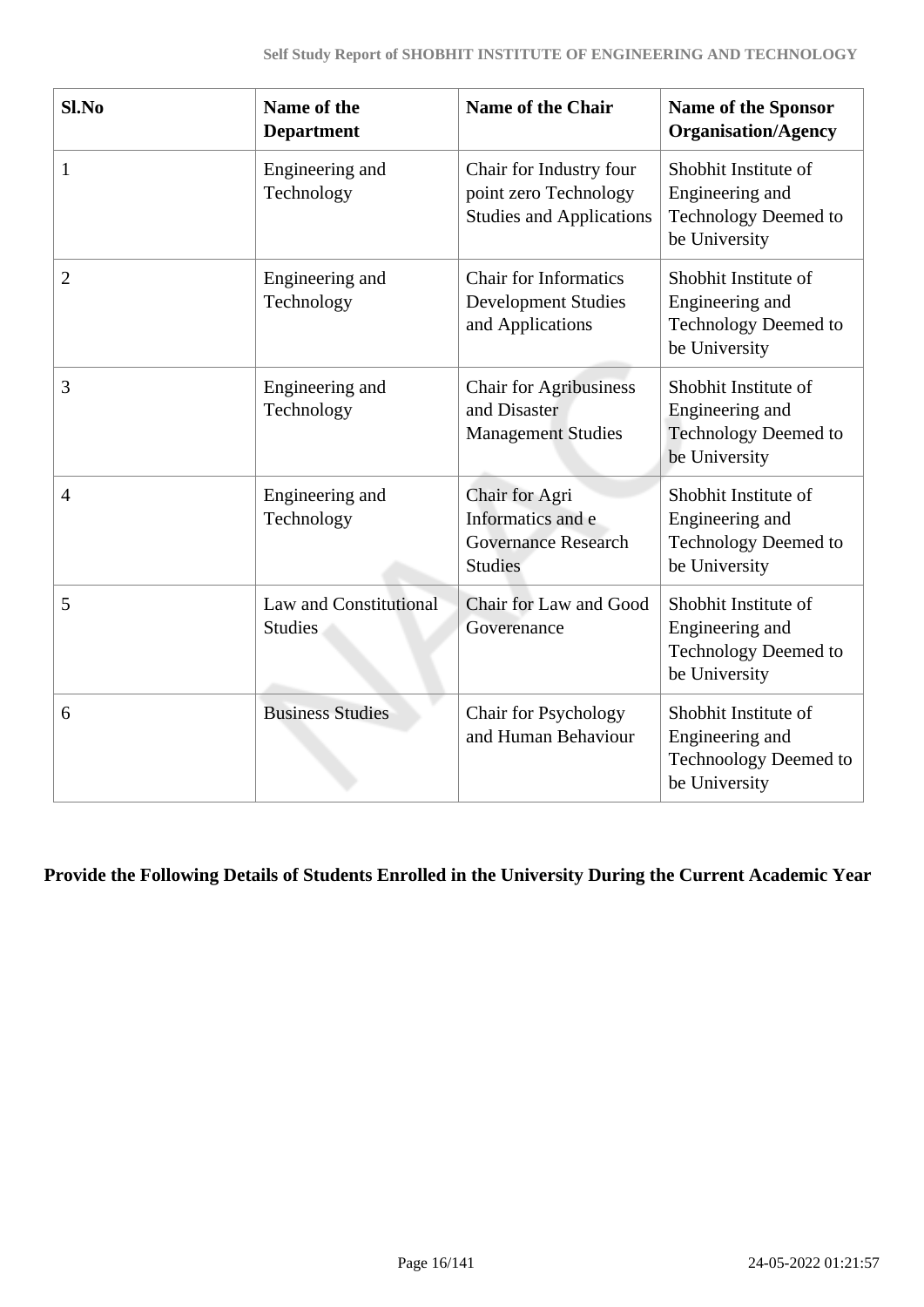| Sl.No | Name of the Department | Name of the Chair | Name of the Sponsor Organisation/Agency |
|---|---|---|---|
| 1 | Engineering and Technology | Chair for Industry four point zero Technology Studies and Applications | Shobhit Institute of Engineering and Technology Deemed to be University |
| 2 | Engineering and Technology | Chair for Informatics Development Studies and Applications | Shobhit Institute of Engineering and Technology Deemed to be University |
| 3 | Engineering and Technology | Chair for Agribusiness and Disaster Management Studies | Shobhit Institute of Engineering and Technology Deemed to be University |
| 4 | Engineering and Technology | Chair for Agri Informatics and e Governance Research Studies | Shobhit Institute of Engineering and Technology Deemed to be University |
| 5 | Law and Constitutional Studies | Chair for Law and Good Goverenance | Shobhit Institute of Engineering and Technology Deemed to be University |
| 6 | Business Studies | Chair for Psychology and Human Behaviour | Shobhit Institute of Engineering and Technoology Deemed to be University |

**Provide the Following Details of Students Enrolled in the University During the Current Academic Year**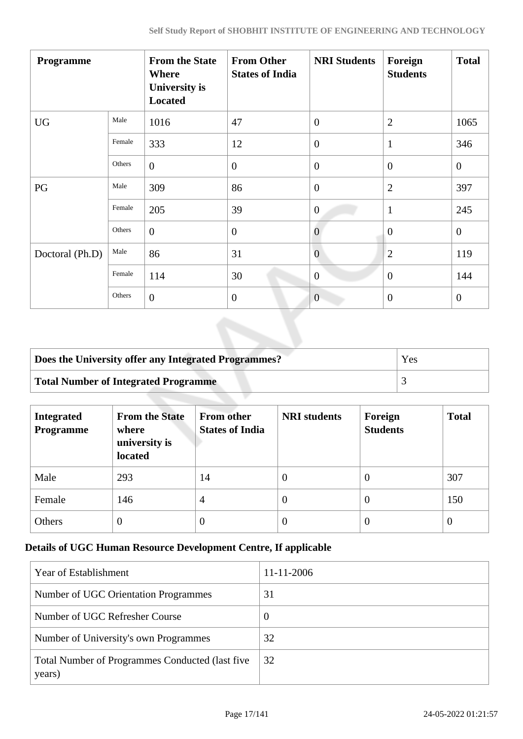| Programme | | From the State Where University is Located | From Other States of India | NRI Students | Foreign Students | Total |
|---|---|---|---|---|---|---|
| UG | Male | 1016 | 47 | 0 | 2 | 1065 |
| | Female | 333 | 12 | 0 | 1 | 346 |
| | Others | 0 | 0 | 0 | 0 | 0 |
| PG | Male | 309 | 86 | 0 | 2 | 397 |
| | Female | 205 | 39 | 0 | 1 | 245 |
| | Others | 0 | 0 | 0 | 0 | 0 |
| Doctoral (Ph.D) | Male | 86 | 31 | 0 | 2 | 119 |
| | Female | 114 | 30 | 0 | 0 | 144 |
| | Others | 0 | 0 | 0 | 0 | 0 |

| **Does the University offer any Integrated Programmes?** | Yes |
|---|---|
| **Total Number of Integrated Programme** | 3 |

| Integrated Programme | From the State where university is located | From other States of India | NRI students | Foreign Students | Total |
|---|---|---|---|---|---|
| Male | 293 | 14 | 0 | 0 | 307 |
| Female | 146 | 4 | 0 | 0 | 150 |
| Others | 0 | 0 | 0 | 0 | 0 |

**Details of UGC Human Resource Development Centre, If applicable**

| Year of Establishment | 11-11-2006 |
|---|---|
| Number of UGC Orientation Programmes | 31 |
| Number of UGC Refresher Course | 0 |
| Number of University's own Programmes | 32 |
| Total Number of Programmes Conducted (last five years) | 32 |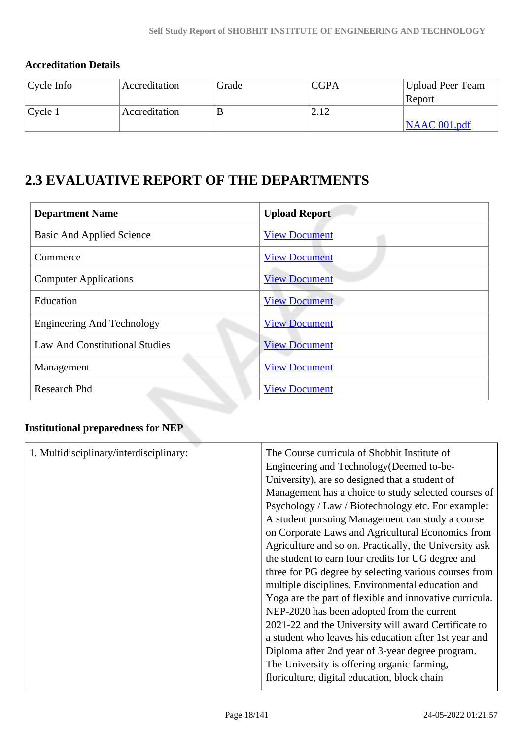**Accreditation Details**

| Cycle Info | Accreditation | Grade | CGPA | Upload Peer Team Report |
|---|---|---|---|---|
| Cycle 1 | Accreditation | B | 2.12 | NAAC 001.pdf |

## 2.3 EVALUATIVE REPORT OF THE DEPARTMENTS

| Department Name | Upload Report |
|---|---|
| Basic And Applied Science | View Document |
| Commerce | View Document |
| Computer Applications | View Document |
| Education | View Document |
| Engineering And Technology | View Document |
| Law And Constitutional Studies | View Document |
| Management | View Document |
| Research Phd | View Document |

**Institutional preparedness for NEP**

| | |
|---|---|
| 1. Multidisciplinary/interdisciplinary: | The Course curricula of Shobhit Institute of Engineering and Technology(Deemed to-be-University), are so designed that a student of Management has a choice to study selected courses of Psychology / Law / Biotechnology etc. For example: A student pursuing Management can study a course on Corporate Laws and Agricultural Economics from Agriculture and so on. Practically, the University ask the student to earn four credits for UG degree and three for PG degree by selecting various courses from multiple disciplines. Environmental education and Yoga are the part of flexible and innovative curricula. NEP-2020 has been adopted from the current 2021-22 and the University will award Certificate to a student who leaves his education after 1st year and Diploma after 2nd year of 3-year degree program. The University is offering organic farming, floriculture, digital education, block chain |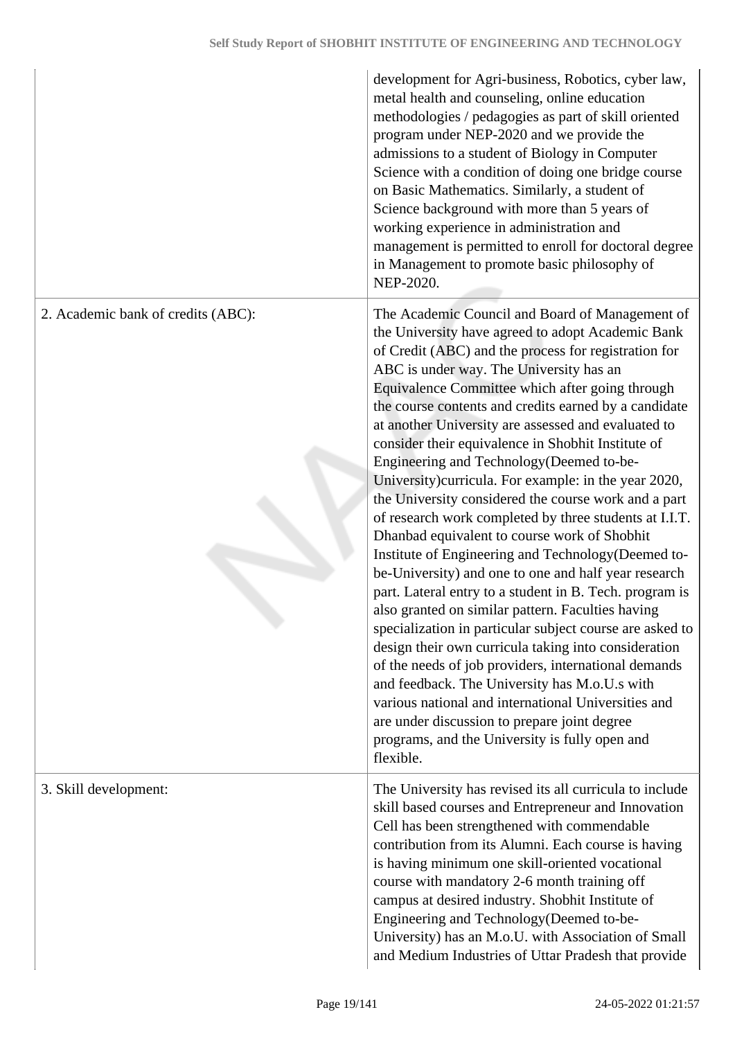| | |
|---|---|
| | development for Agri-business, Robotics, cyber law, metal health and counseling, online education methodologies / pedagogies as part of skill oriented program under NEP-2020 and we provide the admissions to a student of Biology in Computer Science with a condition of doing one bridge course on Basic Mathematics. Similarly, a student of Science background with more than 5 years of working experience in administration and management is permitted to enroll for doctoral degree in Management to promote basic philosophy of NEP-2020. |
| 2. Academic bank of credits (ABC): | The Academic Council and Board of Management of the University have agreed to adopt Academic Bank of Credit (ABC) and the process for registration for ABC is under way. The University has an Equivalence Committee which after going through the course contents and credits earned by a candidate at another University are assessed and evaluated to consider their equivalence in Shobhit Institute of Engineering and Technology(Deemed to-be-University)curricula. For example: in the year 2020, the University considered the course work and a part of research work completed by three students at I.I.T. Dhanbad equivalent to course work of Shobhit Institute of Engineering and Technology(Deemed to-be-University) and one to one and half year research part. Lateral entry to a student in B. Tech. program is also granted on similar pattern. Faculties having specialization in particular subject course are asked to design their own curricula taking into consideration of the needs of job providers, international demands and feedback. The University has M.o.U.s with various national and international Universities and are under discussion to prepare joint degree programs, and the University is fully open and flexible. |
| 3. Skill development: | The University has revised its all curricula to include skill based courses and Entrepreneur and Innovation Cell has been strengthened with commendable contribution from its Alumni. Each course is having is having minimum one skill-oriented vocational course with mandatory 2-6 month training off campus at desired industry. Shobhit Institute of Engineering and Technology(Deemed to-be-University) has an M.o.U. with Association of Small and Medium Industries of Uttar Pradesh that provide |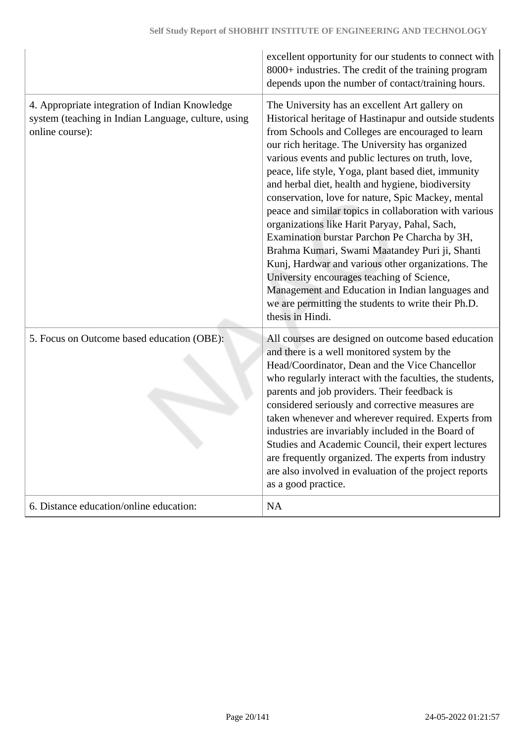|  |  |
|---|---|
|  | excellent opportunity for our students to connect with 8000+ industries. The credit of the training program depends upon the number of contact/training hours. |
| 4. Appropriate integration of Indian Knowledge system (teaching in Indian Language, culture, using online course): | The University has an excellent Art gallery on Historical heritage of Hastinapur and outside students from Schools and Colleges are encouraged to learn our rich heritage. The University has organized various events and public lectures on truth, love, peace, life style, Yoga, plant based diet, immunity and herbal diet, health and hygiene, biodiversity conservation, love for nature, Spic Mackey, mental peace and similar topics in collaboration with various organizations like Harit Paryay, Pahal, Sach, Examination burstar Parchon Pe Charcha by 3H, Brahma Kumari, Swami Maatandey Puri ji, Shanti Kunj, Hardwar and various other organizations. The University encourages teaching of Science, Management and Education in Indian languages and we are permitting the students to write their Ph.D. thesis in Hindi. |
| 5. Focus on Outcome based education (OBE): | All courses are designed on outcome based education and there is a well monitored system by the Head/Coordinator, Dean and the Vice Chancellor who regularly interact with the faculties, the students, parents and job providers. Their feedback is considered seriously and corrective measures are taken whenever and wherever required. Experts from industries are invariably included in the Board of Studies and Academic Council, their expert lectures are frequently organized. The experts from industry are also involved in evaluation of the project reports as a good practice. |
| 6. Distance education/online education: | NA |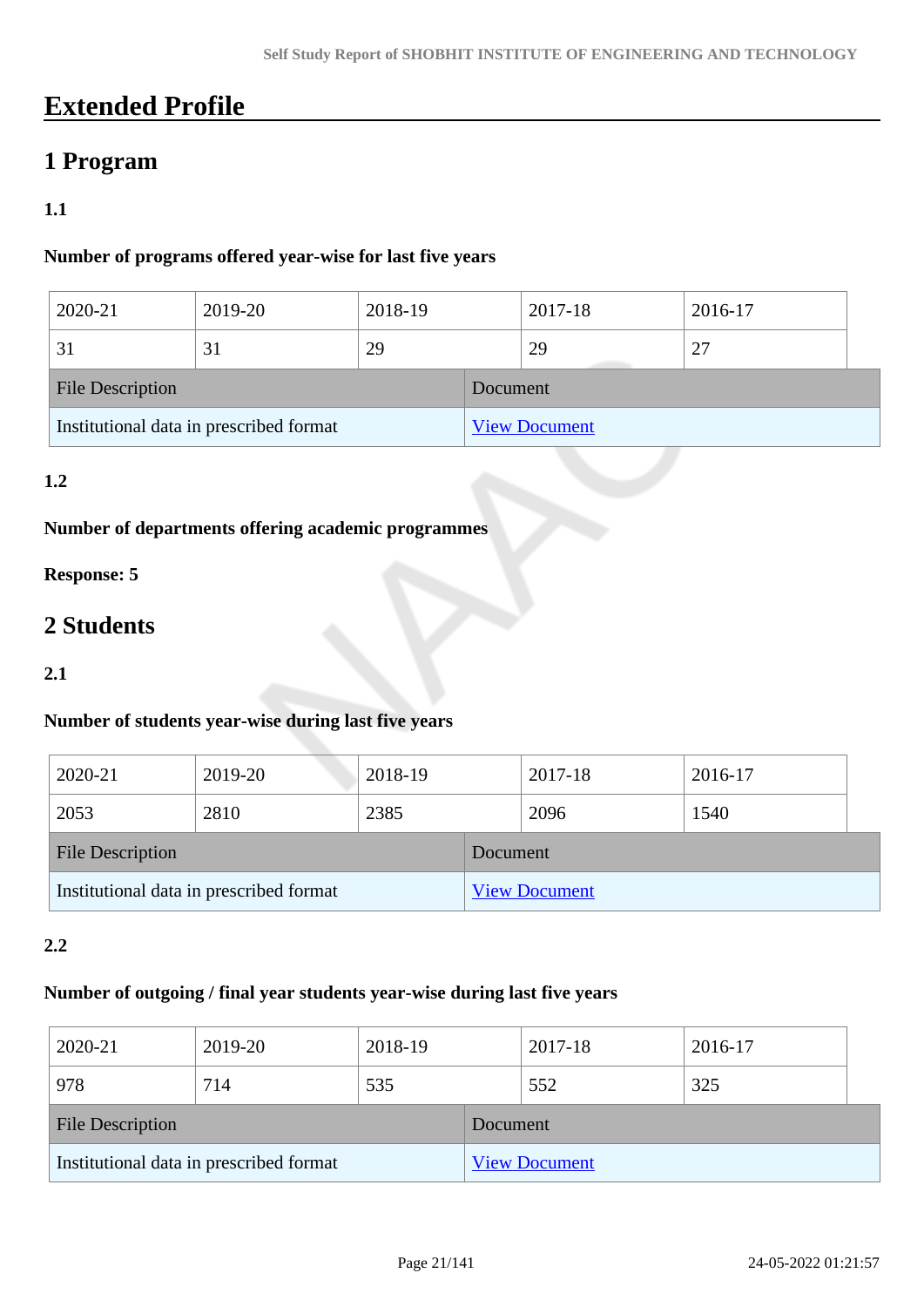# Extended Profile

## 1 Program

### 1.1

**Number of programs offered year-wise for last five years**

| 2020-21 | 2019-20 | 2018-19 | 2017-18 | 2016-17 |
|---|---|---|---|---|
| 31 | 31 | 29 | 29 | 27 |

| File Description | Document |
|---|---|
| Institutional data in prescribed format | View Document |

### 1.2

**Number of departments offering academic programmes**

**Response: 5**

## 2 Students

### 2.1

**Number of students year-wise during last five years**

| 2020-21 | 2019-20 | 2018-19 | 2017-18 | 2016-17 |
|---|---|---|---|---|
| 2053 | 2810 | 2385 | 2096 | 1540 |

| File Description | Document |
|---|---|
| Institutional data in prescribed format | View Document |

### 2.2

**Number of outgoing / final year students year-wise during last five years**

| 2020-21 | 2019-20 | 2018-19 | 2017-18 | 2016-17 |
|---|---|---|---|---|
| 978 | 714 | 535 | 552 | 325 |

| File Description | Document |
|---|---|
| Institutional data in prescribed format | View Document |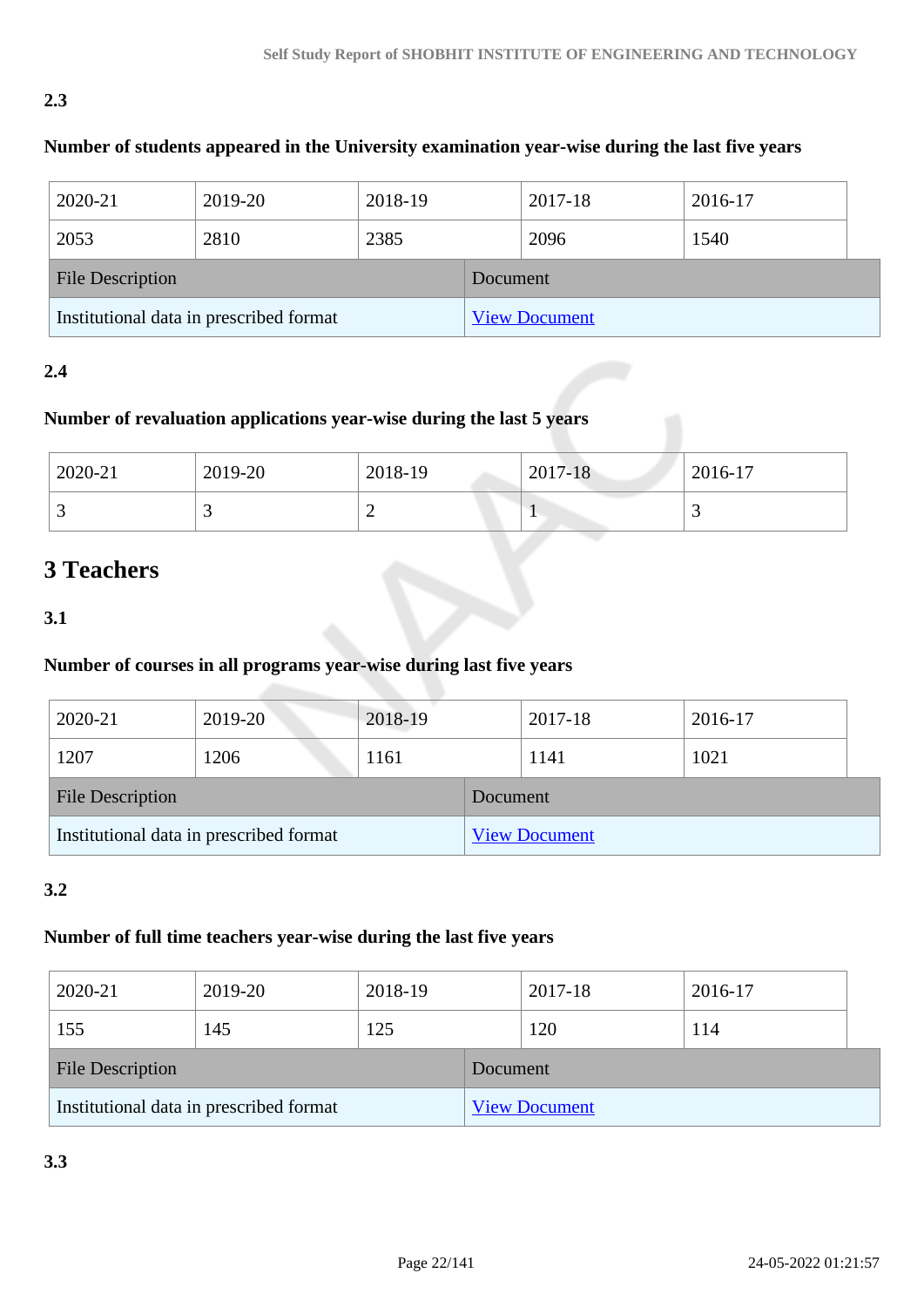**2.3**

**Number of students appeared in the University examination year-wise during the last five years**

| 2020-21 | 2019-20 | 2018-19 | 2017-18 | 2016-17 |
|---|---|---|---|---|
| 2053 | 2810 | 2385 | 2096 | 1540 |

| File Description | Document |
|---|---|
| Institutional data in prescribed format | View Document |

**2.4**

**Number of revaluation applications year-wise during the last 5 years**

| 2020-21 | 2019-20 | 2018-19 | 2017-18 | 2016-17 |
|---|---|---|---|---|
| 3 | 3 | 2 | 1 | 3 |

## 3 Teachers

**3.1**

**Number of courses in all programs year-wise during last five years**

| 2020-21 | 2019-20 | 2018-19 | 2017-18 | 2016-17 |
|---|---|---|---|---|
| 1207 | 1206 | 1161 | 1141 | 1021 |

| File Description | Document |
|---|---|
| Institutional data in prescribed format | View Document |

**3.2**

**Number of full time teachers year-wise during the last five years**

| 2020-21 | 2019-20 | 2018-19 | 2017-18 | 2016-17 |
|---|---|---|---|---|
| 155 | 145 | 125 | 120 | 114 |

| File Description | Document |
|---|---|
| Institutional data in prescribed format | View Document |

**3.3**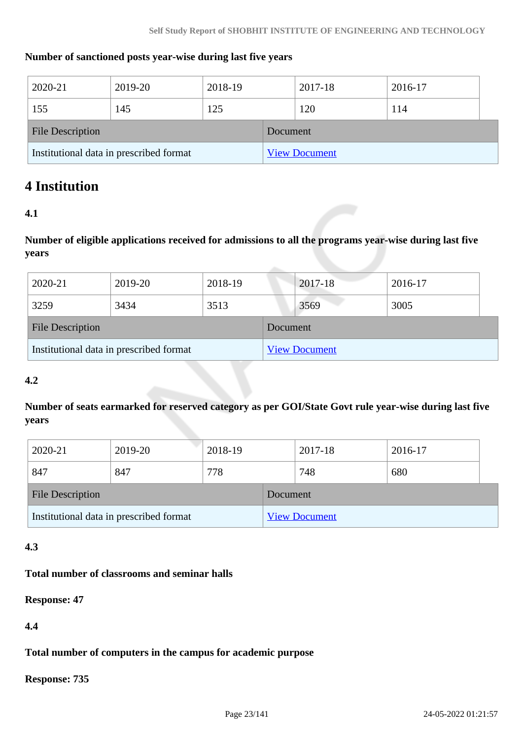**Number of sanctioned posts year-wise during last five years**

| 2020-21 | 2019-20 | 2018-19 | 2017-18 | 2016-17 |
|---|---|---|---|---|
| 155 | 145 | 125 | 120 | 114 |

| File Description | Document |
|---|---|
| Institutional data in prescribed format | View Document |

## 4 Institution

**4.1**

**Number of eligible applications received for admissions to all the programs year-wise during last five years**

| 2020-21 | 2019-20 | 2018-19 | 2017-18 | 2016-17 |
|---|---|---|---|---|
| 3259 | 3434 | 3513 | 3569 | 3005 |

| File Description | Document |
|---|---|
| Institutional data in prescribed format | View Document |

**4.2**

**Number of seats earmarked for reserved category as per GOI/State Govt rule year-wise during last five years**

| 2020-21 | 2019-20 | 2018-19 | 2017-18 | 2016-17 |
|---|---|---|---|---|
| 847 | 847 | 778 | 748 | 680 |

| File Description | Document |
|---|---|
| Institutional data in prescribed format | View Document |

**4.3**

**Total number of classrooms and seminar halls**

**Response: 47**

**4.4**

**Total number of computers in the campus for academic purpose**

**Response: 735**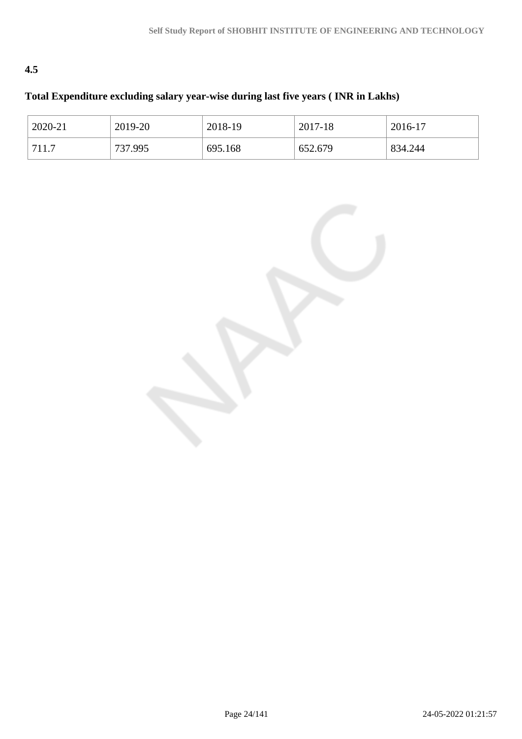**4.5**

**Total Expenditure excluding salary year-wise during last five years ( INR in Lakhs)**

| 2020-21 | 2019-20 | 2018-19 | 2017-18 | 2016-17 |
|---|---|---|---|---|
| 711.7 | 737.995 | 695.168 | 652.679 | 834.244 |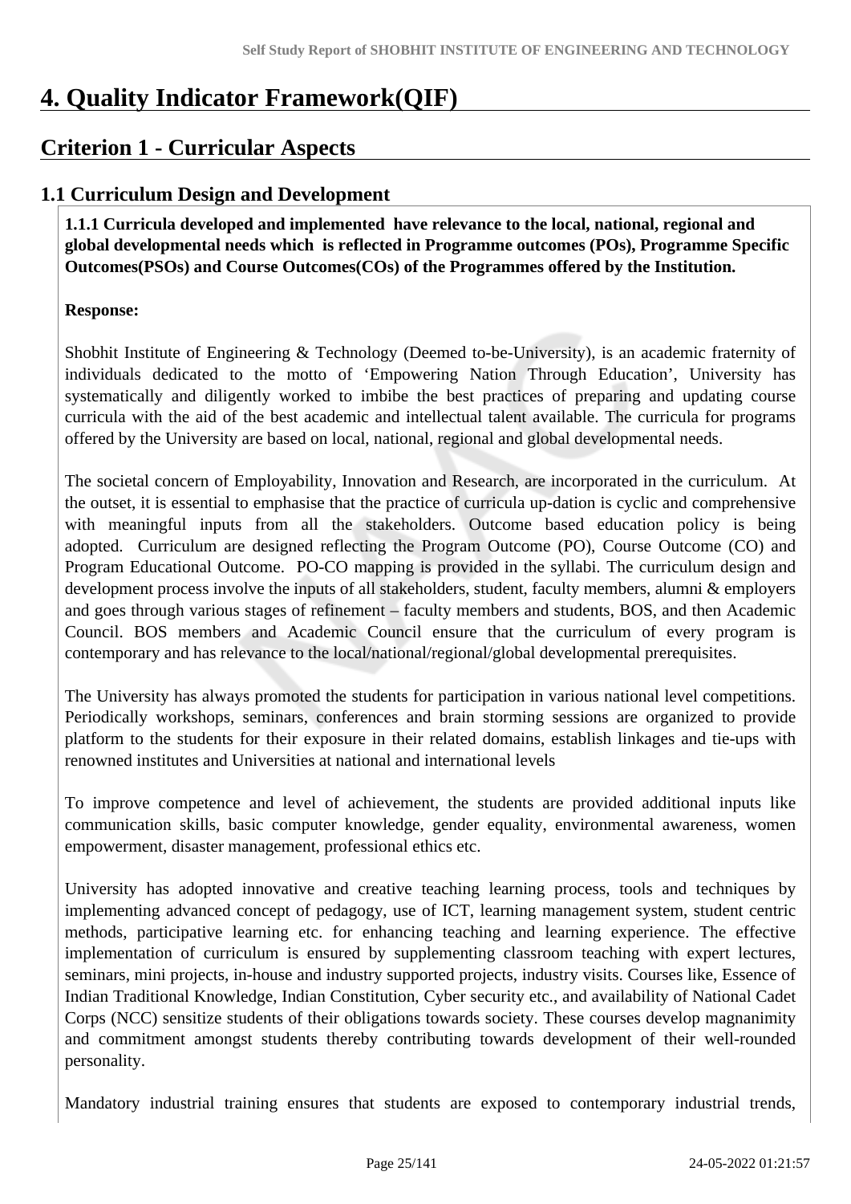# 4. Quality Indicator Framework(QIF)

## Criterion 1 - Curricular Aspects

### 1.1 Curriculum Design and Development

**1.1.1 Curricula developed and implemented have relevance to the local, national, regional and global developmental needs which is reflected in Programme outcomes (POs), Programme Specific Outcomes(PSOs) and Course Outcomes(COs) of the Programmes offered by the Institution.**

**Response:**

Shobhit Institute of Engineering & Technology (Deemed to-be-University), is an academic fraternity of individuals dedicated to the motto of 'Empowering Nation Through Education', University has systematically and diligently worked to imbibe the best practices of preparing and updating course curricula with the aid of the best academic and intellectual talent available. The curricula for programs offered by the University are based on local, national, regional and global developmental needs.

The societal concern of Employability, Innovation and Research, are incorporated in the curriculum. At the outset, it is essential to emphasise that the practice of curricula up-dation is cyclic and comprehensive with meaningful inputs from all the stakeholders. Outcome based education policy is being adopted. Curriculum are designed reflecting the Program Outcome (PO), Course Outcome (CO) and Program Educational Outcome. PO-CO mapping is provided in the syllabi. The curriculum design and development process involve the inputs of all stakeholders, student, faculty members, alumni & employers and goes through various stages of refinement – faculty members and students, BOS, and then Academic Council. BOS members and Academic Council ensure that the curriculum of every program is contemporary and has relevance to the local/national/regional/global developmental prerequisites.

The University has always promoted the students for participation in various national level competitions. Periodically workshops, seminars, conferences and brain storming sessions are organized to provide platform to the students for their exposure in their related domains, establish linkages and tie-ups with renowned institutes and Universities at national and international levels

To improve competence and level of achievement, the students are provided additional inputs like communication skills, basic computer knowledge, gender equality, environmental awareness, women empowerment, disaster management, professional ethics etc.

University has adopted innovative and creative teaching learning process, tools and techniques by implementing advanced concept of pedagogy, use of ICT, learning management system, student centric methods, participative learning etc. for enhancing teaching and learning experience. The effective implementation of curriculum is ensured by supplementing classroom teaching with expert lectures, seminars, mini projects, in-house and industry supported projects, industry visits. Courses like, Essence of Indian Traditional Knowledge, Indian Constitution, Cyber security etc., and availability of National Cadet Corps (NCC) sensitize students of their obligations towards society. These courses develop magnanimity and commitment amongst students thereby contributing towards development of their well-rounded personality.

Mandatory industrial training ensures that students are exposed to contemporary industrial trends,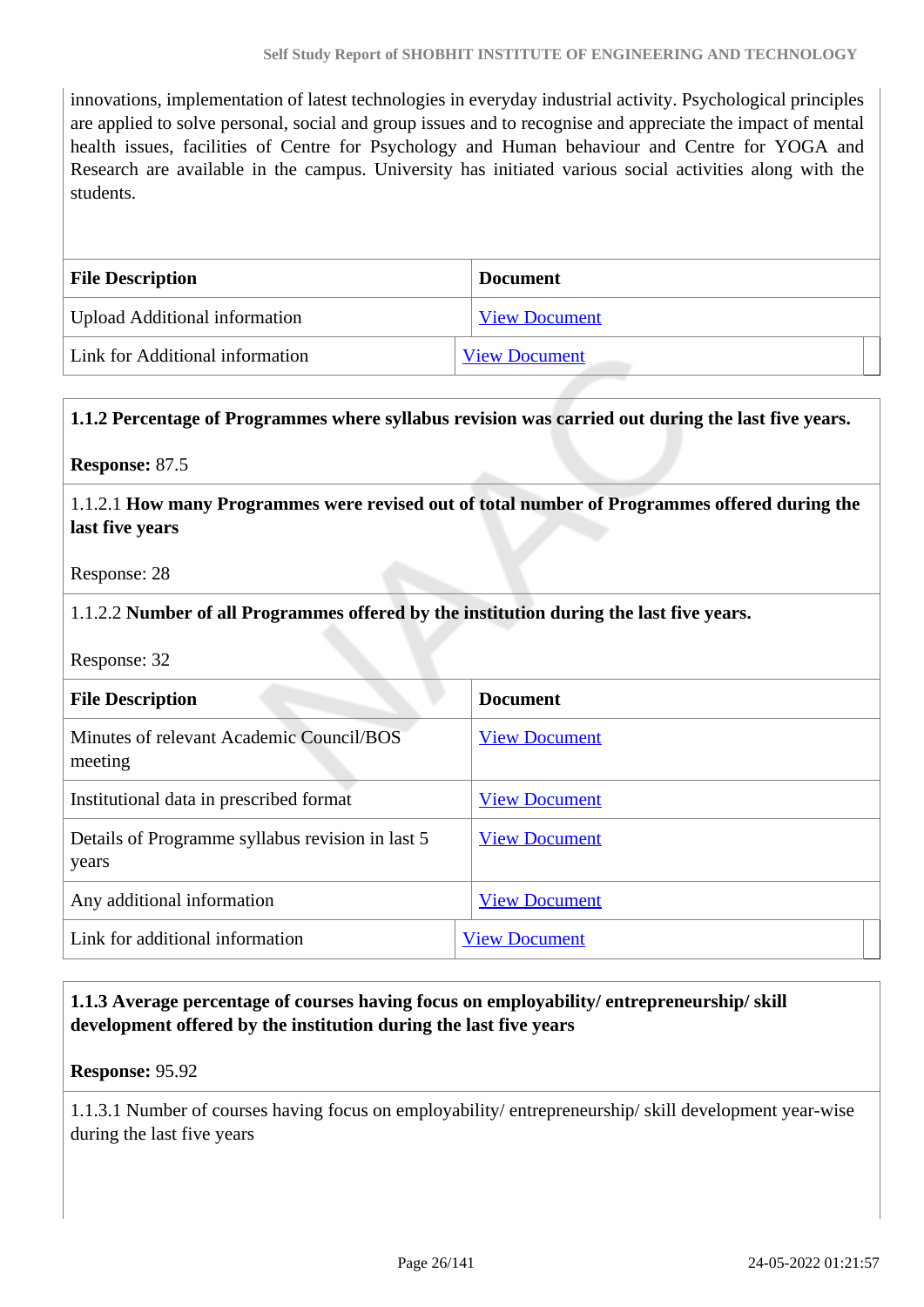innovations, implementation of latest technologies in everyday industrial activity. Psychological principles are applied to solve personal, social and group issues and to recognise and appreciate the impact of mental health issues, facilities of Centre for Psychology and Human behaviour and Centre for YOGA and Research are available in the campus. University has initiated various social activities along with the students.

| File Description | Document |
|---|---|
| Upload Additional information | View Document |
| Link for Additional information | View Document |

**1.1.2 Percentage of Programmes where syllabus revision was carried out during the last five years.**

**Response:** 87.5

1.1.2.1 **How many Programmes were revised out of total number of Programmes offered during the last five years**

Response: 28

1.1.2.2 **Number of all Programmes offered by the institution during the last five years.**

Response: 32

| File Description | Document |
|---|---|
| Minutes of relevant Academic Council/BOS meeting | View Document |
| Institutional data in prescribed format | View Document |
| Details of Programme syllabus revision in last 5 years | View Document |
| Any additional information | View Document |
| Link for additional information | View Document |

**1.1.3 Average percentage of courses having focus on employability/ entrepreneurship/ skill development offered by the institution during the last five years**

**Response:** 95.92

1.1.3.1 Number of courses having focus on employability/ entrepreneurship/ skill development year-wise during the last five years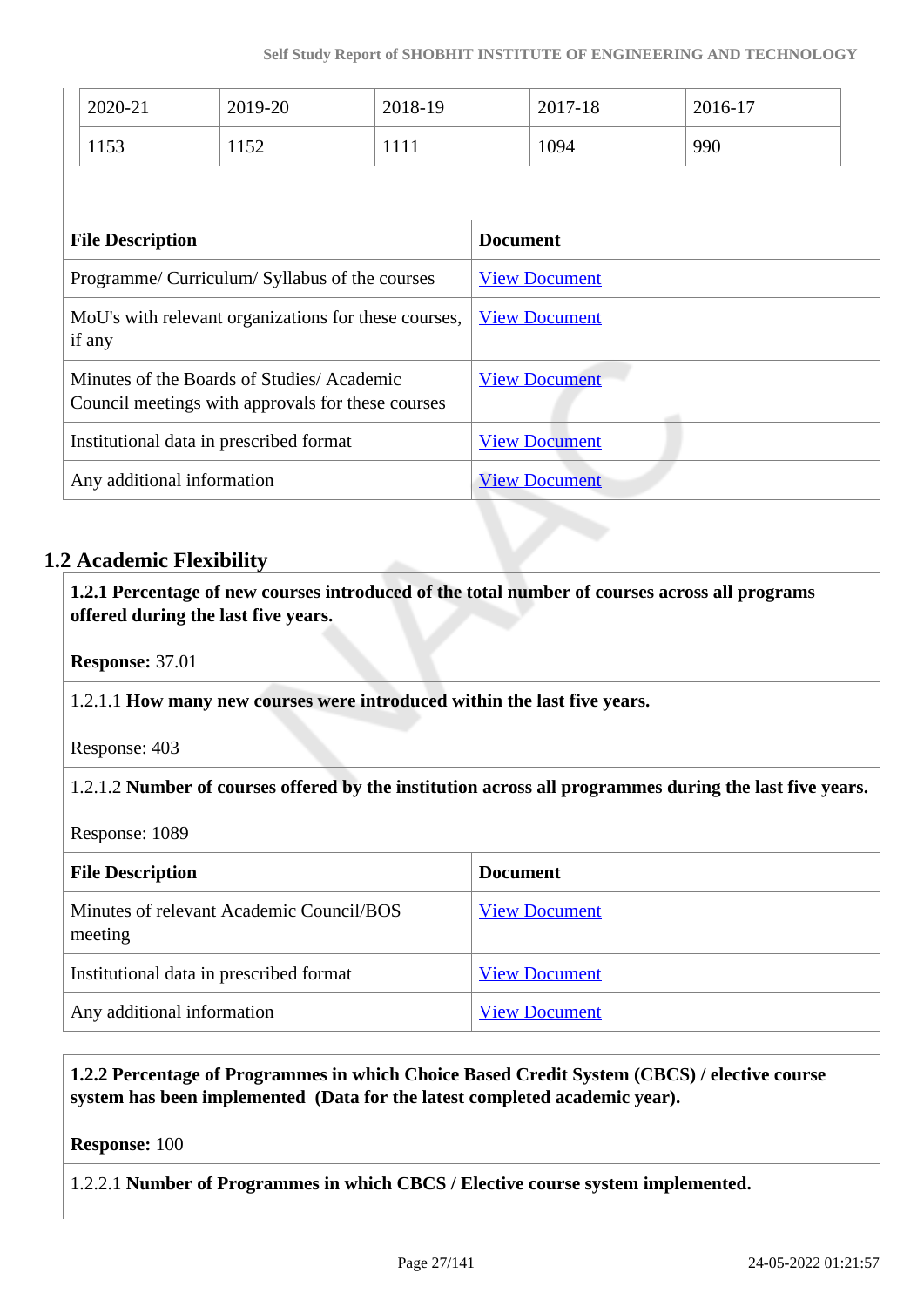| 2020-21 | 2019-20 | 2018-19 | 2017-18 | 2016-17 |
|---|---|---|---|---|
| 1153 | 1152 | 1111 | 1094 | 990 |

| File Description | Document |
|---|---|
| Programme/ Curriculum/ Syllabus of the courses | View Document |
| MoU's with relevant organizations for these courses, if any | View Document |
| Minutes of the Boards of Studies/ Academic Council meetings with approvals for these courses | View Document |
| Institutional data in prescribed format | View Document |
| Any additional information | View Document |

## 1.2 Academic Flexibility

**1.2.1 Percentage of new courses introduced of the total number of courses across all programs offered during the last five years.**

**Response:** 37.01

1.2.1.1 **How many new courses were introduced within the last five years.**

Response: 403

1.2.1.2 **Number of courses offered by the institution across all programmes during the last five years.**

Response: 1089

| File Description | Document |
|---|---|
| Minutes of relevant Academic Council/BOS meeting | View Document |
| Institutional data in prescribed format | View Document |
| Any additional information | View Document |

**1.2.2 Percentage of Programmes in which Choice Based Credit System (CBCS) / elective course system has been implemented (Data for the latest completed academic year).**

**Response:** 100

1.2.2.1 **Number of Programmes in which CBCS / Elective course system implemented.**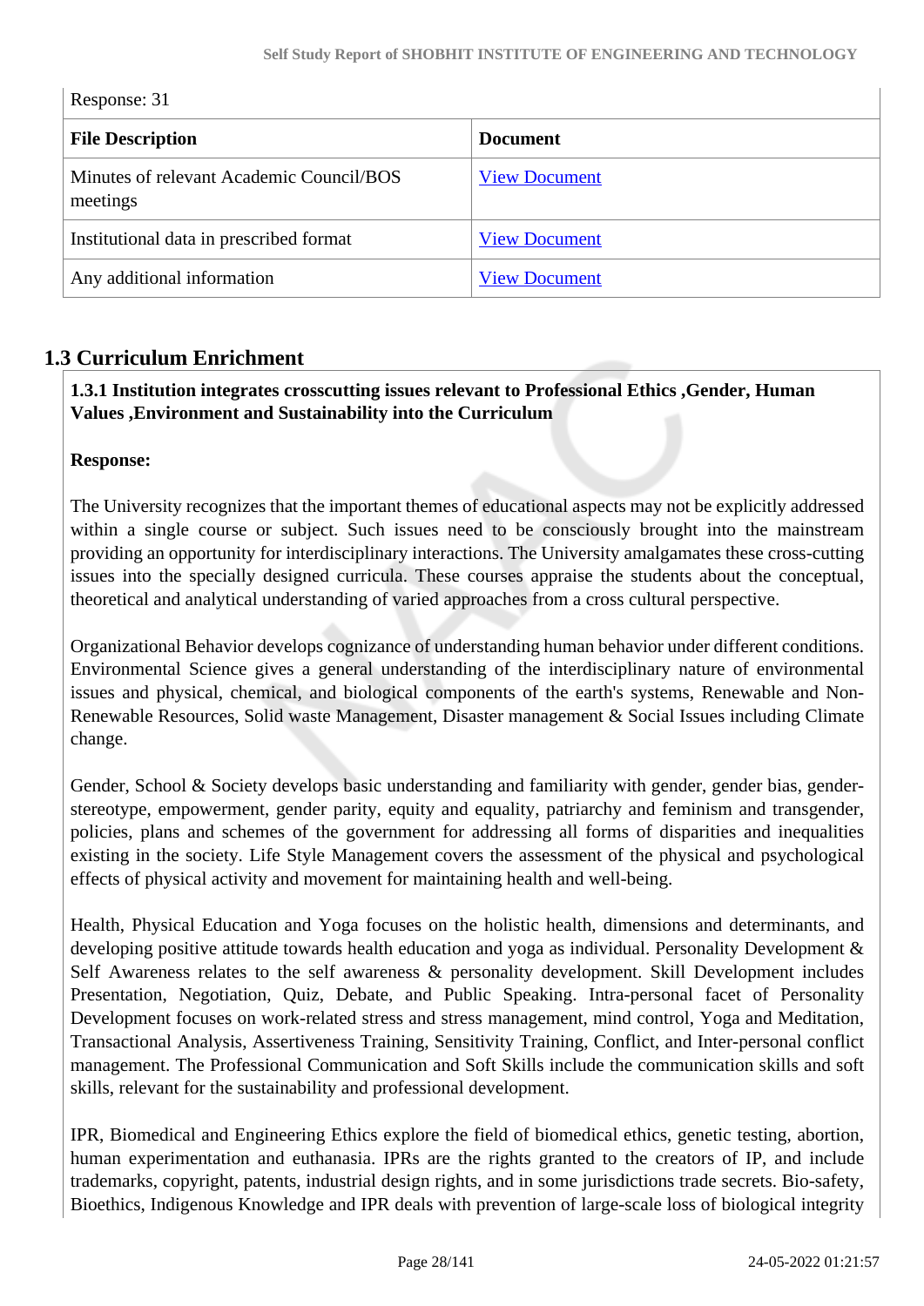Response: 31

| File Description | Document |
|---|---|
| Minutes of relevant Academic Council/BOS meetings | View Document |
| Institutional data in prescribed format | View Document |
| Any additional information | View Document |

## 1.3 Curriculum Enrichment

**1.3.1 Institution integrates crosscutting issues relevant to Professional Ethics ,Gender, Human Values ,Environment and Sustainability into the Curriculum**

**Response:**

The University recognizes that the important themes of educational aspects may not be explicitly addressed within a single course or subject. Such issues need to be consciously brought into the mainstream providing an opportunity for interdisciplinary interactions. The University amalgamates these cross-cutting issues into the specially designed curricula. These courses appraise the students about the conceptual, theoretical and analytical understanding of varied approaches from a cross cultural perspective.

Organizational Behavior develops cognizance of understanding human behavior under different conditions. Environmental Science gives a general understanding of the interdisciplinary nature of environmental issues and physical, chemical, and biological components of the earth's systems, Renewable and Non-Renewable Resources, Solid waste Management, Disaster management & Social Issues including Climate change.

Gender, School & Society develops basic understanding and familiarity with gender, gender bias, gender-stereotype, empowerment, gender parity, equity and equality, patriarchy and feminism and transgender, policies, plans and schemes of the government for addressing all forms of disparities and inequalities existing in the society. Life Style Management covers the assessment of the physical and psychological effects of physical activity and movement for maintaining health and well-being.

Health, Physical Education and Yoga focuses on the holistic health, dimensions and determinants, and developing positive attitude towards health education and yoga as individual. Personality Development & Self Awareness relates to the self awareness & personality development. Skill Development includes Presentation, Negotiation, Quiz, Debate, and Public Speaking. Intra-personal facet of Personality Development focuses on work-related stress and stress management, mind control, Yoga and Meditation, Transactional Analysis, Assertiveness Training, Sensitivity Training, Conflict, and Inter-personal conflict management. The Professional Communication and Soft Skills include the communication skills and soft skills, relevant for the sustainability and professional development.

IPR, Biomedical and Engineering Ethics explore the field of biomedical ethics, genetic testing, abortion, human experimentation and euthanasia. IPRs are the rights granted to the creators of IP, and include trademarks, copyright, patents, industrial design rights, and in some jurisdictions trade secrets. Bio-safety, Bioethics, Indigenous Knowledge and IPR deals with prevention of large-scale loss of biological integrity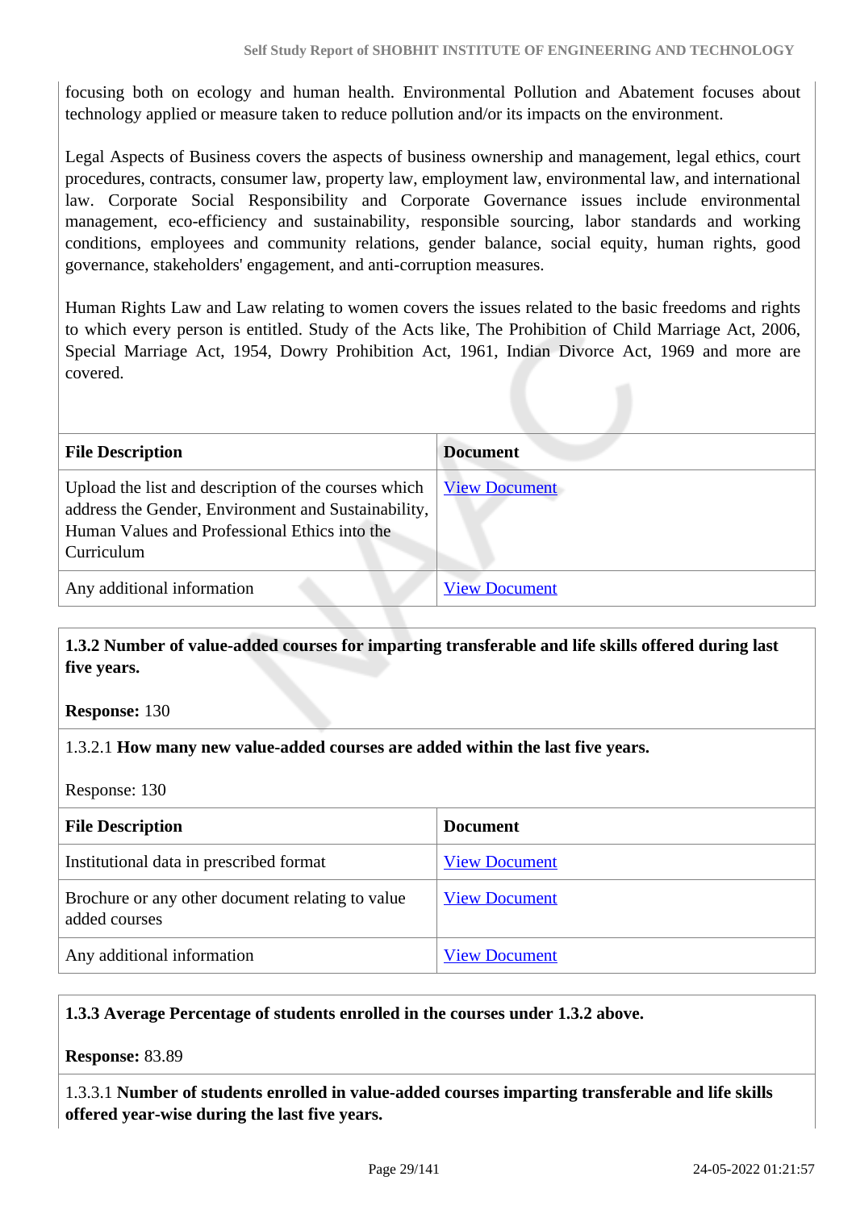focusing both on ecology and human health. Environmental Pollution and Abatement focuses about technology applied or measure taken to reduce pollution and/or its impacts on the environment.

Legal Aspects of Business covers the aspects of business ownership and management, legal ethics, court procedures, contracts, consumer law, property law, employment law, environmental law, and international law. Corporate Social Responsibility and Corporate Governance issues include environmental management, eco-efficiency and sustainability, responsible sourcing, labor standards and working conditions, employees and community relations, gender balance, social equity, human rights, good governance, stakeholders' engagement, and anti-corruption measures.

Human Rights Law and Law relating to women covers the issues related to the basic freedoms and rights to which every person is entitled. Study of the Acts like, The Prohibition of Child Marriage Act, 2006, Special Marriage Act, 1954, Dowry Prohibition Act, 1961, Indian Divorce Act, 1969 and more are covered.

| File Description | Document |
|---|---|
| Upload the list and description of the courses which address the Gender, Environment and Sustainability, Human Values and Professional Ethics into the Curriculum | View Document |
| Any additional information | View Document |

**1.3.2 Number of value-added courses for imparting transferable and life skills offered during last five years.**

**Response:** 130

1.3.2.1 **How many new value-added courses are added within the last five years.**

Response: 130

| File Description | Document |
|---|---|
| Institutional data in prescribed format | View Document |
| Brochure or any other document relating to value added courses | View Document |
| Any additional information | View Document |

**1.3.3 Average Percentage of students enrolled in the courses under 1.3.2 above.**

**Response:** 83.89

1.3.3.1 **Number of students enrolled in value-added courses imparting transferable and life skills offered year-wise during the last five years.**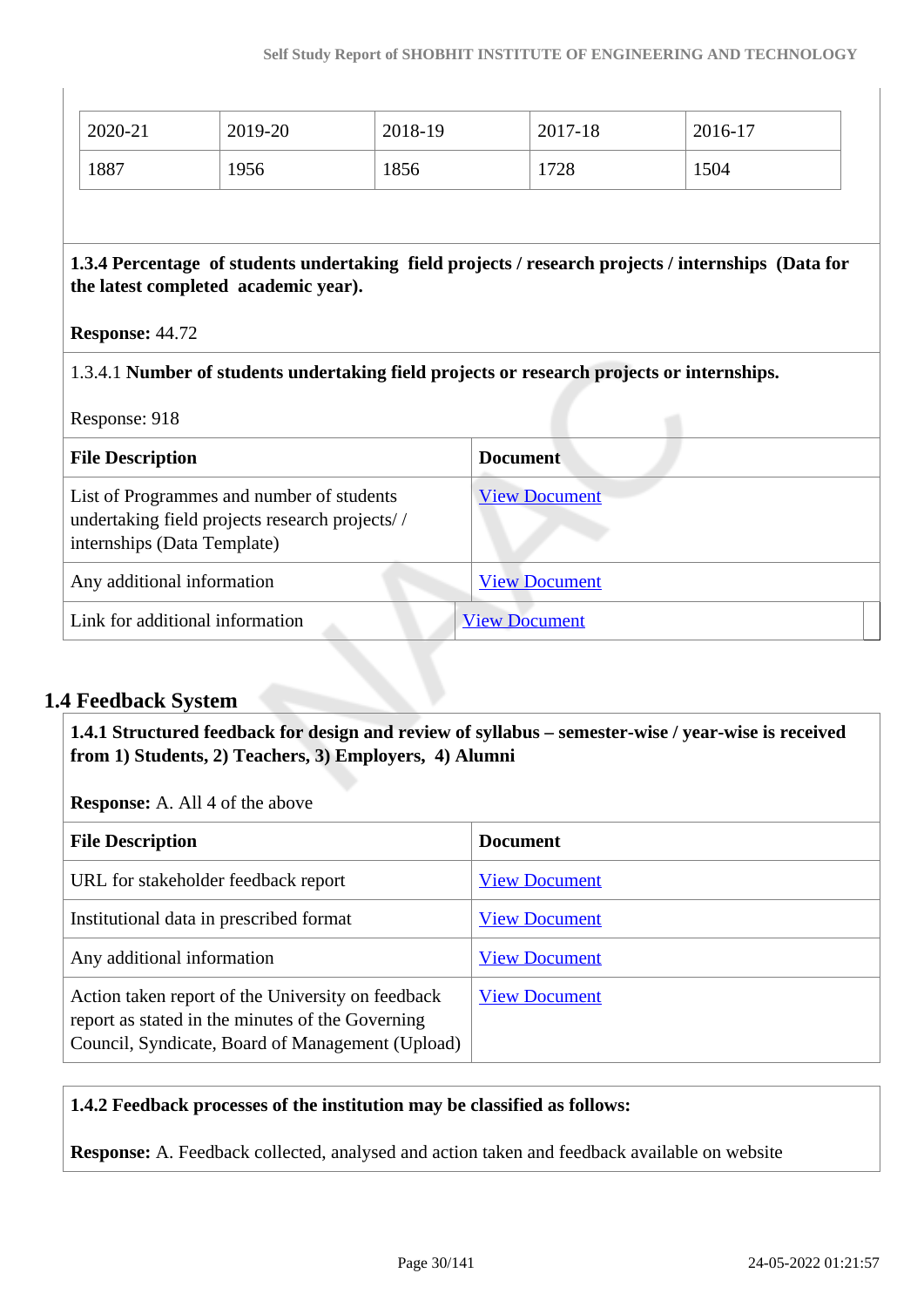| 2020-21 | 2019-20 | 2018-19 | 2017-18 | 2016-17 |
|---|---|---|---|---|
| 1887 | 1956 | 1856 | 1728 | 1504 |

**1.3.4 Percentage of students undertaking field projects / research projects / internships (Data for the latest completed academic year).**

**Response:** 44.72

1.3.4.1 **Number of students undertaking field projects or research projects or internships.**

Response: 918

| File Description | Document |
|---|---|
| List of Programmes and number of students undertaking field projects research projects/ / internships (Data Template) | View Document |
| Any additional information | View Document |
| Link for additional information | View Document |

## 1.4 Feedback System

**1.4.1 Structured feedback for design and review of syllabus – semester-wise / year-wise is received from 1) Students, 2) Teachers, 3) Employers, 4) Alumni**

**Response:** A. All 4 of the above

| File Description | Document |
|---|---|
| URL for stakeholder feedback report | View Document |
| Institutional data in prescribed format | View Document |
| Any additional information | View Document |
| Action taken report of the University on feedback report as stated in the minutes of the Governing Council, Syndicate, Board of Management (Upload) | View Document |

**1.4.2 Feedback processes of the institution may be classified as follows:**

**Response:** A. Feedback collected, analysed and action taken and feedback available on website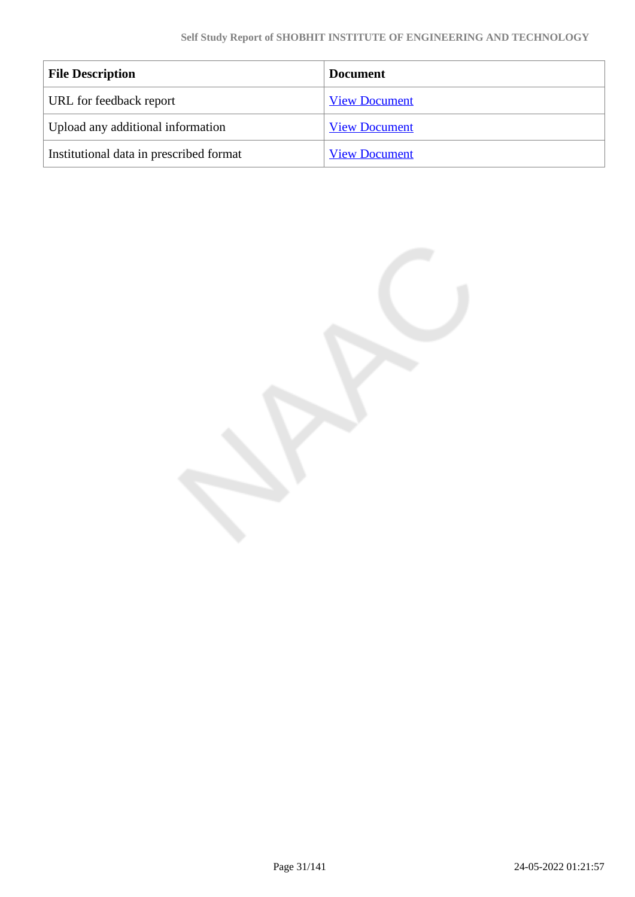| File Description | Document |
| --- | --- |
| URL for feedback report | View Document |
| Upload any additional information | View Document |
| Institutional data in prescribed format | View Document |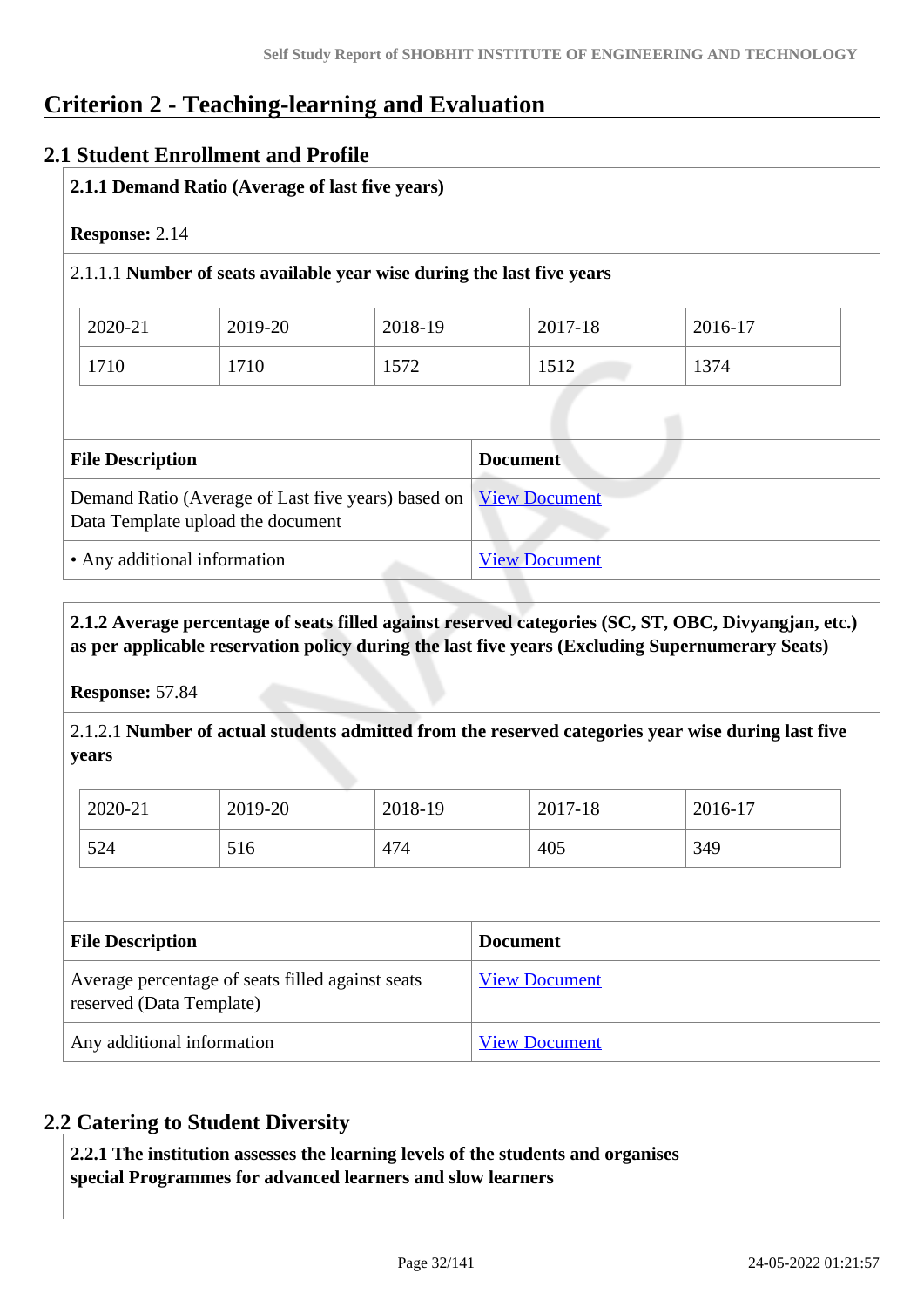# Criterion 2 - Teaching-learning and Evaluation

## 2.1 Student Enrollment and Profile

**2.1.1 Demand Ratio (Average of last five years)**

**Response:** 2.14

2.1.1.1 **Number of seats available year wise during the last five years**

| 2020-21 | 2019-20 | 2018-19 | 2017-18 | 2016-17 |
|---|---|---|---|---|
| 1710 | 1710 | 1572 | 1512 | 1374 |

| File Description | Document |
|---|---|
| Demand Ratio (Average of Last five years) based on Data Template upload the document | View Document |
| • Any additional information | View Document |

**2.1.2 Average percentage of seats filled against reserved categories (SC, ST, OBC, Divyangjan, etc.) as per applicable reservation policy during the last five years (Excluding Supernumerary Seats)**

**Response:** 57.84

2.1.2.1 **Number of actual students admitted from the reserved categories year wise during last five years**

| 2020-21 | 2019-20 | 2018-19 | 2017-18 | 2016-17 |
|---|---|---|---|---|
| 524 | 516 | 474 | 405 | 349 |

| File Description | Document |
|---|---|
| Average percentage of seats filled against seats reserved (Data Template) | View Document |
| Any additional information | View Document |

## 2.2 Catering to Student Diversity

**2.2.1 The institution assesses the learning levels of the students and organises special Programmes for advanced learners and slow learners**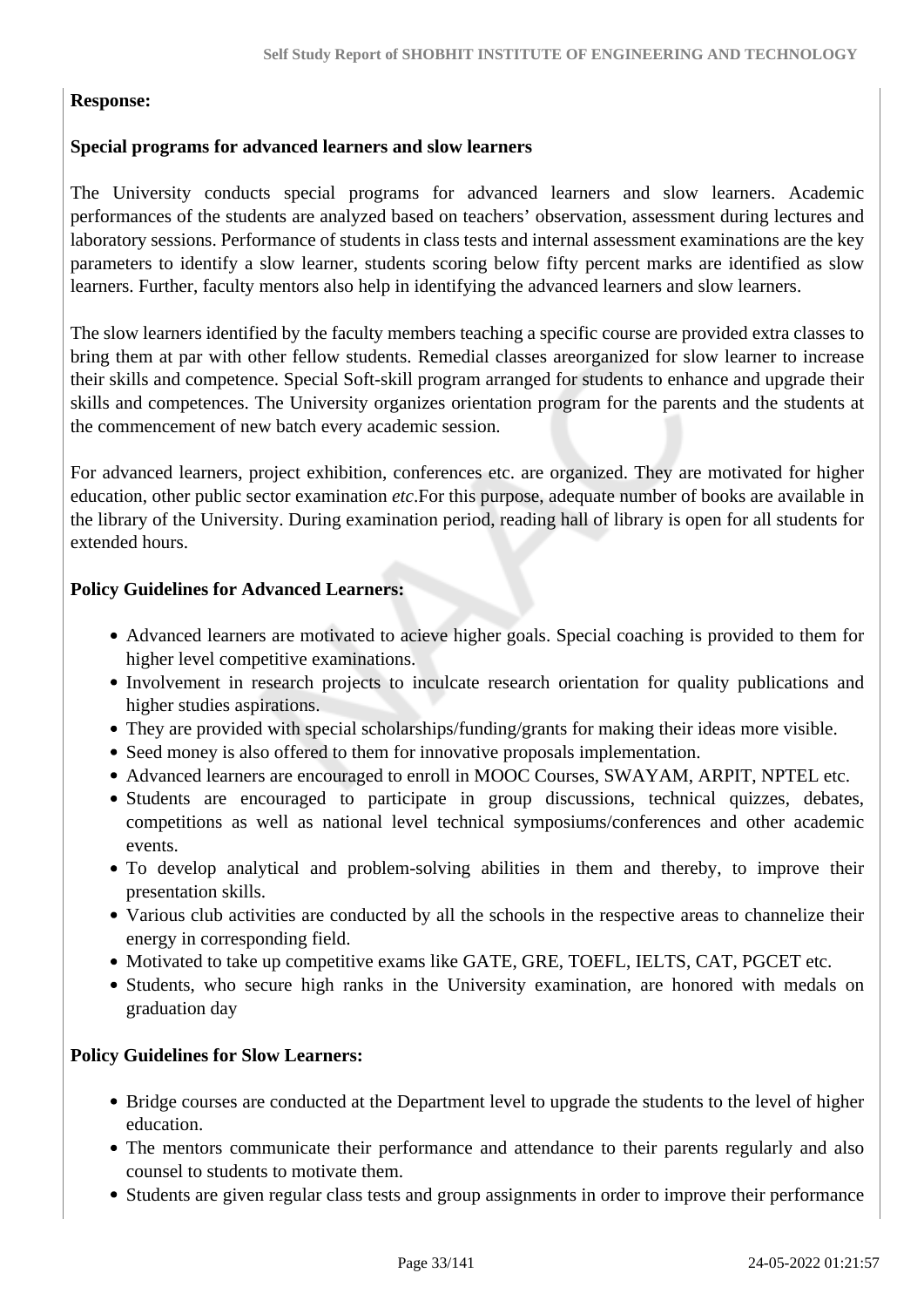**Response:**

**Special programs for advanced learners and slow learners**

The University conducts special programs for advanced learners and slow learners. Academic performances of the students are analyzed based on teachers' observation, assessment during lectures and laboratory sessions. Performance of students in class tests and internal assessment examinations are the key parameters to identify a slow learner, students scoring below fifty percent marks are identified as slow learners. Further, faculty mentors also help in identifying the advanced learners and slow learners.

The slow learners identified by the faculty members teaching a specific course are provided extra classes to bring them at par with other fellow students. Remedial classes areorganized for slow learner to increase their skills and competence. Special Soft-skill program arranged for students to enhance and upgrade their skills and competences. The University organizes orientation program for the parents and the students at the commencement of new batch every academic session.

For advanced learners, project exhibition, conferences etc. are organized. They are motivated for higher education, other public sector examination *etc*.For this purpose, adequate number of books are available in the library of the University. During examination period, reading hall of library is open for all students for extended hours.

**Policy Guidelines for Advanced Learners:**

- Advanced learners are motivated to acieve higher goals. Special coaching is provided to them for higher level competitive examinations.
- Involvement in research projects to inculcate research orientation for quality publications and higher studies aspirations.
- They are provided with special scholarships/funding/grants for making their ideas more visible.
- Seed money is also offered to them for innovative proposals implementation.
- Advanced learners are encouraged to enroll in MOOC Courses, SWAYAM, ARPIT, NPTEL etc.
- Students are encouraged to participate in group discussions, technical quizzes, debates, competitions as well as national level technical symposiums/conferences and other academic events.
- To develop analytical and problem-solving abilities in them and thereby, to improve their presentation skills.
- Various club activities are conducted by all the schools in the respective areas to channelize their energy in corresponding field.
- Motivated to take up competitive exams like GATE, GRE, TOEFL, IELTS, CAT, PGCET etc.
- Students, who secure high ranks in the University examination, are honored with medals on graduation day

**Policy Guidelines for Slow Learners:**

- Bridge courses are conducted at the Department level to upgrade the students to the level of higher education.
- The mentors communicate their performance and attendance to their parents regularly and also counsel to students to motivate them.
- Students are given regular class tests and group assignments in order to improve their performance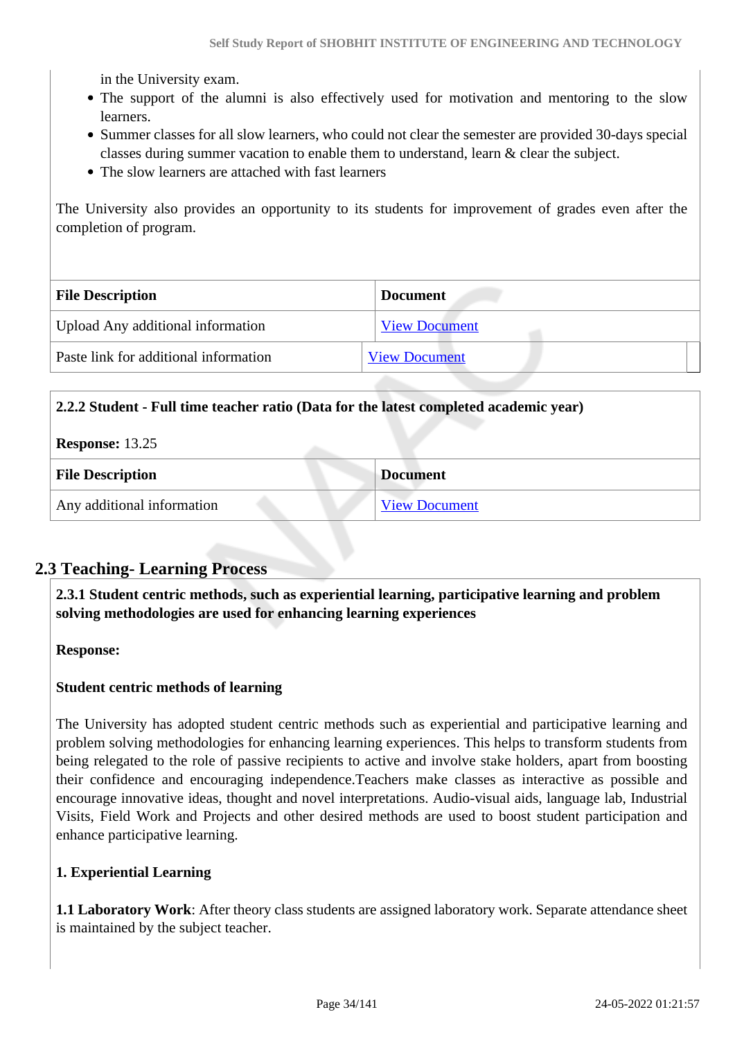in the University exam.

- The support of the alumni is also effectively used for motivation and mentoring to the slow learners.
- Summer classes for all slow learners, who could not clear the semester are provided 30-days special classes during summer vacation to enable them to understand, learn & clear the subject.
- The slow learners are attached with fast learners

The University also provides an opportunity to its students for improvement of grades even after the completion of program.

| File Description | Document |
|---|---|
| Upload Any additional information | View Document |
| Paste link for additional information | View Document |

**2.2.2 Student - Full time teacher ratio (Data for the latest completed academic year)**

**Response:** 13.25

| File Description | Document |
|---|---|
| Any additional information | View Document |

## 2.3 Teaching- Learning Process

**2.3.1 Student centric methods, such as experiential learning, participative learning and problem solving methodologies are used for enhancing learning experiences**

**Response:**

**Student centric methods of learning**

The University has adopted student centric methods such as experiential and participative learning and problem solving methodologies for enhancing learning experiences. This helps to transform students from being relegated to the role of passive recipients to active and involve stake holders, apart from boosting their confidence and encouraging independence.Teachers make classes as interactive as possible and encourage innovative ideas, thought and novel interpretations. Audio-visual aids, language lab, Industrial Visits, Field Work and Projects and other desired methods are used to boost student participation and enhance participative learning.

**1. Experiential Learning**

**1.1 Laboratory Work**: After theory class students are assigned laboratory work. Separate attendance sheet is maintained by the subject teacher.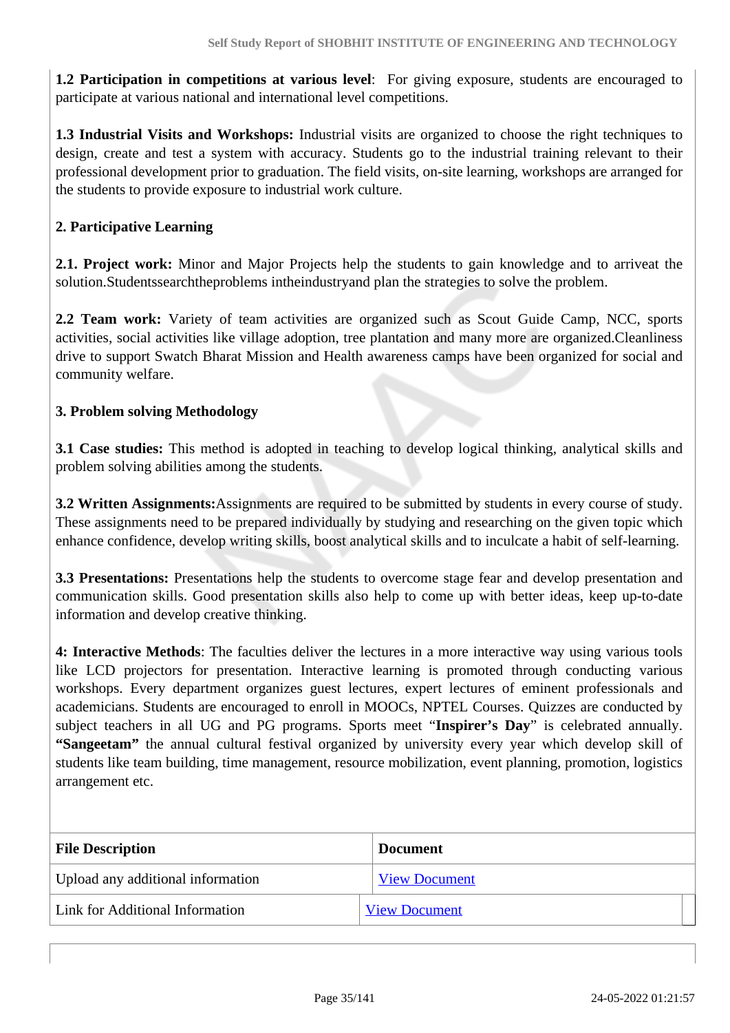**1.2 Participation in competitions at various level**: For giving exposure, students are encouraged to participate at various national and international level competitions.

**1.3 Industrial Visits and Workshops:** Industrial visits are organized to choose the right techniques to design, create and test a system with accuracy. Students go to the industrial training relevant to their professional development prior to graduation. The field visits, on-site learning, workshops are arranged for the students to provide exposure to industrial work culture.

**2. Participative Learning**

**2.1. Project work:** Minor and Major Projects help the students to gain knowledge and to arriveat the solution.Studentssearchtheproblems intheindustryand plan the strategies to solve the problem.

**2.2 Team work:** Variety of team activities are organized such as Scout Guide Camp, NCC, sports activities, social activities like village adoption, tree plantation and many more are organized.Cleanliness drive to support Swatch Bharat Mission and Health awareness camps have been organized for social and community welfare.

**3. Problem solving Methodology**

**3.1 Case studies:** This method is adopted in teaching to develop logical thinking, analytical skills and problem solving abilities among the students.

**3.2 Written Assignments:**Assignments are required to be submitted by students in every course of study. These assignments need to be prepared individually by studying and researching on the given topic which enhance confidence, develop writing skills, boost analytical skills and to inculcate a habit of self-learning.

**3.3 Presentations:** Presentations help the students to overcome stage fear and develop presentation and communication skills. Good presentation skills also help to come up with better ideas, keep up-to-date information and develop creative thinking.

**4: Interactive Methods**: The faculties deliver the lectures in a more interactive way using various tools like LCD projectors for presentation. Interactive learning is promoted through conducting various workshops. Every department organizes guest lectures, expert lectures of eminent professionals and academicians. Students are encouraged to enroll in MOOCs, NPTEL Courses. Quizzes are conducted by subject teachers in all UG and PG programs. Sports meet "**Inspirer's Day**" is celebrated annually. **"Sangeetam"** the annual cultural festival organized by university every year which develop skill of students like team building, time management, resource mobilization, event planning, promotion, logistics arrangement etc.

| File Description | Document |
|---|---|
| Upload any additional information | View Document |
| Link for Additional Information | View Document |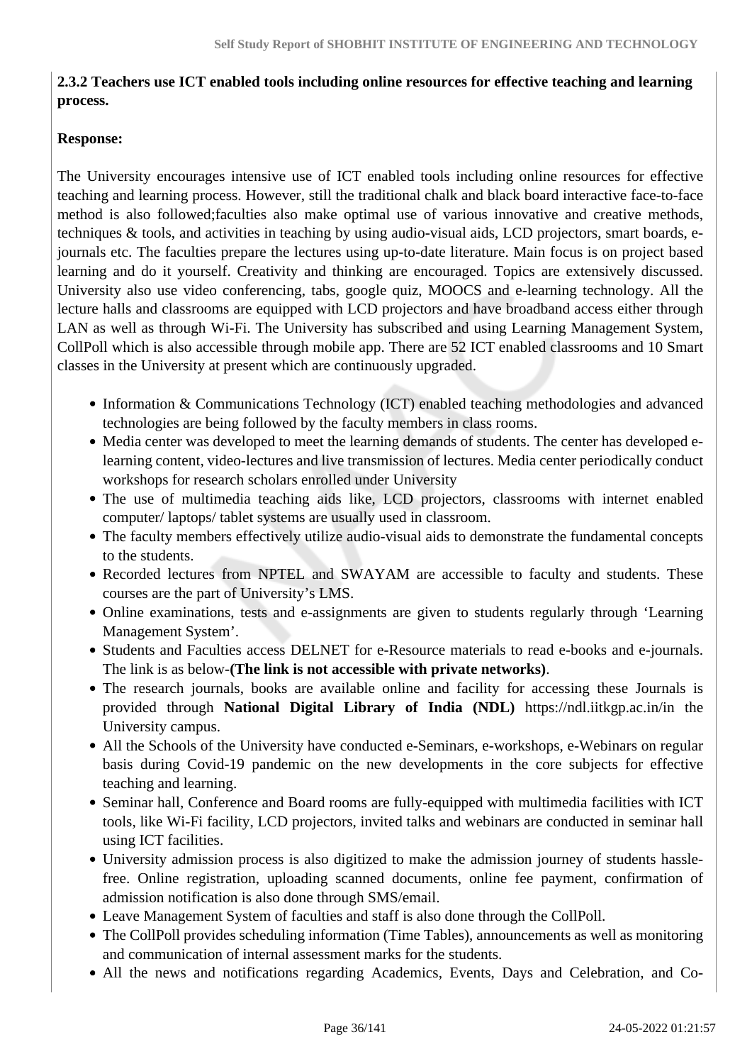**2.3.2 Teachers use ICT enabled tools including online resources for effective teaching and learning process.**

**Response:**

The University encourages intensive use of ICT enabled tools including online resources for effective teaching and learning process. However, still the traditional chalk and black board interactive face-to-face method is also followed;faculties also make optimal use of various innovative and creative methods, techniques & tools, and activities in teaching by using audio-visual aids, LCD projectors, smart boards, e-journals etc. The faculties prepare the lectures using up-to-date literature. Main focus is on project based learning and do it yourself. Creativity and thinking are encouraged. Topics are extensively discussed. University also use video conferencing, tabs, google quiz, MOOCS and e-learning technology. All the lecture halls and classrooms are equipped with LCD projectors and have broadband access either through LAN as well as through Wi-Fi. The University has subscribed and using Learning Management System, CollPoll which is also accessible through mobile app. There are 52 ICT enabled classrooms and 10 Smart classes in the University at present which are continuously upgraded.

- Information & Communications Technology (ICT) enabled teaching methodologies and advanced technologies are being followed by the faculty members in class rooms.
- Media center was developed to meet the learning demands of students. The center has developed e-learning content, video-lectures and live transmission of lectures. Media center periodically conduct workshops for research scholars enrolled under University
- The use of multimedia teaching aids like, LCD projectors, classrooms with internet enabled computer/ laptops/ tablet systems are usually used in classroom.
- The faculty members effectively utilize audio-visual aids to demonstrate the fundamental concepts to the students.
- Recorded lectures from NPTEL and SWAYAM are accessible to faculty and students. These courses are the part of University's LMS.
- Online examinations, tests and e-assignments are given to students regularly through 'Learning Management System'.
- Students and Faculties access DELNET for e-Resource materials to read e-books and e-journals. The link is as below-**(The link is not accessible with private networks)**.
- The research journals, books are available online and facility for accessing these Journals is provided through **National Digital Library of India (NDL)** https://ndl.iitkgp.ac.in/in the University campus.
- All the Schools of the University have conducted e-Seminars, e-workshops, e-Webinars on regular basis during Covid-19 pandemic on the new developments in the core subjects for effective teaching and learning.
- Seminar hall, Conference and Board rooms are fully-equipped with multimedia facilities with ICT tools, like Wi-Fi facility, LCD projectors, invited talks and webinars are conducted in seminar hall using ICT facilities.
- University admission process is also digitized to make the admission journey of students hassle-free. Online registration, uploading scanned documents, online fee payment, confirmation of admission notification is also done through SMS/email.
- Leave Management System of faculties and staff is also done through the CollPoll.
- The CollPoll provides scheduling information (Time Tables), announcements as well as monitoring and communication of internal assessment marks for the students.
- All the news and notifications regarding Academics, Events, Days and Celebration, and Co-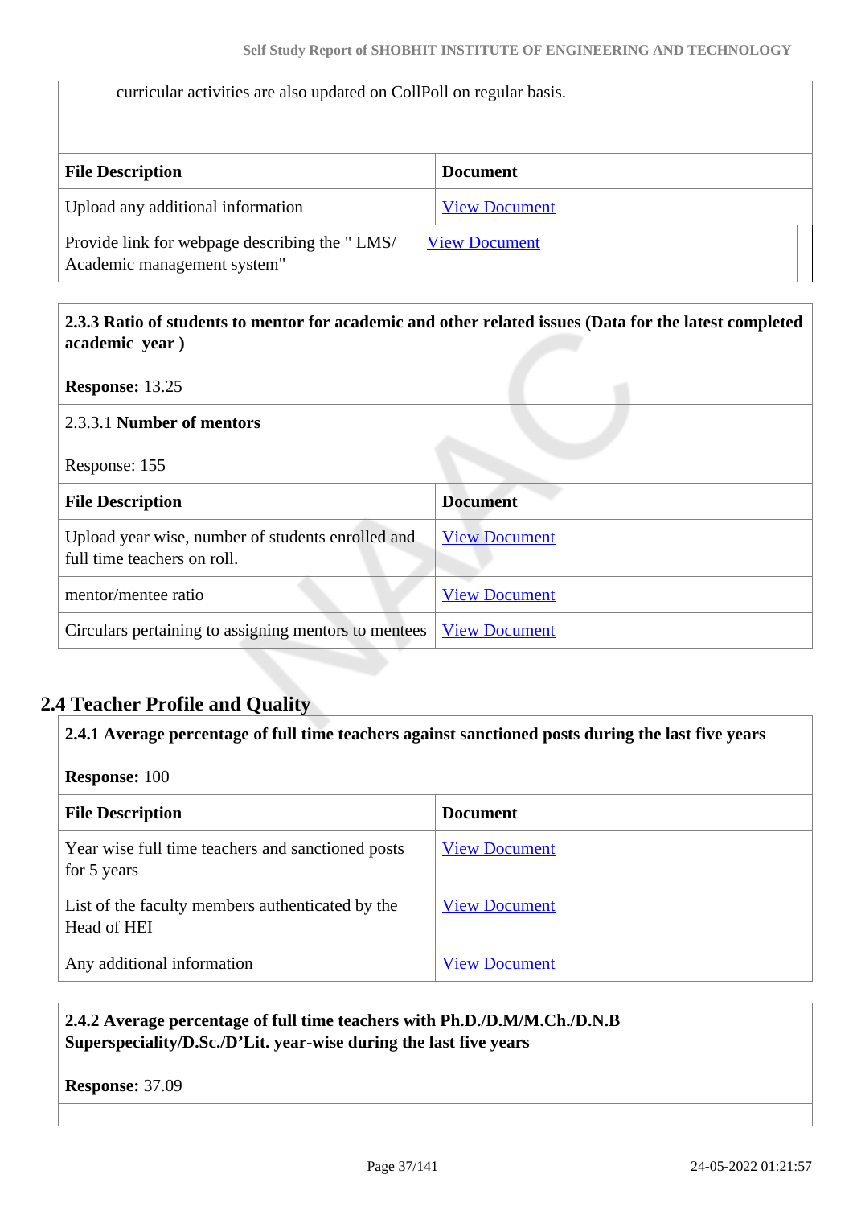curricular activities are also updated on CollPoll on regular basis.

| File Description | Document |
|---|---|
| Upload any additional information | View Document |
| Provide link for webpage describing the " LMS/ Academic management system" | View Document |

**2.3.3 Ratio of students to mentor for academic and other related issues (Data for the latest completed academic year )**

**Response:** 13.25

2.3.3.1 **Number of mentors**

Response: 155

| File Description | Document |
|---|---|
| Upload year wise, number of students enrolled and full time teachers on roll. | View Document |
| mentor/mentee ratio | View Document |
| Circulars pertaining to assigning mentors to mentees | View Document |

## 2.4 Teacher Profile and Quality

**2.4.1 Average percentage of full time teachers against sanctioned posts during the last five years**

**Response:** 100

| File Description | Document |
|---|---|
| Year wise full time teachers and sanctioned posts for 5 years | View Document |
| List of the faculty members authenticated by the Head of HEI | View Document |
| Any additional information | View Document |

**2.4.2 Average percentage of full time teachers with Ph.D./D.M/M.Ch./D.N.B Superspeciality/D.Sc./D'Lit. year-wise during the last five years**

**Response:** 37.09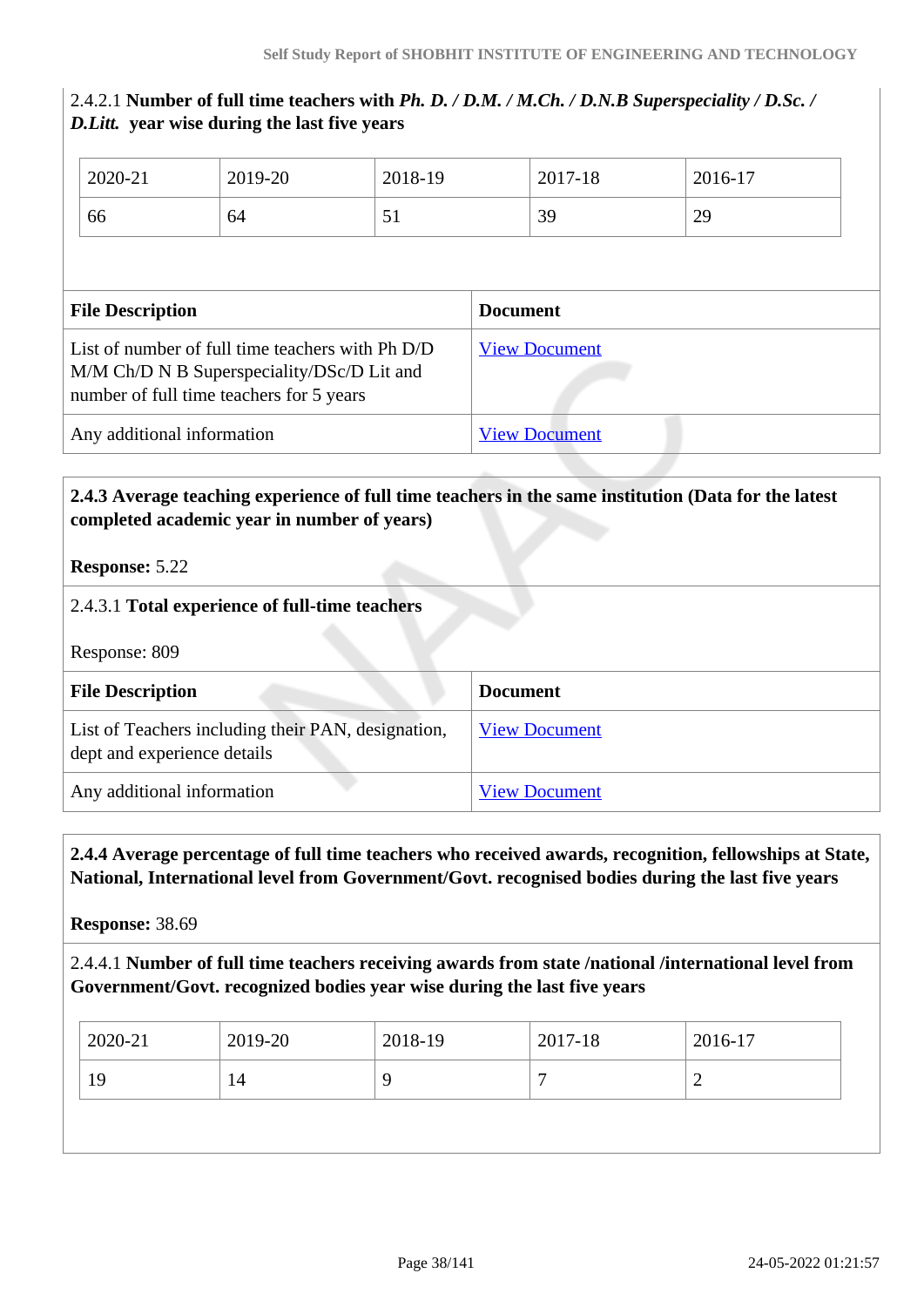2.4.2.1 **Number of full time teachers with *Ph. D. / D.M. / M.Ch. / D.N.B Superspeciality / D.Sc. / D.Litt.* year wise during the last five years**

| 2020-21 | 2019-20 | 2018-19 | 2017-18 | 2016-17 |
|---|---|---|---|---|
| 66 | 64 | 51 | 39 | 29 |

| File Description | Document |
|---|---|
| List of number of full time teachers with Ph D/D M/M Ch/D N B Superspeciality/DSc/D Lit and number of full time teachers for 5 years | View Document |
| Any additional information | View Document |

**2.4.3 Average teaching experience of full time teachers in the same institution (Data for the latest completed academic year in number of years)**

**Response:** 5.22

2.4.3.1 **Total experience of full-time teachers**

Response: 809

| File Description | Document |
|---|---|
| List of Teachers including their PAN, designation, dept and experience details | View Document |
| Any additional information | View Document |

**2.4.4 Average percentage of full time teachers who received awards, recognition, fellowships at State, National, International level from Government/Govt. recognised bodies during the last five years**

**Response:** 38.69

2.4.4.1 **Number of full time teachers receiving awards from state /national /international level from Government/Govt. recognized bodies year wise during the last five years**

| 2020-21 | 2019-20 | 2018-19 | 2017-18 | 2016-17 |
|---|---|---|---|---|
| 19 | 14 | 9 | 7 | 2 |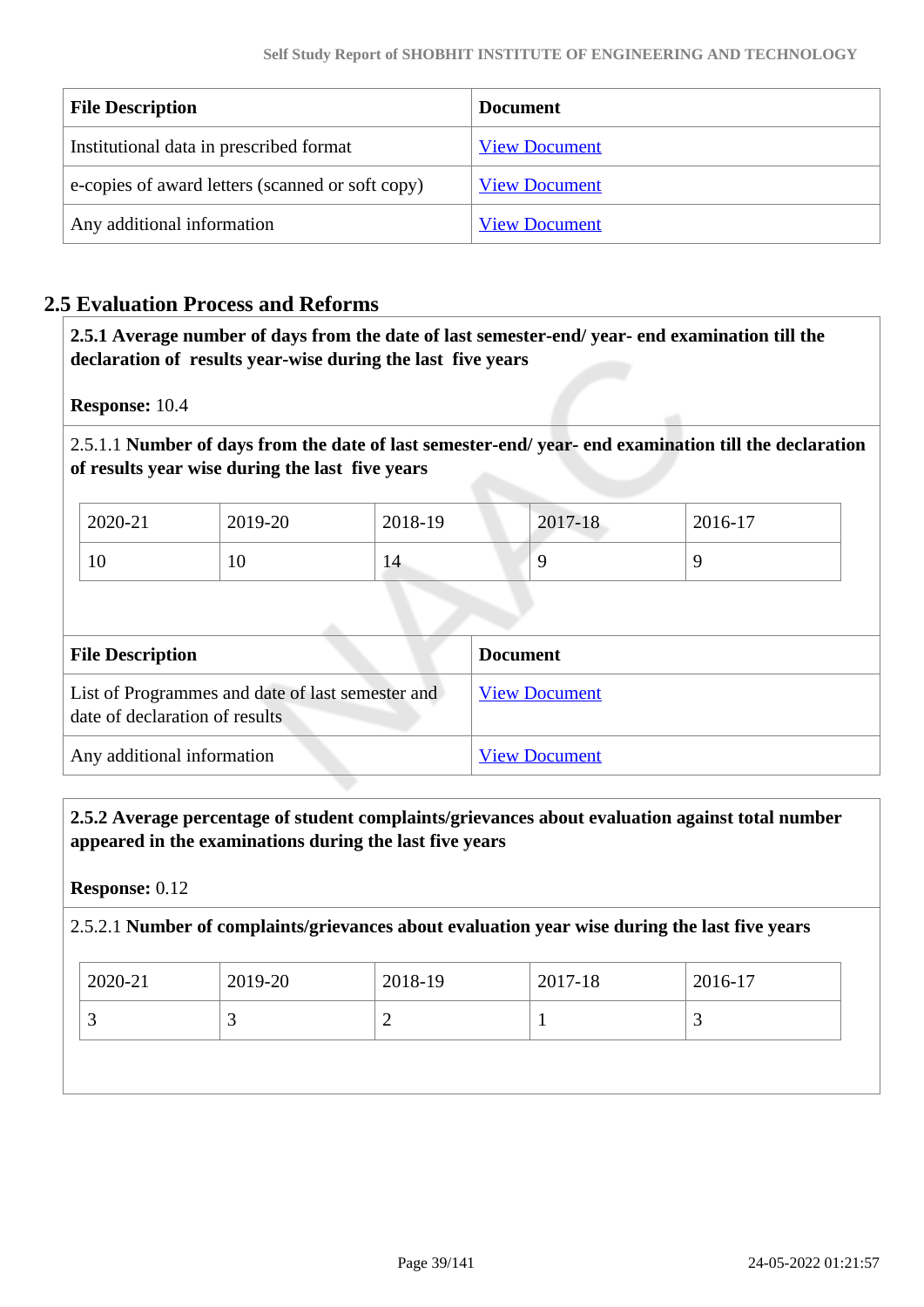| File Description | Document |
|---|---|
| Institutional data in prescribed format | View Document |
| e-copies of award letters (scanned or soft copy) | View Document |
| Any additional information | View Document |

## 2.5 Evaluation Process and Reforms

**2.5.1 Average number of days from the date of last semester-end/ year- end examination till the declaration of results year-wise during the last five years**

**Response:** 10.4

2.5.1.1 **Number of days from the date of last semester-end/ year- end examination till the declaration of results year wise during the last five years**

| 2020-21 | 2019-20 | 2018-19 | 2017-18 | 2016-17 |
|---|---|---|---|---|
| 10 | 10 | 14 | 9 | 9 |

| File Description | Document |
|---|---|
| List of Programmes and date of last semester and date of declaration of results | View Document |
| Any additional information | View Document |

**2.5.2 Average percentage of student complaints/grievances about evaluation against total number appeared in the examinations during the last five years**

**Response:** 0.12

2.5.2.1 **Number of complaints/grievances about evaluation year wise during the last five years**

| 2020-21 | 2019-20 | 2018-19 | 2017-18 | 2016-17 |
|---|---|---|---|---|
| 3 | 3 | 2 | 1 | 3 |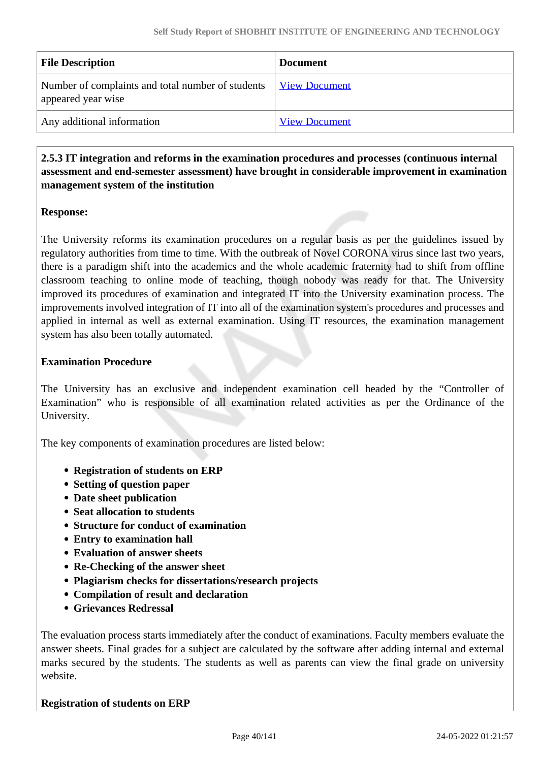| File Description | Document |
|---|---|
| Number of complaints and total number of students appeared year wise | View Document |
| Any additional information | View Document |

**2.5.3 IT integration and reforms in the examination procedures and processes (continuous internal assessment and end-semester assessment) have brought in considerable improvement in examination management system of the institution**

**Response:**

The University reforms its examination procedures on a regular basis as per the guidelines issued by regulatory authorities from time to time. With the outbreak of Novel CORONA virus since last two years, there is a paradigm shift into the academics and the whole academic fraternity had to shift from offline classroom teaching to online mode of teaching, though nobody was ready for that. The University improved its procedures of examination and integrated IT into the University examination process. The improvements involved integration of IT into all of the examination system's procedures and processes and applied in internal as well as external examination. Using IT resources, the examination management system has also been totally automated.

**Examination Procedure**

The University has an exclusive and independent examination cell headed by the "Controller of Examination" who is responsible of all examination related activities as per the Ordinance of the University.

The key components of examination procedures are listed below:

- **Registration of students on ERP**
- **Setting of question paper**
- **Date sheet publication**
- **Seat allocation to students**
- **Structure for conduct of examination**
- **Entry to examination hall**
- **Evaluation of answer sheets**
- **Re-Checking of the answer sheet**
- **Plagiarism checks for dissertations/research projects**
- **Compilation of result and declaration**
- **Grievances Redressal**

The evaluation process starts immediately after the conduct of examinations. Faculty members evaluate the answer sheets. Final grades for a subject are calculated by the software after adding internal and external marks secured by the students. The students as well as parents can view the final grade on university website.

**Registration of students on ERP**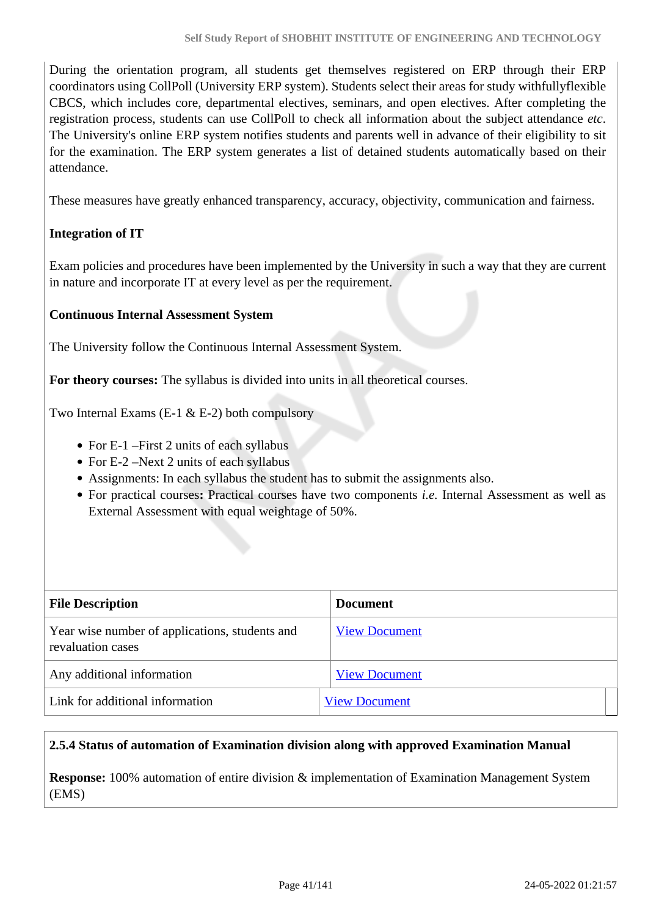During the orientation program, all students get themselves registered on ERP through their ERP coordinators using CollPoll (University ERP system). Students select their areas for study withfullyflexible CBCS, which includes core, departmental electives, seminars, and open electives. After completing the registration process, students can use CollPoll to check all information about the subject attendance *etc*. The University's online ERP system notifies students and parents well in advance of their eligibility to sit for the examination. The ERP system generates a list of detained students automatically based on their attendance.

These measures have greatly enhanced transparency, accuracy, objectivity, communication and fairness.

**Integration of IT**

Exam policies and procedures have been implemented by the University in such a way that they are current in nature and incorporate IT at every level as per the requirement.

**Continuous Internal Assessment System**

The University follow the Continuous Internal Assessment System.

**For theory courses:** The syllabus is divided into units in all theoretical courses.

Two Internal Exams (E-1 & E-2) both compulsory

- For E-1 –First 2 units of each syllabus
- For E-2 –Next 2 units of each syllabus
- Assignments: In each syllabus the student has to submit the assignments also.
- For practical courses**:** Practical courses have two components *i.e.* Internal Assessment as well as External Assessment with equal weightage of 50%.

| File Description | Document |
|---|---|
| Year wise number of applications, students and revaluation cases | View Document |
| Any additional information | View Document |
| Link for additional information | View Document |

**2.5.4 Status of automation of Examination division along with approved Examination Manual**

**Response:** 100% automation of entire division & implementation of Examination Management System (EMS)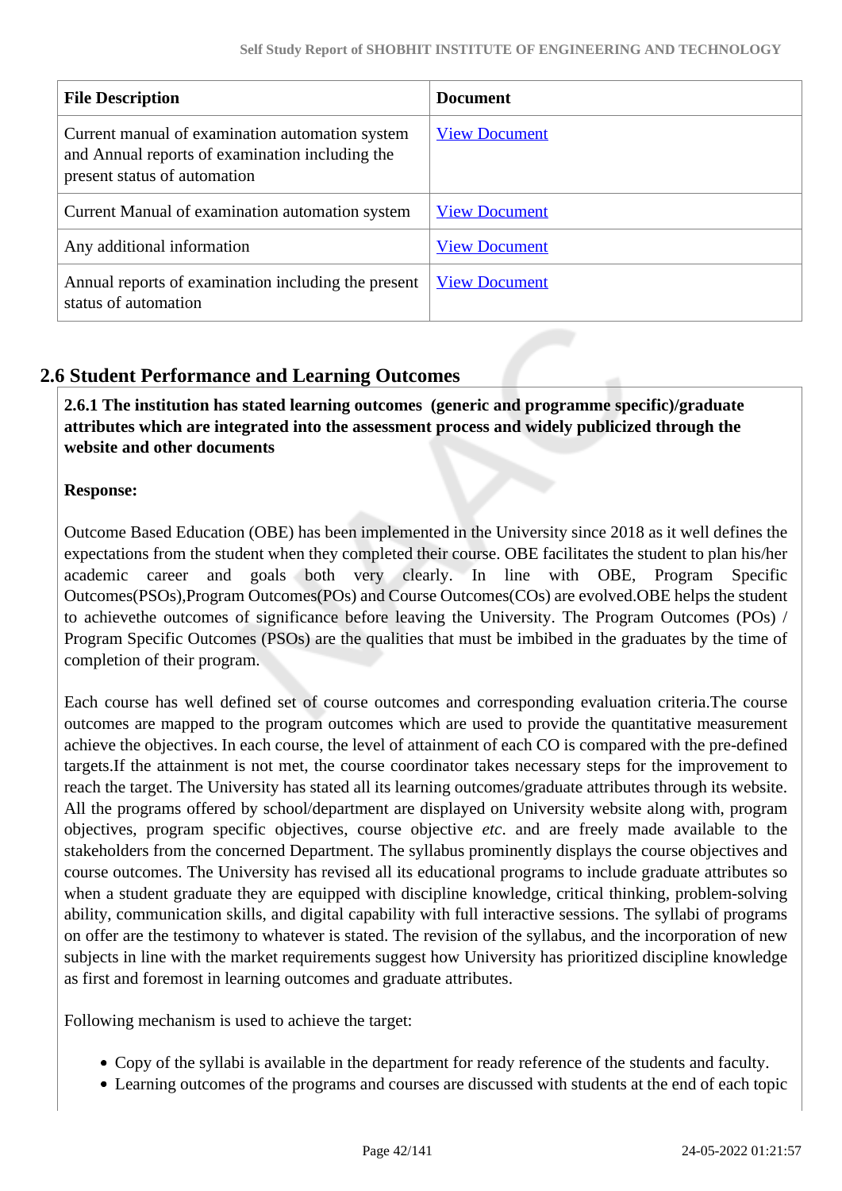| File Description | Document |
|---|---|
| Current manual of examination automation system and Annual reports of examination including the present status of automation | View Document |
| Current Manual of examination automation system | View Document |
| Any additional information | View Document |
| Annual reports of examination including the present status of automation | View Document |

## 2.6 Student Performance and Learning Outcomes

**2.6.1 The institution has stated learning outcomes (generic and programme specific)/graduate attributes which are integrated into the assessment process and widely publicized through the website and other documents**

**Response:**

Outcome Based Education (OBE) has been implemented in the University since 2018 as it well defines the expectations from the student when they completed their course. OBE facilitates the student to plan his/her academic career and goals both very clearly. In line with OBE, Program Specific Outcomes(PSOs),Program Outcomes(POs) and Course Outcomes(COs) are evolved.OBE helps the student to achievethe outcomes of significance before leaving the University. The Program Outcomes (POs) / Program Specific Outcomes (PSOs) are the qualities that must be imbibed in the graduates by the time of completion of their program.

Each course has well defined set of course outcomes and corresponding evaluation criteria.The course outcomes are mapped to the program outcomes which are used to provide the quantitative measurement achieve the objectives. In each course, the level of attainment of each CO is compared with the pre-defined targets.If the attainment is not met, the course coordinator takes necessary steps for the improvement to reach the target. The University has stated all its learning outcomes/graduate attributes through its website. All the programs offered by school/department are displayed on University website along with, program objectives, program specific objectives, course objective *etc.* and are freely made available to the stakeholders from the concerned Department. The syllabus prominently displays the course objectives and course outcomes. The University has revised all its educational programs to include graduate attributes so when a student graduate they are equipped with discipline knowledge, critical thinking, problem-solving ability, communication skills, and digital capability with full interactive sessions. The syllabi of programs on offer are the testimony to whatever is stated. The revision of the syllabus, and the incorporation of new subjects in line with the market requirements suggest how University has prioritized discipline knowledge as first and foremost in learning outcomes and graduate attributes.

Following mechanism is used to achieve the target:

- Copy of the syllabi is available in the department for ready reference of the students and faculty.
- Learning outcomes of the programs and courses are discussed with students at the end of each topic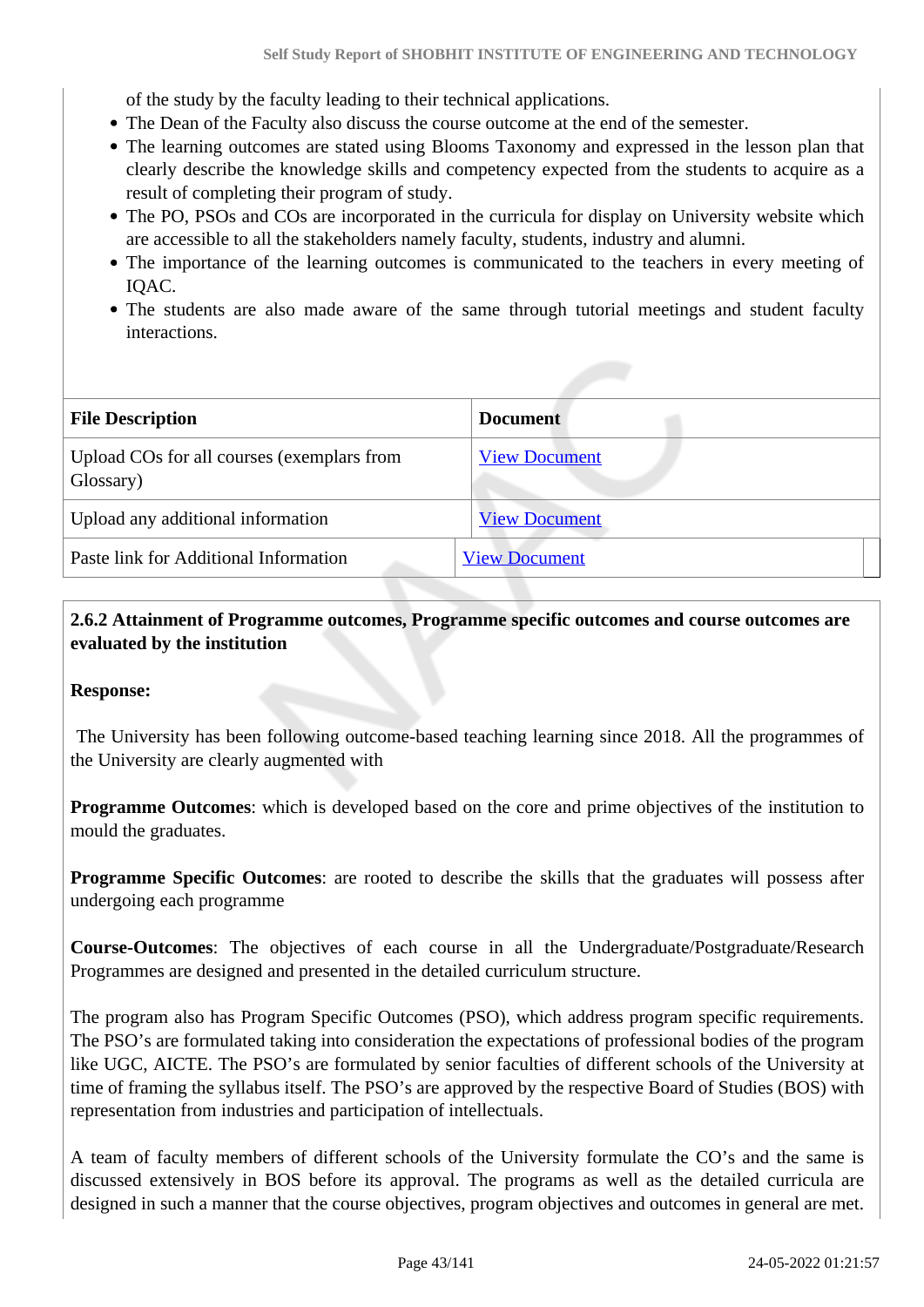of the study by the faculty leading to their technical applications.

- The Dean of the Faculty also discuss the course outcome at the end of the semester.
- The learning outcomes are stated using Blooms Taxonomy and expressed in the lesson plan that clearly describe the knowledge skills and competency expected from the students to acquire as a result of completing their program of study.
- The PO, PSOs and COs are incorporated in the curricula for display on University website which are accessible to all the stakeholders namely faculty, students, industry and alumni.
- The importance of the learning outcomes is communicated to the teachers in every meeting of IQAC.
- The students are also made aware of the same through tutorial meetings and student faculty interactions.

| File Description | Document |
|---|---|
| Upload COs for all courses (exemplars from Glossary) | View Document |
| Upload any additional information | View Document |
| Paste link for Additional Information | View Document |

**2.6.2 Attainment of Programme outcomes, Programme specific outcomes and course outcomes are evaluated by the institution**

**Response:**

The University has been following outcome-based teaching learning since 2018. All the programmes of the University are clearly augmented with

**Programme Outcomes**: which is developed based on the core and prime objectives of the institution to mould the graduates.

**Programme Specific Outcomes**: are rooted to describe the skills that the graduates will possess after undergoing each programme

**Course-Outcomes**: The objectives of each course in all the Undergraduate/Postgraduate/Research Programmes are designed and presented in the detailed curriculum structure.

The program also has Program Specific Outcomes (PSO), which address program specific requirements. The PSO's are formulated taking into consideration the expectations of professional bodies of the program like UGC, AICTE. The PSO's are formulated by senior faculties of different schools of the University at time of framing the syllabus itself. The PSO's are approved by the respective Board of Studies (BOS) with representation from industries and participation of intellectuals.

A team of faculty members of different schools of the University formulate the CO's and the same is discussed extensively in BOS before its approval. The programs as well as the detailed curricula are designed in such a manner that the course objectives, program objectives and outcomes in general are met.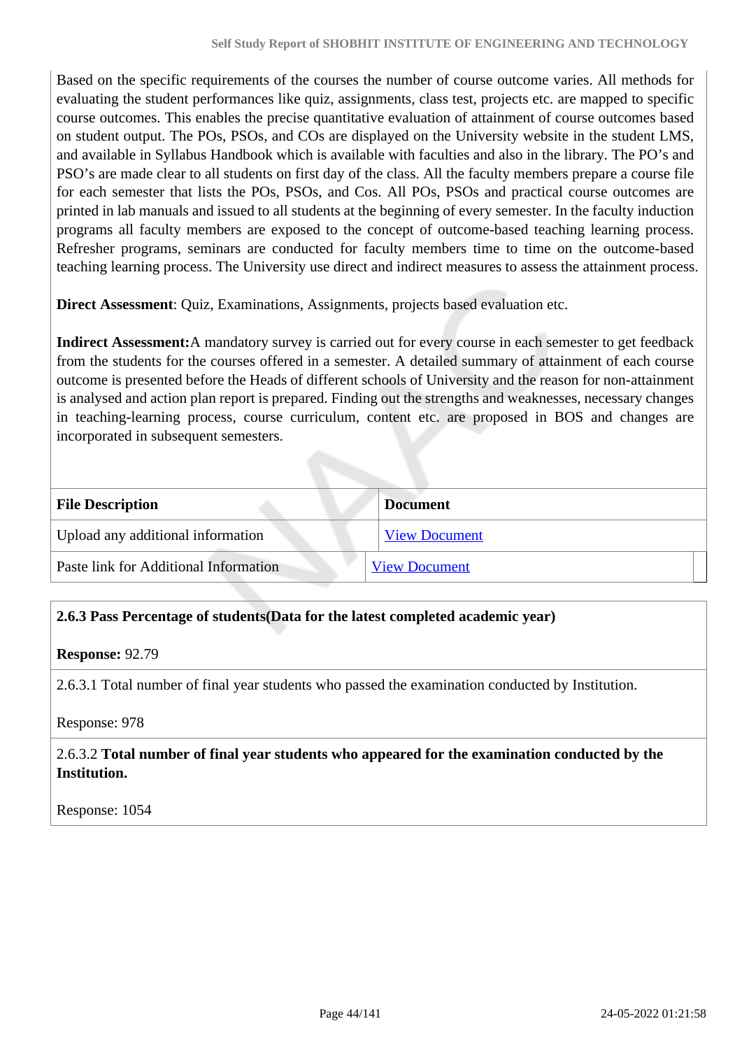Based on the specific requirements of the courses the number of course outcome varies. All methods for evaluating the student performances like quiz, assignments, class test, projects etc. are mapped to specific course outcomes. This enables the precise quantitative evaluation of attainment of course outcomes based on student output. The POs, PSOs, and COs are displayed on the University website in the student LMS, and available in Syllabus Handbook which is available with faculties and also in the library. The PO's and PSO's are made clear to all students on first day of the class. All the faculty members prepare a course file for each semester that lists the POs, PSOs, and Cos. All POs, PSOs and practical course outcomes are printed in lab manuals and issued to all students at the beginning of every semester. In the faculty induction programs all faculty members are exposed to the concept of outcome-based teaching learning process. Refresher programs, seminars are conducted for faculty members time to time on the outcome-based teaching learning process. The University use direct and indirect measures to assess the attainment process.

**Direct Assessment**: Quiz, Examinations, Assignments, projects based evaluation etc.

**Indirect Assessment:**A mandatory survey is carried out for every course in each semester to get feedback from the students for the courses offered in a semester. A detailed summary of attainment of each course outcome is presented before the Heads of different schools of University and the reason for non-attainment is analysed and action plan report is prepared. Finding out the strengths and weaknesses, necessary changes in teaching-learning process, course curriculum, content etc. are proposed in BOS and changes are incorporated in subsequent semesters.

| File Description | Document |
|---|---|
| Upload any additional information | View Document |
| Paste link for Additional Information | View Document |

**2.6.3 Pass Percentage of students(Data for the latest completed academic year)**

**Response:** 92.79

2.6.3.1 Total number of final year students who passed the examination conducted by Institution.

Response: 978

2.6.3.2 **Total number of final year students who appeared for the examination conducted by the Institution.**

Response: 1054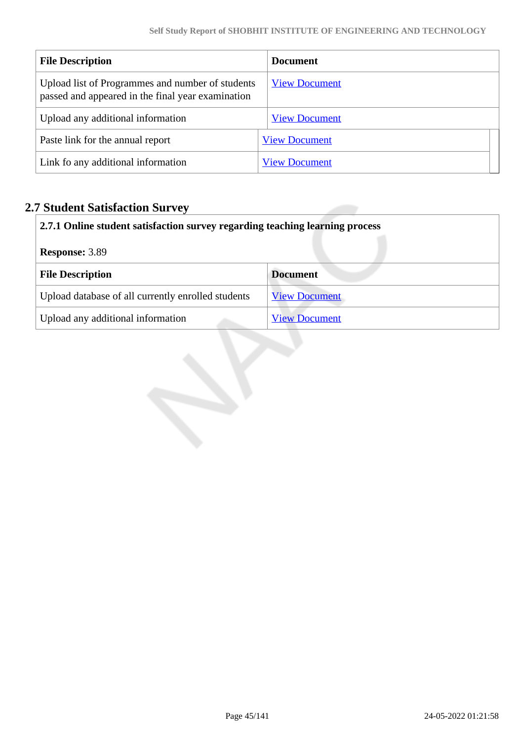| File Description | Document |
|---|---|
| Upload list of Programmes and number of students passed and appeared in the final year examination | View Document |
| Upload any additional information | View Document |
| Paste link for the annual report | View Document |
| Link fo any additional information | View Document |

## 2.7 Student Satisfaction Survey

**2.7.1 Online student satisfaction survey regarding teaching learning process**

**Response:** 3.89

| File Description | Document |
|---|---|
| Upload database of all currently enrolled students | View Document |
| Upload any additional information | View Document |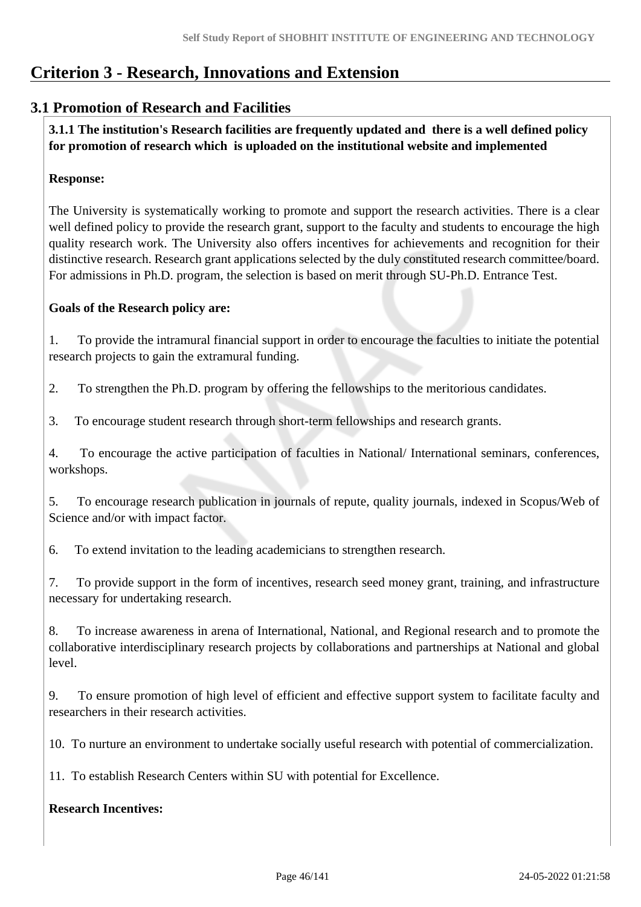# Criterion 3 - Research, Innovations and Extension

## 3.1 Promotion of Research and Facilities

**3.1.1 The institution's Research facilities are frequently updated and there is a well defined policy for promotion of research which is uploaded on the institutional website and implemented**

**Response:**

The University is systematically working to promote and support the research activities. There is a clear well defined policy to provide the research grant, support to the faculty and students to encourage the high quality research work. The University also offers incentives for achievements and recognition for their distinctive research. Research grant applications selected by the duly constituted research committee/board. For admissions in Ph.D. program, the selection is based on merit through SU-Ph.D. Entrance Test.

**Goals of the Research policy are:**

1. To provide the intramural financial support in order to encourage the faculties to initiate the potential research projects to gain the extramural funding.
2. To strengthen the Ph.D. program by offering the fellowships to the meritorious candidates.
3. To encourage student research through short-term fellowships and research grants.
4. To encourage the active participation of faculties in National/ International seminars, conferences, workshops.
5. To encourage research publication in journals of repute, quality journals, indexed in Scopus/Web of Science and/or with impact factor.
6. To extend invitation to the leading academicians to strengthen research.
7. To provide support in the form of incentives, research seed money grant, training, and infrastructure necessary for undertaking research.
8. To increase awareness in arena of International, National, and Regional research and to promote the collaborative interdisciplinary research projects by collaborations and partnerships at National and global level.
9. To ensure promotion of high level of efficient and effective support system to facilitate faculty and researchers in their research activities.
10. To nurture an environment to undertake socially useful research with potential of commercialization.
11. To establish Research Centers within SU with potential for Excellence.

**Research Incentives:**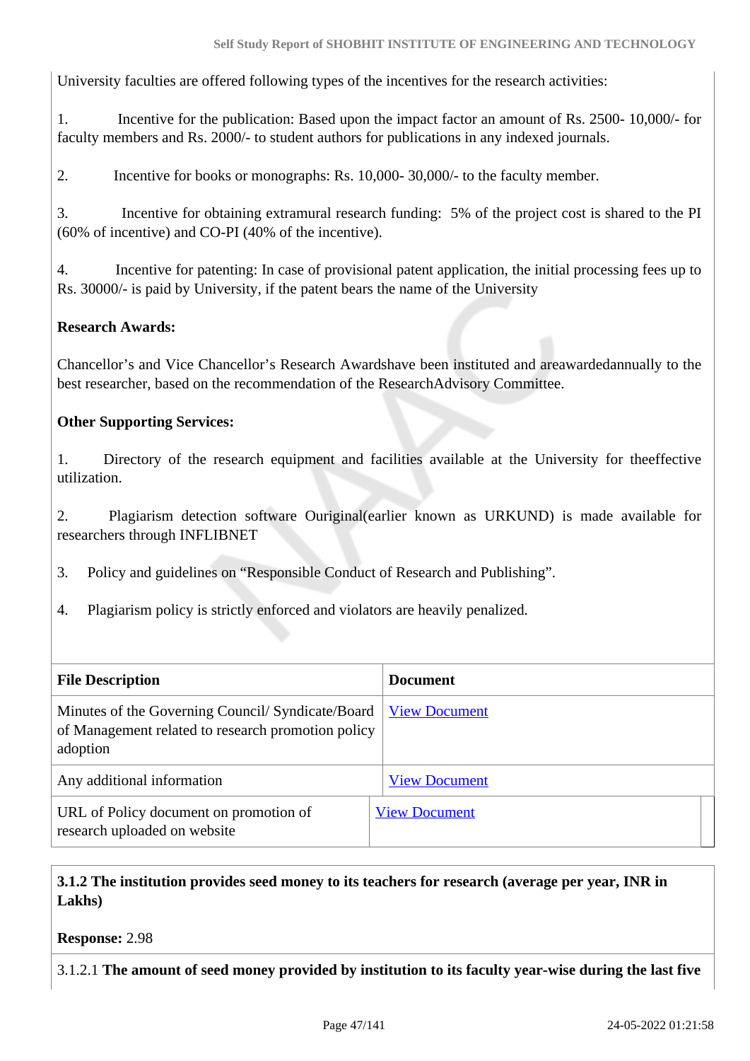University faculties are offered following types of the incentives for the research activities:

1. Incentive for the publication: Based upon the impact factor an amount of Rs. 2500- 10,000/- for faculty members and Rs. 2000/- to student authors for publications in any indexed journals.

2. Incentive for books or monographs: Rs. 10,000- 30,000/- to the faculty member.

3. Incentive for obtaining extramural research funding: 5% of the project cost is shared to the PI (60% of incentive) and CO-PI (40% of the incentive).

4. Incentive for patenting: In case of provisional patent application, the initial processing fees up to Rs. 30000/- is paid by University, if the patent bears the name of the University

**Research Awards:**

Chancellor's and Vice Chancellor's Research Awardshave been instituted and areawardedannually to the best researcher, based on the recommendation of the ResearchAdvisory Committee.

**Other Supporting Services:**

1. Directory of the research equipment and facilities available at the University for theeffective utilization.

2. Plagiarism detection software Ouriginal(earlier known as URKUND) is made available for researchers through INFLIBNET

3. Policy and guidelines on "Responsible Conduct of Research and Publishing".

4. Plagiarism policy is strictly enforced and violators are heavily penalized.

| File Description | Document |
|---|---|
| Minutes of the Governing Council/ Syndicate/Board of Management related to research promotion policy adoption | View Document |
| Any additional information | View Document |
| URL of Policy document on promotion of research uploaded on website | View Document |

**3.1.2 The institution provides seed money to its teachers for research (average per year, INR in Lakhs)**

**Response:** 2.98

3.1.2.1 **The amount of seed money provided by institution to its faculty year-wise during the last five**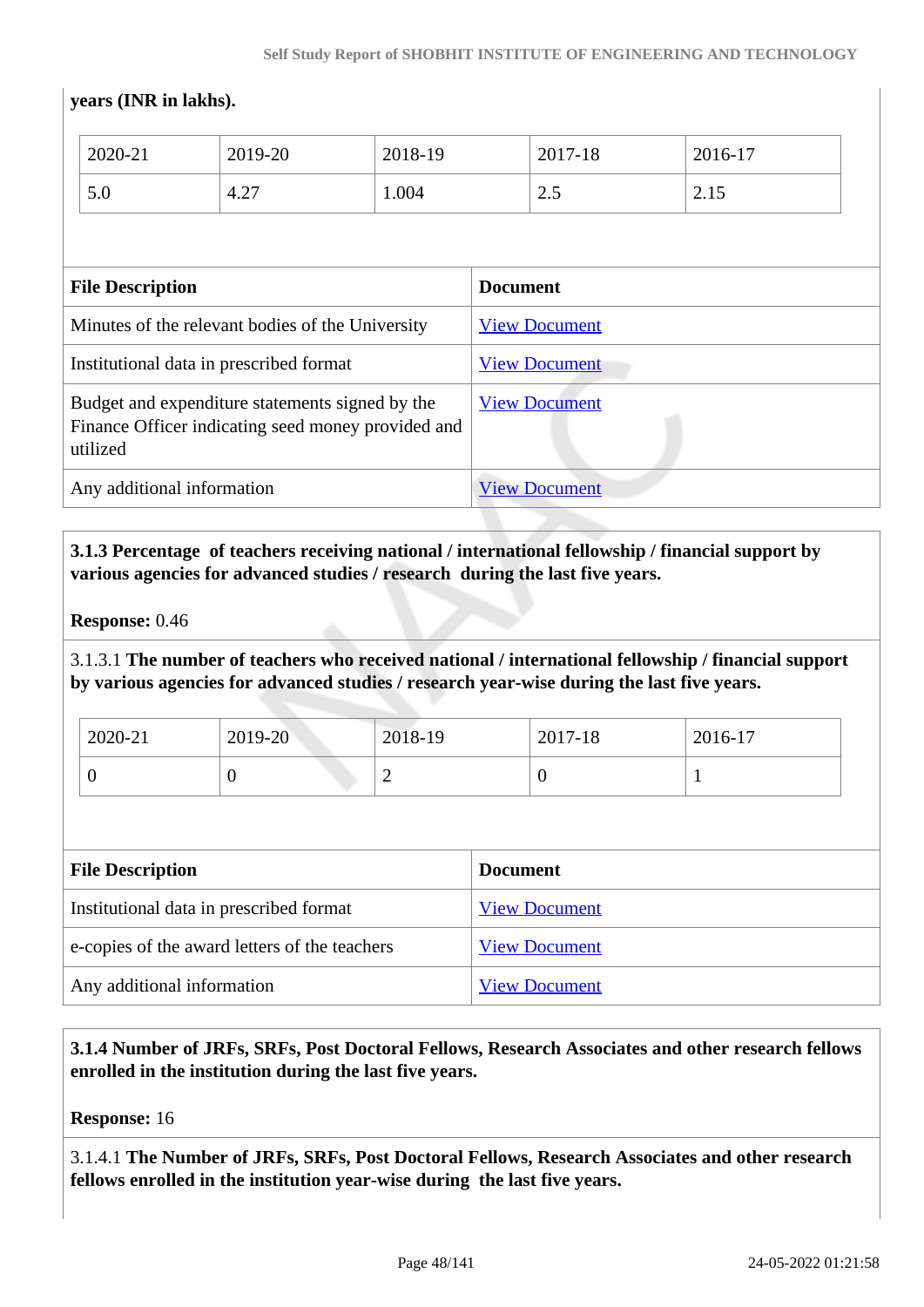**years (INR in lakhs).**

| 2020-21 | 2019-20 | 2018-19 | 2017-18 | 2016-17 |
|---|---|---|---|---|
| 5.0 | 4.27 | 1.004 | 2.5 | 2.15 |

| File Description | Document |
|---|---|
| Minutes of the relevant bodies of the University | View Document |
| Institutional data in prescribed format | View Document |
| Budget and expenditure statements signed by the Finance Officer indicating seed money provided and utilized | View Document |
| Any additional information | View Document |

**3.1.3 Percentage of teachers receiving national / international fellowship / financial support by various agencies for advanced studies / research during the last five years.**

**Response:** 0.46

3.1.3.1 **The number of teachers who received national / international fellowship / financial support by various agencies for advanced studies / research year-wise during the last five years.**

| 2020-21 | 2019-20 | 2018-19 | 2017-18 | 2016-17 |
|---|---|---|---|---|
| 0 | 0 | 2 | 0 | 1 |

| File Description | Document |
|---|---|
| Institutional data in prescribed format | View Document |
| e-copies of the award letters of the teachers | View Document |
| Any additional information | View Document |

**3.1.4 Number of JRFs, SRFs, Post Doctoral Fellows, Research Associates and other research fellows enrolled in the institution during the last five years.**

**Response:** 16

3.1.4.1 **The Number of JRFs, SRFs, Post Doctoral Fellows, Research Associates and other research fellows enrolled in the institution year-wise during the last five years.**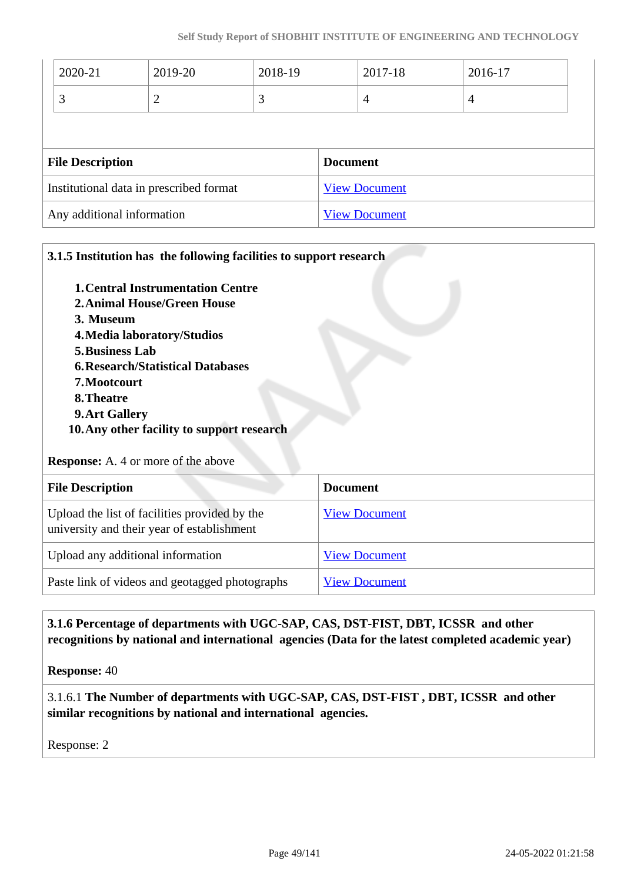| 2020-21 | 2019-20 | 2018-19 | 2017-18 | 2016-17 |
|---|---|---|---|---|
| 3 | 2 | 3 | 4 | 4 |

| File Description | Document |
|---|---|
| Institutional data in prescribed format | View Document |
| Any additional information | View Document |

**3.1.5 Institution has the following facilities to support research**

1. **Central Instrumentation Centre**
2. **Animal House/Green House**
3. **Museum**
4. **Media laboratory/Studios**
5. **Business Lab**
6. **Research/Statistical Databases**
7. **Mootcourt**
8. **Theatre**
9. **Art Gallery**
10. **Any other facility to support research**

**Response:** A. 4 or more of the above

| File Description | Document |
|---|---|
| Upload the list of facilities provided by the university and their year of establishment | View Document |
| Upload any additional information | View Document |
| Paste link of videos and geotagged photographs | View Document |

**3.1.6 Percentage of departments with UGC-SAP, CAS, DST-FIST, DBT, ICSSR and other recognitions by national and international agencies (Data for the latest completed academic year)**

**Response:** 40

3.1.6.1 **The Number of departments with UGC-SAP, CAS, DST-FIST , DBT, ICSSR and other similar recognitions by national and international agencies.**

Response: 2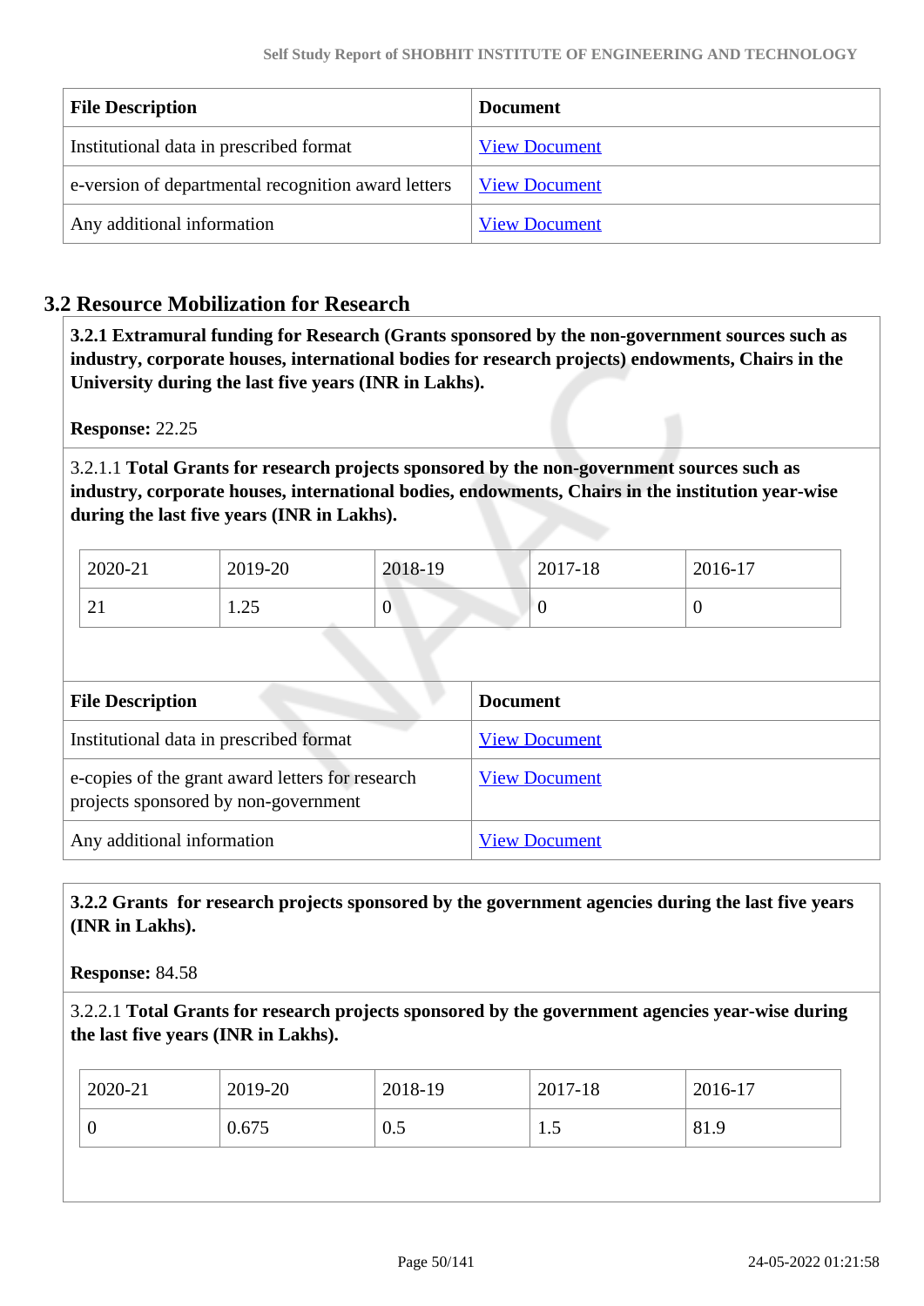| File Description | Document |
| --- | --- |
| Institutional data in prescribed format | View Document |
| e-version of departmental recognition award letters | View Document |
| Any additional information | View Document |

## 3.2 Resource Mobilization for Research

**3.2.1 Extramural funding for Research (Grants sponsored by the non-government sources such as industry, corporate houses, international bodies for research projects) endowments, Chairs in the University during the last five years (INR in Lakhs).**

**Response:** 22.25

3.2.1.1 **Total Grants for research projects sponsored by the non-government sources such as industry, corporate houses, international bodies, endowments, Chairs in the institution year-wise during the last five years (INR in Lakhs).**

| 2020-21 | 2019-20 | 2018-19 | 2017-18 | 2016-17 |
| --- | --- | --- | --- | --- |
| 21 | 1.25 | 0 | 0 | 0 |

| File Description | Document |
| --- | --- |
| Institutional data in prescribed format | View Document |
| e-copies of the grant award letters for research projects sponsored by non-government | View Document |
| Any additional information | View Document |

**3.2.2 Grants for research projects sponsored by the government agencies during the last five years (INR in Lakhs).**

**Response:** 84.58

3.2.2.1 **Total Grants for research projects sponsored by the government agencies year-wise during the last five years (INR in Lakhs).**

| 2020-21 | 2019-20 | 2018-19 | 2017-18 | 2016-17 |
| --- | --- | --- | --- | --- |
| 0 | 0.675 | 0.5 | 1.5 | 81.9 |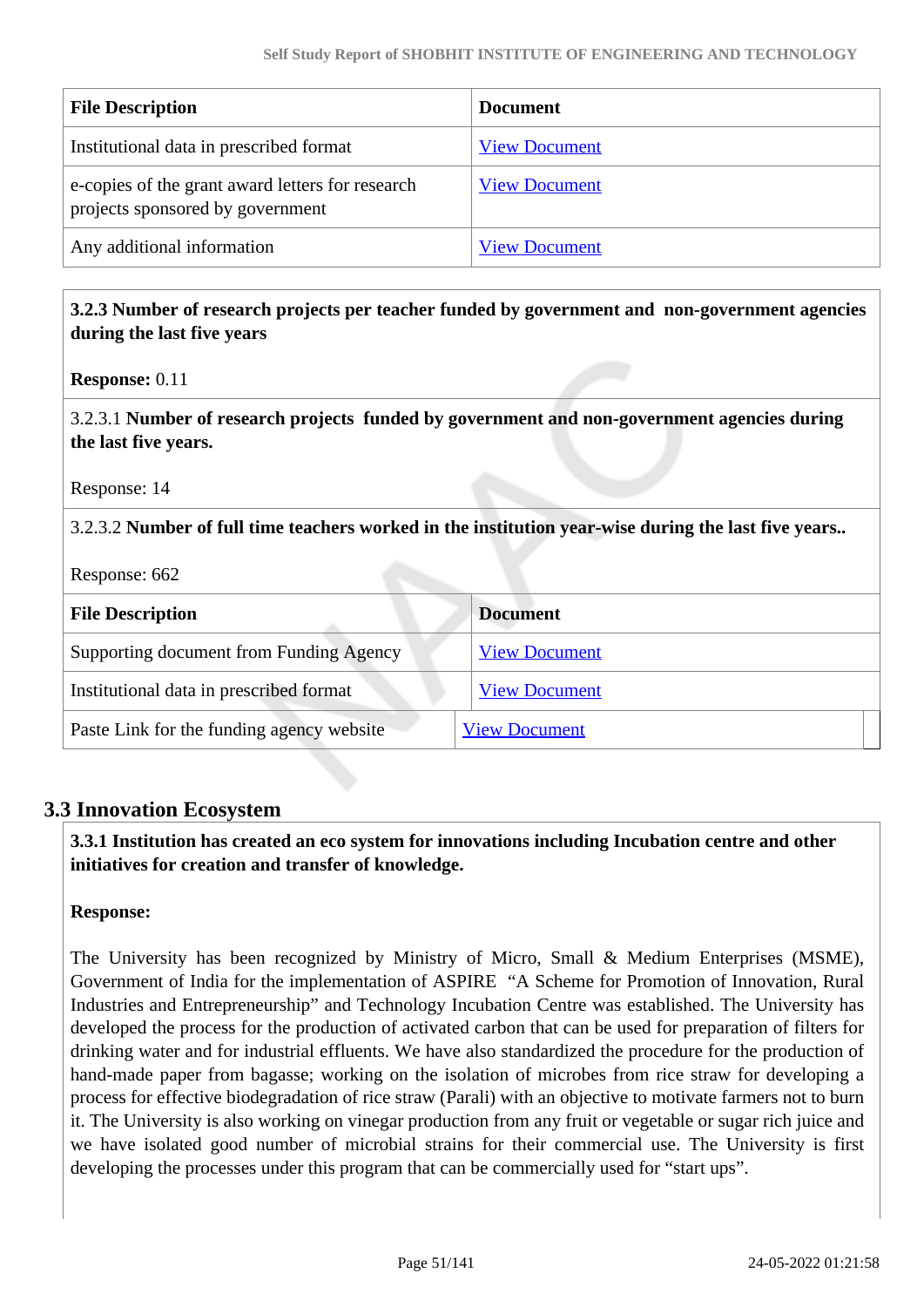| File Description | Document |
|---|---|
| Institutional data in prescribed format | View Document |
| e-copies of the grant award letters for research projects sponsored by government | View Document |
| Any additional information | View Document |

**3.2.3 Number of research projects per teacher funded by government and non-government agencies during the last five years**

**Response:** 0.11

3.2.3.1 **Number of research projects funded by government and non-government agencies during the last five years.**

Response: 14

3.2.3.2 **Number of full time teachers worked in the institution year-wise during the last five years..**

Response: 662

| File Description | Document |
|---|---|
| Supporting document from Funding Agency | View Document |
| Institutional data in prescribed format | View Document |
| Paste Link for the funding agency website | View Document |

## 3.3 Innovation Ecosystem

**3.3.1 Institution has created an eco system for innovations including Incubation centre and other initiatives for creation and transfer of knowledge.**

**Response:**

The University has been recognized by Ministry of Micro, Small & Medium Enterprises (MSME), Government of India for the implementation of ASPIRE "A Scheme for Promotion of Innovation, Rural Industries and Entrepreneurship" and Technology Incubation Centre was established. The University has developed the process for the production of activated carbon that can be used for preparation of filters for drinking water and for industrial effluents. We have also standardized the procedure for the production of hand-made paper from bagasse; working on the isolation of microbes from rice straw for developing a process for effective biodegradation of rice straw (Parali) with an objective to motivate farmers not to burn it. The University is also working on vinegar production from any fruit or vegetable or sugar rich juice and we have isolated good number of microbial strains for their commercial use. The University is first developing the processes under this program that can be commercially used for "start ups".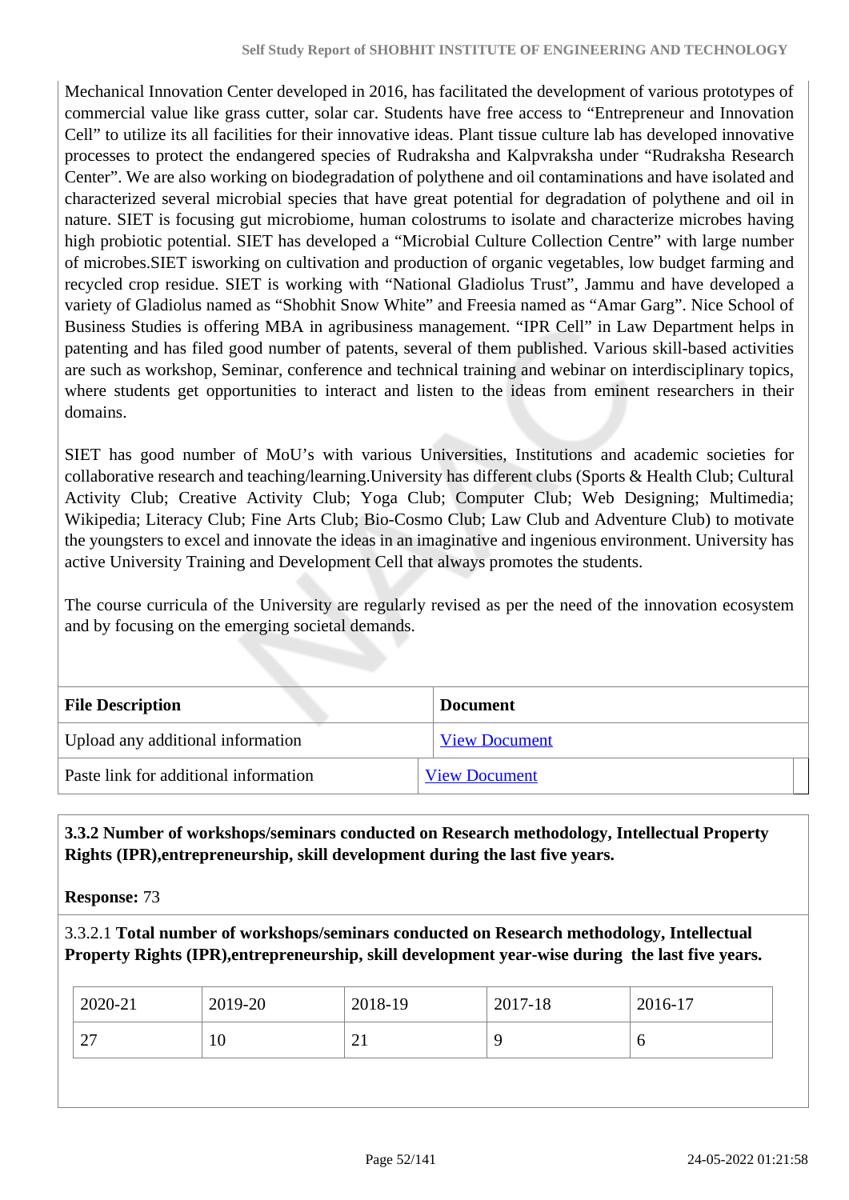Mechanical Innovation Center developed in 2016, has facilitated the development of various prototypes of commercial value like grass cutter, solar car. Students have free access to "Entrepreneur and Innovation Cell" to utilize its all facilities for their innovative ideas. Plant tissue culture lab has developed innovative processes to protect the endangered species of Rudraksha and Kalpvraksha under "Rudraksha Research Center". We are also working on biodegradation of polythene and oil contaminations and have isolated and characterized several microbial species that have great potential for degradation of polythene and oil in nature. SIET is focusing gut microbiome, human colostrums to isolate and characterize microbes having high probiotic potential. SIET has developed a "Microbial Culture Collection Centre" with large number of microbes.SIET isworking on cultivation and production of organic vegetables, low budget farming and recycled crop residue. SIET is working with "National Gladiolus Trust", Jammu and have developed a variety of Gladiolus named as "Shobhit Snow White" and Freesia named as "Amar Garg". Nice School of Business Studies is offering MBA in agribusiness management. "IPR Cell" in Law Department helps in patenting and has filed good number of patents, several of them published. Various skill-based activities are such as workshop, Seminar, conference and technical training and webinar on interdisciplinary topics, where students get opportunities to interact and listen to the ideas from eminent researchers in their domains.

SIET has good number of MoU's with various Universities, Institutions and academic societies for collaborative research and teaching/learning.University has different clubs (Sports & Health Club; Cultural Activity Club; Creative Activity Club; Yoga Club; Computer Club; Web Designing; Multimedia; Wikipedia; Literacy Club; Fine Arts Club; Bio-Cosmo Club; Law Club and Adventure Club) to motivate the youngsters to excel and innovate the ideas in an imaginative and ingenious environment. University has active University Training and Development Cell that always promotes the students.

The course curricula of the University are regularly revised as per the need of the innovation ecosystem and by focusing on the emerging societal demands.

| File Description | Document |
|---|---|
| Upload any additional information | View Document |
| Paste link for additional information | View Document |

**3.3.2 Number of workshops/seminars conducted on Research methodology, Intellectual Property Rights (IPR),entrepreneurship, skill development during the last five years.**

**Response:** 73

3.3.2.1 **Total number of workshops/seminars conducted on Research methodology, Intellectual Property Rights (IPR),entrepreneurship, skill development year-wise during the last five years.**

| 2020-21 | 2019-20 | 2018-19 | 2017-18 | 2016-17 |
|---|---|---|---|---|
| 27 | 10 | 21 | 9 | 6 |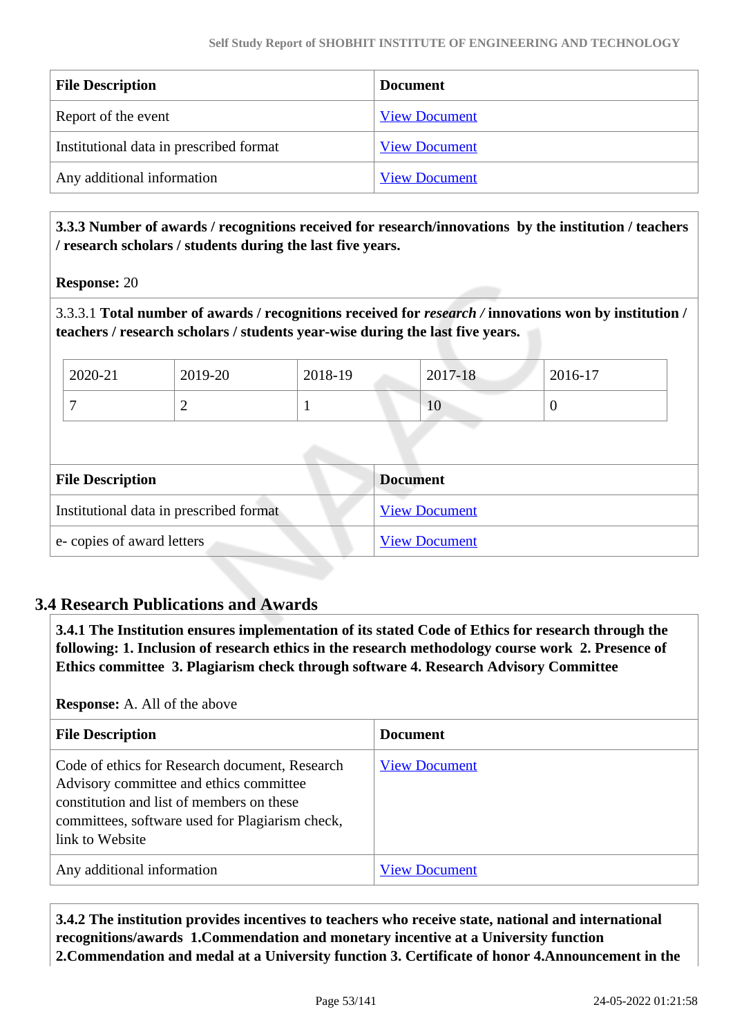| File Description | Document |
|---|---|
| Report of the event | View Document |
| Institutional data in prescribed format | View Document |
| Any additional information | View Document |

**3.3.3 Number of awards / recognitions received for research/innovations by the institution / teachers / research scholars / students during the last five years.**

**Response:** 20

3.3.3.1 **Total number of awards / recognitions received for** ***research /*** **innovations won by institution / teachers / research scholars / students year-wise during the last five years.**

| 2020-21 | 2019-20 | 2018-19 | 2017-18 | 2016-17 |
|---|---|---|---|---|
| 7 | 2 | 1 | 10 | 0 |

| File Description | Document |
|---|---|
| Institutional data in prescribed format | View Document |
| e- copies of award letters | View Document |

## 3.4 Research Publications and Awards

**3.4.1 The Institution ensures implementation of its stated Code of Ethics for research through the following: 1. Inclusion of research ethics in the research methodology course work 2. Presence of Ethics committee 3. Plagiarism check through software 4. Research Advisory Committee**

**Response:** A. All of the above

| File Description | Document |
|---|---|
| Code of ethics for Research document, Research Advisory committee and ethics committee constitution and list of members on these committees, software used for Plagiarism check, link to Website | View Document |
| Any additional information | View Document |

**3.4.2 The institution provides incentives to teachers who receive state, national and international recognitions/awards 1.Commendation and monetary incentive at a University function 2.Commendation and medal at a University function 3. Certificate of honor 4.Announcement in the**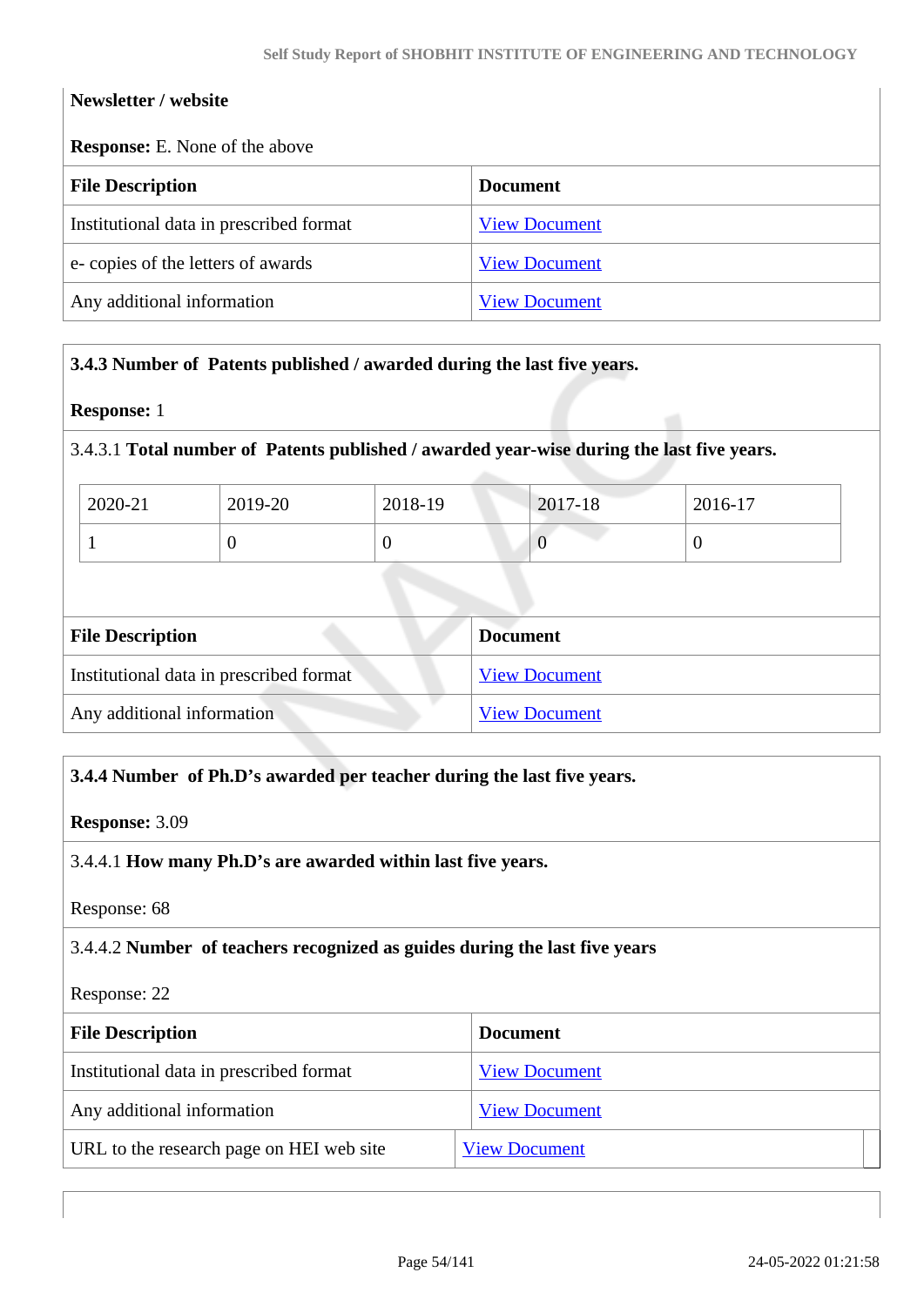**Newsletter / website**

**Response:** E. None of the above

| File Description | Document |
| --- | --- |
| Institutional data in prescribed format | View Document |
| e- copies of the letters of awards | View Document |
| Any additional information | View Document |

**3.4.3 Number of Patents published / awarded during the last five years.**

**Response:** 1

3.4.3.1 **Total number of Patents published / awarded year-wise during the last five years.**

| 2020-21 | 2019-20 | 2018-19 | 2017-18 | 2016-17 |
| --- | --- | --- | --- | --- |
| 1 | 0 | 0 | 0 | 0 |

| File Description | Document |
| --- | --- |
| Institutional data in prescribed format | View Document |
| Any additional information | View Document |

**3.4.4 Number of Ph.D's awarded per teacher during the last five years.**

**Response:** 3.09

3.4.4.1 **How many Ph.D's are awarded within last five years.**

Response: 68

3.4.4.2 **Number of teachers recognized as guides during the last five years**

Response: 22

| File Description | Document |
| --- | --- |
| Institutional data in prescribed format | View Document |
| Any additional information | View Document |
| URL to the research page on HEI web site | View Document |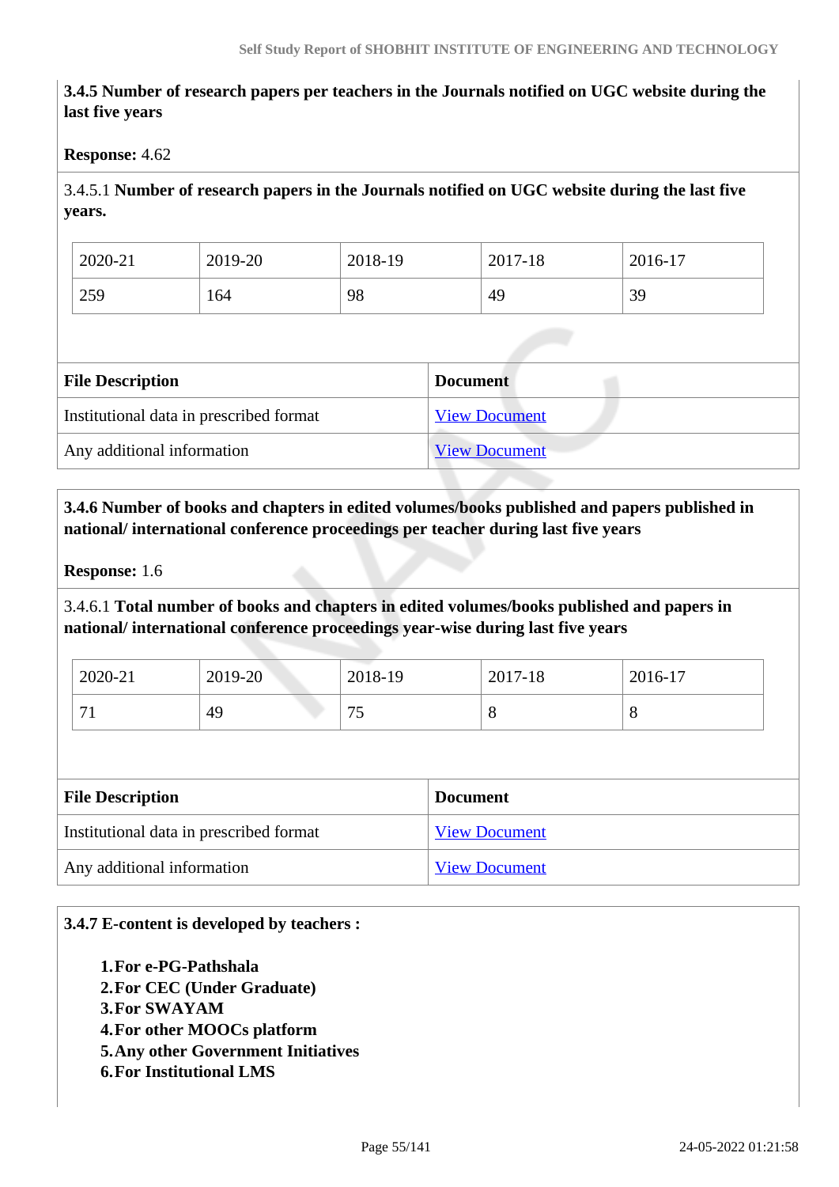**3.4.5 Number of research papers per teachers in the Journals notified on UGC website during the last five years**

**Response:** 4.62

3.4.5.1 **Number of research papers in the Journals notified on UGC website during the last five years.**

| 2020-21 | 2019-20 | 2018-19 | 2017-18 | 2016-17 |
|---|---|---|---|---|
| 259 | 164 | 98 | 49 | 39 |

| File Description | Document |
|---|---|
| Institutional data in prescribed format | View Document |
| Any additional information | View Document |

**3.4.6 Number of books and chapters in edited volumes/books published and papers published in national/ international conference proceedings per teacher during last five years**

**Response:** 1.6

3.4.6.1 **Total number of books and chapters in edited volumes/books published and papers in national/ international conference proceedings year-wise during last five years**

| 2020-21 | 2019-20 | 2018-19 | 2017-18 | 2016-17 |
|---|---|---|---|---|
| 71 | 49 | 75 | 8 | 8 |

| File Description | Document |
|---|---|
| Institutional data in prescribed format | View Document |
| Any additional information | View Document |

**3.4.7 E-content is developed by teachers :**

1. **For e-PG-Pathshala**
2. **For CEC (Under Graduate)**
3. **For SWAYAM**
4. **For other MOOCs platform**
5. **Any other Government Initiatives**
6. **For Institutional LMS**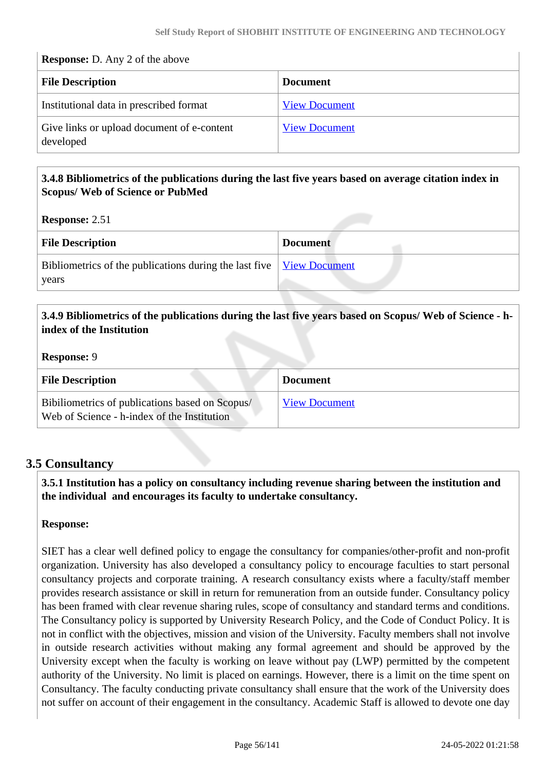**Response:** D. Any 2 of the above

| File Description | Document |
|---|---|
| Institutional data in prescribed format | View Document |
| Give links or upload document of e-content developed | View Document |

**3.4.8 Bibliometrics of the publications during the last five years based on average citation index in Scopus/ Web of Science or PubMed**

**Response:** 2.51

| File Description | Document |
|---|---|
| Bibliometrics of the publications during the last five years | View Document |

**3.4.9 Bibliometrics of the publications during the last five years based on Scopus/ Web of Science - h-index of the Institution**

**Response:** 9

| File Description | Document |
|---|---|
| Bibiliometrics of publications based on Scopus/ Web of Science - h-index of the Institution | View Document |

## 3.5 Consultancy

**3.5.1 Institution has a policy on consultancy including revenue sharing between the institution and the individual and encourages its faculty to undertake consultancy.**

**Response:**

SIET has a clear well defined policy to engage the consultancy for companies/other-profit and non-profit organization. University has also developed a consultancy policy to encourage faculties to start personal consultancy projects and corporate training. A research consultancy exists where a faculty/staff member provides research assistance or skill in return for remuneration from an outside funder. Consultancy policy has been framed with clear revenue sharing rules, scope of consultancy and standard terms and conditions. The Consultancy policy is supported by University Research Policy, and the Code of Conduct Policy. It is not in conflict with the objectives, mission and vision of the University. Faculty members shall not involve in outside research activities without making any formal agreement and should be approved by the University except when the faculty is working on leave without pay (LWP) permitted by the competent authority of the University. No limit is placed on earnings. However, there is a limit on the time spent on Consultancy. The faculty conducting private consultancy shall ensure that the work of the University does not suffer on account of their engagement in the consultancy. Academic Staff is allowed to devote one day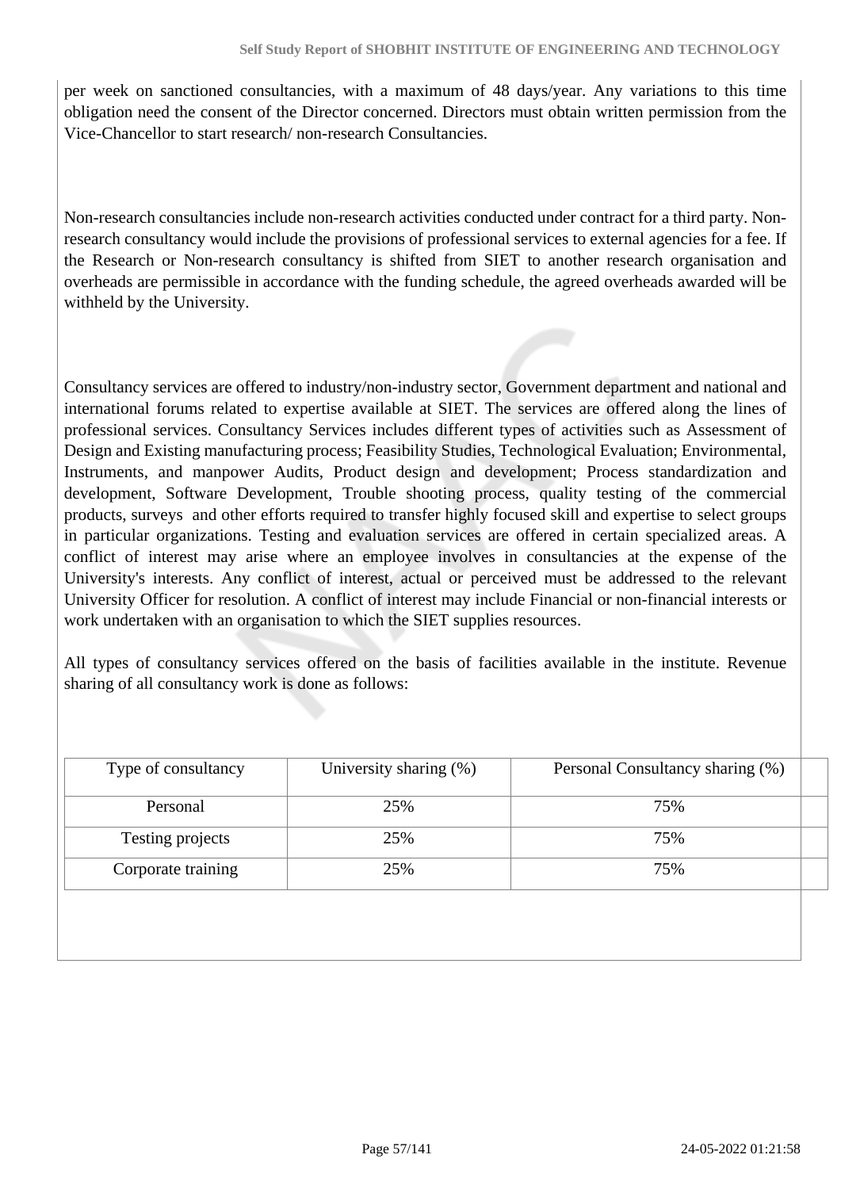per week on sanctioned consultancies, with a maximum of 48 days/year. Any variations to this time obligation need the consent of the Director concerned. Directors must obtain written permission from the Vice-Chancellor to start research/ non-research Consultancies.

Non-research consultancies include non-research activities conducted under contract for a third party. Non-research consultancy would include the provisions of professional services to external agencies for a fee. If the Research or Non-research consultancy is shifted from SIET to another research organisation and overheads are permissible in accordance with the funding schedule, the agreed overheads awarded will be withheld by the University.

Consultancy services are offered to industry/non-industry sector, Government department and national and international forums related to expertise available at SIET. The services are offered along the lines of professional services. Consultancy Services includes different types of activities such as Assessment of Design and Existing manufacturing process; Feasibility Studies, Technological Evaluation; Environmental, Instruments, and manpower Audits, Product design and development; Process standardization and development, Software Development, Trouble shooting process, quality testing of the commercial products, surveys and other efforts required to transfer highly focused skill and expertise to select groups in particular organizations. Testing and evaluation services are offered in certain specialized areas. A conflict of interest may arise where an employee involves in consultancies at the expense of the University's interests. Any conflict of interest, actual or perceived must be addressed to the relevant University Officer for resolution. A conflict of interest may include Financial or non-financial interests or work undertaken with an organisation to which the SIET supplies resources.

All types of consultancy services offered on the basis of facilities available in the institute. Revenue sharing of all consultancy work is done as follows:

| Type of consultancy | University sharing (%) | Personal Consultancy sharing (%) |
|---|---|---|
| Personal | 25% | 75% |
| Testing projects | 25% | 75% |
| Corporate training | 25% | 75% |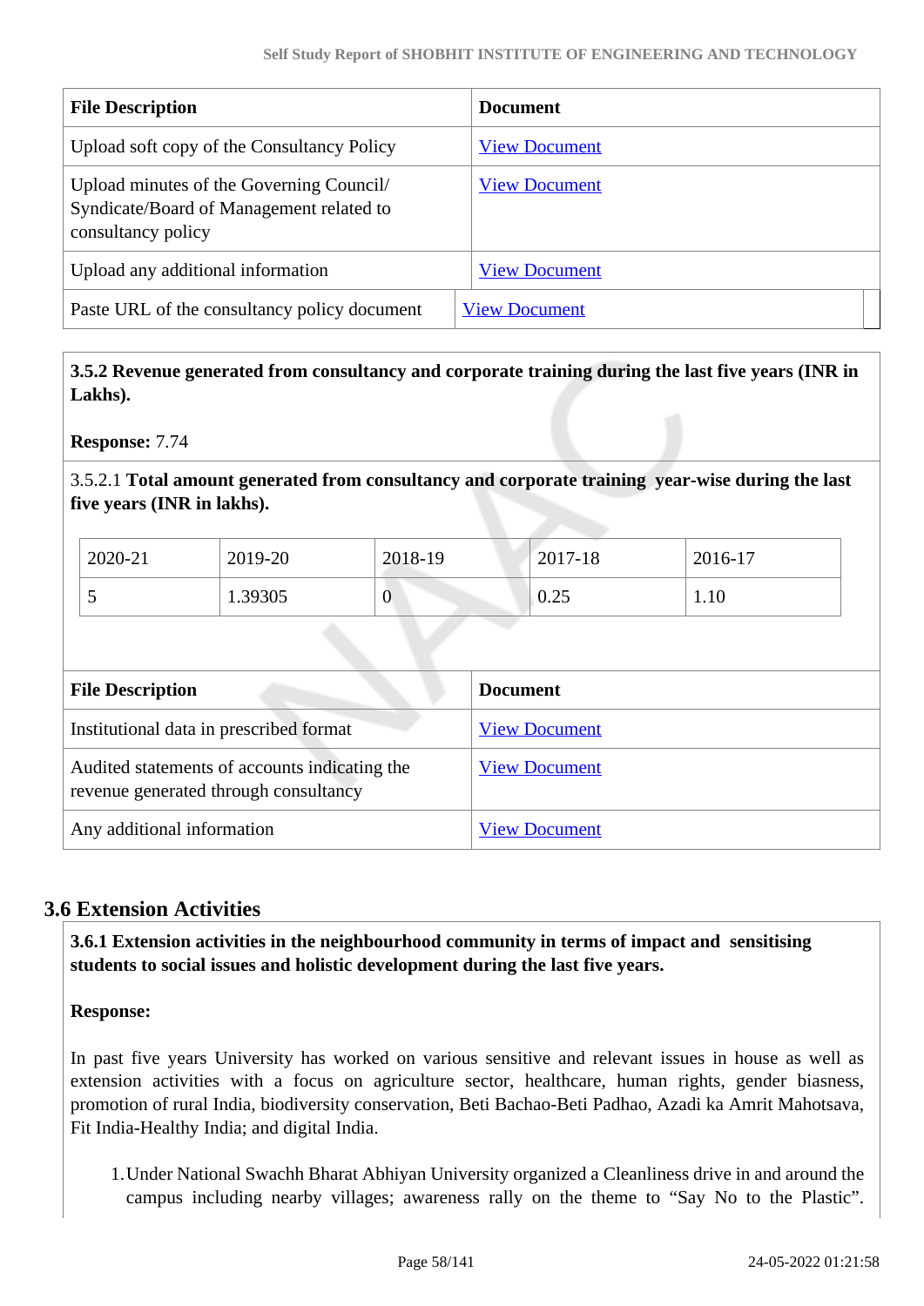| File Description | Document |
|---|---|
| Upload soft copy of the Consultancy Policy | View Document |
| Upload minutes of the Governing Council/ Syndicate/Board of Management related to consultancy policy | View Document |
| Upload any additional information | View Document |
| Paste URL of the consultancy policy document | View Document |

**3.5.2 Revenue generated from consultancy and corporate training during the last five years (INR in Lakhs).**

**Response:** 7.74

3.5.2.1 **Total amount generated from consultancy and corporate training year-wise during the last five years (INR in lakhs).**

| 2020-21 | 2019-20 | 2018-19 | 2017-18 | 2016-17 |
|---|---|---|---|---|
| 5 | 1.39305 | 0 | 0.25 | 1.10 |

| File Description | Document |
|---|---|
| Institutional data in prescribed format | View Document |
| Audited statements of accounts indicating the revenue generated through consultancy | View Document |
| Any additional information | View Document |

## 3.6 Extension Activities

**3.6.1 Extension activities in the neighbourhood community in terms of impact and sensitising students to social issues and holistic development during the last five years.**

**Response:**

In past five years University has worked on various sensitive and relevant issues in house as well as extension activities with a focus on agriculture sector, healthcare, human rights, gender biasness, promotion of rural India, biodiversity conservation, Beti Bachao-Beti Padhao, Azadi ka Amrit Mahotsava, Fit India-Healthy India; and digital India.

1. Under National Swachh Bharat Abhiyan University organized a Cleanliness drive in and around the campus including nearby villages; awareness rally on the theme to “Say No to the Plastic”.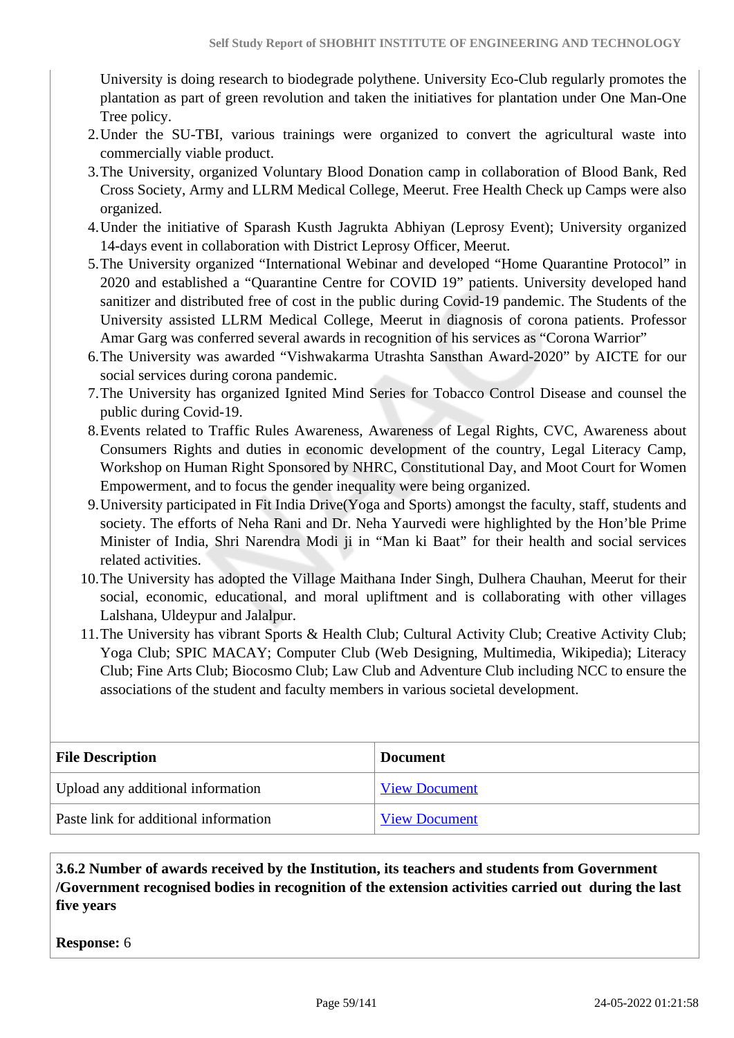University is doing research to biodegrade polythene. University Eco-Club regularly promotes the plantation as part of green revolution and taken the initiatives for plantation under One Man-One Tree policy.

2. Under the SU-TBI, various trainings were organized to convert the agricultural waste into commercially viable product.
3. The University, organized Voluntary Blood Donation camp in collaboration of Blood Bank, Red Cross Society, Army and LLRM Medical College, Meerut. Free Health Check up Camps were also organized.
4. Under the initiative of Sparash Kusth Jagrukta Abhiyan (Leprosy Event); University organized 14-days event in collaboration with District Leprosy Officer, Meerut.
5. The University organized "International Webinar and developed "Home Quarantine Protocol" in 2020 and established a "Quarantine Centre for COVID 19" patients. University developed hand sanitizer and distributed free of cost in the public during Covid-19 pandemic. The Students of the University assisted LLRM Medical College, Meerut in diagnosis of corona patients. Professor Amar Garg was conferred several awards in recognition of his services as "Corona Warrior"
6. The University was awarded "Vishwakarma Utrashta Sansthan Award-2020" by AICTE for our social services during corona pandemic.
7. The University has organized Ignited Mind Series for Tobacco Control Disease and counsel the public during Covid-19.
8. Events related to Traffic Rules Awareness, Awareness of Legal Rights, CVC, Awareness about Consumers Rights and duties in economic development of the country, Legal Literacy Camp, Workshop on Human Right Sponsored by NHRC, Constitutional Day, and Moot Court for Women Empowerment, and to focus the gender inequality were being organized.
9. University participated in Fit India Drive(Yoga and Sports) amongst the faculty, staff, students and society. The efforts of Neha Rani and Dr. Neha Yaurvedi were highlighted by the Hon'ble Prime Minister of India, Shri Narendra Modi ji in "Man ki Baat" for their health and social services related activities.
10. The University has adopted the Village Maithana Inder Singh, Dulhera Chauhan, Meerut for their social, economic, educational, and moral upliftment and is collaborating with other villages Lalshana, Uldeypur and Jalalpur.
11. The University has vibrant Sports & Health Club; Cultural Activity Club; Creative Activity Club; Yoga Club; SPIC MACAY; Computer Club (Web Designing, Multimedia, Wikipedia); Literacy Club; Fine Arts Club; Biocosmo Club; Law Club and Adventure Club including NCC to ensure the associations of the student and faculty members in various societal development.

| File Description | Document |
| --- | --- |
| Upload any additional information | View Document |
| Paste link for additional information | View Document |

**3.6.2 Number of awards received by the Institution, its teachers and students from Government /Government recognised bodies in recognition of the extension activities carried out during the last five years**

**Response:** 6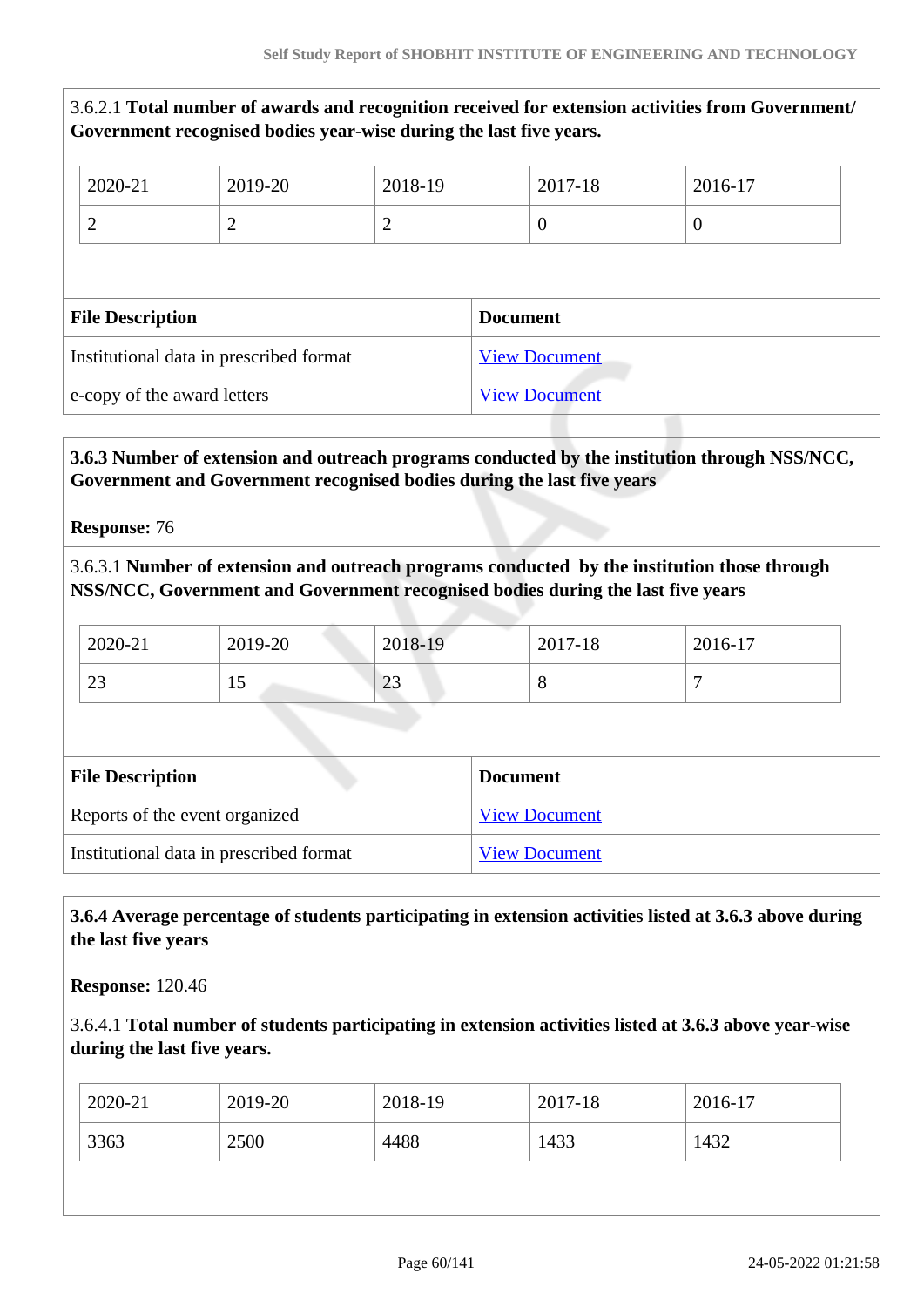3.6.2.1 **Total number of awards and recognition received for extension activities from Government/ Government recognised bodies year-wise during the last five years.**

| 2020-21 | 2019-20 | 2018-19 | 2017-18 | 2016-17 |
|---|---|---|---|---|
| 2 | 2 | 2 | 0 | 0 |

| File Description | Document |
|---|---|
| Institutional data in prescribed format | View Document |
| e-copy of the award letters | View Document |

**3.6.3 Number of extension and outreach programs conducted by the institution through NSS/NCC, Government and Government recognised bodies during the last five years**

**Response:** 76

3.6.3.1 **Number of extension and outreach programs conducted by the institution those through NSS/NCC, Government and Government recognised bodies during the last five years**

| 2020-21 | 2019-20 | 2018-19 | 2017-18 | 2016-17 |
|---|---|---|---|---|
| 23 | 15 | 23 | 8 | 7 |

| File Description | Document |
|---|---|
| Reports of the event organized | View Document |
| Institutional data in prescribed format | View Document |

**3.6.4 Average percentage of students participating in extension activities listed at 3.6.3 above during the last five years**

**Response:** 120.46

3.6.4.1 **Total number of students participating in extension activities listed at 3.6.3 above year-wise during the last five years.**

| 2020-21 | 2019-20 | 2018-19 | 2017-18 | 2016-17 |
|---|---|---|---|---|
| 3363 | 2500 | 4488 | 1433 | 1432 |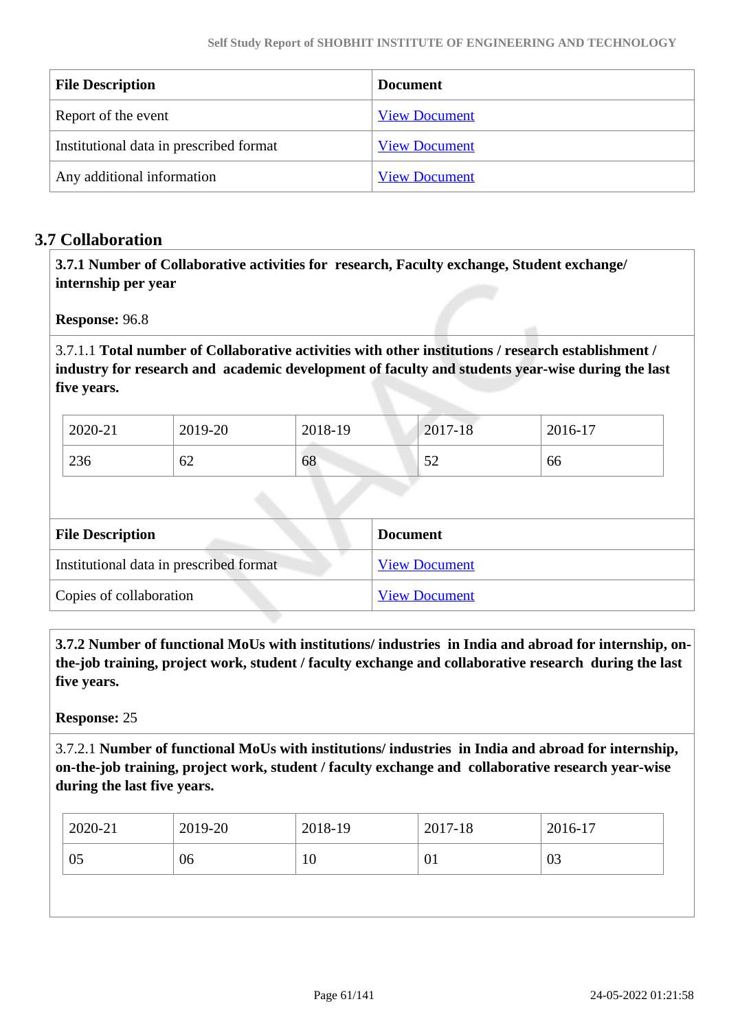| File Description | Document |
|---|---|
| Report of the event | View Document |
| Institutional data in prescribed format | View Document |
| Any additional information | View Document |

## 3.7 Collaboration

**3.7.1 Number of Collaborative activities for research, Faculty exchange, Student exchange/ internship per year**

**Response:** 96.8

3.7.1.1 **Total number of Collaborative activities with other institutions / research establishment / industry for research and academic development of faculty and students year-wise during the last five years.**

| 2020-21 | 2019-20 | 2018-19 | 2017-18 | 2016-17 |
|---|---|---|---|---|
| 236 | 62 | 68 | 52 | 66 |

| File Description | Document |
|---|---|
| Institutional data in prescribed format | View Document |
| Copies of collaboration | View Document |

**3.7.2 Number of functional MoUs with institutions/ industries in India and abroad for internship, on-the-job training, project work, student / faculty exchange and collaborative research during the last five years.**

**Response:** 25

3.7.2.1 **Number of functional MoUs with institutions/ industries in India and abroad for internship, on-the-job training, project work, student / faculty exchange and collaborative research year-wise during the last five years.**

| 2020-21 | 2019-20 | 2018-19 | 2017-18 | 2016-17 |
|---|---|---|---|---|
| 05 | 06 | 10 | 01 | 03 |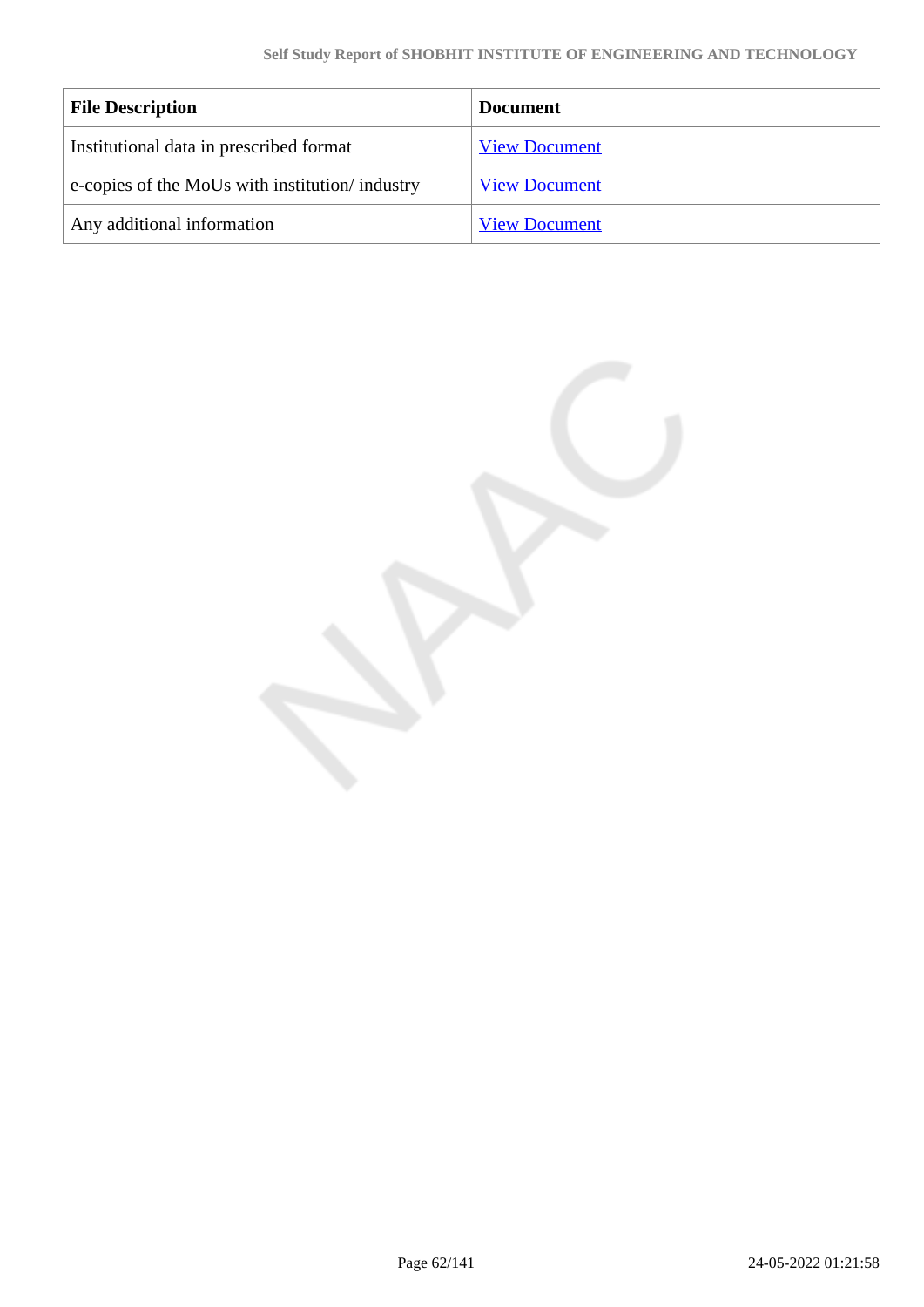| File Description | Document |
|---|---|
| Institutional data in prescribed format | View Document |
| e-copies of the MoUs with institution/ industry | View Document |
| Any additional information | View Document |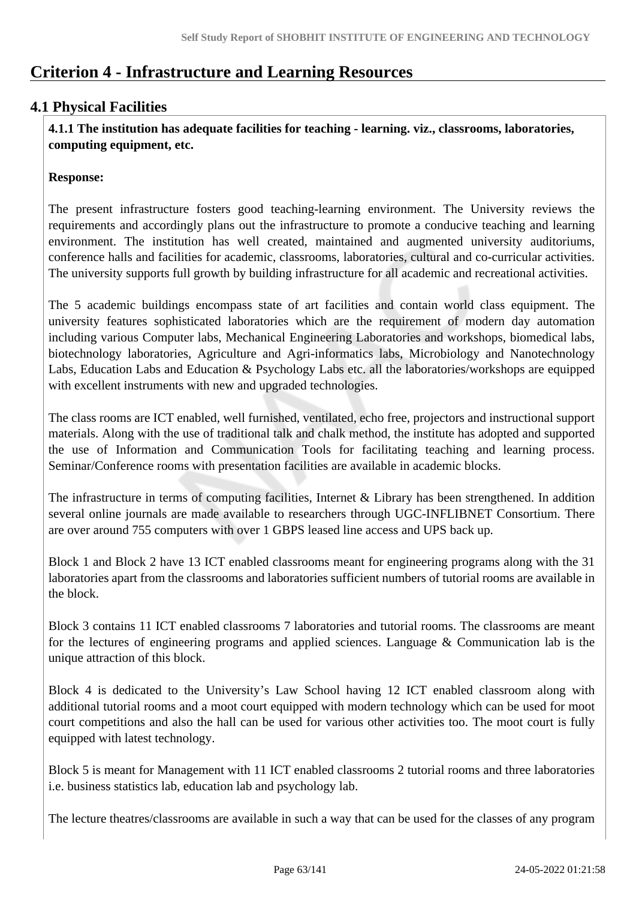# Criterion 4 - Infrastructure and Learning Resources

## 4.1 Physical Facilities

**4.1.1 The institution has adequate facilities for teaching - learning. viz., classrooms, laboratories, computing equipment, etc.**

**Response:**

The present infrastructure fosters good teaching-learning environment. The University reviews the requirements and accordingly plans out the infrastructure to promote a conducive teaching and learning environment. The institution has well created, maintained and augmented university auditoriums, conference halls and facilities for academic, classrooms, laboratories, cultural and co-curricular activities. The university supports full growth by building infrastructure for all academic and recreational activities.

The 5 academic buildings encompass state of art facilities and contain world class equipment. The university features sophisticated laboratories which are the requirement of modern day automation including various Computer labs, Mechanical Engineering Laboratories and workshops, biomedical labs, biotechnology laboratories, Agriculture and Agri-informatics labs, Microbiology and Nanotechnology Labs, Education Labs and Education & Psychology Labs etc. all the laboratories/workshops are equipped with excellent instruments with new and upgraded technologies.

The class rooms are ICT enabled, well furnished, ventilated, echo free, projectors and instructional support materials. Along with the use of traditional talk and chalk method, the institute has adopted and supported the use of Information and Communication Tools for facilitating teaching and learning process. Seminar/Conference rooms with presentation facilities are available in academic blocks.

The infrastructure in terms of computing facilities, Internet & Library has been strengthened. In addition several online journals are made available to researchers through UGC-INFLIBNET Consortium. There are over around 755 computers with over 1 GBPS leased line access and UPS back up.

Block 1 and Block 2 have 13 ICT enabled classrooms meant for engineering programs along with the 31 laboratories apart from the classrooms and laboratories sufficient numbers of tutorial rooms are available in the block.

Block 3 contains 11 ICT enabled classrooms 7 laboratories and tutorial rooms. The classrooms are meant for the lectures of engineering programs and applied sciences. Language & Communication lab is the unique attraction of this block.

Block 4 is dedicated to the University's Law School having 12 ICT enabled classroom along with additional tutorial rooms and a moot court equipped with modern technology which can be used for moot court competitions and also the hall can be used for various other activities too. The moot court is fully equipped with latest technology.

Block 5 is meant for Management with 11 ICT enabled classrooms 2 tutorial rooms and three laboratories i.e. business statistics lab, education lab and psychology lab.

The lecture theatres/classrooms are available in such a way that can be used for the classes of any program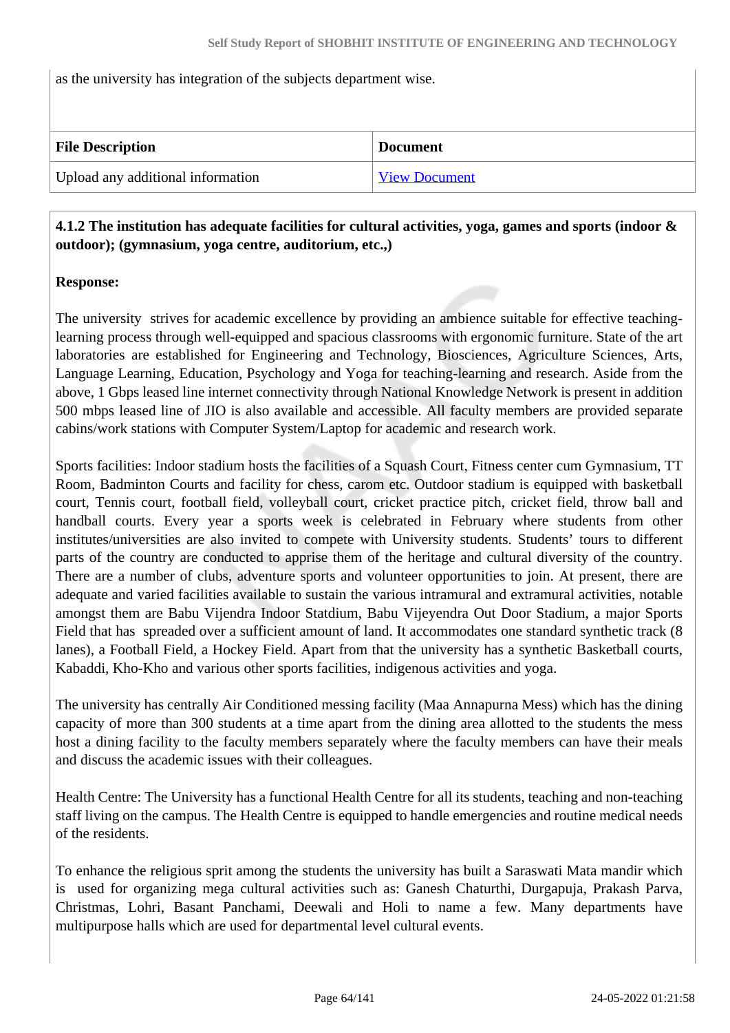as the university has integration of the subjects department wise.

| File Description | Document |
| --- | --- |
| Upload any additional information | View Document |

**4.1.2 The institution has adequate facilities for cultural activities, yoga, games and sports (indoor & outdoor); (gymnasium, yoga centre, auditorium, etc.,)**

**Response:**

The university strives for academic excellence by providing an ambience suitable for effective teaching-learning process through well-equipped and spacious classrooms with ergonomic furniture. State of the art laboratories are established for Engineering and Technology, Biosciences, Agriculture Sciences, Arts, Language Learning, Education, Psychology and Yoga for teaching-learning and research. Aside from the above, 1 Gbps leased line internet connectivity through National Knowledge Network is present in addition 500 mbps leased line of JIO is also available and accessible. All faculty members are provided separate cabins/work stations with Computer System/Laptop for academic and research work.

Sports facilities: Indoor stadium hosts the facilities of a Squash Court, Fitness center cum Gymnasium, TT Room, Badminton Courts and facility for chess, carom etc. Outdoor stadium is equipped with basketball court, Tennis court, football field, volleyball court, cricket practice pitch, cricket field, throw ball and handball courts. Every year a sports week is celebrated in February where students from other institutes/universities are also invited to compete with University students. Students' tours to different parts of the country are conducted to apprise them of the heritage and cultural diversity of the country. There are a number of clubs, adventure sports and volunteer opportunities to join. At present, there are adequate and varied facilities available to sustain the various intramural and extramural activities, notable amongst them are Babu Vijendra Indoor Statdium, Babu Vijeyendra Out Door Stadium, a major Sports Field that has spreaded over a sufficient amount of land. It accommodates one standard synthetic track (8 lanes), a Football Field, a Hockey Field. Apart from that the university has a synthetic Basketball courts, Kabaddi, Kho-Kho and various other sports facilities, indigenous activities and yoga.

The university has centrally Air Conditioned messing facility (Maa Annapurna Mess) which has the dining capacity of more than 300 students at a time apart from the dining area allotted to the students the mess host a dining facility to the faculty members separately where the faculty members can have their meals and discuss the academic issues with their colleagues.

Health Centre: The University has a functional Health Centre for all its students, teaching and non-teaching staff living on the campus. The Health Centre is equipped to handle emergencies and routine medical needs of the residents.

To enhance the religious sprit among the students the university has built a Saraswati Mata mandir which is used for organizing mega cultural activities such as: Ganesh Chaturthi, Durgapuja, Prakash Parva, Christmas, Lohri, Basant Panchami, Deewali and Holi to name a few. Many departments have multipurpose halls which are used for departmental level cultural events.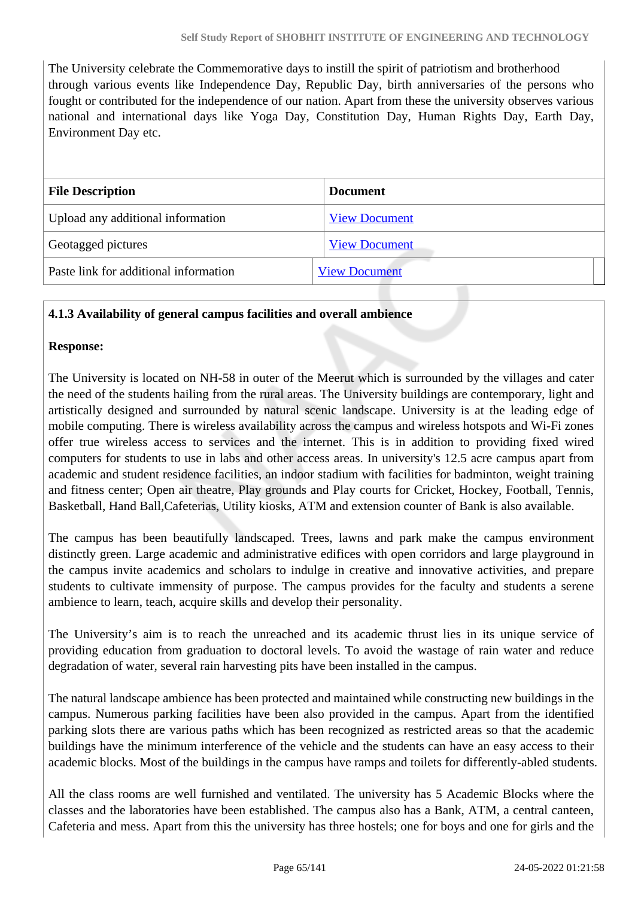The University celebrate the Commemorative days to instill the spirit of patriotism and brotherhood through various events like Independence Day, Republic Day, birth anniversaries of the persons who fought or contributed for the independence of our nation. Apart from these the university observes various national and international days like Yoga Day, Constitution Day, Human Rights Day, Earth Day, Environment Day etc.

| File Description | Document |
|---|---|
| Upload any additional information | View Document |
| Geotagged pictures | View Document |
| Paste link for additional information | View Document |

**4.1.3 Availability of general campus facilities and overall ambience**

**Response:**

The University is located on NH-58 in outer of the Meerut which is surrounded by the villages and cater the need of the students hailing from the rural areas. The University buildings are contemporary, light and artistically designed and surrounded by natural scenic landscape. University is at the leading edge of mobile computing. There is wireless availability across the campus and wireless hotspots and Wi-Fi zones offer true wireless access to services and the internet. This is in addition to providing fixed wired computers for students to use in labs and other access areas. In university's 12.5 acre campus apart from academic and student residence facilities, an indoor stadium with facilities for badminton, weight training and fitness center; Open air theatre, Play grounds and Play courts for Cricket, Hockey, Football, Tennis, Basketball, Hand Ball,Cafeterias, Utility kiosks, ATM and extension counter of Bank is also available.

The campus has been beautifully landscaped. Trees, lawns and park make the campus environment distinctly green. Large academic and administrative edifices with open corridors and large playground in the campus invite academics and scholars to indulge in creative and innovative activities, and prepare students to cultivate immensity of purpose. The campus provides for the faculty and students a serene ambience to learn, teach, acquire skills and develop their personality.

The University's aim is to reach the unreached and its academic thrust lies in its unique service of providing education from graduation to doctoral levels. To avoid the wastage of rain water and reduce degradation of water, several rain harvesting pits have been installed in the campus.

The natural landscape ambience has been protected and maintained while constructing new buildings in the campus. Numerous parking facilities have been also provided in the campus. Apart from the identified parking slots there are various paths which has been recognized as restricted areas so that the academic buildings have the minimum interference of the vehicle and the students can have an easy access to their academic blocks. Most of the buildings in the campus have ramps and toilets for differently-abled students.

All the class rooms are well furnished and ventilated. The university has 5 Academic Blocks where the classes and the laboratories have been established. The campus also has a Bank, ATM, a central canteen, Cafeteria and mess. Apart from this the university has three hostels; one for boys and one for girls and the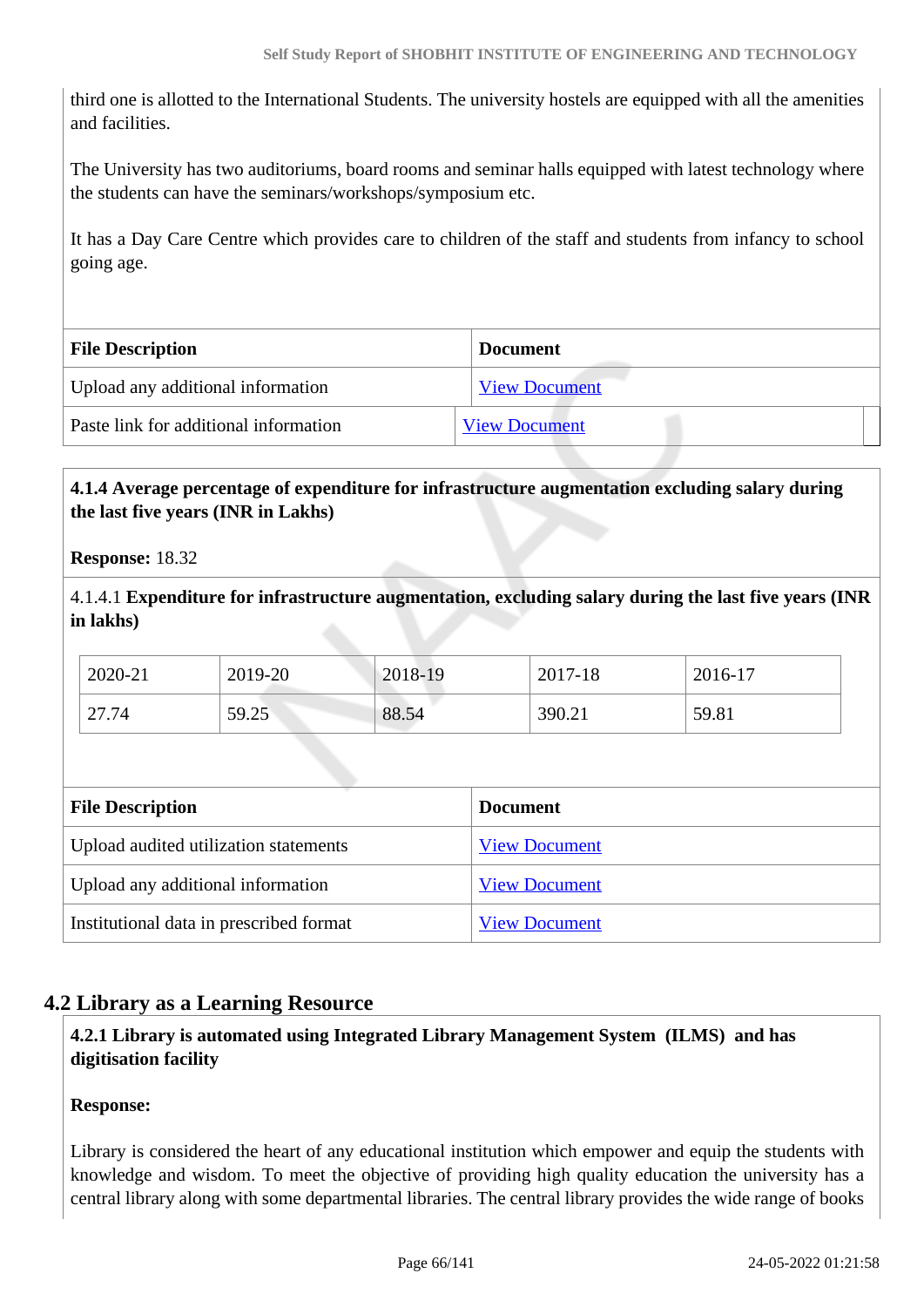third one is allotted to the International Students. The university hostels are equipped with all the amenities and facilities.

The University has two auditoriums, board rooms and seminar halls equipped with latest technology where the students can have the seminars/workshops/symposium etc.

It has a Day Care Centre which provides care to children of the staff and students from infancy to school going age.

| File Description | Document |
|---|---|
| Upload any additional information | View Document |
| Paste link for additional information | View Document |

**4.1.4 Average percentage of expenditure for infrastructure augmentation excluding salary during the last five years (INR in Lakhs)**

**Response:** 18.32

4.1.4.1 **Expenditure for infrastructure augmentation, excluding salary during the last five years (INR in lakhs)**

| 2020-21 | 2019-20 | 2018-19 | 2017-18 | 2016-17 |
|---|---|---|---|---|
| 27.74 | 59.25 | 88.54 | 390.21 | 59.81 |

| File Description | Document |
|---|---|
| Upload audited utilization statements | View Document |
| Upload any additional information | View Document |
| Institutional data in prescribed format | View Document |

## 4.2 Library as a Learning Resource

**4.2.1 Library is automated using Integrated Library Management System (ILMS) and has digitisation facility**

**Response:**

Library is considered the heart of any educational institution which empower and equip the students with knowledge and wisdom. To meet the objective of providing high quality education the university has a central library along with some departmental libraries. The central library provides the wide range of books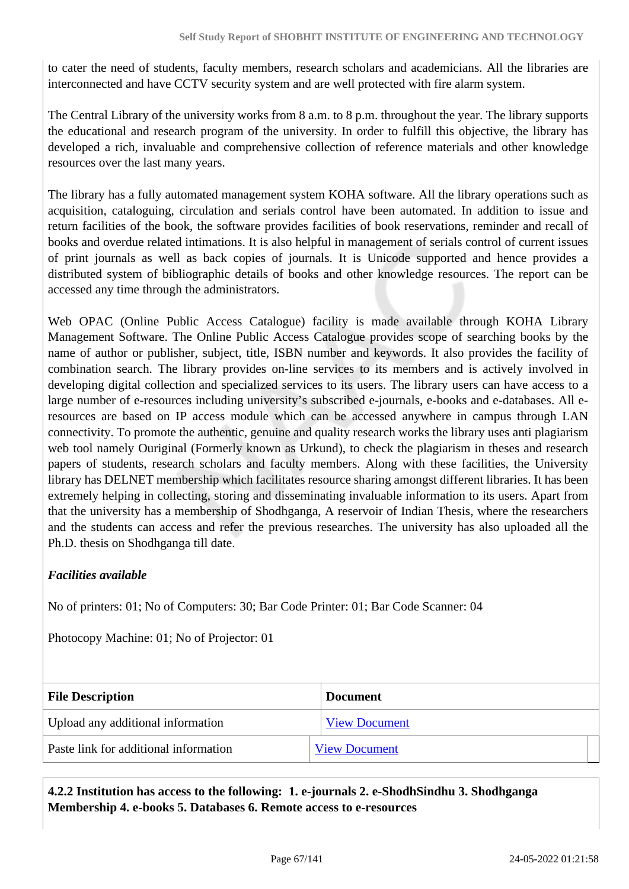to cater the need of students, faculty members, research scholars and academicians. All the libraries are interconnected and have CCTV security system and are well protected with fire alarm system.

The Central Library of the university works from 8 a.m. to 8 p.m. throughout the year. The library supports the educational and research program of the university. In order to fulfill this objective, the library has developed a rich, invaluable and comprehensive collection of reference materials and other knowledge resources over the last many years.

The library has a fully automated management system KOHA software. All the library operations such as acquisition, cataloguing, circulation and serials control have been automated. In addition to issue and return facilities of the book, the software provides facilities of book reservations, reminder and recall of books and overdue related intimations. It is also helpful in management of serials control of current issues of print journals as well as back copies of journals. It is Unicode supported and hence provides a distributed system of bibliographic details of books and other knowledge resources. The report can be accessed any time through the administrators.

Web OPAC (Online Public Access Catalogue) facility is made available through KOHA Library Management Software. The Online Public Access Catalogue provides scope of searching books by the name of author or publisher, subject, title, ISBN number and keywords. It also provides the facility of combination search. The library provides on-line services to its members and is actively involved in developing digital collection and specialized services to its users. The library users can have access to a large number of e-resources including university's subscribed e-journals, e-books and e-databases. All e-resources are based on IP access module which can be accessed anywhere in campus through LAN connectivity. To promote the authentic, genuine and quality research works the library uses anti plagiarism web tool namely Ouriginal (Formerly known as Urkund), to check the plagiarism in theses and research papers of students, research scholars and faculty members. Along with these facilities, the University library has DELNET membership which facilitates resource sharing amongst different libraries. It has been extremely helping in collecting, storing and disseminating invaluable information to its users. Apart from that the university has a membership of Shodhganga, A reservoir of Indian Thesis, where the researchers and the students can access and refer the previous researches. The university has also uploaded all the Ph.D. thesis on Shodhganga till date.

***Facilities available***

No of printers: 01; No of Computers: 30; Bar Code Printer: 01; Bar Code Scanner: 04

Photocopy Machine: 01; No of Projector: 01

| File Description | Document |
| --- | --- |
| Upload any additional information | View Document |
| Paste link for additional information | View Document |

**4.2.2 Institution has access to the following: 1. e-journals 2. e-ShodhSindhu 3. Shodhganga Membership 4. e-books 5. Databases 6. Remote access to e-resources**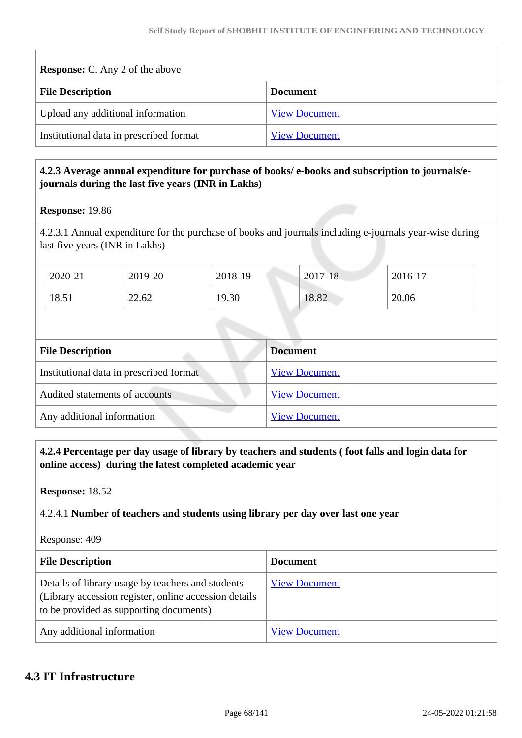**Response:** C. Any 2 of the above

| File Description | Document |
|---|---|
| Upload any additional information | View Document |
| Institutional data in prescribed format | View Document |

**4.2.3 Average annual expenditure for purchase of books/ e-books and subscription to journals/e-journals during the last five years (INR in Lakhs)**

**Response:** 19.86

4.2.3.1 Annual expenditure for the purchase of books and journals including e-journals year-wise during last five years (INR in Lakhs)

| 2020-21 | 2019-20 | 2018-19 | 2017-18 | 2016-17 |
|---|---|---|---|---|
| 18.51 | 22.62 | 19.30 | 18.82 | 20.06 |

| File Description | Document |
|---|---|
| Institutional data in prescribed format | View Document |
| Audited statements of accounts | View Document |
| Any additional information | View Document |

**4.2.4 Percentage per day usage of library by teachers and students ( foot falls and login data for online access) during the latest completed academic year**

**Response:** 18.52

4.2.4.1 **Number of teachers and students using library per day over last one year**

Response: 409

| File Description | Document |
|---|---|
| Details of library usage by teachers and students (Library accession register, online accession details to be provided as supporting documents) | View Document |
| Any additional information | View Document |

## 4.3 IT Infrastructure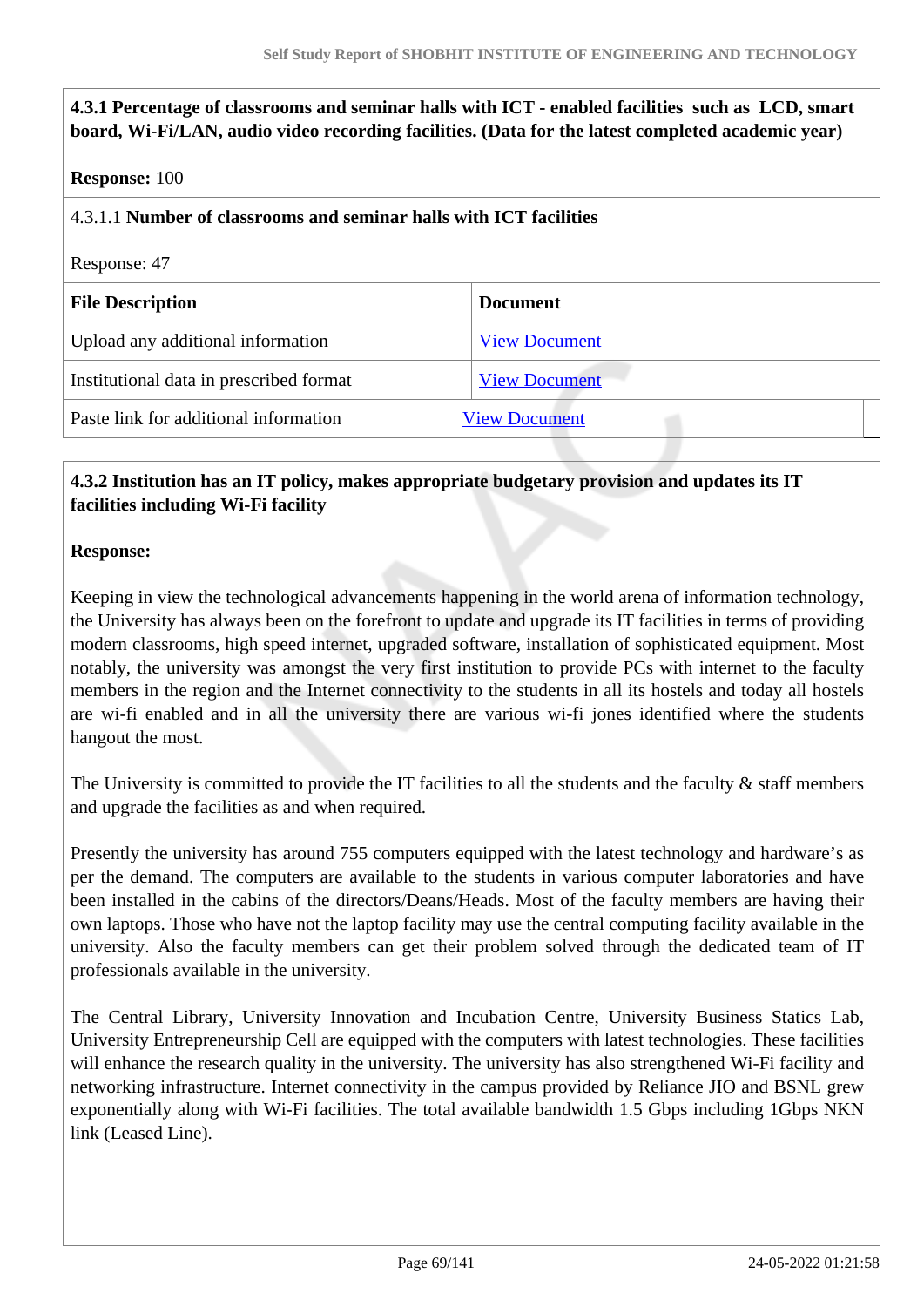**4.3.1 Percentage of classrooms and seminar halls with ICT - enabled facilities such as LCD, smart board, Wi-Fi/LAN, audio video recording facilities. (Data for the latest completed academic year)**

**Response:** 100

4.3.1.1 **Number of classrooms and seminar halls with ICT facilities**

Response: 47

| File Description | Document |
|---|---|
| Upload any additional information | View Document |
| Institutional data in prescribed format | View Document |
| Paste link for additional information | View Document |

**4.3.2 Institution has an IT policy, makes appropriate budgetary provision and updates its IT facilities including Wi-Fi facility**

**Response:**

Keeping in view the technological advancements happening in the world arena of information technology, the University has always been on the forefront to update and upgrade its IT facilities in terms of providing modern classrooms, high speed internet, upgraded software, installation of sophisticated equipment. Most notably, the university was amongst the very first institution to provide PCs with internet to the faculty members in the region and the Internet connectivity to the students in all its hostels and today all hostels are wi-fi enabled and in all the university there are various wi-fi jones identified where the students hangout the most.

The University is committed to provide the IT facilities to all the students and the faculty & staff members and upgrade the facilities as and when required.

Presently the university has around 755 computers equipped with the latest technology and hardware's as per the demand. The computers are available to the students in various computer laboratories and have been installed in the cabins of the directors/Deans/Heads. Most of the faculty members are having their own laptops. Those who have not the laptop facility may use the central computing facility available in the university. Also the faculty members can get their problem solved through the dedicated team of IT professionals available in the university.

The Central Library, University Innovation and Incubation Centre, University Business Statics Lab, University Entrepreneurship Cell are equipped with the computers with latest technologies. These facilities will enhance the research quality in the university. The university has also strengthened Wi-Fi facility and networking infrastructure. Internet connectivity in the campus provided by Reliance JIO and BSNL grew exponentially along with Wi-Fi facilities. The total available bandwidth 1.5 Gbps including 1Gbps NKN link (Leased Line).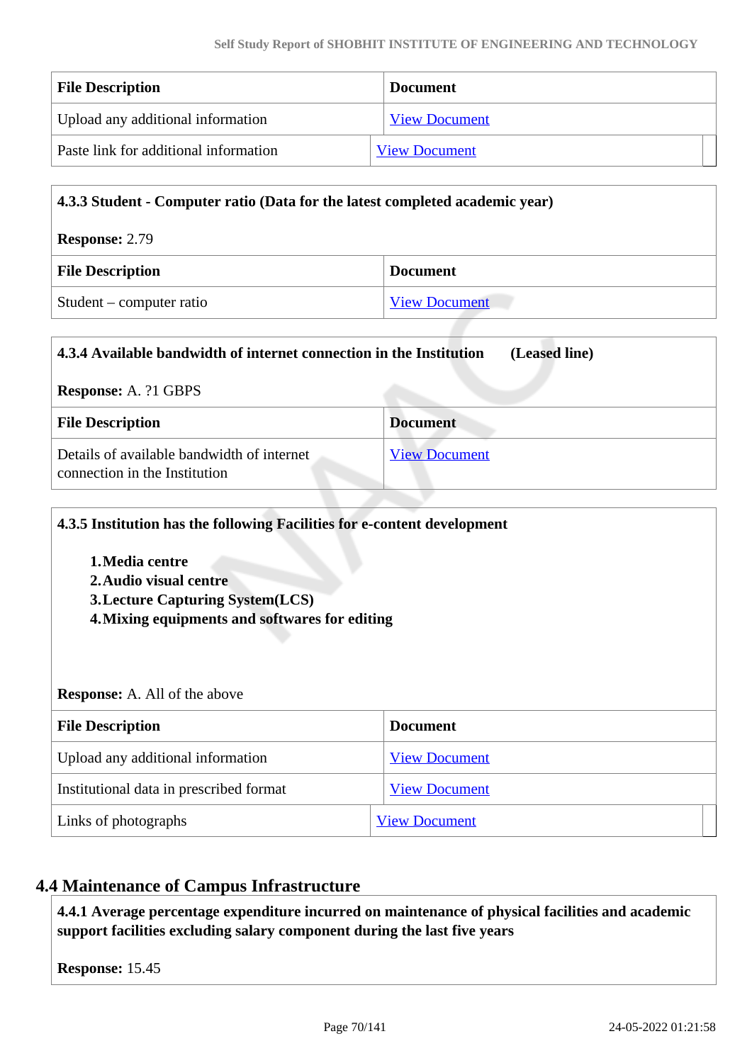| File Description | Document |
|---|---|
| Upload any additional information | View Document |
| Paste link for additional information | View Document |

**4.3.3 Student - Computer ratio (Data for the latest completed academic year)**

**Response:** 2.79

| File Description | Document |
|---|---|
| Student – computer ratio | View Document |

**4.3.4 Available bandwidth of internet connection in the Institution (Leased line)**

**Response:** A. ?1 GBPS

| File Description | Document |
|---|---|
| Details of available bandwidth of internet connection in the Institution | View Document |

**4.3.5 Institution has the following Facilities for e-content development**

1. **Media centre**
2. **Audio visual centre**
3. **Lecture Capturing System(LCS)**
4. **Mixing equipments and softwares for editing**

**Response:** A. All of the above

| File Description | Document |
|---|---|
| Upload any additional information | View Document |
| Institutional data in prescribed format | View Document |
| Links of photographs | View Document |

## 4.4 Maintenance of Campus Infrastructure

**4.4.1 Average percentage expenditure incurred on maintenance of physical facilities and academic support facilities excluding salary component during the last five years**

**Response:** 15.45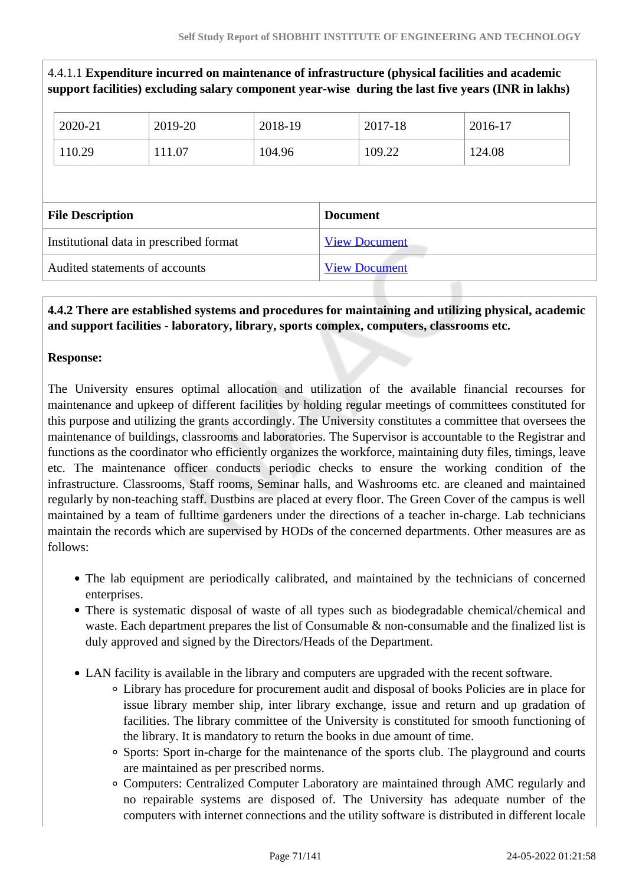4.4.1.1 **Expenditure incurred on maintenance of infrastructure (physical facilities and academic support facilities) excluding salary component year-wise during the last five years (INR in lakhs)**

| 2020-21 | 2019-20 | 2018-19 | 2017-18 | 2016-17 |
|---|---|---|---|---|
| 110.29 | 111.07 | 104.96 | 109.22 | 124.08 |

| File Description | Document |
|---|---|
| Institutional data in prescribed format | View Document |
| Audited statements of accounts | View Document |

**4.4.2 There are established systems and procedures for maintaining and utilizing physical, academic and support facilities - laboratory, library, sports complex, computers, classrooms etc.**

**Response:**

The University ensures optimal allocation and utilization of the available financial recourses for maintenance and upkeep of different facilities by holding regular meetings of committees constituted for this purpose and utilizing the grants accordingly. The University constitutes a committee that oversees the maintenance of buildings, classrooms and laboratories. The Supervisor is accountable to the Registrar and functions as the coordinator who efficiently organizes the workforce, maintaining duty files, timings, leave etc. The maintenance officer conducts periodic checks to ensure the working condition of the infrastructure. Classrooms, Staff rooms, Seminar halls, and Washrooms etc. are cleaned and maintained regularly by non-teaching staff. Dustbins are placed at every floor. The Green Cover of the campus is well maintained by a team of fulltime gardeners under the directions of a teacher in-charge. Lab technicians maintain the records which are supervised by HODs of the concerned departments. Other measures are as follows:

- The lab equipment are periodically calibrated, and maintained by the technicians of concerned enterprises.
- There is systematic disposal of waste of all types such as biodegradable chemical/chemical and waste. Each department prepares the list of Consumable & non-consumable and the finalized list is duly approved and signed by the Directors/Heads of the Department.

- LAN facility is available in the library and computers are upgraded with the recent software.
    - Library has procedure for procurement audit and disposal of books Policies are in place for issue library member ship, inter library exchange, issue and return and up gradation of facilities. The library committee of the University is constituted for smooth functioning of the library. It is mandatory to return the books in due amount of time.
    - Sports: Sport in-charge for the maintenance of the sports club. The playground and courts are maintained as per prescribed norms.
    - Computers: Centralized Computer Laboratory are maintained through AMC regularly and no repairable systems are disposed of. The University has adequate number of the computers with internet connections and the utility software is distributed in different locale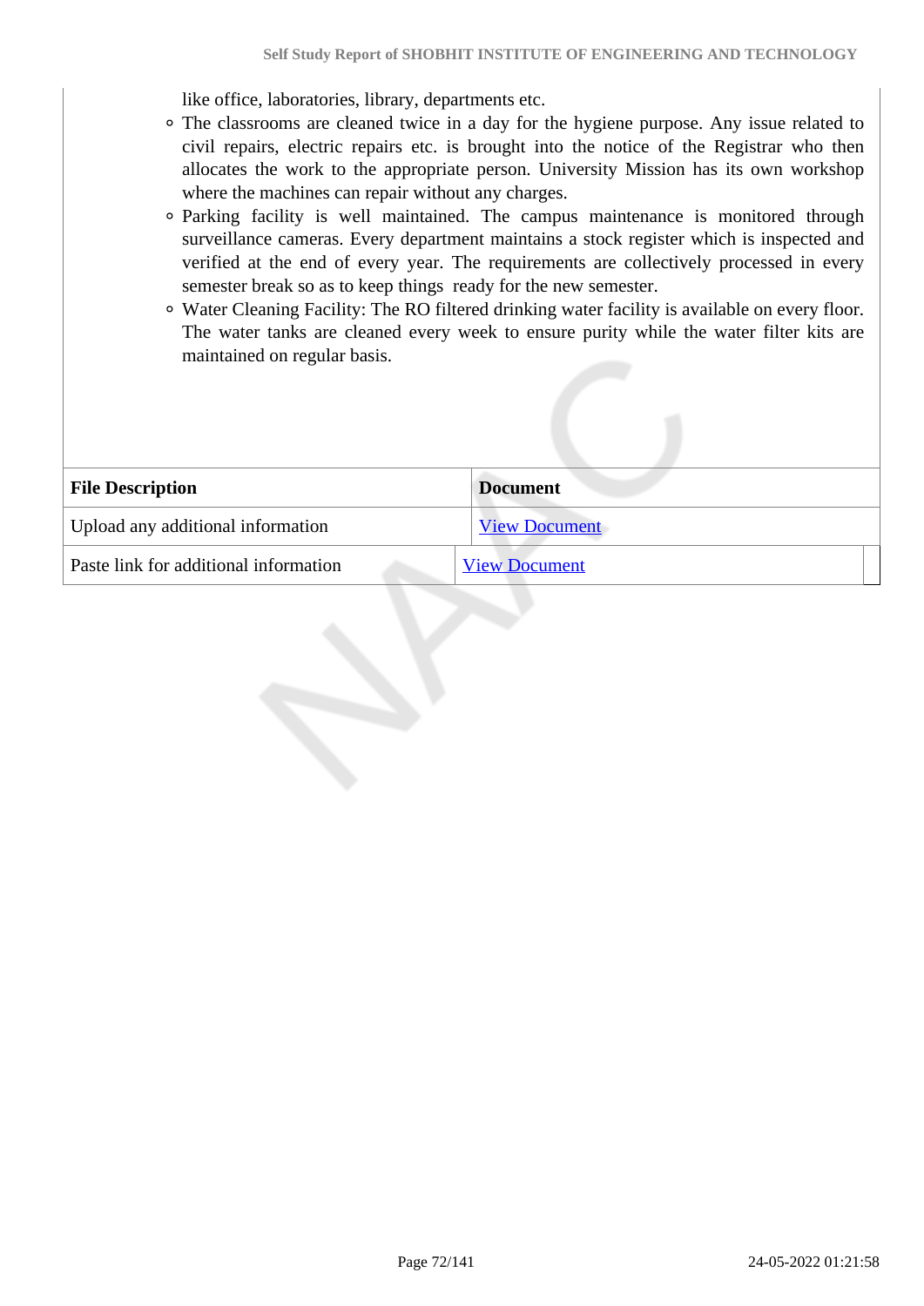like office, laboratories, library, departments etc.

- The classrooms are cleaned twice in a day for the hygiene purpose. Any issue related to civil repairs, electric repairs etc. is brought into the notice of the Registrar who then allocates the work to the appropriate person. University Mission has its own workshop where the machines can repair without any charges.
- Parking facility is well maintained. The campus maintenance is monitored through surveillance cameras. Every department maintains a stock register which is inspected and verified at the end of every year. The requirements are collectively processed in every semester break so as to keep things ready for the new semester.
- Water Cleaning Facility: The RO filtered drinking water facility is available on every floor. The water tanks are cleaned every week to ensure purity while the water filter kits are maintained on regular basis.

| File Description | Document |
|---|---|
| Upload any additional information | View Document |
| Paste link for additional information | View Document |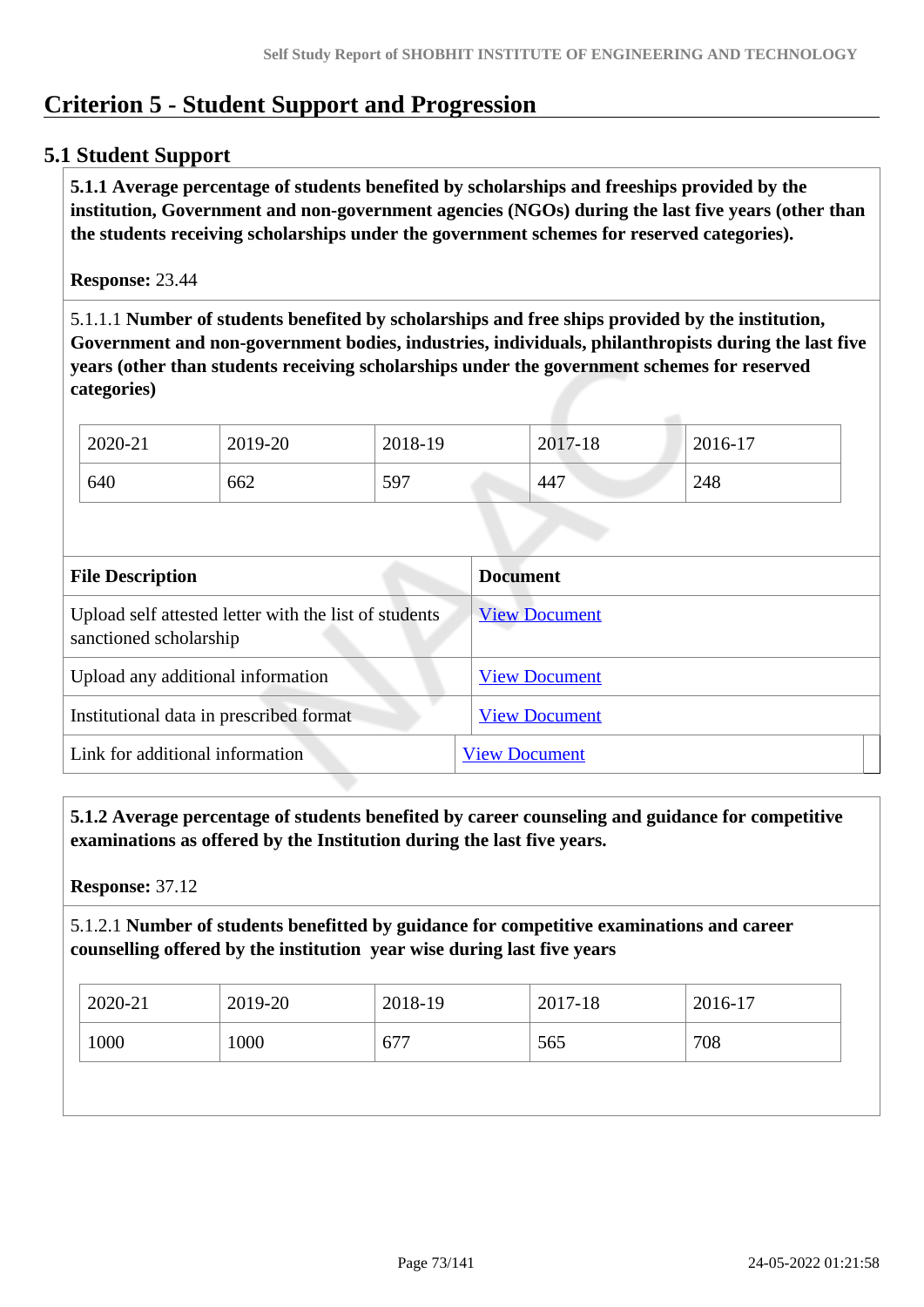# Criterion 5 - Student Support and Progression

## 5.1 Student Support

**5.1.1 Average percentage of students benefited by scholarships and freeships provided by the institution, Government and non-government agencies (NGOs) during the last five years (other than the students receiving scholarships under the government schemes for reserved categories).**

**Response:** 23.44

5.1.1.1 **Number of students benefited by scholarships and free ships provided by the institution, Government and non-government bodies, industries, individuals, philanthropists during the last five years (other than students receiving scholarships under the government schemes for reserved categories)**

| 2020-21 | 2019-20 | 2018-19 | 2017-18 | 2016-17 |
|---|---|---|---|---|
| 640 | 662 | 597 | 447 | 248 |

| File Description | Document |
|---|---|
| Upload self attested letter with the list of students sanctioned scholarship | View Document |
| Upload any additional information | View Document |
| Institutional data in prescribed format | View Document |
| Link for additional information | View Document |

**5.1.2 Average percentage of students benefited by career counseling and guidance for competitive examinations as offered by the Institution during the last five years.**

**Response:** 37.12

5.1.2.1 **Number of students benefitted by guidance for competitive examinations and career counselling offered by the institution year wise during last five years**

| 2020-21 | 2019-20 | 2018-19 | 2017-18 | 2016-17 |
|---|---|---|---|---|
| 1000 | 1000 | 677 | 565 | 708 |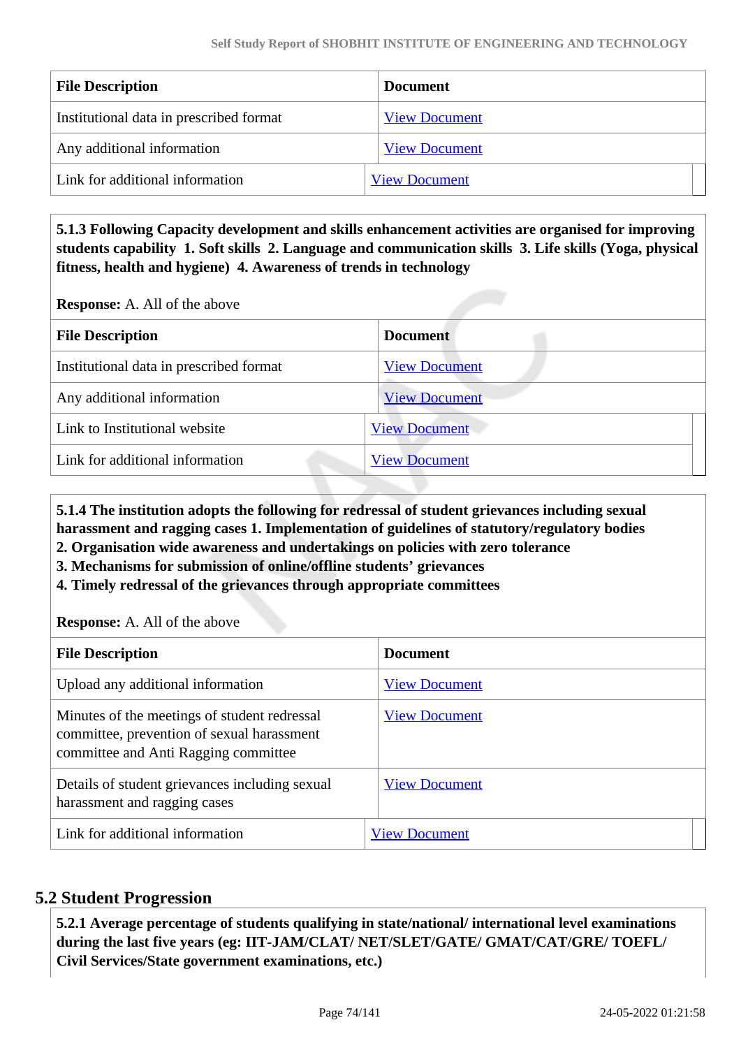| File Description | Document |
|---|---|
| Institutional data in prescribed format | View Document |
| Any additional information | View Document |
| Link for additional information | View Document |

**5.1.3 Following Capacity development and skills enhancement activities are organised for improving students capability 1. Soft skills 2. Language and communication skills 3. Life skills (Yoga, physical fitness, health and hygiene) 4. Awareness of trends in technology**

**Response:** A. All of the above

| File Description | Document |
|---|---|
| Institutional data in prescribed format | View Document |
| Any additional information | View Document |
| Link to Institutional website | View Document |
| Link for additional information | View Document |

**5.1.4 The institution adopts the following for redressal of student grievances including sexual harassment and ragging cases 1. Implementation of guidelines of statutory/regulatory bodies**
**2. Organisation wide awareness and undertakings on policies with zero tolerance**
**3. Mechanisms for submission of online/offline students' grievances**
**4. Timely redressal of the grievances through appropriate committees**

**Response:** A. All of the above

| File Description | Document |
|---|---|
| Upload any additional information | View Document |
| Minutes of the meetings of student redressal committee, prevention of sexual harassment committee and Anti Ragging committee | View Document |
| Details of student grievances including sexual harassment and ragging cases | View Document |
| Link for additional information | View Document |

## 5.2 Student Progression

**5.2.1 Average percentage of students qualifying in state/national/ international level examinations during the last five years (eg: IIT-JAM/CLAT/ NET/SLET/GATE/ GMAT/CAT/GRE/ TOEFL/ Civil Services/State government examinations, etc.)**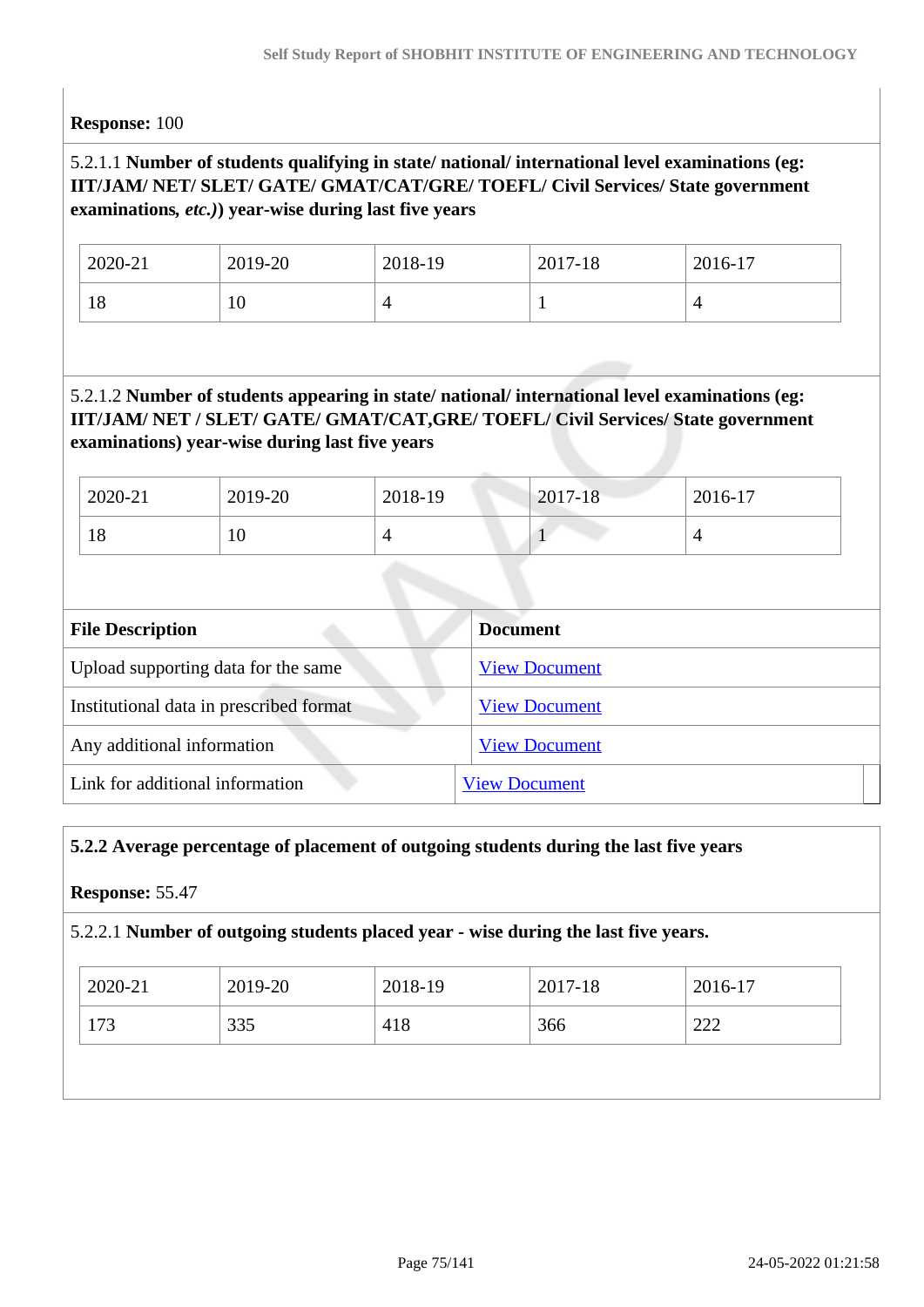**Response:** 100

5.2.1.1 **Number of students qualifying in state/ national/ international level examinations (eg: IIT/JAM/ NET/ SLET/ GATE/ GMAT/CAT/GRE/ TOEFL/ Civil Services/ State government examinations,** ***etc.)*****) year-wise during last five years**

| 2020-21 | 2019-20 | 2018-19 | 2017-18 | 2016-17 |
|---|---|---|---|---|
| 18 | 10 | 4 | 1 | 4 |

5.2.1.2 **Number of students appearing in state/ national/ international level examinations (eg: IIT/JAM/ NET / SLET/ GATE/ GMAT/CAT,GRE/ TOEFL/ Civil Services/ State government examinations) year-wise during last five years**

| 2020-21 | 2019-20 | 2018-19 | 2017-18 | 2016-17 |
|---|---|---|---|---|
| 18 | 10 | 4 | 1 | 4 |

| File Description | Document |
|---|---|
| Upload supporting data for the same | View Document |
| Institutional data in prescribed format | View Document |
| Any additional information | View Document |
| Link for additional information | View Document |

**5.2.2 Average percentage of placement of outgoing students during the last five years**

**Response:** 55.47

5.2.2.1 **Number of outgoing students placed year - wise during the last five years.**

| 2020-21 | 2019-20 | 2018-19 | 2017-18 | 2016-17 |
|---|---|---|---|---|
| 173 | 335 | 418 | 366 | 222 |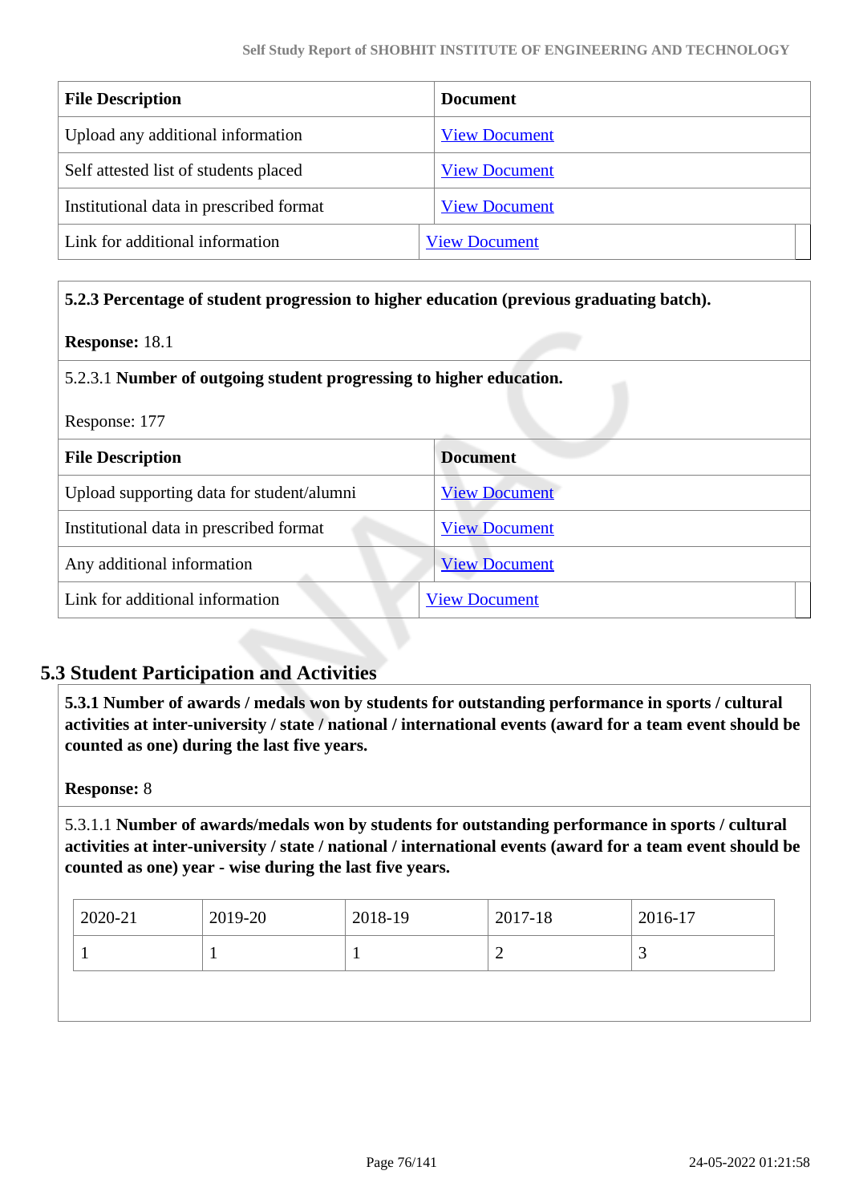| File Description | Document |
|---|---|
| Upload any additional information | View Document |
| Self attested list of students placed | View Document |
| Institutional data in prescribed format | View Document |
| Link for additional information | View Document |

**5.2.3 Percentage of student progression to higher education (previous graduating batch).**

**Response:** 18.1

5.2.3.1 **Number of outgoing student progressing to higher education.**

Response: 177

| File Description | Document |
|---|---|
| Upload supporting data for student/alumni | View Document |
| Institutional data in prescribed format | View Document |
| Any additional information | View Document |
| Link for additional information | View Document |

## 5.3 Student Participation and Activities

**5.3.1 Number of awards / medals won by students for outstanding performance in sports / cultural activities at inter-university / state / national / international events (award for a team event should be counted as one) during the last five years.**

**Response:** 8

5.3.1.1 **Number of awards/medals won by students for outstanding performance in sports / cultural activities at inter-university / state / national / international events (award for a team event should be counted as one) year - wise during the last five years.**

| 2020-21 | 2019-20 | 2018-19 | 2017-18 | 2016-17 |
|---|---|---|---|---|
| 1 | 1 | 1 | 2 | 3 |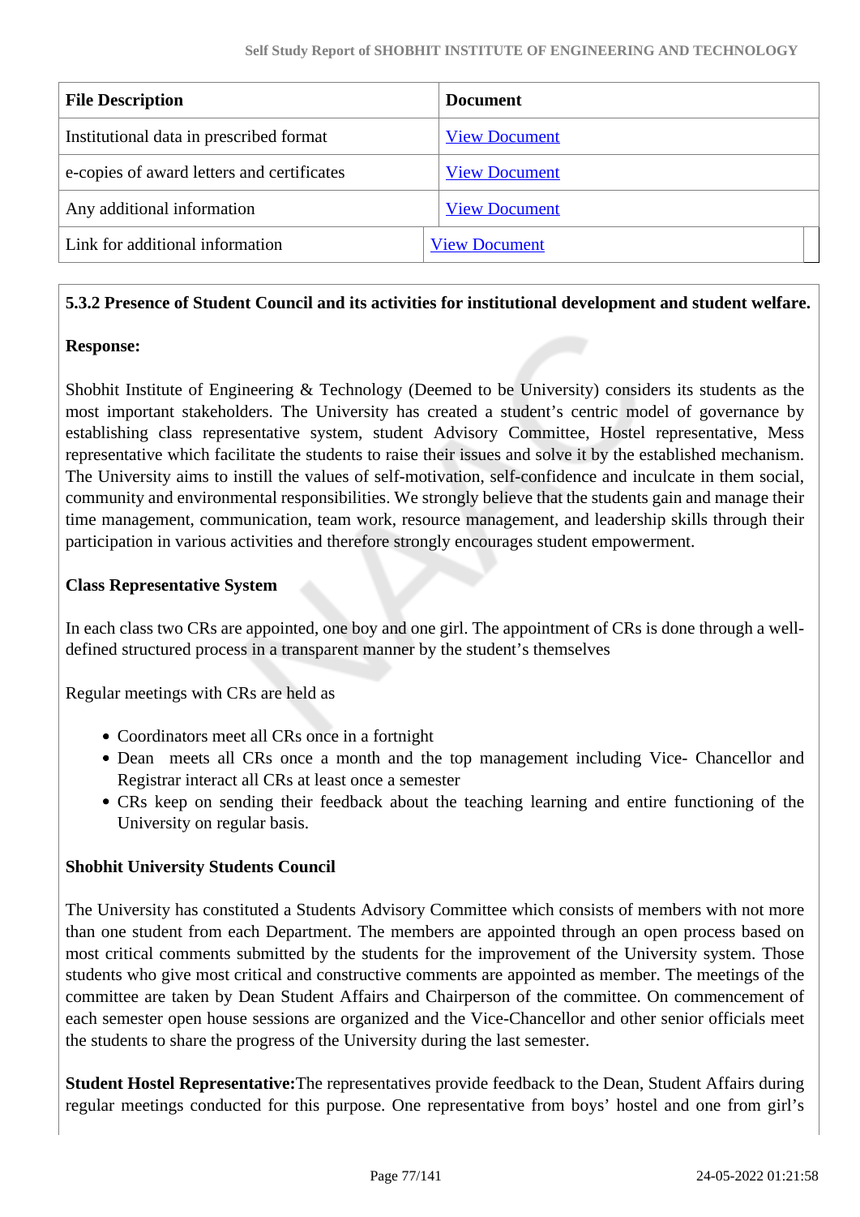| File Description | Document |
|---|---|
| Institutional data in prescribed format | View Document |
| e-copies of award letters and certificates | View Document |
| Any additional information | View Document |
| Link for additional information | View Document |

**5.3.2 Presence of Student Council and its activities for institutional development and student welfare.**

**Response:**

Shobhit Institute of Engineering & Technology (Deemed to be University) considers its students as the most important stakeholders. The University has created a student's centric model of governance by establishing class representative system, student Advisory Committee, Hostel representative, Mess representative which facilitate the students to raise their issues and solve it by the established mechanism. The University aims to instill the values of self-motivation, self-confidence and inculcate in them social, community and environmental responsibilities. We strongly believe that the students gain and manage their time management, communication, team work, resource management, and leadership skills through their participation in various activities and therefore strongly encourages student empowerment.

**Class Representative System**

In each class two CRs are appointed, one boy and one girl. The appointment of CRs is done through a well-defined structured process in a transparent manner by the student's themselves

Regular meetings with CRs are held as

- Coordinators meet all CRs once in a fortnight
- Dean meets all CRs once a month and the top management including Vice- Chancellor and Registrar interact all CRs at least once a semester
- CRs keep on sending their feedback about the teaching learning and entire functioning of the University on regular basis.

**Shobhit University Students Council**

The University has constituted a Students Advisory Committee which consists of members with not more than one student from each Department. The members are appointed through an open process based on most critical comments submitted by the students for the improvement of the University system. Those students who give most critical and constructive comments are appointed as member. The meetings of the committee are taken by Dean Student Affairs and Chairperson of the committee. On commencement of each semester open house sessions are organized and the Vice-Chancellor and other senior officials meet the students to share the progress of the University during the last semester.

**Student Hostel Representative:**The representatives provide feedback to the Dean, Student Affairs during regular meetings conducted for this purpose. One representative from boys' hostel and one from girl's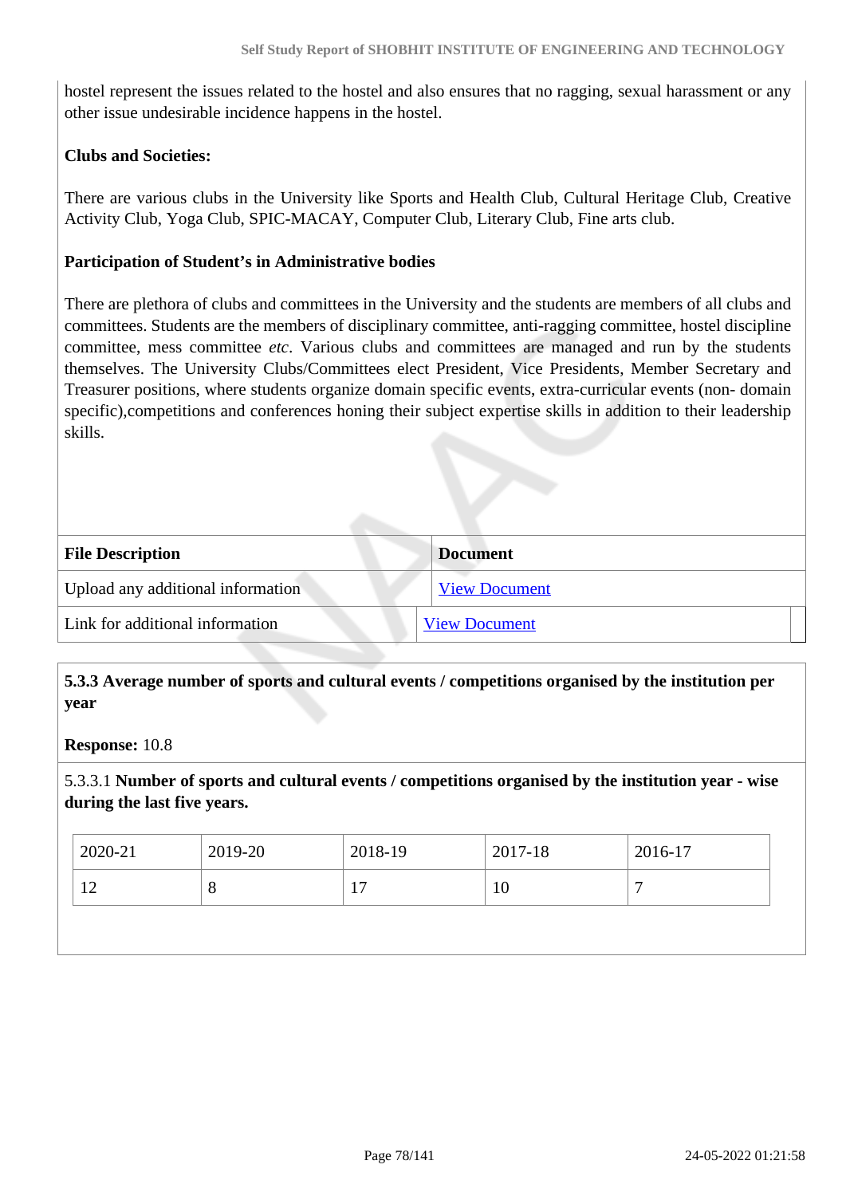hostel represent the issues related to the hostel and also ensures that no ragging, sexual harassment or any other issue undesirable incidence happens in the hostel.

**Clubs and Societies:**

There are various clubs in the University like Sports and Health Club, Cultural Heritage Club, Creative Activity Club, Yoga Club, SPIC-MACAY, Computer Club, Literary Club, Fine arts club.

**Participation of Student's in Administrative bodies**

There are plethora of clubs and committees in the University and the students are members of all clubs and committees. Students are the members of disciplinary committee, anti-ragging committee, hostel discipline committee, mess committee *etc*. Various clubs and committees are managed and run by the students themselves. The University Clubs/Committees elect President, Vice Presidents, Member Secretary and Treasurer positions, where students organize domain specific events, extra-curricular events (non- domain specific),competitions and conferences honing their subject expertise skills in addition to their leadership skills.

| File Description | Document |
|---|---|
| Upload any additional information | View Document |
| Link for additional information | View Document |

**5.3.3 Average number of sports and cultural events / competitions organised by the institution per year**

**Response:** 10.8

5.3.3.1 **Number of sports and cultural events / competitions organised by the institution year - wise during the last five years.**

| 2020-21 | 2019-20 | 2018-19 | 2017-18 | 2016-17 |
|---|---|---|---|---|
| 12 | 8 | 17 | 10 | 7 |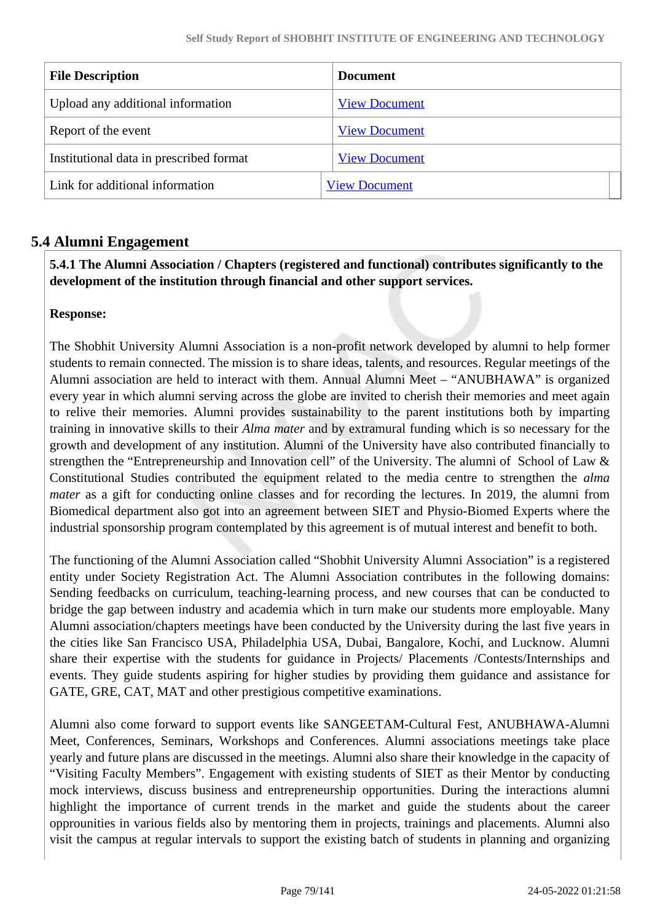| File Description | Document |
| --- | --- |
| Upload any additional information | View Document |
| Report of the event | View Document |
| Institutional data in prescribed format | View Document |
| Link for additional information | View Document |

## 5.4 Alumni Engagement

**5.4.1 The Alumni Association / Chapters (registered and functional) contributes significantly to the development of the institution through financial and other support services.**

**Response:**

The Shobhit University Alumni Association is a non-profit network developed by alumni to help former students to remain connected. The mission is to share ideas, talents, and resources. Regular meetings of the Alumni association are held to interact with them. Annual Alumni Meet – "ANUBHAWA" is organized every year in which alumni serving across the globe are invited to cherish their memories and meet again to relive their memories. Alumni provides sustainability to the parent institutions both by imparting training in innovative skills to their *Alma mater* and by extramural funding which is so necessary for the growth and development of any institution. Alumni of the University have also contributed financially to strengthen the "Entrepreneurship and Innovation cell" of the University. The alumni of School of Law & Constitutional Studies contributed the equipment related to the media centre to strengthen the *alma mater* as a gift for conducting online classes and for recording the lectures. In 2019, the alumni from Biomedical department also got into an agreement between SIET and Physio-Biomed Experts where the industrial sponsorship program contemplated by this agreement is of mutual interest and benefit to both.

The functioning of the Alumni Association called "Shobhit University Alumni Association" is a registered entity under Society Registration Act. The Alumni Association contributes in the following domains: Sending feedbacks on curriculum, teaching-learning process, and new courses that can be conducted to bridge the gap between industry and academia which in turn make our students more employable. Many Alumni association/chapters meetings have been conducted by the University during the last five years in the cities like San Francisco USA, Philadelphia USA, Dubai, Bangalore, Kochi, and Lucknow. Alumni share their expertise with the students for guidance in Projects/ Placements /Contests/Internships and events. They guide students aspiring for higher studies by providing them guidance and assistance for GATE, GRE, CAT, MAT and other prestigious competitive examinations.

Alumni also come forward to support events like SANGEETAM-Cultural Fest, ANUBHAWA-Alumni Meet, Conferences, Seminars, Workshops and Conferences. Alumni associations meetings take place yearly and future plans are discussed in the meetings. Alumni also share their knowledge in the capacity of "Visiting Faculty Members". Engagement with existing students of SIET as their Mentor by conducting mock interviews, discuss business and entrepreneurship opportunities. During the interactions alumni highlight the importance of current trends in the market and guide the students about the career opprounities in various fields also by mentoring them in projects, trainings and placements. Alumni also visit the campus at regular intervals to support the existing batch of students in planning and organizing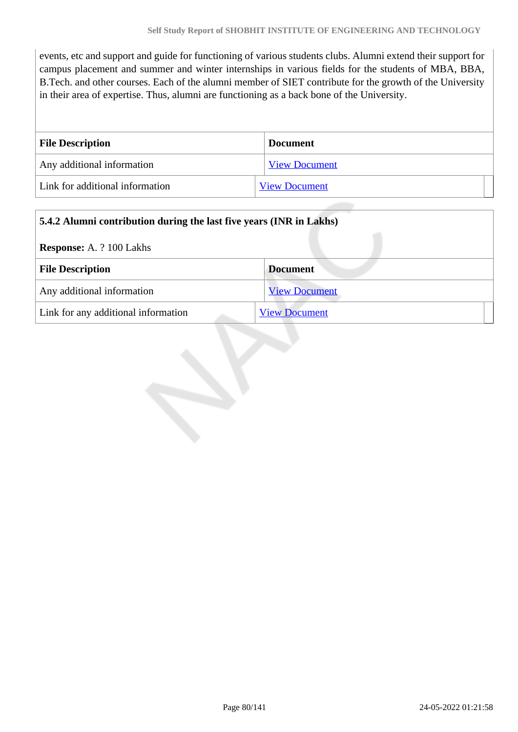events, etc and support and guide for functioning of various students clubs. Alumni extend their support for campus placement and summer and winter internships in various fields for the students of MBA, BBA, B.Tech. and other courses. Each of the alumni member of SIET contribute for the growth of the University in their area of expertise. Thus, alumni are functioning as a back bone of the University.

| File Description | Document |
|---|---|
| Any additional information | View Document |
| Link for additional information | View Document |

**5.4.2 Alumni contribution during the last five years (INR in Lakhs)**

**Response:** A. ? 100 Lakhs

| File Description | Document |
|---|---|
| Any additional information | View Document |
| Link for any additional information | View Document |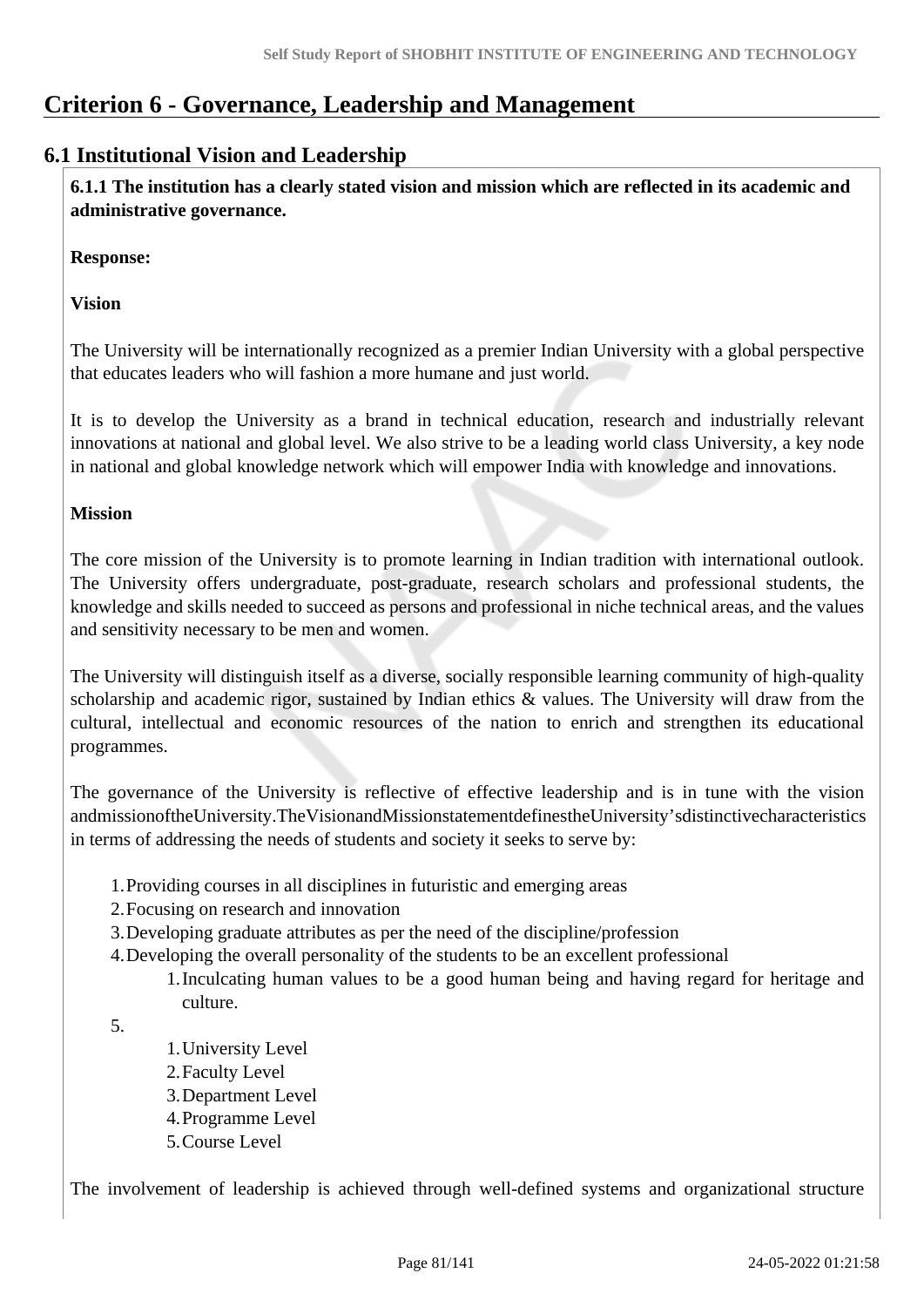# Criterion 6 - Governance, Leadership and Management

## 6.1 Institutional Vision and Leadership

**6.1.1 The institution has a clearly stated vision and mission which are reflected in its academic and administrative governance.**

**Response:**

**Vision**

The University will be internationally recognized as a premier Indian University with a global perspective that educates leaders who will fashion a more humane and just world.

It is to develop the University as a brand in technical education, research and industrially relevant innovations at national and global level. We also strive to be a leading world class University, a key node in national and global knowledge network which will empower India with knowledge and innovations.

**Mission**

The core mission of the University is to promote learning in Indian tradition with international outlook. The University offers undergraduate, post-graduate, research scholars and professional students, the knowledge and skills needed to succeed as persons and professional in niche technical areas, and the values and sensitivity necessary to be men and women.

The University will distinguish itself as a diverse, socially responsible learning community of high-quality scholarship and academic rigor, sustained by Indian ethics & values. The University will draw from the cultural, intellectual and economic resources of the nation to enrich and strengthen its educational programmes.

The governance of the University is reflective of effective leadership and is in tune with the vision andmissionoftheUniversity.TheVisionandMissionstatementdefinestheUniversity'sdistinctivecharacteristics in terms of addressing the needs of students and society it seeks to serve by:

1. Providing courses in all disciplines in futuristic and emerging areas
2. Focusing on research and innovation
3. Developing graduate attributes as per the need of the discipline/profession
4. Developing the overall personality of the students to be an excellent professional
    1. Inculcating human values to be a good human being and having regard for heritage and culture.
5. 
    1. University Level
    2. Faculty Level
    3. Department Level
    4. Programme Level
    5. Course Level

The involvement of leadership is achieved through well-defined systems and organizational structure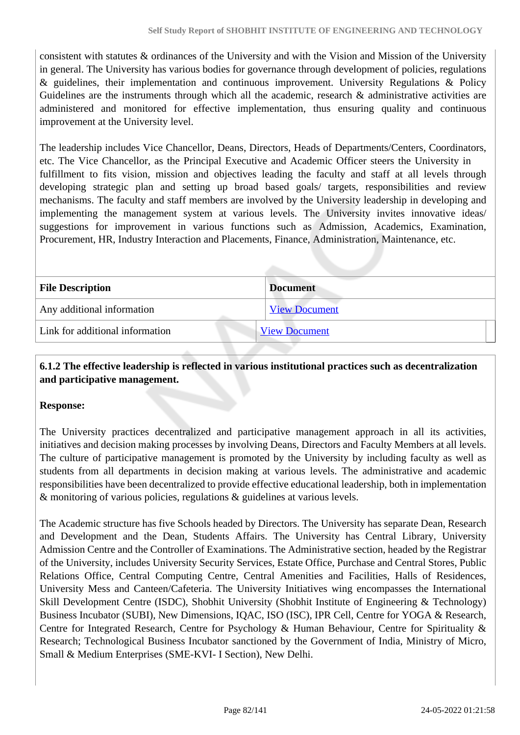consistent with statutes & ordinances of the University and with the Vision and Mission of the University in general. The University has various bodies for governance through development of policies, regulations & guidelines, their implementation and continuous improvement. University Regulations & Policy Guidelines are the instruments through which all the academic, research & administrative activities are administered and monitored for effective implementation, thus ensuring quality and continuous improvement at the University level.

The leadership includes Vice Chancellor, Deans, Directors, Heads of Departments/Centers, Coordinators, etc. The Vice Chancellor, as the Principal Executive and Academic Officer steers the University in fulfillment to fits vision, mission and objectives leading the faculty and staff at all levels through developing strategic plan and setting up broad based goals/ targets, responsibilities and review mechanisms. The faculty and staff members are involved by the University leadership in developing and implementing the management system at various levels. The University invites innovative ideas/ suggestions for improvement in various functions such as Admission, Academics, Examination, Procurement, HR, Industry Interaction and Placements, Finance, Administration, Maintenance, etc.

| File Description | Document |
| --- | --- |
| Any additional information | View Document |
| Link for additional information | View Document |

**6.1.2 The effective leadership is reflected in various institutional practices such as decentralization and participative management.**

**Response:**

The University practices decentralized and participative management approach in all its activities, initiatives and decision making processes by involving Deans, Directors and Faculty Members at all levels. The culture of participative management is promoted by the University by including faculty as well as students from all departments in decision making at various levels. The administrative and academic responsibilities have been decentralized to provide effective educational leadership, both in implementation & monitoring of various policies, regulations & guidelines at various levels.

The Academic structure has five Schools headed by Directors. The University has separate Dean, Research and Development and the Dean, Students Affairs. The University has Central Library, University Admission Centre and the Controller of Examinations. The Administrative section, headed by the Registrar of the University, includes University Security Services, Estate Office, Purchase and Central Stores, Public Relations Office, Central Computing Centre, Central Amenities and Facilities, Halls of Residences, University Mess and Canteen/Cafeteria. The University Initiatives wing encompasses the International Skill Development Centre (ISDC), Shobhit University (Shobhit Institute of Engineering & Technology) Business Incubator (SUBI), New Dimensions, IQAC, ISO (ISC), IPR Cell, Centre for YOGA & Research, Centre for Integrated Research, Centre for Psychology & Human Behaviour, Centre for Spirituality & Research; Technological Business Incubator sanctioned by the Government of India, Ministry of Micro, Small & Medium Enterprises (SME-KVI- I Section), New Delhi.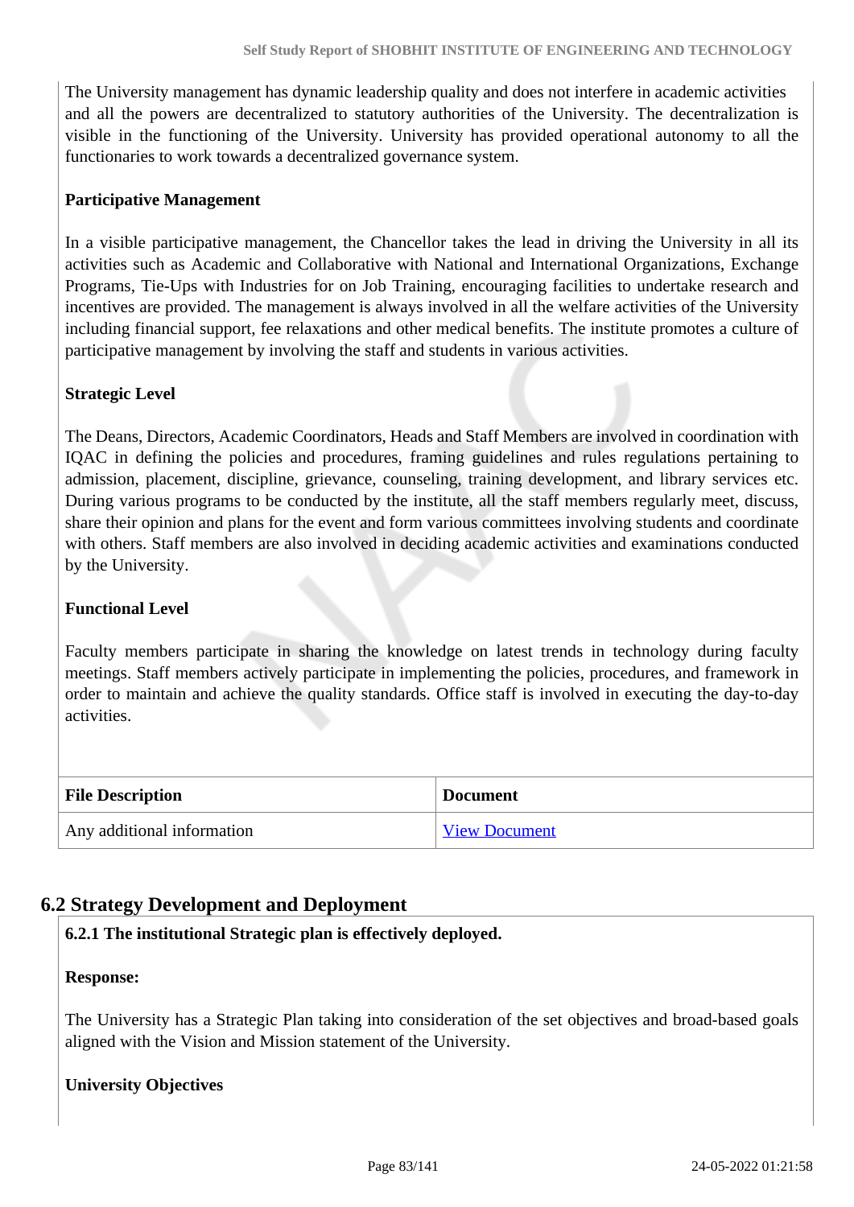The University management has dynamic leadership quality and does not interfere in academic activities and all the powers are decentralized to statutory authorities of the University. The decentralization is visible in the functioning of the University. University has provided operational autonomy to all the functionaries to work towards a decentralized governance system.

**Participative Management**

In a visible participative management, the Chancellor takes the lead in driving the University in all its activities such as Academic and Collaborative with National and International Organizations, Exchange Programs, Tie-Ups with Industries for on Job Training, encouraging facilities to undertake research and incentives are provided. The management is always involved in all the welfare activities of the University including financial support, fee relaxations and other medical benefits. The institute promotes a culture of participative management by involving the staff and students in various activities.

**Strategic Level**

The Deans, Directors, Academic Coordinators, Heads and Staff Members are involved in coordination with IQAC in defining the policies and procedures, framing guidelines and rules regulations pertaining to admission, placement, discipline, grievance, counseling, training development, and library services etc. During various programs to be conducted by the institute, all the staff members regularly meet, discuss, share their opinion and plans for the event and form various committees involving students and coordinate with others. Staff members are also involved in deciding academic activities and examinations conducted by the University.

**Functional Level**

Faculty members participate in sharing the knowledge on latest trends in technology during faculty meetings. Staff members actively participate in implementing the policies, procedures, and framework in order to maintain and achieve the quality standards. Office staff is involved in executing the day-to-day activities.

| File Description | Document |
|---|---|
| Any additional information | View Document |

## 6.2 Strategy Development and Deployment

**6.2.1 The institutional Strategic plan is effectively deployed.**

**Response:**

The University has a Strategic Plan taking into consideration of the set objectives and broad-based goals aligned with the Vision and Mission statement of the University.

**University Objectives**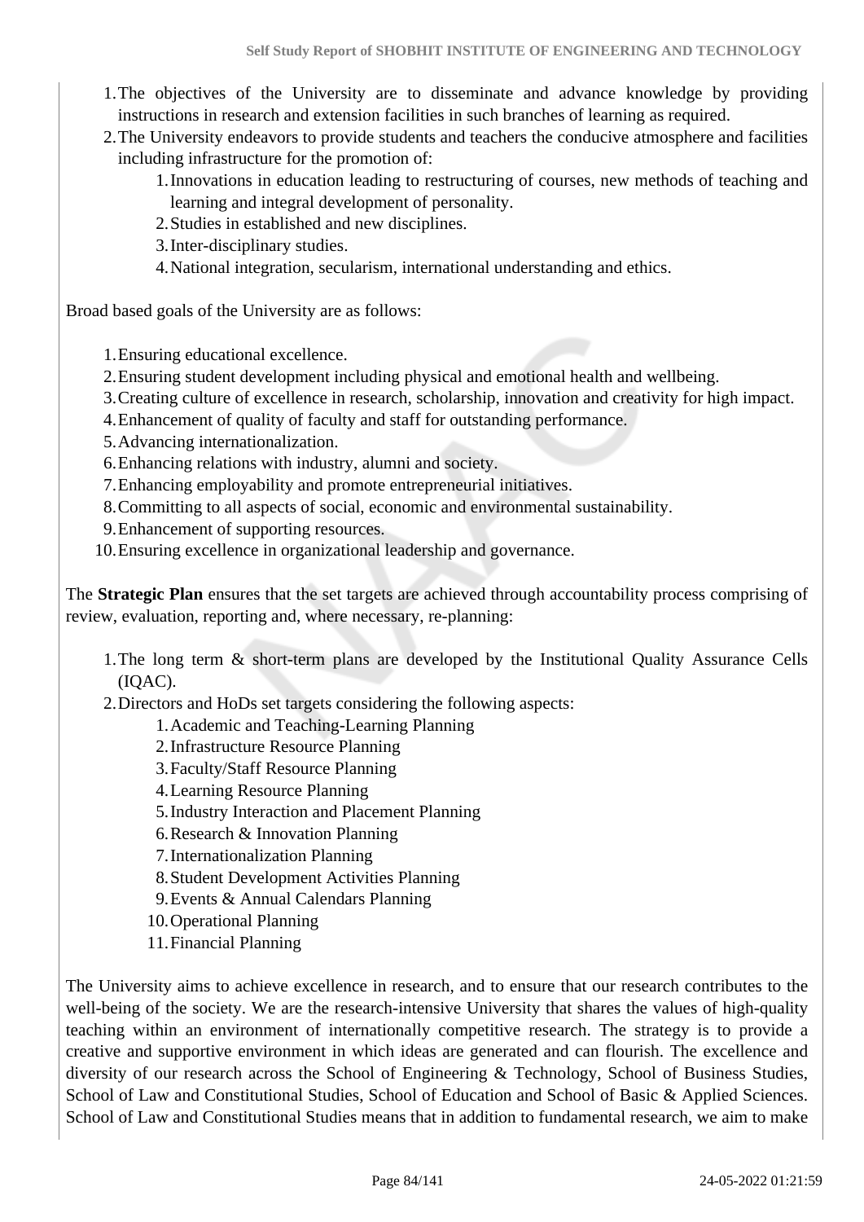1. The objectives of the University are to disseminate and advance knowledge by providing instructions in research and extension facilities in such branches of learning as required.
2. The University endeavors to provide students and teachers the conducive atmosphere and facilities including infrastructure for the promotion of:
    1. Innovations in education leading to restructuring of courses, new methods of teaching and learning and integral development of personality.
    2. Studies in established and new disciplines.
    3. Inter-disciplinary studies.
    4. National integration, secularism, international understanding and ethics.

Broad based goals of the University are as follows:

1. Ensuring educational excellence.
2. Ensuring student development including physical and emotional health and wellbeing.
3. Creating culture of excellence in research, scholarship, innovation and creativity for high impact.
4. Enhancement of quality of faculty and staff for outstanding performance.
5. Advancing internationalization.
6. Enhancing relations with industry, alumni and society.
7. Enhancing employability and promote entrepreneurial initiatives.
8. Committing to all aspects of social, economic and environmental sustainability.
9. Enhancement of supporting resources.
10. Ensuring excellence in organizational leadership and governance.

The **Strategic Plan** ensures that the set targets are achieved through accountability process comprising of review, evaluation, reporting and, where necessary, re-planning:

1. The long term & short-term plans are developed by the Institutional Quality Assurance Cells (IQAC).
2. Directors and HoDs set targets considering the following aspects:
    1. Academic and Teaching-Learning Planning
    2. Infrastructure Resource Planning
    3. Faculty/Staff Resource Planning
    4. Learning Resource Planning
    5. Industry Interaction and Placement Planning
    6. Research & Innovation Planning
    7. Internationalization Planning
    8. Student Development Activities Planning
    9. Events & Annual Calendars Planning
    10. Operational Planning
    11. Financial Planning

The University aims to achieve excellence in research, and to ensure that our research contributes to the well-being of the society. We are the research-intensive University that shares the values of high-quality teaching within an environment of internationally competitive research. The strategy is to provide a creative and supportive environment in which ideas are generated and can flourish. The excellence and diversity of our research across the School of Engineering & Technology, School of Business Studies, School of Law and Constitutional Studies, School of Education and School of Basic & Applied Sciences. School of Law and Constitutional Studies means that in addition to fundamental research, we aim to make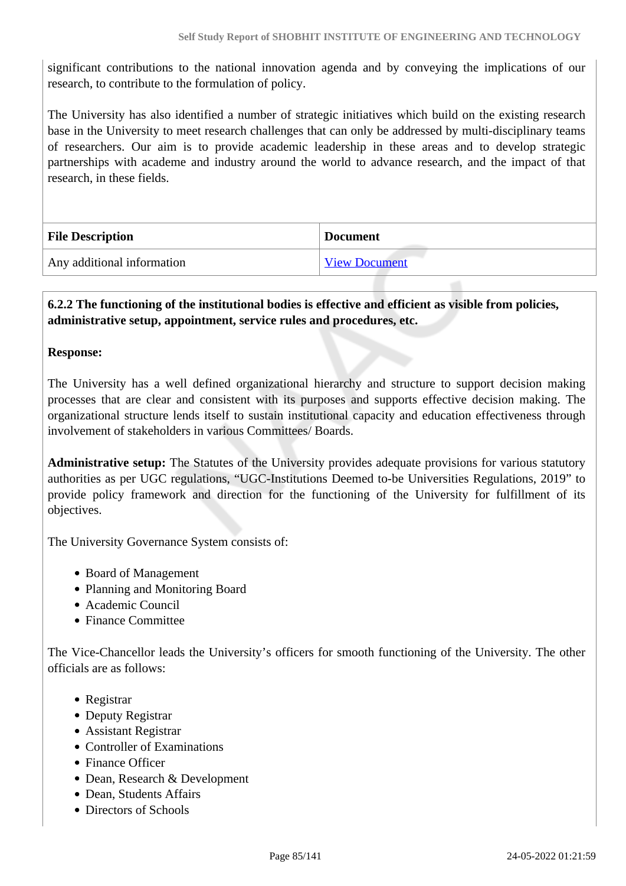significant contributions to the national innovation agenda and by conveying the implications of our research, to contribute to the formulation of policy.

The University has also identified a number of strategic initiatives which build on the existing research base in the University to meet research challenges that can only be addressed by multi-disciplinary teams of researchers. Our aim is to provide academic leadership in these areas and to develop strategic partnerships with academe and industry around the world to advance research, and the impact of that research, in these fields.

| File Description | Document |
|---|---|
| Any additional information | View Document |

**6.2.2 The functioning of the institutional bodies is effective and efficient as visible from policies, administrative setup, appointment, service rules and procedures, etc.**

**Response:**

The University has a well defined organizational hierarchy and structure to support decision making processes that are clear and consistent with its purposes and supports effective decision making. The organizational structure lends itself to sustain institutional capacity and education effectiveness through involvement of stakeholders in various Committees/ Boards.

**Administrative setup:** The Statutes of the University provides adequate provisions for various statutory authorities as per UGC regulations, "UGC-Institutions Deemed to-be Universities Regulations, 2019" to provide policy framework and direction for the functioning of the University for fulfillment of its objectives.

The University Governance System consists of:

- Board of Management
- Planning and Monitoring Board
- Academic Council
- Finance Committee

The Vice-Chancellor leads the University's officers for smooth functioning of the University. The other officials are as follows:

- Registrar
- Deputy Registrar
- Assistant Registrar
- Controller of Examinations
- Finance Officer
- Dean, Research & Development
- Dean, Students Affairs
- Directors of Schools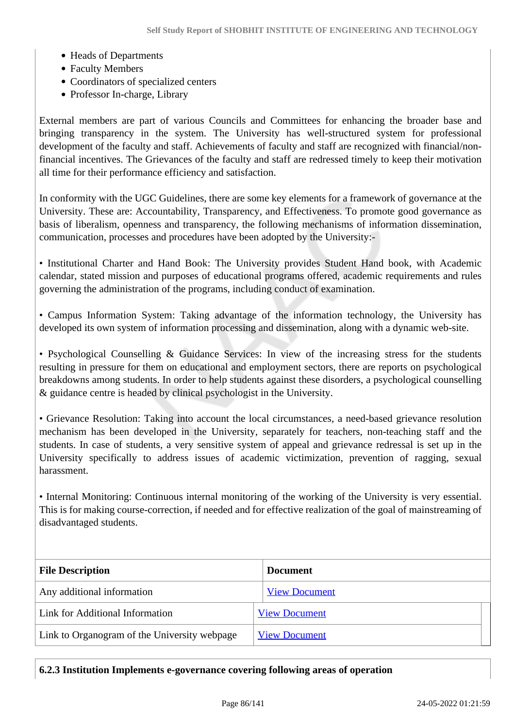- Heads of Departments
- Faculty Members
- Coordinators of specialized centers
- Professor In-charge, Library

External members are part of various Councils and Committees for enhancing the broader base and bringing transparency in the system. The University has well-structured system for professional development of the faculty and staff. Achievements of faculty and staff are recognized with financial/non-financial incentives. The Grievances of the faculty and staff are redressed timely to keep their motivation all time for their performance efficiency and satisfaction.

In conformity with the UGC Guidelines, there are some key elements for a framework of governance at the University. These are: Accountability, Transparency, and Effectiveness. To promote good governance as basis of liberalism, openness and transparency, the following mechanisms of information dissemination, communication, processes and procedures have been adopted by the University:-

• Institutional Charter and Hand Book: The University provides Student Hand book, with Academic calendar, stated mission and purposes of educational programs offered, academic requirements and rules governing the administration of the programs, including conduct of examination.

• Campus Information System: Taking advantage of the information technology, the University has developed its own system of information processing and dissemination, along with a dynamic web-site.

• Psychological Counselling & Guidance Services: In view of the increasing stress for the students resulting in pressure for them on educational and employment sectors, there are reports on psychological breakdowns among students. In order to help students against these disorders, a psychological counselling & guidance centre is headed by clinical psychologist in the University.

• Grievance Resolution: Taking into account the local circumstances, a need-based grievance resolution mechanism has been developed in the University, separately for teachers, non-teaching staff and the students. In case of students, a very sensitive system of appeal and grievance redressal is set up in the University specifically to address issues of academic victimization, prevention of ragging, sexual harassment.

• Internal Monitoring: Continuous internal monitoring of the working of the University is very essential. This is for making course-correction, if needed and for effective realization of the goal of mainstreaming of disadvantaged students.

| File Description | Document |
|---|---|
| Any additional information | View Document |
| Link for Additional Information | View Document |
| Link to Organogram of the University webpage | View Document |

**6.2.3 Institution Implements e-governance covering following areas of operation**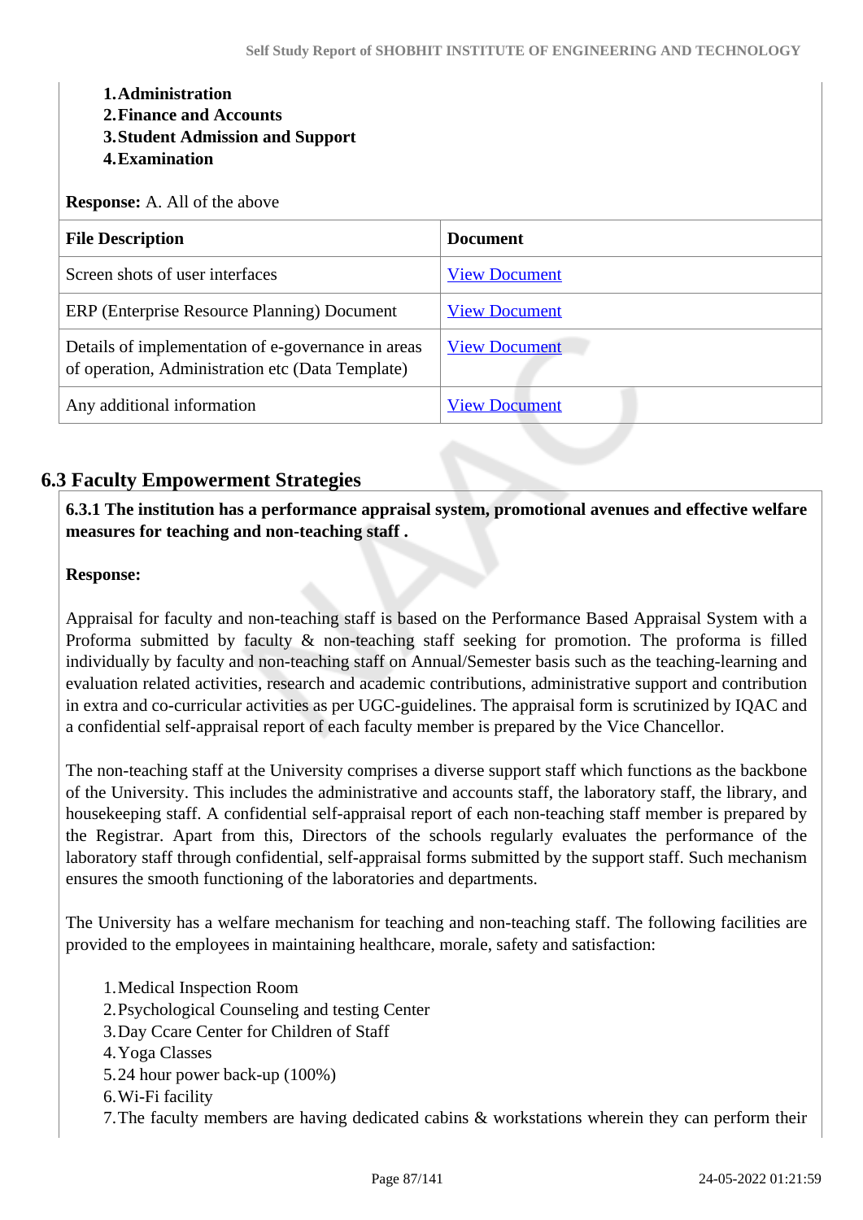1. **Administration**
2. **Finance and Accounts**
3. **Student Admission and Support**
4. **Examination**

**Response:** A. All of the above

| File Description | Document |
|---|---|
| Screen shots of user interfaces | View Document |
| ERP (Enterprise Resource Planning) Document | View Document |
| Details of implementation of e-governance in areas of operation, Administration etc (Data Template) | View Document |
| Any additional information | View Document |

## 6.3 Faculty Empowerment Strategies

**6.3.1 The institution has a performance appraisal system, promotional avenues and effective welfare measures for teaching and non-teaching staff .**

**Response:**

Appraisal for faculty and non-teaching staff is based on the Performance Based Appraisal System with a Proforma submitted by faculty & non-teaching staff seeking for promotion. The proforma is filled individually by faculty and non-teaching staff on Annual/Semester basis such as the teaching-learning and evaluation related activities, research and academic contributions, administrative support and contribution in extra and co-curricular activities as per UGC-guidelines. The appraisal form is scrutinized by IQAC and a confidential self-appraisal report of each faculty member is prepared by the Vice Chancellor.

The non-teaching staff at the University comprises a diverse support staff which functions as the backbone of the University. This includes the administrative and accounts staff, the laboratory staff, the library, and housekeeping staff. A confidential self-appraisal report of each non-teaching staff member is prepared by the Registrar. Apart from this, Directors of the schools regularly evaluates the performance of the laboratory staff through confidential, self-appraisal forms submitted by the support staff. Such mechanism ensures the smooth functioning of the laboratories and departments.

The University has a welfare mechanism for teaching and non-teaching staff. The following facilities are provided to the employees in maintaining healthcare, morale, safety and satisfaction:

1. Medical Inspection Room
2. Psychological Counseling and testing Center
3. Day Ccare Center for Children of Staff
4. Yoga Classes
5. 24 hour power back-up (100%)
6. Wi-Fi facility
7. The faculty members are having dedicated cabins & workstations wherein they can perform their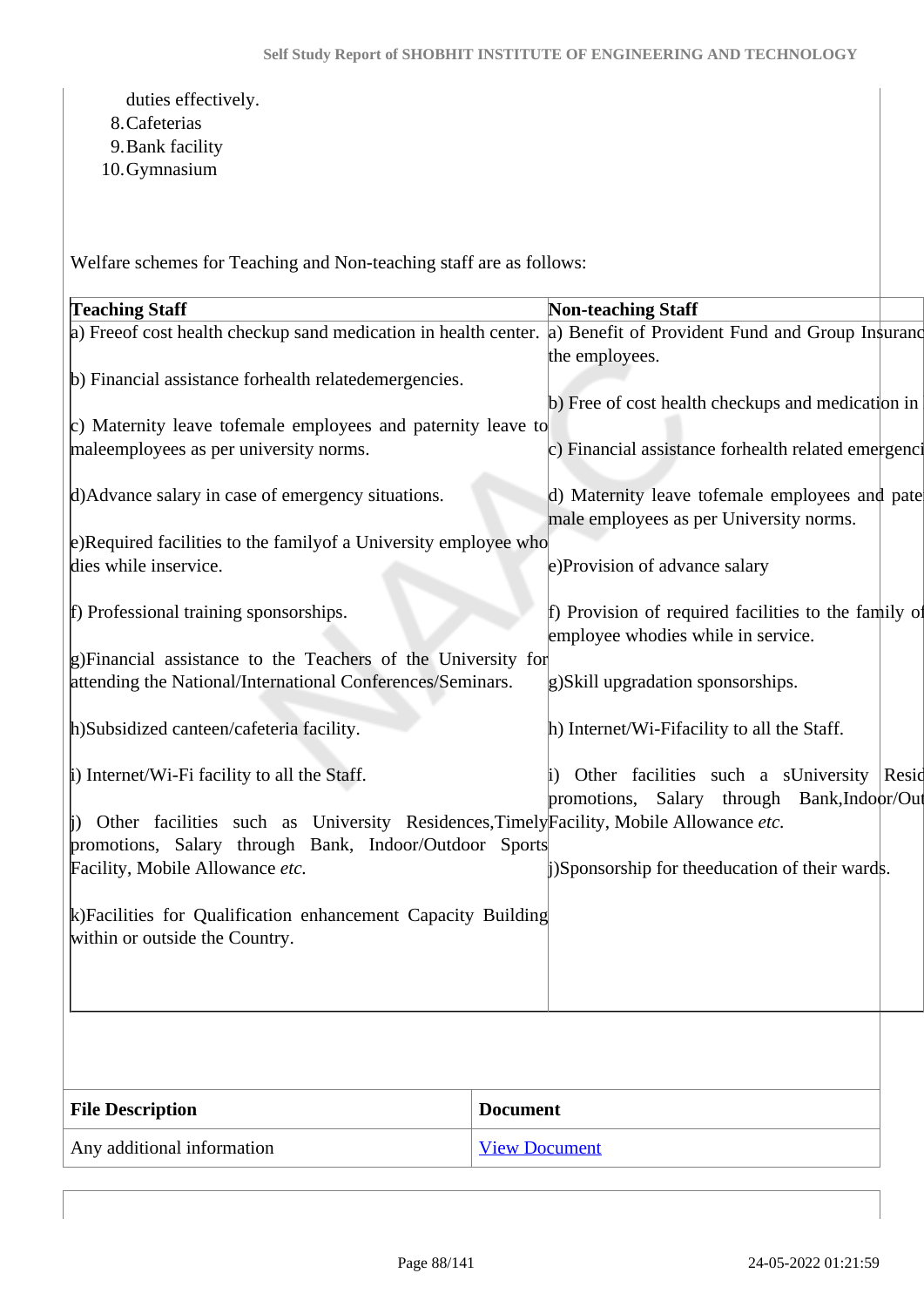duties effectively.

8. Cafeterias
9. Bank facility
10. Gymnasium

Welfare schemes for Teaching and Non-teaching staff are as follows:

| Teaching Staff | Non-teaching Staff |
|---|---|
| a) Freeof cost health checkup sand medication in health center.<br><br>b) Financial assistance forhealth relatedemergencies.<br><br>c) Maternity leave tofemale employees and paternity leave to maleemployees as per university norms.<br><br>d)Advance salary in case of emergency situations.<br><br>e)Required facilities to the familyof a University employee who dies while inservice.<br><br>f) Professional training sponsorships.<br><br>g)Financial assistance to the Teachers of the University for attending the National/International Conferences/Seminars.<br><br>h)Subsidized canteen/cafeteria facility.<br><br>i) Internet/Wi-Fi facility to all the Staff.<br><br>j) Other facilities such as University Residences,Timely promotions, Salary through Bank, Indoor/Outdoor Sports Facility, Mobile Allowance *etc.*<br><br>k)Facilities for Qualification enhancement Capacity Building within or outside the Country. | a) Benefit of Provident Fund and Group Insuranc the employees.<br><br>b) Free of cost health checkups and medication in<br><br>c) Financial assistance forhealth related emergenci<br><br>d) Maternity leave tofemale employees and pate male employees as per University norms.<br><br>e)Provision of advance salary<br><br>f) Provision of required facilities to the family of employee whodies while in service.<br><br>g)Skill upgradation sponsorships.<br><br>h) Internet/Wi-Fifacility to all the Staff.<br><br>i) Other facilities such a sUniversity Resid promotions, Salary through Bank,Indoor/Out Facility, Mobile Allowance *etc.*<br><br>j)Sponsorship for theeducation of their wards. |

| File Description | Document |
|---|---|
| Any additional information | View Document |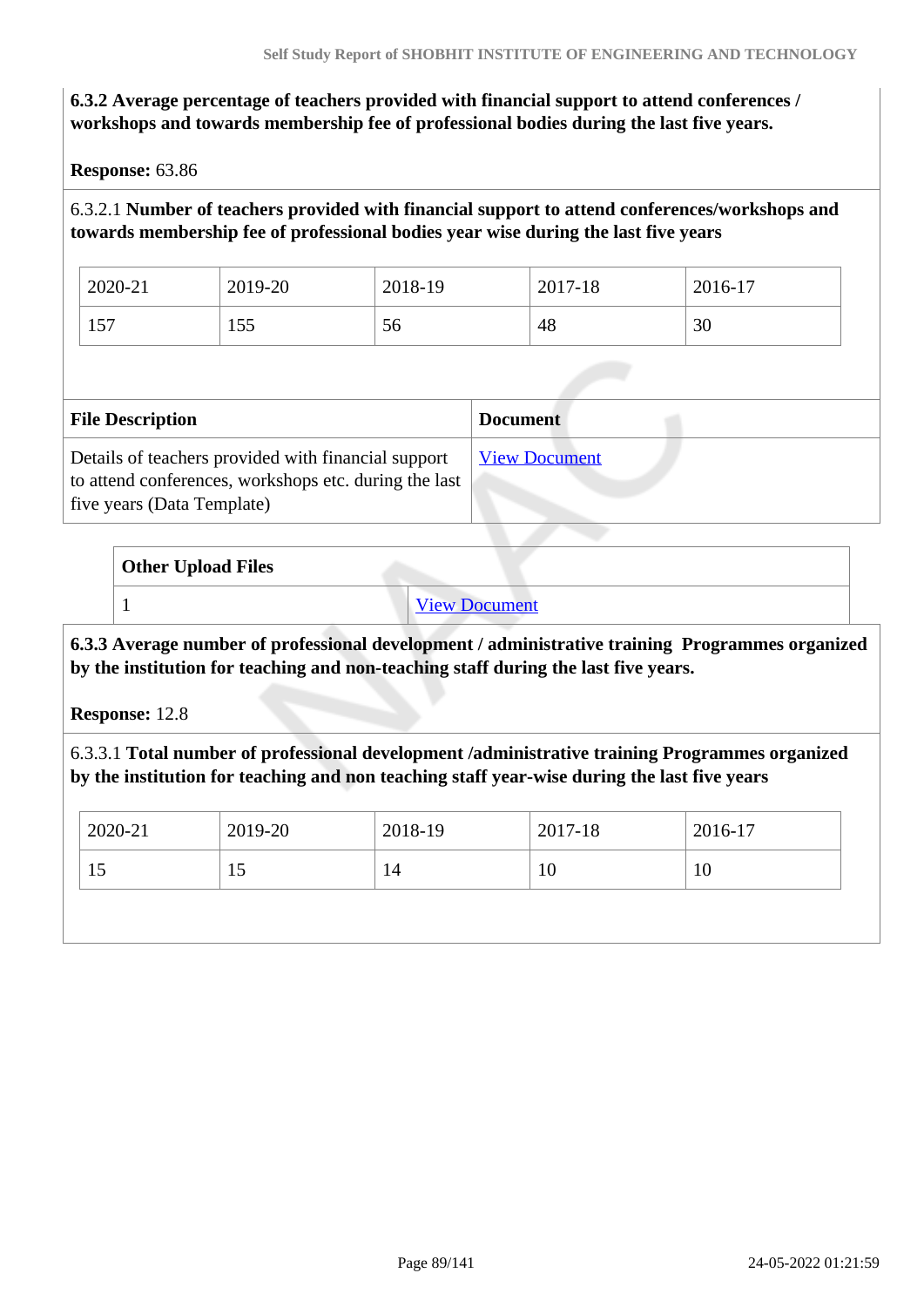**6.3.2 Average percentage of teachers provided with financial support to attend conferences / workshops and towards membership fee of professional bodies during the last five years.**

**Response:** 63.86

6.3.2.1 **Number of teachers provided with financial support to attend conferences/workshops and towards membership fee of professional bodies year wise during the last five years**

| 2020-21 | 2019-20 | 2018-19 | 2017-18 | 2016-17 |
|---|---|---|---|---|
| 157 | 155 | 56 | 48 | 30 |

| File Description | Document |
|---|---|
| Details of teachers provided with financial support to attend conferences, workshops etc. during the last five years (Data Template) | View Document |

| Other Upload Files | |
|---|---|
| 1 | View Document |

**6.3.3 Average number of professional development / administrative training Programmes organized by the institution for teaching and non-teaching staff during the last five years.**

**Response:** 12.8

6.3.3.1 **Total number of professional development /administrative training Programmes organized by the institution for teaching and non teaching staff year-wise during the last five years**

| 2020-21 | 2019-20 | 2018-19 | 2017-18 | 2016-17 |
|---|---|---|---|---|
| 15 | 15 | 14 | 10 | 10 |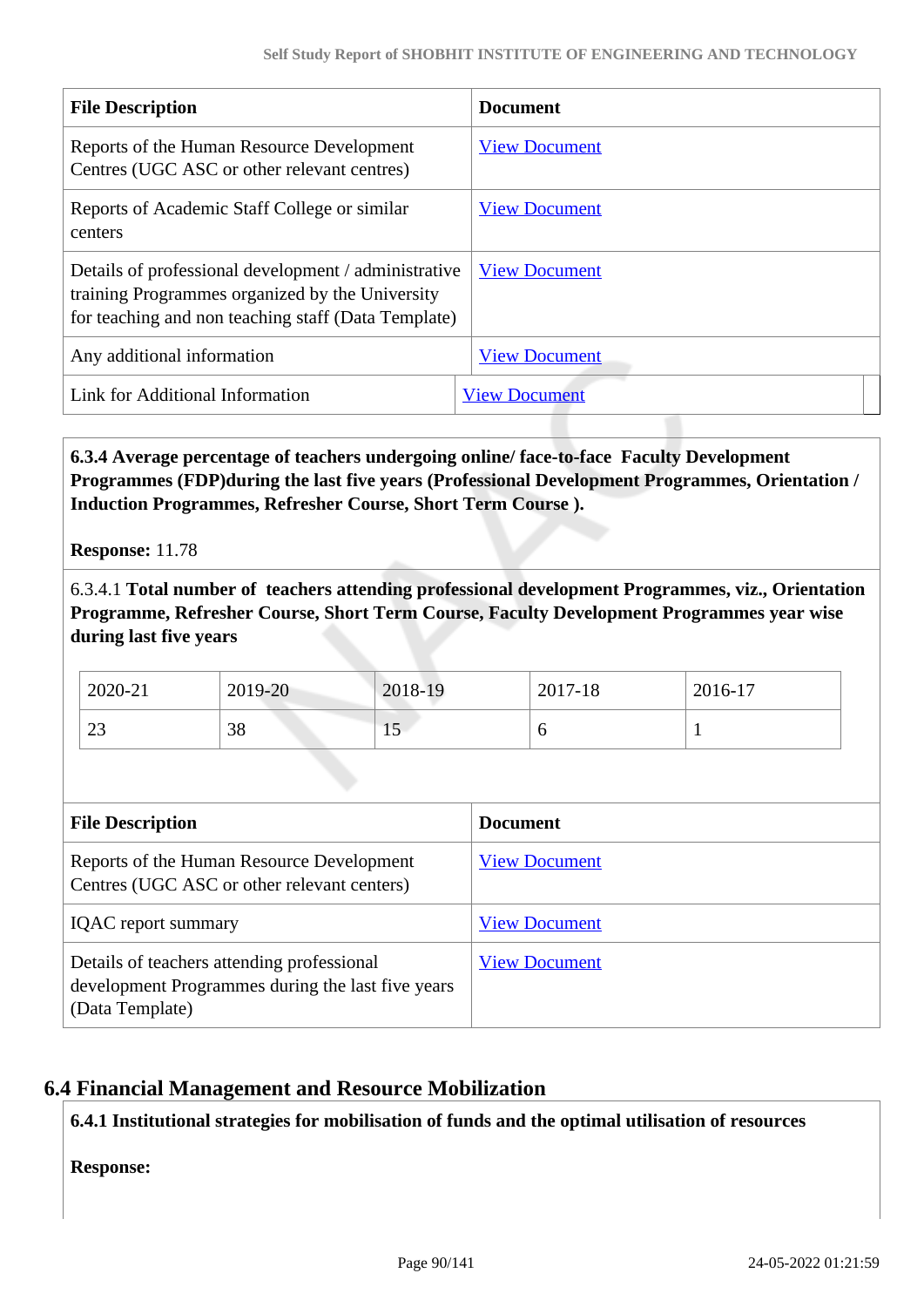| File Description | Document |
| --- | --- |
| Reports of the Human Resource Development Centres (UGC ASC or other relevant centres) | View Document |
| Reports of Academic Staff College or similar centers | View Document |
| Details of professional development / administrative training Programmes organized by the University for teaching and non teaching staff (Data Template) | View Document |
| Any additional information | View Document |
| Link for Additional Information | View Document |

**6.3.4 Average percentage of teachers undergoing online/ face-to-face Faculty Development Programmes (FDP)during the last five years (Professional Development Programmes, Orientation / Induction Programmes, Refresher Course, Short Term Course ).**

**Response:** 11.78

6.3.4.1 **Total number of teachers attending professional development Programmes, viz., Orientation Programme, Refresher Course, Short Term Course, Faculty Development Programmes year wise during last five years**

| 2020-21 | 2019-20 | 2018-19 | 2017-18 | 2016-17 |
| --- | --- | --- | --- | --- |
| 23 | 38 | 15 | 6 | 1 |

| File Description | Document |
| --- | --- |
| Reports of the Human Resource Development Centres (UGC ASC or other relevant centers) | View Document |
| IQAC report summary | View Document |
| Details of teachers attending professional development Programmes during the last five years (Data Template) | View Document |

## 6.4 Financial Management and Resource Mobilization

**6.4.1 Institutional strategies for mobilisation of funds and the optimal utilisation of resources**

**Response:**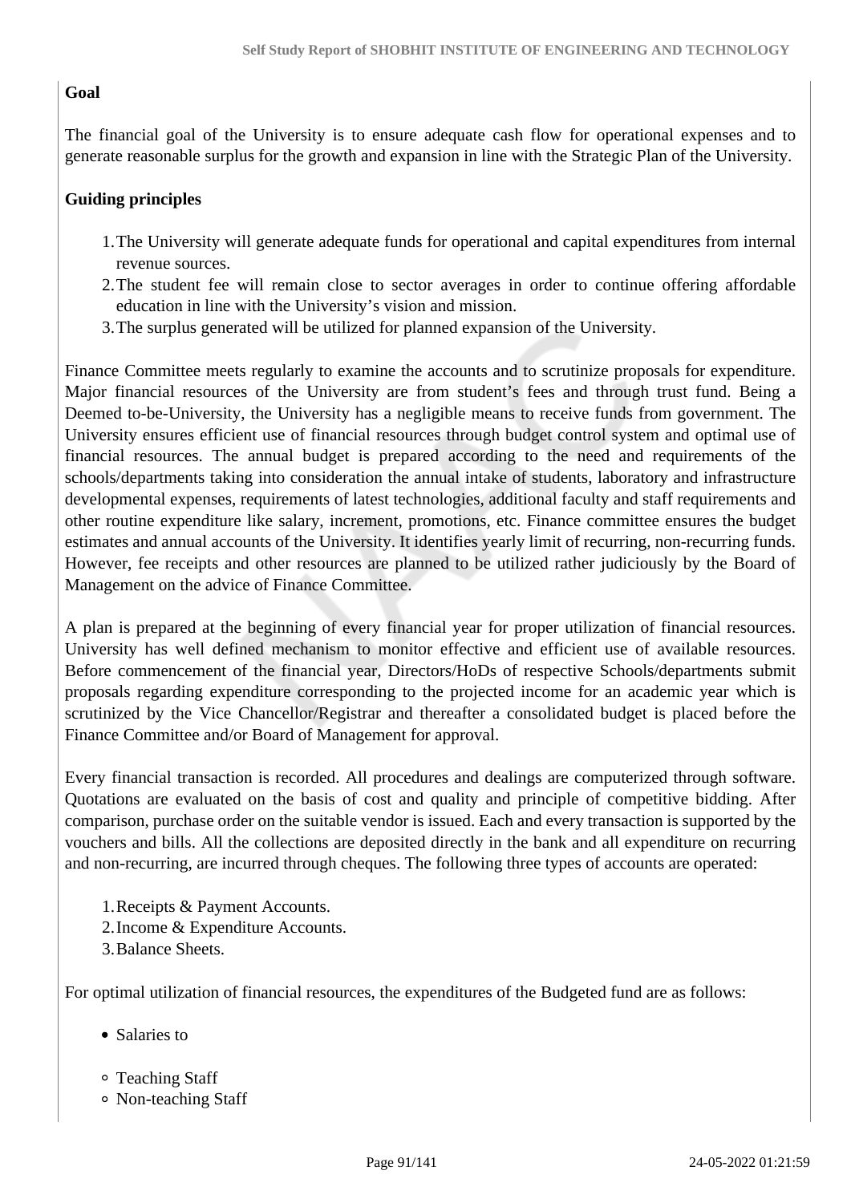**Goal**

The financial goal of the University is to ensure adequate cash flow for operational expenses and to generate reasonable surplus for the growth and expansion in line with the Strategic Plan of the University.

**Guiding principles**

1. The University will generate adequate funds for operational and capital expenditures from internal revenue sources.
2. The student fee will remain close to sector averages in order to continue offering affordable education in line with the University's vision and mission.
3. The surplus generated will be utilized for planned expansion of the University.

Finance Committee meets regularly to examine the accounts and to scrutinize proposals for expenditure. Major financial resources of the University are from student's fees and through trust fund. Being a Deemed to-be-University, the University has a negligible means to receive funds from government. The University ensures efficient use of financial resources through budget control system and optimal use of financial resources. The annual budget is prepared according to the need and requirements of the schools/departments taking into consideration the annual intake of students, laboratory and infrastructure developmental expenses, requirements of latest technologies, additional faculty and staff requirements and other routine expenditure like salary, increment, promotions, etc. Finance committee ensures the budget estimates and annual accounts of the University. It identifies yearly limit of recurring, non-recurring funds. However, fee receipts and other resources are planned to be utilized rather judiciously by the Board of Management on the advice of Finance Committee.

A plan is prepared at the beginning of every financial year for proper utilization of financial resources. University has well defined mechanism to monitor effective and efficient use of available resources. Before commencement of the financial year, Directors/HoDs of respective Schools/departments submit proposals regarding expenditure corresponding to the projected income for an academic year which is scrutinized by the Vice Chancellor/Registrar and thereafter a consolidated budget is placed before the Finance Committee and/or Board of Management for approval.

Every financial transaction is recorded. All procedures and dealings are computerized through software. Quotations are evaluated on the basis of cost and quality and principle of competitive bidding. After comparison, purchase order on the suitable vendor is issued. Each and every transaction is supported by the vouchers and bills. All the collections are deposited directly in the bank and all expenditure on recurring and non-recurring, are incurred through cheques. The following three types of accounts are operated:

1. Receipts & Payment Accounts.
2. Income & Expenditure Accounts.
3. Balance Sheets.

For optimal utilization of financial resources, the expenditures of the Budgeted fund are as follows:

- Salaries to

  - Teaching Staff
  - Non-teaching Staff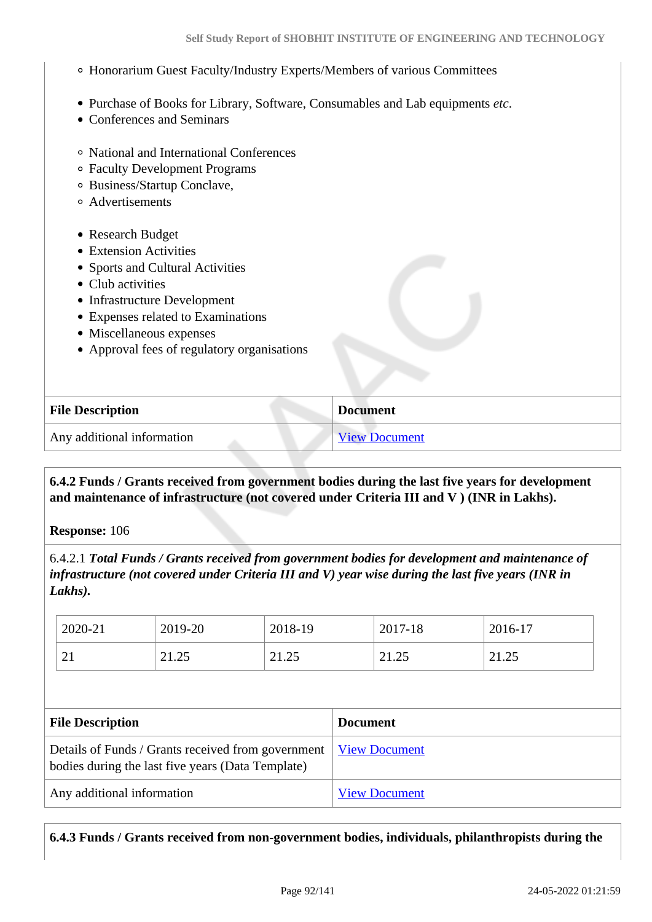- Honorarium Guest Faculty/Industry Experts/Members of various Committees

- Purchase of Books for Library, Software, Consumables and Lab equipments *etc*.
- Conferences and Seminars

    - National and International Conferences
    - Faculty Development Programs
    - Business/Startup Conclave,
    - Advertisements

- Research Budget
- Extension Activities
- Sports and Cultural Activities
- Club activities
- Infrastructure Development
- Expenses related to Examinations
- Miscellaneous expenses
- Approval fees of regulatory organisations

| File Description | Document |
|---|---|
| Any additional information | View Document |

**6.4.2 Funds / Grants received from government bodies during the last five years for development and maintenance of infrastructure (not covered under Criteria III and V ) (INR in Lakhs).**

**Response:** 106

6.4.2.1 ***Total Funds / Grants received from government bodies for development and maintenance of infrastructure (not covered under Criteria III and V) year wise during the last five years (INR in Lakhs).***

| 2020-21 | 2019-20 | 2018-19 | 2017-18 | 2016-17 |
|---|---|---|---|---|
| 21 | 21.25 | 21.25 | 21.25 | 21.25 |

| File Description | Document |
|---|---|
| Details of Funds / Grants received from government bodies during the last five years (Data Template) | View Document |
| Any additional information | View Document |

**6.4.3 Funds / Grants received from non-government bodies, individuals, philanthropists during the**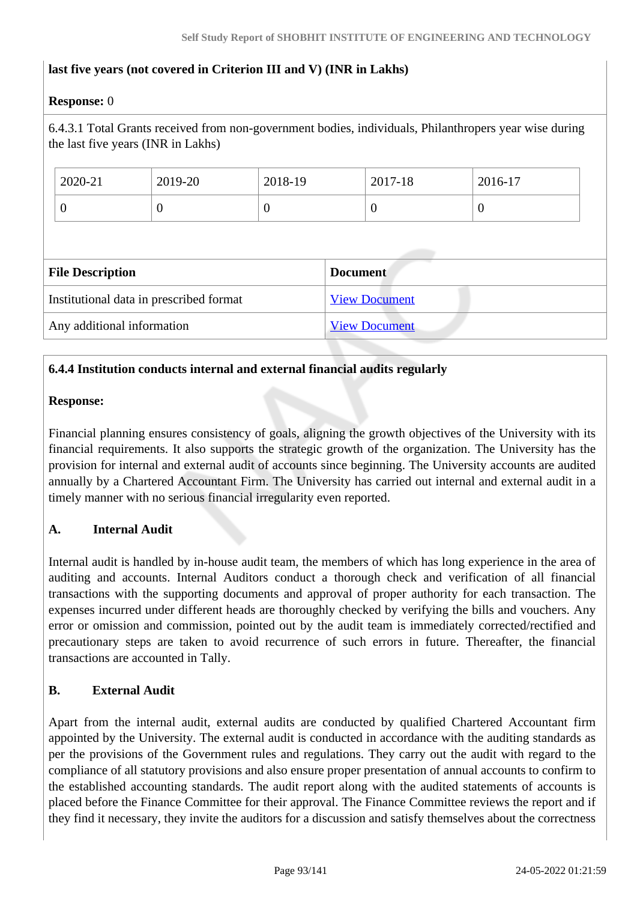**last five years (not covered in Criterion III and V) (INR in Lakhs)**

**Response:** 0

6.4.3.1 Total Grants received from non-government bodies, individuals, Philanthropers year wise during the last five years (INR in Lakhs)

| 2020-21 | 2019-20 | 2018-19 | 2017-18 | 2016-17 |
|---|---|---|---|---|
| 0 | 0 | 0 | 0 | 0 |

| File Description | Document |
|---|---|
| Institutional data in prescribed format | View Document |
| Any additional information | View Document |

**6.4.4 Institution conducts internal and external financial audits regularly**

**Response:**

Financial planning ensures consistency of goals, aligning the growth objectives of the University with its financial requirements. It also supports the strategic growth of the organization. The University has the provision for internal and external audit of accounts since beginning. The University accounts are audited annually by a Chartered Accountant Firm. The University has carried out internal and external audit in a timely manner with no serious financial irregularity even reported.

**A. Internal Audit**

Internal audit is handled by in-house audit team, the members of which has long experience in the area of auditing and accounts. Internal Auditors conduct a thorough check and verification of all financial transactions with the supporting documents and approval of proper authority for each transaction. The expenses incurred under different heads are thoroughly checked by verifying the bills and vouchers. Any error or omission and commission, pointed out by the audit team is immediately corrected/rectified and precautionary steps are taken to avoid recurrence of such errors in future. Thereafter, the financial transactions are accounted in Tally.

**B. External Audit**

Apart from the internal audit, external audits are conducted by qualified Chartered Accountant firm appointed by the University. The external audit is conducted in accordance with the auditing standards as per the provisions of the Government rules and regulations. They carry out the audit with regard to the compliance of all statutory provisions and also ensure proper presentation of annual accounts to confirm to the established accounting standards. The audit report along with the audited statements of accounts is placed before the Finance Committee for their approval. The Finance Committee reviews the report and if they find it necessary, they invite the auditors for a discussion and satisfy themselves about the correctness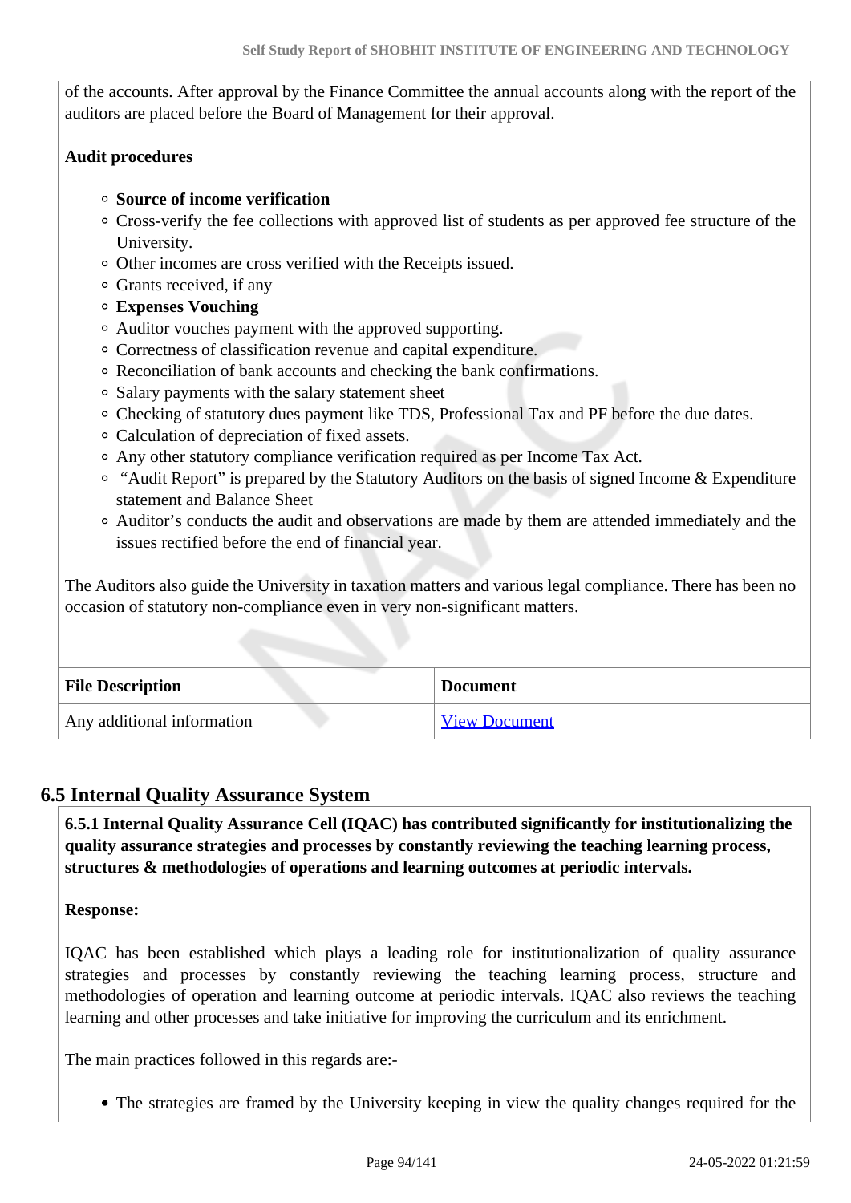of the accounts. After approval by the Finance Committee the annual accounts along with the report of the auditors are placed before the Board of Management for their approval.

**Audit procedures**

- **Source of income verification**
- Cross-verify the fee collections with approved list of students as per approved fee structure of the University.
- Other incomes are cross verified with the Receipts issued.
- Grants received, if any
- **Expenses Vouching**
- Auditor vouches payment with the approved supporting.
- Correctness of classification revenue and capital expenditure.
- Reconciliation of bank accounts and checking the bank confirmations.
- Salary payments with the salary statement sheet
- Checking of statutory dues payment like TDS, Professional Tax and PF before the due dates.
- Calculation of depreciation of fixed assets.
- Any other statutory compliance verification required as per Income Tax Act.
- "Audit Report" is prepared by the Statutory Auditors on the basis of signed Income & Expenditure statement and Balance Sheet
- Auditor's conducts the audit and observations are made by them are attended immediately and the issues rectified before the end of financial year.

The Auditors also guide the University in taxation matters and various legal compliance. There has been no occasion of statutory non-compliance even in very non-significant matters.

| File Description | Document |
| --- | --- |
| Any additional information | View Document |

## 6.5 Internal Quality Assurance System

**6.5.1 Internal Quality Assurance Cell (IQAC) has contributed significantly for institutionalizing the quality assurance strategies and processes by constantly reviewing the teaching learning process, structures & methodologies of operations and learning outcomes at periodic intervals.**

**Response:**

IQAC has been established which plays a leading role for institutionalization of quality assurance strategies and processes by constantly reviewing the teaching learning process, structure and methodologies of operation and learning outcome at periodic intervals. IQAC also reviews the teaching learning and other processes and take initiative for improving the curriculum and its enrichment.

The main practices followed in this regards are:-

- The strategies are framed by the University keeping in view the quality changes required for the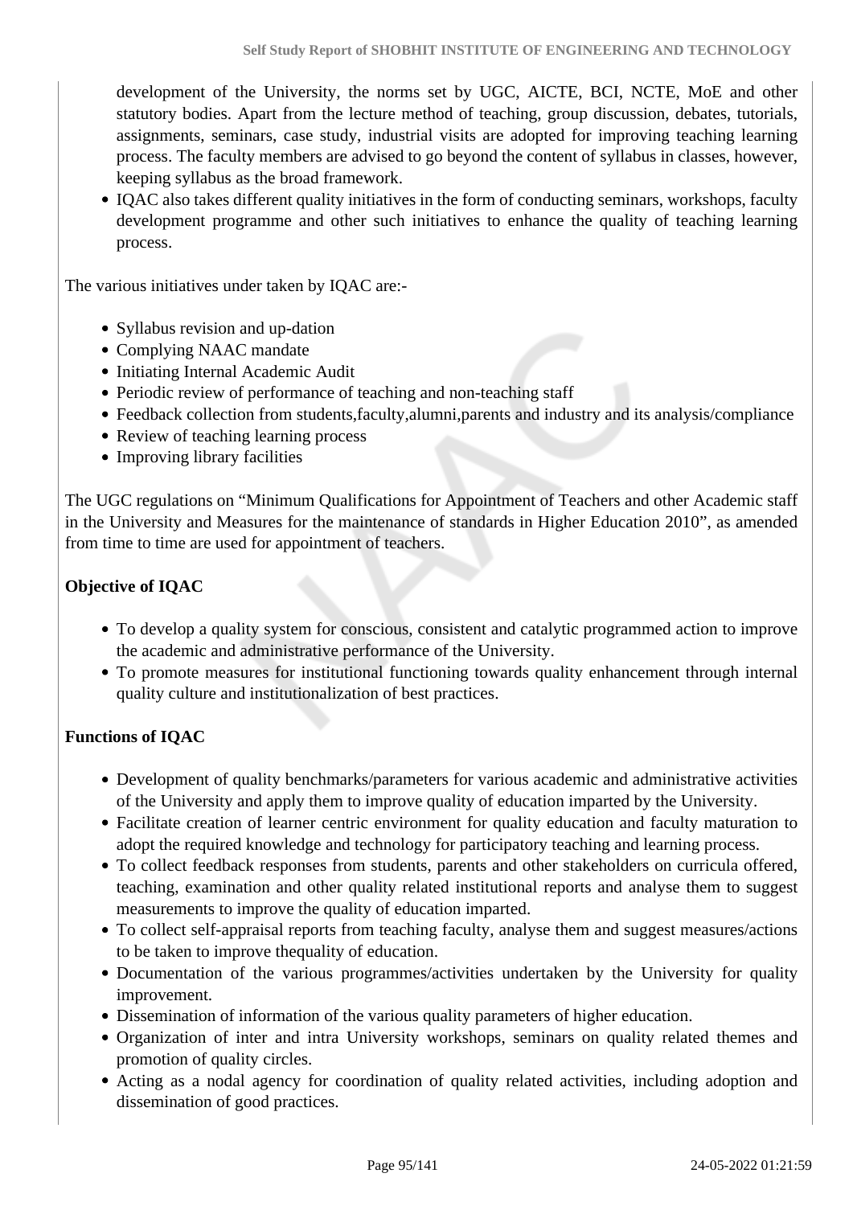development of the University, the norms set by UGC, AICTE, BCI, NCTE, MoE and other statutory bodies. Apart from the lecture method of teaching, group discussion, debates, tutorials, assignments, seminars, case study, industrial visits are adopted for improving teaching learning process. The faculty members are advised to go beyond the content of syllabus in classes, however, keeping syllabus as the broad framework.

- IQAC also takes different quality initiatives in the form of conducting seminars, workshops, faculty development programme and other such initiatives to enhance the quality of teaching learning process.

The various initiatives under taken by IQAC are:-

- Syllabus revision and up-dation
- Complying NAAC mandate
- Initiating Internal Academic Audit
- Periodic review of performance of teaching and non-teaching staff
- Feedback collection from students,faculty,alumni,parents and industry and its analysis/compliance
- Review of teaching learning process
- Improving library facilities

The UGC regulations on "Minimum Qualifications for Appointment of Teachers and other Academic staff in the University and Measures for the maintenance of standards in Higher Education 2010", as amended from time to time are used for appointment of teachers.

**Objective of IQAC**

- To develop a quality system for conscious, consistent and catalytic programmed action to improve the academic and administrative performance of the University.
- To promote measures for institutional functioning towards quality enhancement through internal quality culture and institutionalization of best practices.

**Functions of IQAC**

- Development of quality benchmarks/parameters for various academic and administrative activities of the University and apply them to improve quality of education imparted by the University.
- Facilitate creation of learner centric environment for quality education and faculty maturation to adopt the required knowledge and technology for participatory teaching and learning process.
- To collect feedback responses from students, parents and other stakeholders on curricula offered, teaching, examination and other quality related institutional reports and analyse them to suggest measurements to improve the quality of education imparted.
- To collect self-appraisal reports from teaching faculty, analyse them and suggest measures/actions to be taken to improve thequality of education.
- Documentation of the various programmes/activities undertaken by the University for quality improvement.
- Dissemination of information of the various quality parameters of higher education.
- Organization of inter and intra University workshops, seminars on quality related themes and promotion of quality circles.
- Acting as a nodal agency for coordination of quality related activities, including adoption and dissemination of good practices.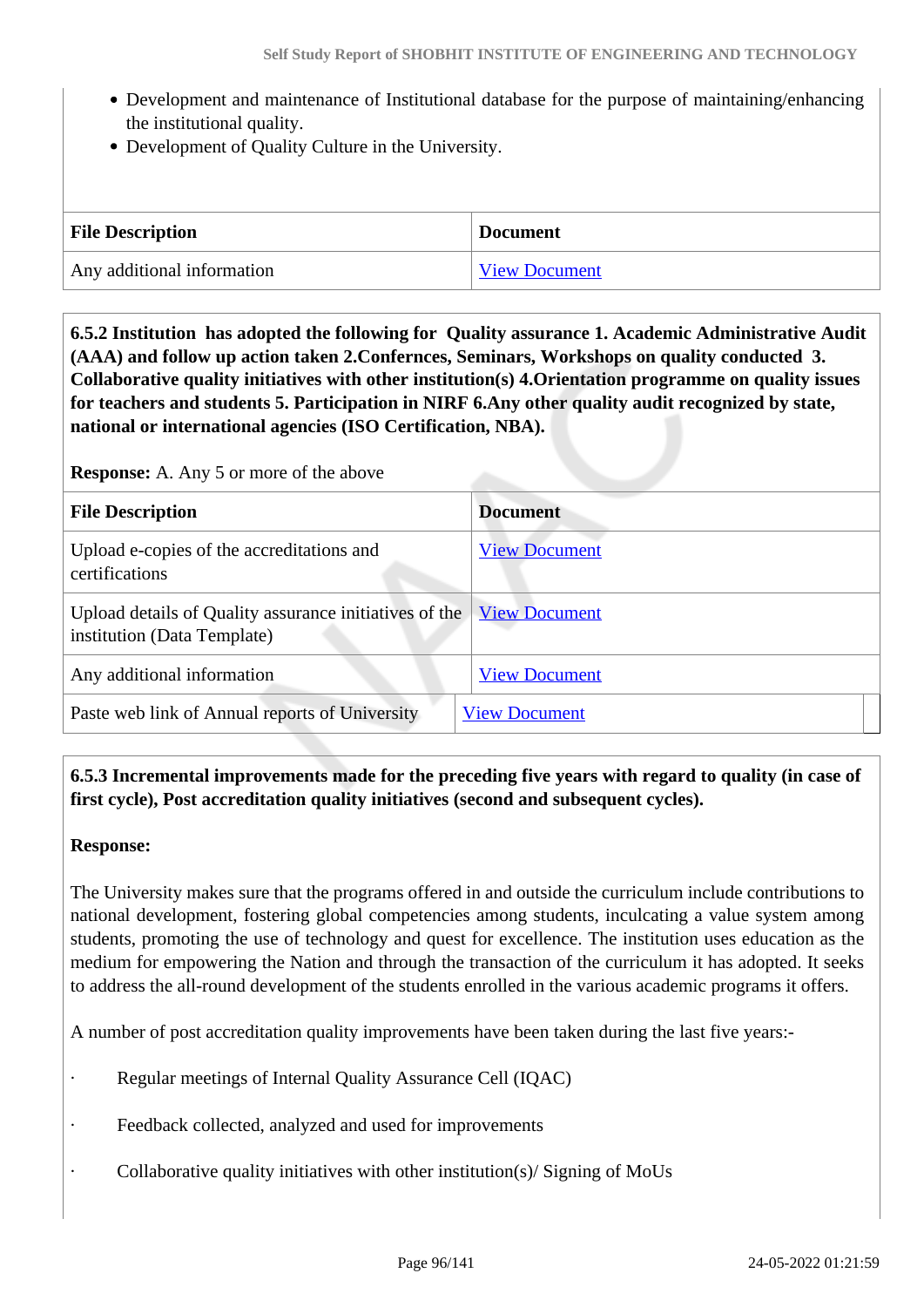- Development and maintenance of Institutional database for the purpose of maintaining/enhancing the institutional quality.
- Development of Quality Culture in the University.

| File Description | Document |
|---|---|
| Any additional information | View Document |

**6.5.2 Institution has adopted the following for Quality assurance 1. Academic Administrative Audit (AAA) and follow up action taken 2.Confernces, Seminars, Workshops on quality conducted 3. Collaborative quality initiatives with other institution(s) 4.Orientation programme on quality issues for teachers and students 5. Participation in NIRF 6.Any other quality audit recognized by state, national or international agencies (ISO Certification, NBA).**

**Response:** A. Any 5 or more of the above

| File Description | Document |
|---|---|
| Upload e-copies of the accreditations and certifications | View Document |
| Upload details of Quality assurance initiatives of the institution (Data Template) | View Document |
| Any additional information | View Document |
| Paste web link of Annual reports of University | View Document |

**6.5.3 Incremental improvements made for the preceding five years with regard to quality (in case of first cycle), Post accreditation quality initiatives (second and subsequent cycles).**

**Response:**

The University makes sure that the programs offered in and outside the curriculum include contributions to national development, fostering global competencies among students, inculcating a value system among students, promoting the use of technology and quest for excellence. The institution uses education as the medium for empowering the Nation and through the transaction of the curriculum it has adopted. It seeks to address the all-round development of the students enrolled in the various academic programs it offers.

A number of post accreditation quality improvements have been taken during the last five years:-

- Regular meetings of Internal Quality Assurance Cell (IQAC)
- Feedback collected, analyzed and used for improvements
- Collaborative quality initiatives with other institution(s)/ Signing of MoUs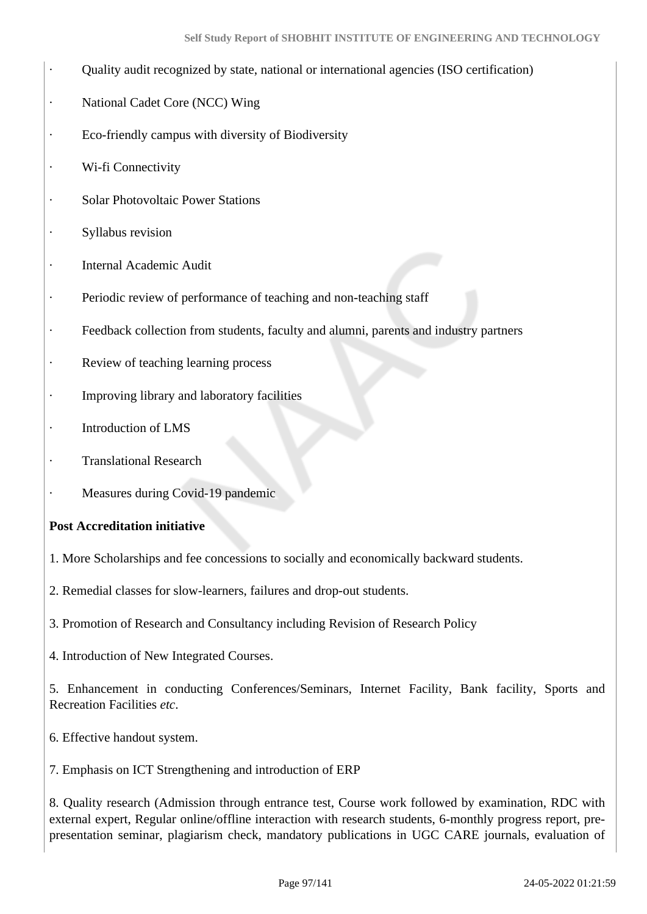- Quality audit recognized by state, national or international agencies (ISO certification)
- National Cadet Core (NCC) Wing
- Eco-friendly campus with diversity of Biodiversity
- Wi-fi Connectivity
- Solar Photovoltaic Power Stations
- Syllabus revision
- Internal Academic Audit
- Periodic review of performance of teaching and non-teaching staff
- Feedback collection from students, faculty and alumni, parents and industry partners
- Review of teaching learning process
- Improving library and laboratory facilities
- Introduction of LMS
- Translational Research
- Measures during Covid-19 pandemic

**Post Accreditation initiative**

1. More Scholarships and fee concessions to socially and economically backward students.

2. Remedial classes for slow-learners, failures and drop-out students.

3. Promotion of Research and Consultancy including Revision of Research Policy

4. Introduction of New Integrated Courses.

5. Enhancement in conducting Conferences/Seminars, Internet Facility, Bank facility, Sports and Recreation Facilities *etc*.

6. Effective handout system.

7. Emphasis on ICT Strengthening and introduction of ERP

8. Quality research (Admission through entrance test, Course work followed by examination, RDC with external expert, Regular online/offline interaction with research students, 6-monthly progress report, pre-presentation seminar, plagiarism check, mandatory publications in UGC CARE journals, evaluation of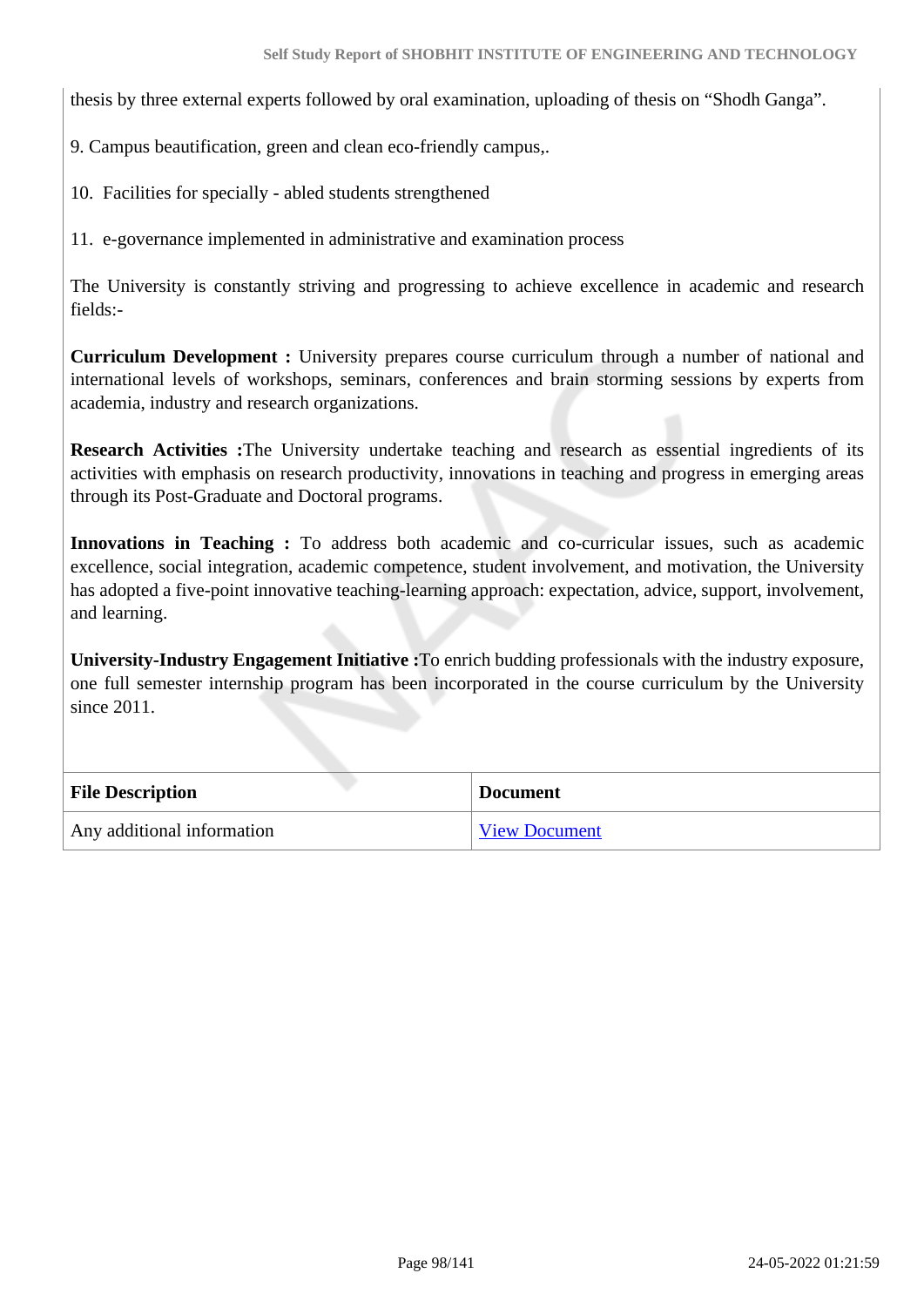thesis by three external experts followed by oral examination, uploading of thesis on “Shodh Ganga”.

9. Campus beautification, green and clean eco-friendly campus,.

10. Facilities for specially - abled students strengthened

11. e-governance implemented in administrative and examination process

The University is constantly striving and progressing to achieve excellence in academic and research fields:-

**Curriculum Development :** University prepares course curriculum through a number of national and international levels of workshops, seminars, conferences and brain storming sessions by experts from academia, industry and research organizations.

**Research Activities :**The University undertake teaching and research as essential ingredients of its activities with emphasis on research productivity, innovations in teaching and progress in emerging areas through its Post-Graduate and Doctoral programs.

**Innovations in Teaching :** To address both academic and co-curricular issues, such as academic excellence, social integration, academic competence, student involvement, and motivation, the University has adopted a five-point innovative teaching-learning approach: expectation, advice, support, involvement, and learning.

**University-Industry Engagement Initiative :**To enrich budding professionals with the industry exposure, one full semester internship program has been incorporated in the course curriculum by the University since 2011.

| File Description | Document |
| --- | --- |
| Any additional information | View Document |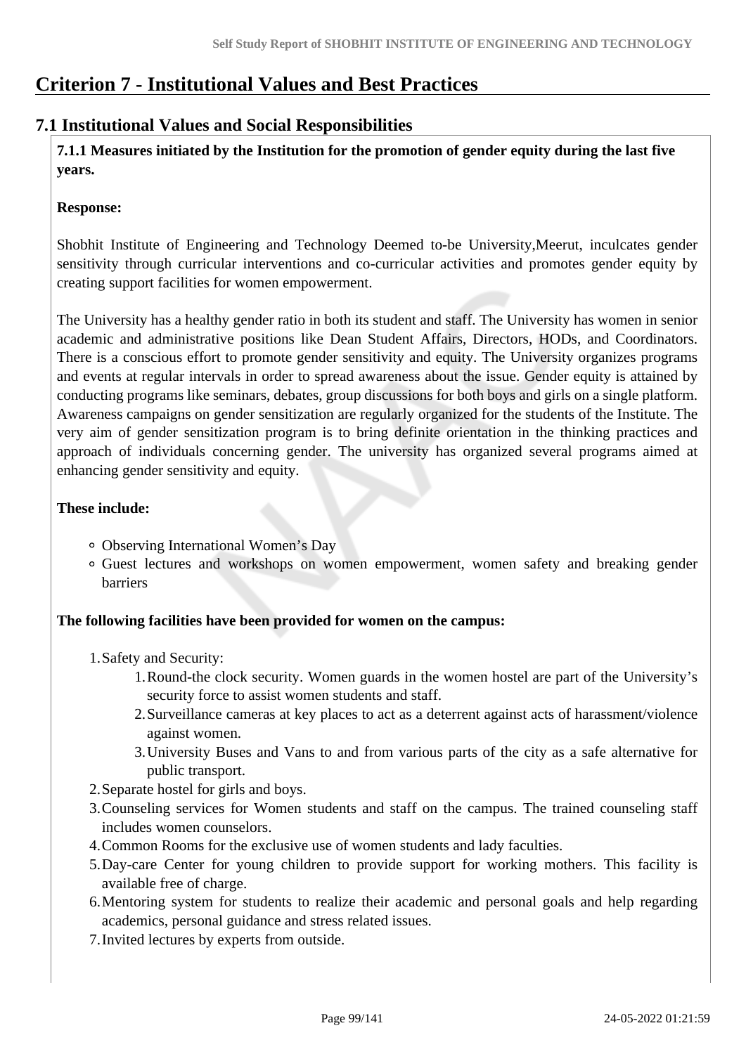# Criterion 7 - Institutional Values and Best Practices

## 7.1 Institutional Values and Social Responsibilities

**7.1.1 Measures initiated by the Institution for the promotion of gender equity during the last five years.**

**Response:**

Shobhit Institute of Engineering and Technology Deemed to-be University,Meerut, inculcates gender sensitivity through curricular interventions and co-curricular activities and promotes gender equity by creating support facilities for women empowerment.

The University has a healthy gender ratio in both its student and staff. The University has women in senior academic and administrative positions like Dean Student Affairs, Directors, HODs, and Coordinators. There is a conscious effort to promote gender sensitivity and equity. The University organizes programs and events at regular intervals in order to spread awareness about the issue. Gender equity is attained by conducting programs like seminars, debates, group discussions for both boys and girls on a single platform. Awareness campaigns on gender sensitization are regularly organized for the students of the Institute. The very aim of gender sensitization program is to bring definite orientation in the thinking practices and approach of individuals concerning gender. The university has organized several programs aimed at enhancing gender sensitivity and equity.

**These include:**

- Observing International Women's Day
- Guest lectures and workshops on women empowerment, women safety and breaking gender barriers

**The following facilities have been provided for women on the campus:**

1. Safety and Security:
    1. Round-the clock security. Women guards in the women hostel are part of the University's security force to assist women students and staff.
    2. Surveillance cameras at key places to act as a deterrent against acts of harassment/violence against women.
    3. University Buses and Vans to and from various parts of the city as a safe alternative for public transport.
2. Separate hostel for girls and boys.
3. Counseling services for Women students and staff on the campus. The trained counseling staff includes women counselors.
4. Common Rooms for the exclusive use of women students and lady faculties.
5. Day-care Center for young children to provide support for working mothers. This facility is available free of charge.
6. Mentoring system for students to realize their academic and personal goals and help regarding academics, personal guidance and stress related issues.
7. Invited lectures by experts from outside.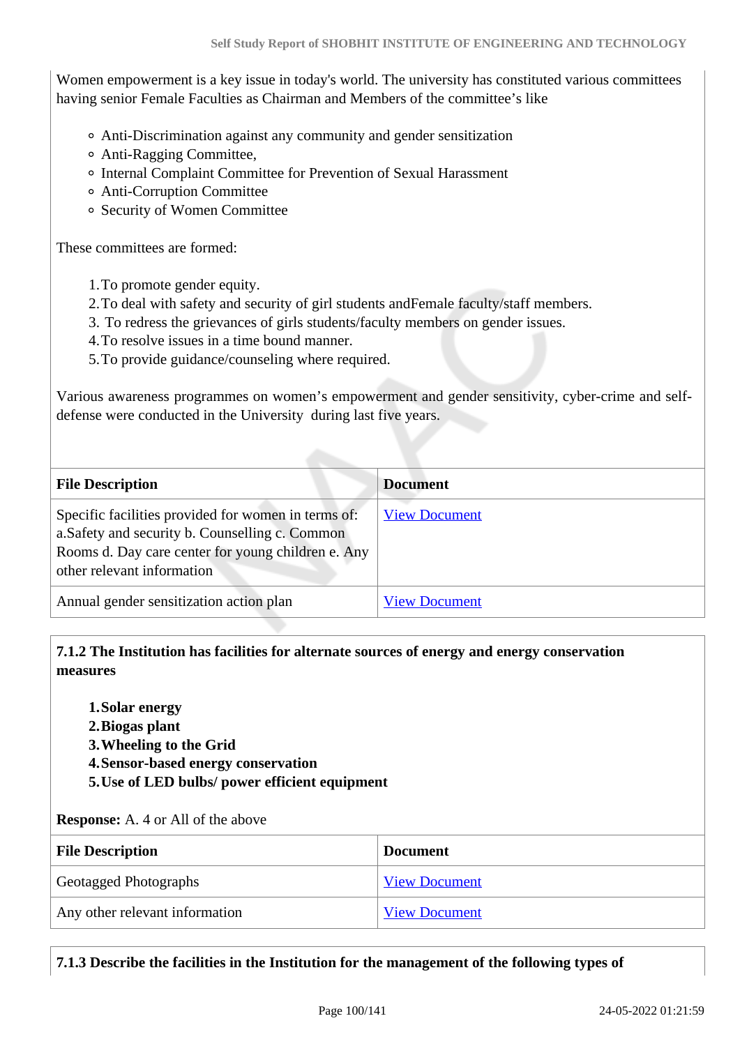Women empowerment is a key issue in today's world. The university has constituted various committees having senior Female Faculties as Chairman and Members of the committee's like

- Anti-Discrimination against any community and gender sensitization
- Anti-Ragging Committee,
- Internal Complaint Committee for Prevention of Sexual Harassment
- Anti-Corruption Committee
- Security of Women Committee

These committees are formed:

1. To promote gender equity.
2. To deal with safety and security of girl students andFemale faculty/staff members.
3. To redress the grievances of girls students/faculty members on gender issues.
4. To resolve issues in a time bound manner.
5. To provide guidance/counseling where required.

Various awareness programmes on women's empowerment and gender sensitivity, cyber-crime and self-defense were conducted in the University during last five years.

| File Description | Document |
|---|---|
| Specific facilities provided for women in terms of: a.Safety and security b. Counselling c. Common Rooms d. Day care center for young children e. Any other relevant information | View Document |
| Annual gender sensitization action plan | View Document |

**7.1.2 The Institution has facilities for alternate sources of energy and energy conservation measures**

1. **Solar energy**
2. **Biogas plant**
3. **Wheeling to the Grid**
4. **Sensor-based energy conservation**
5. **Use of LED bulbs/ power efficient equipment**

**Response:** A. 4 or All of the above

| File Description | Document |
|---|---|
| Geotagged Photographs | View Document |
| Any other relevant information | View Document |

**7.1.3 Describe the facilities in the Institution for the management of the following types of**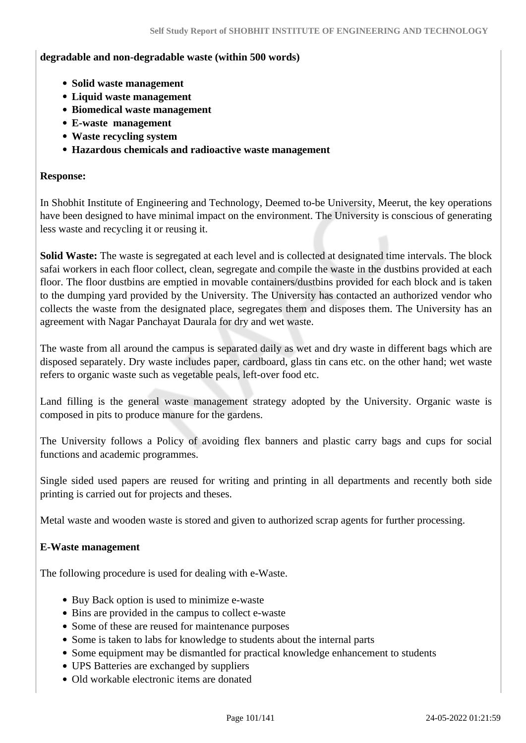**degradable and non-degradable waste (within 500 words)**

- **Solid waste management**
- **Liquid waste management**
- **Biomedical waste management**
- **E-waste management**
- **Waste recycling system**
- **Hazardous chemicals and radioactive waste management**

**Response:**

In Shobhit Institute of Engineering and Technology, Deemed to-be University, Meerut, the key operations have been designed to have minimal impact on the environment. The University is conscious of generating less waste and recycling it or reusing it.

**Solid Waste:** The waste is segregated at each level and is collected at designated time intervals. The block safai workers in each floor collect, clean, segregate and compile the waste in the dustbins provided at each floor. The floor dustbins are emptied in movable containers/dustbins provided for each block and is taken to the dumping yard provided by the University. The University has contacted an authorized vendor who collects the waste from the designated place, segregates them and disposes them. The University has an agreement with Nagar Panchayat Daurala for dry and wet waste.

The waste from all around the campus is separated daily as wet and dry waste in different bags which are disposed separately. Dry waste includes paper, cardboard, glass tin cans etc. on the other hand; wet waste refers to organic waste such as vegetable peals, left-over food etc.

Land filling is the general waste management strategy adopted by the University. Organic waste is composed in pits to produce manure for the gardens.

The University follows a Policy of avoiding flex banners and plastic carry bags and cups for social functions and academic programmes.

Single sided used papers are reused for writing and printing in all departments and recently both side printing is carried out for projects and theses.

Metal waste and wooden waste is stored and given to authorized scrap agents for further processing.

**E-Waste management**

The following procedure is used for dealing with e-Waste.

- Buy Back option is used to minimize e-waste
- Bins are provided in the campus to collect e-waste
- Some of these are reused for maintenance purposes
- Some is taken to labs for knowledge to students about the internal parts
- Some equipment may be dismantled for practical knowledge enhancement to students
- UPS Batteries are exchanged by suppliers
- Old workable electronic items are donated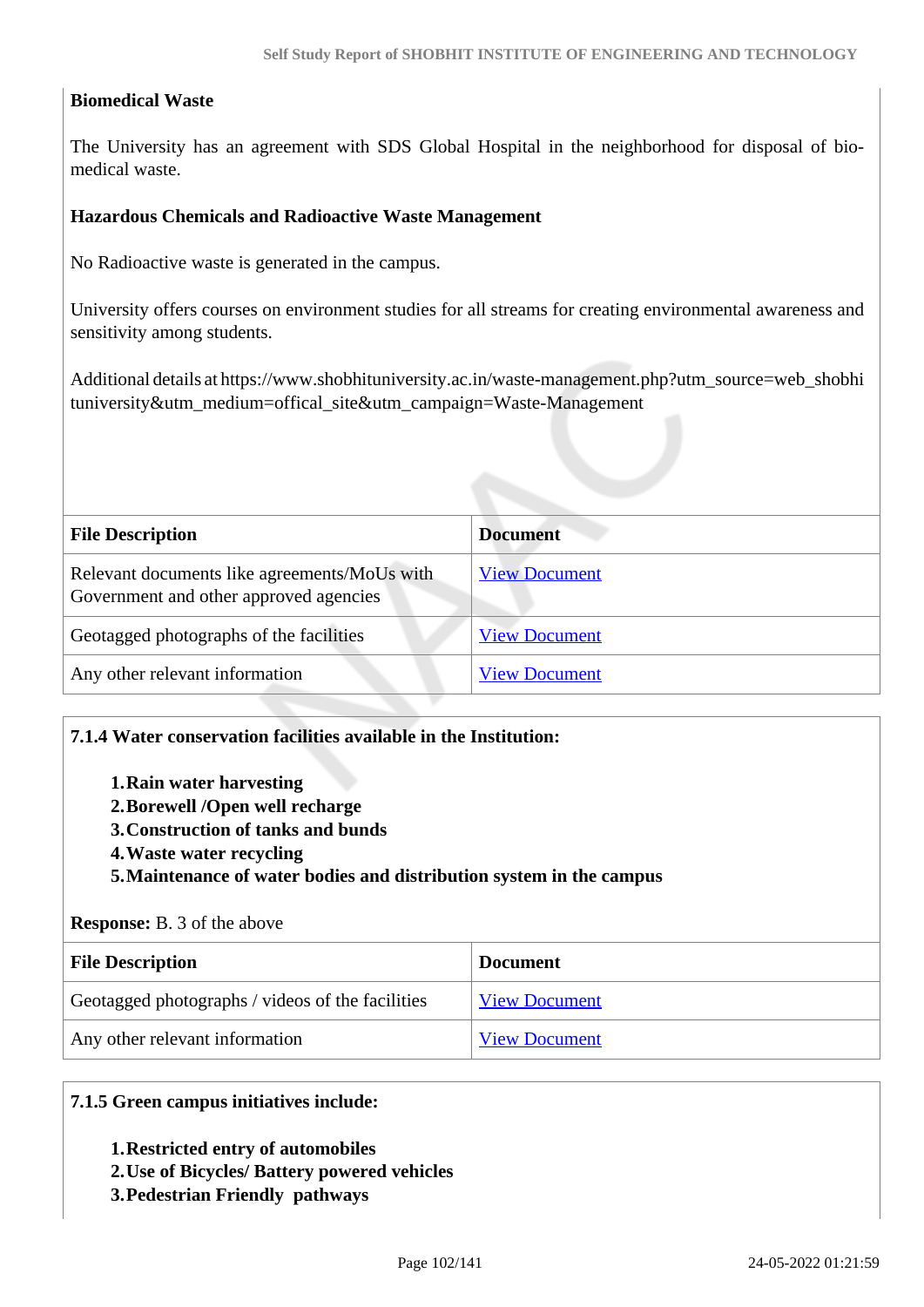**Biomedical Waste**

The University has an agreement with SDS Global Hospital in the neighborhood for disposal of bio-medical waste.

**Hazardous Chemicals and Radioactive Waste Management**

No Radioactive waste is generated in the campus.

University offers courses on environment studies for all streams for creating environmental awareness and sensitivity among students.

Additional details at https://www.shobhituniversity.ac.in/waste-management.php?utm_source=web_shobhituniversity&utm_medium=offical_site&utm_campaign=Waste-Management

| File Description | Document |
|---|---|
| Relevant documents like agreements/MoUs with Government and other approved agencies | View Document |
| Geotagged photographs of the facilities | View Document |
| Any other relevant information | View Document |

**7.1.4 Water conservation facilities available in the Institution:**

1. **Rain water harvesting**
2. **Borewell /Open well recharge**
3. **Construction of tanks and bunds**
4. **Waste water recycling**
5. **Maintenance of water bodies and distribution system in the campus**

**Response:** B. 3 of the above

| File Description | Document |
|---|---|
| Geotagged photographs / videos of the facilities | View Document |
| Any other relevant information | View Document |

**7.1.5 Green campus initiatives include:**

1. **Restricted entry of automobiles**
2. **Use of Bicycles/ Battery powered vehicles**
3. **Pedestrian Friendly pathways**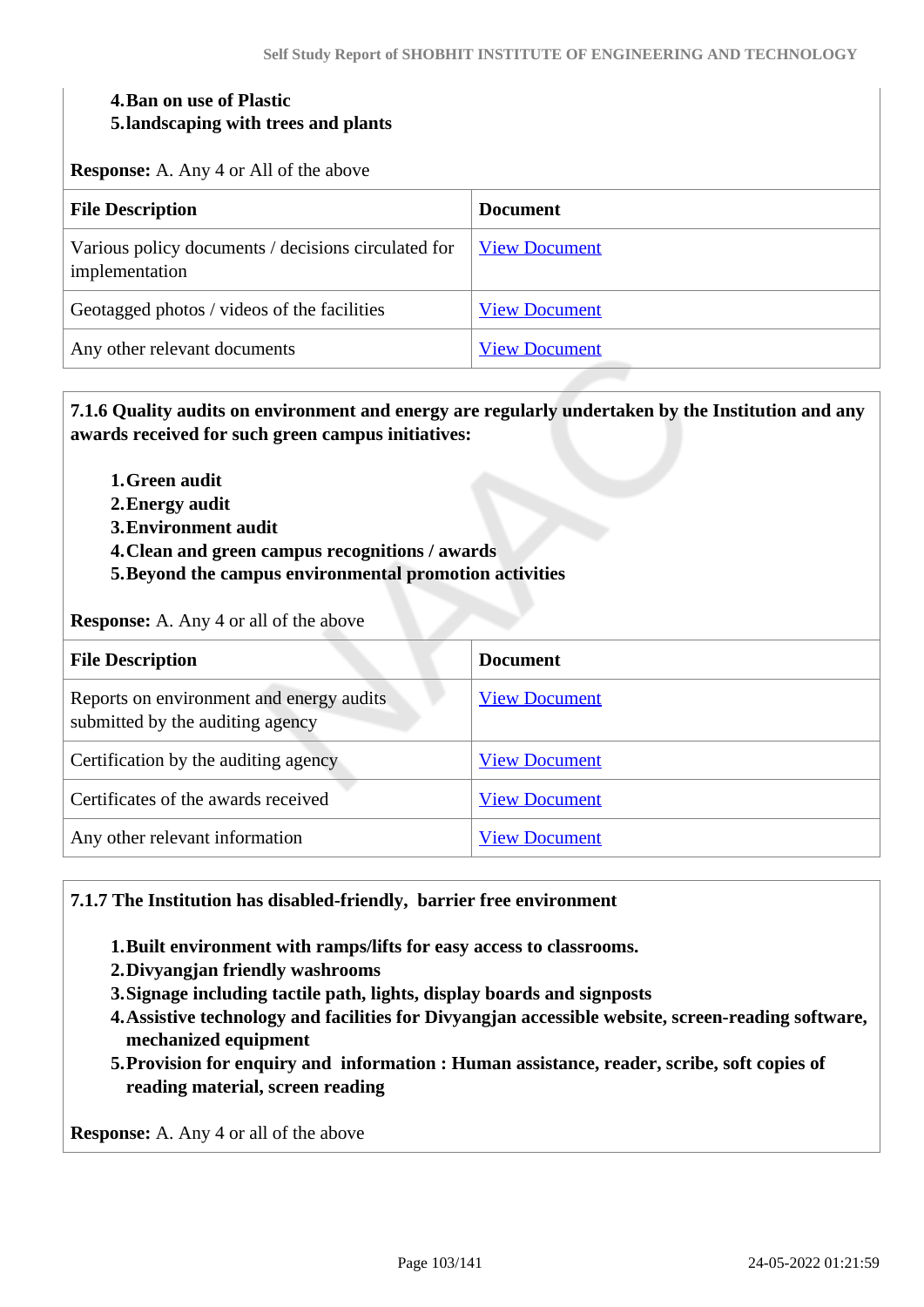4. **Ban on use of Plastic**
5. **landscaping with trees and plants**

**Response:** A. Any 4 or All of the above

| File Description | Document |
|---|---|
| Various policy documents / decisions circulated for implementation | View Document |
| Geotagged photos / videos of the facilities | View Document |
| Any other relevant documents | View Document |

**7.1.6 Quality audits on environment and energy are regularly undertaken by the Institution and any awards received for such green campus initiatives:**

1. **Green audit**
2. **Energy audit**
3. **Environment audit**
4. **Clean and green campus recognitions / awards**
5. **Beyond the campus environmental promotion activities**

**Response:** A. Any 4 or all of the above

| File Description | Document |
|---|---|
| Reports on environment and energy audits submitted by the auditing agency | View Document |
| Certification by the auditing agency | View Document |
| Certificates of the awards received | View Document |
| Any other relevant information | View Document |

**7.1.7 The Institution has disabled-friendly, barrier free environment**

1. **Built environment with ramps/lifts for easy access to classrooms.**
2. **Divyangjan friendly washrooms**
3. **Signage including tactile path, lights, display boards and signposts**
4. **Assistive technology and facilities for Divyangjan accessible website, screen-reading software, mechanized equipment**
5. **Provision for enquiry and information : Human assistance, reader, scribe, soft copies of reading material, screen reading**

**Response:** A. Any 4 or all of the above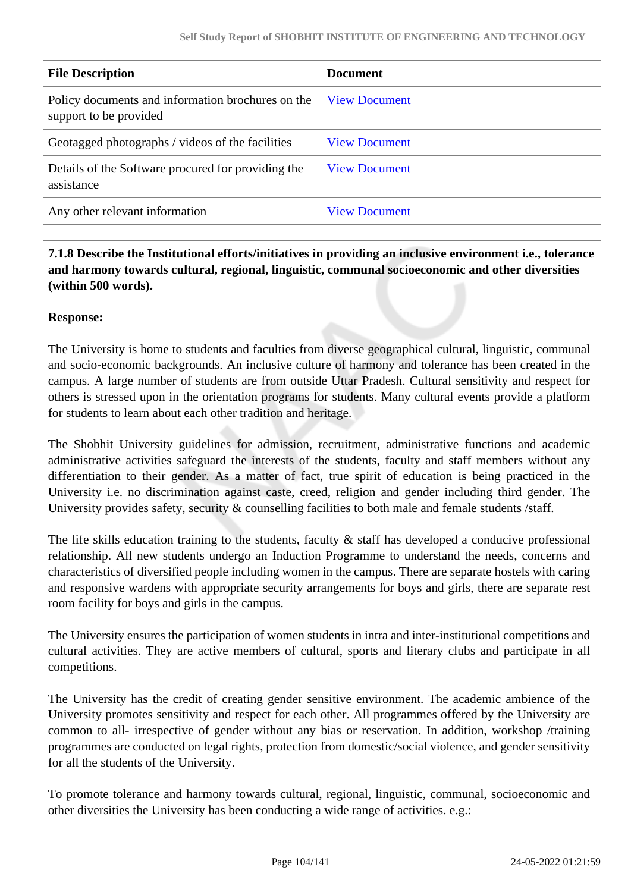| File Description | Document |
|---|---|
| Policy documents and information brochures on the support to be provided | View Document |
| Geotagged photographs / videos of the facilities | View Document |
| Details of the Software procured for providing the assistance | View Document |
| Any other relevant information | View Document |

**7.1.8 Describe the Institutional efforts/initiatives in providing an inclusive environment i.e., tolerance and harmony towards cultural, regional, linguistic, communal socioeconomic and other diversities (within 500 words).**

**Response:**

The University is home to students and faculties from diverse geographical cultural, linguistic, communal and socio-economic backgrounds. An inclusive culture of harmony and tolerance has been created in the campus. A large number of students are from outside Uttar Pradesh. Cultural sensitivity and respect for others is stressed upon in the orientation programs for students. Many cultural events provide a platform for students to learn about each other tradition and heritage.

The Shobhit University guidelines for admission, recruitment, administrative functions and academic administrative activities safeguard the interests of the students, faculty and staff members without any differentiation to their gender. As a matter of fact, true spirit of education is being practiced in the University i.e. no discrimination against caste, creed, religion and gender including third gender. The University provides safety, security & counselling facilities to both male and female students /staff.

The life skills education training to the students, faculty & staff has developed a conducive professional relationship. All new students undergo an Induction Programme to understand the needs, concerns and characteristics of diversified people including women in the campus. There are separate hostels with caring and responsive wardens with appropriate security arrangements for boys and girls, there are separate rest room facility for boys and girls in the campus.

The University ensures the participation of women students in intra and inter-institutional competitions and cultural activities. They are active members of cultural, sports and literary clubs and participate in all competitions.

The University has the credit of creating gender sensitive environment. The academic ambience of the University promotes sensitivity and respect for each other. All programmes offered by the University are common to all- irrespective of gender without any bias or reservation. In addition, workshop /training programmes are conducted on legal rights, protection from domestic/social violence, and gender sensitivity for all the students of the University.

To promote tolerance and harmony towards cultural, regional, linguistic, communal, socioeconomic and other diversities the University has been conducting a wide range of activities. e.g.: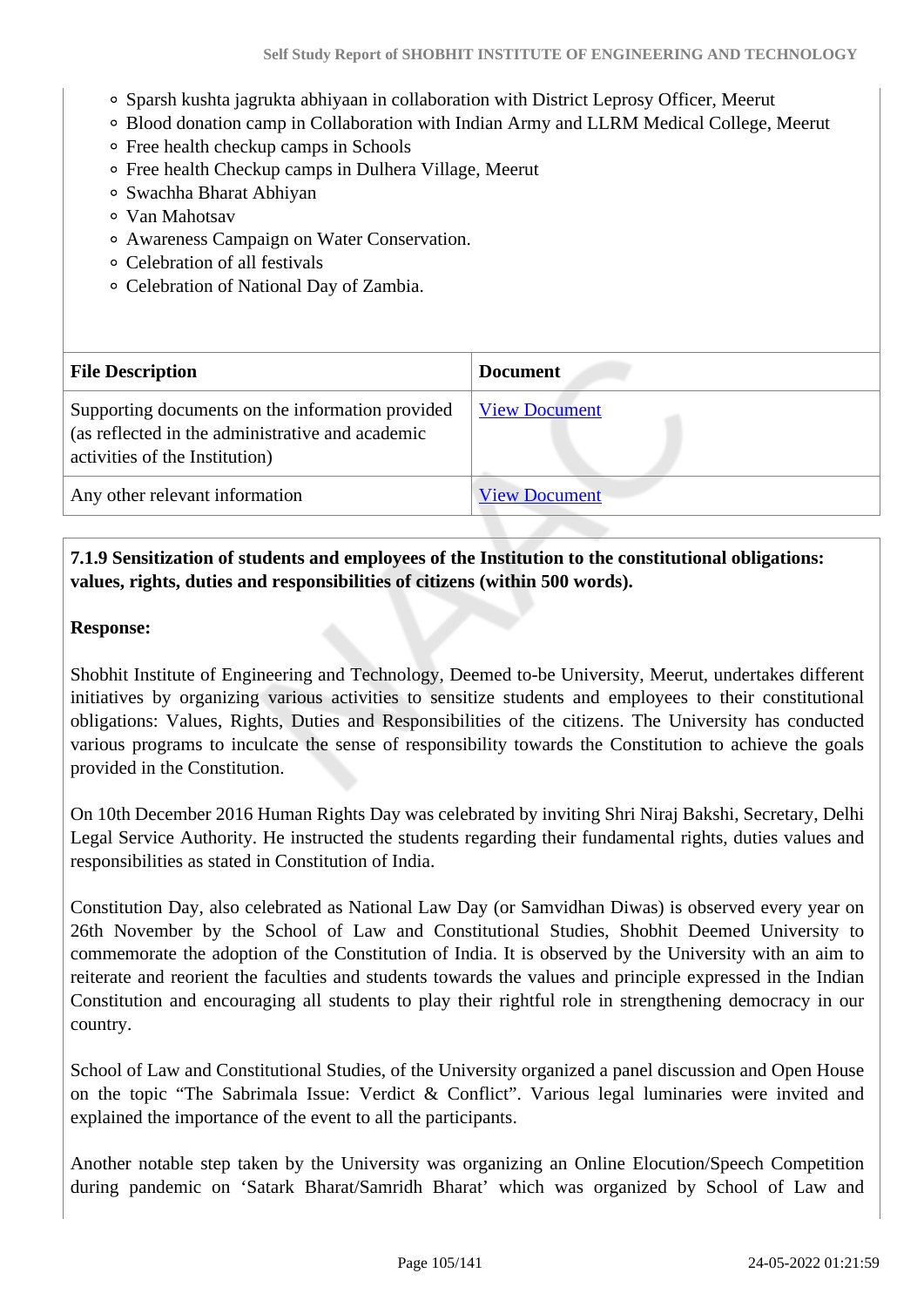- Sparsh kushta jagrukta abhiyaan in collaboration with District Leprosy Officer, Meerut
- Blood donation camp in Collaboration with Indian Army and LLRM Medical College, Meerut
- Free health checkup camps in Schools
- Free health Checkup camps in Dulhera Village, Meerut
- Swachha Bharat Abhiyan
- Van Mahotsav
- Awareness Campaign on Water Conservation.
- Celebration of all festivals
- Celebration of National Day of Zambia.

| File Description | Document |
|---|---|
| Supporting documents on the information provided (as reflected in the administrative and academic activities of the Institution) | View Document |
| Any other relevant information | View Document |

**7.1.9 Sensitization of students and employees of the Institution to the constitutional obligations: values, rights, duties and responsibilities of citizens (within 500 words).**

**Response:**

Shobhit Institute of Engineering and Technology, Deemed to-be University, Meerut, undertakes different initiatives by organizing various activities to sensitize students and employees to their constitutional obligations: Values, Rights, Duties and Responsibilities of the citizens. The University has conducted various programs to inculcate the sense of responsibility towards the Constitution to achieve the goals provided in the Constitution.

On 10th December 2016 Human Rights Day was celebrated by inviting Shri Niraj Bakshi, Secretary, Delhi Legal Service Authority. He instructed the students regarding their fundamental rights, duties values and responsibilities as stated in Constitution of India.

Constitution Day, also celebrated as National Law Day (or Samvidhan Diwas) is observed every year on 26th November by the School of Law and Constitutional Studies, Shobhit Deemed University to commemorate the adoption of the Constitution of India. It is observed by the University with an aim to reiterate and reorient the faculties and students towards the values and principle expressed in the Indian Constitution and encouraging all students to play their rightful role in strengthening democracy in our country.

School of Law and Constitutional Studies, of the University organized a panel discussion and Open House on the topic “The Sabrimala Issue: Verdict & Conflict”. Various legal luminaries were invited and explained the importance of the event to all the participants.

Another notable step taken by the University was organizing an Online Elocution/Speech Competition during pandemic on ‘Satark Bharat/Samridh Bharat’ which was organized by School of Law and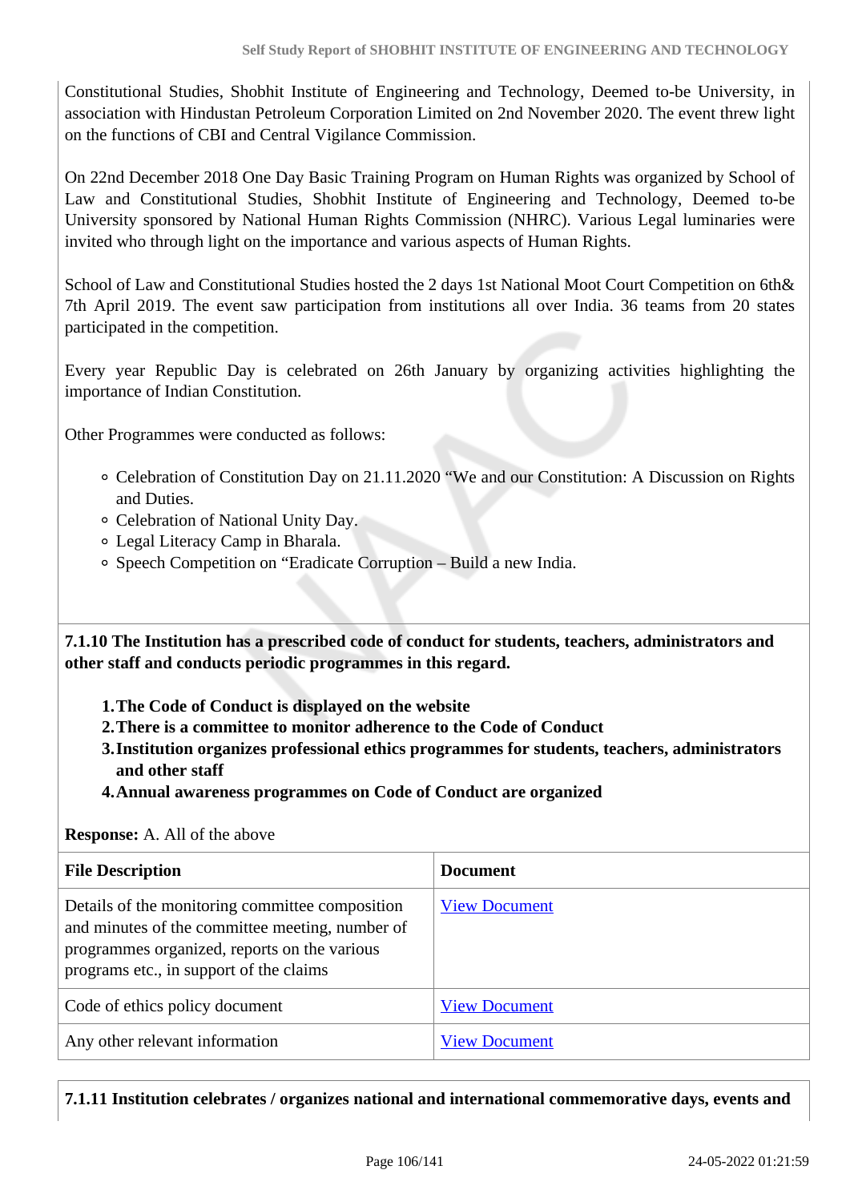Constitutional Studies, Shobhit Institute of Engineering and Technology, Deemed to-be University, in association with Hindustan Petroleum Corporation Limited on 2nd November 2020. The event threw light on the functions of CBI and Central Vigilance Commission.

On 22nd December 2018 One Day Basic Training Program on Human Rights was organized by School of Law and Constitutional Studies, Shobhit Institute of Engineering and Technology, Deemed to-be University sponsored by National Human Rights Commission (NHRC). Various Legal luminaries were invited who through light on the importance and various aspects of Human Rights.

School of Law and Constitutional Studies hosted the 2 days 1st National Moot Court Competition on 6th& 7th April 2019. The event saw participation from institutions all over India. 36 teams from 20 states participated in the competition.

Every year Republic Day is celebrated on 26th January by organizing activities highlighting the importance of Indian Constitution.

Other Programmes were conducted as follows:

- Celebration of Constitution Day on 21.11.2020 "We and our Constitution: A Discussion on Rights and Duties.
- Celebration of National Unity Day.
- Legal Literacy Camp in Bharala.
- Speech Competition on "Eradicate Corruption – Build a new India.

**7.1.10 The Institution has a prescribed code of conduct for students, teachers, administrators and other staff and conducts periodic programmes in this regard.**

1. **The Code of Conduct is displayed on the website**
2. **There is a committee to monitor adherence to the Code of Conduct**
3. **Institution organizes professional ethics programmes for students, teachers, administrators and other staff**
4. **Annual awareness programmes on Code of Conduct are organized**

**Response:** A. All of the above

| File Description | Document |
|---|---|
| Details of the monitoring committee composition and minutes of the committee meeting, number of programmes organized, reports on the various programs etc., in support of the claims | View Document |
| Code of ethics policy document | View Document |
| Any other relevant information | View Document |

**7.1.11 Institution celebrates / organizes national and international commemorative days, events and**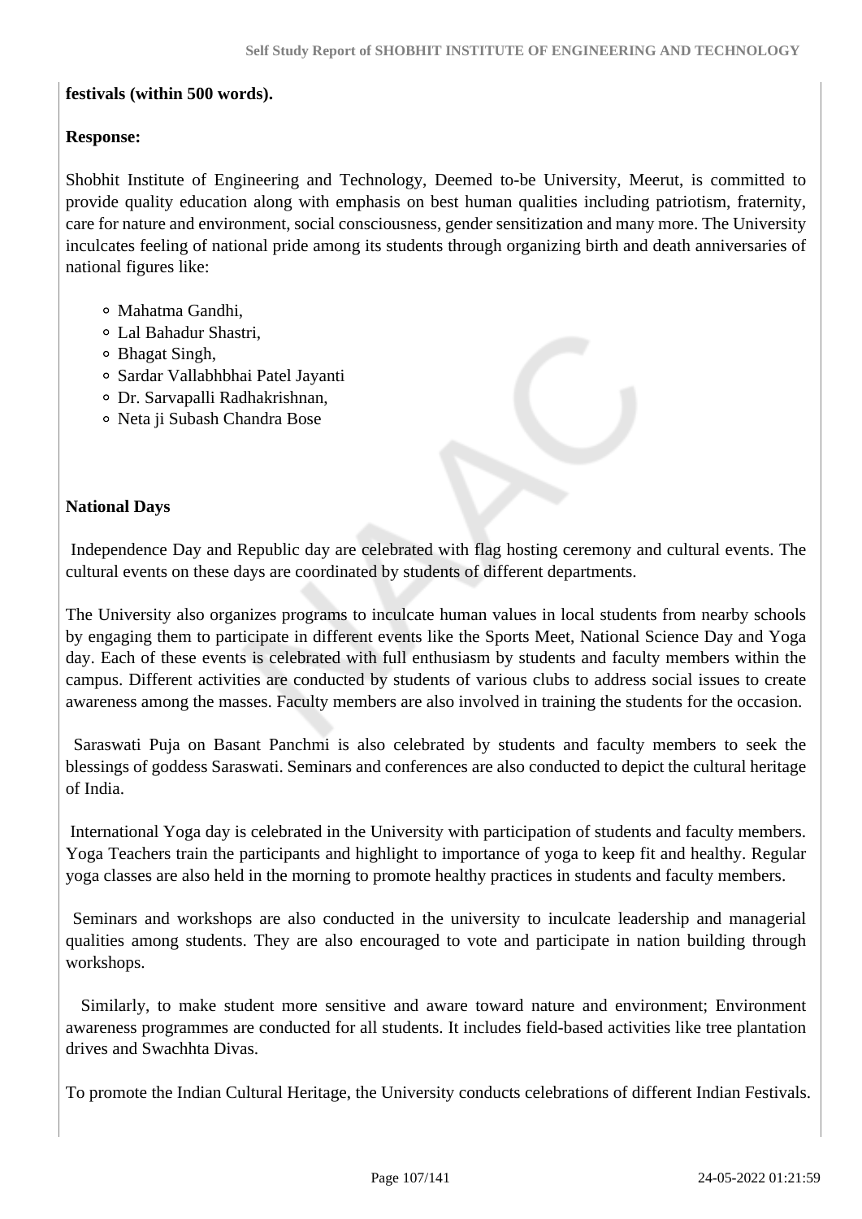**festivals (within 500 words).**

**Response:**

Shobhit Institute of Engineering and Technology, Deemed to-be University, Meerut, is committed to provide quality education along with emphasis on best human qualities including patriotism, fraternity, care for nature and environment, social consciousness, gender sensitization and many more. The University inculcates feeling of national pride among its students through organizing birth and death anniversaries of national figures like:

- Mahatma Gandhi,
- Lal Bahadur Shastri,
- Bhagat Singh,
- Sardar Vallabhbhai Patel Jayanti
- Dr. Sarvapalli Radhakrishnan,
- Neta ji Subash Chandra Bose

**National Days**

Independence Day and Republic day are celebrated with flag hosting ceremony and cultural events. The cultural events on these days are coordinated by students of different departments.

The University also organizes programs to inculcate human values in local students from nearby schools by engaging them to participate in different events like the Sports Meet, National Science Day and Yoga day. Each of these events is celebrated with full enthusiasm by students and faculty members within the campus. Different activities are conducted by students of various clubs to address social issues to create awareness among the masses. Faculty members are also involved in training the students for the occasion.

Saraswati Puja on Basant Panchmi is also celebrated by students and faculty members to seek the blessings of goddess Saraswati. Seminars and conferences are also conducted to depict the cultural heritage of India.

International Yoga day is celebrated in the University with participation of students and faculty members. Yoga Teachers train the participants and highlight to importance of yoga to keep fit and healthy. Regular yoga classes are also held in the morning to promote healthy practices in students and faculty members.

Seminars and workshops are also conducted in the university to inculcate leadership and managerial qualities among students. They are also encouraged to vote and participate in nation building through workshops.

Similarly, to make student more sensitive and aware toward nature and environment; Environment awareness programmes are conducted for all students. It includes field-based activities like tree plantation drives and Swachhta Divas.

To promote the Indian Cultural Heritage, the University conducts celebrations of different Indian Festivals.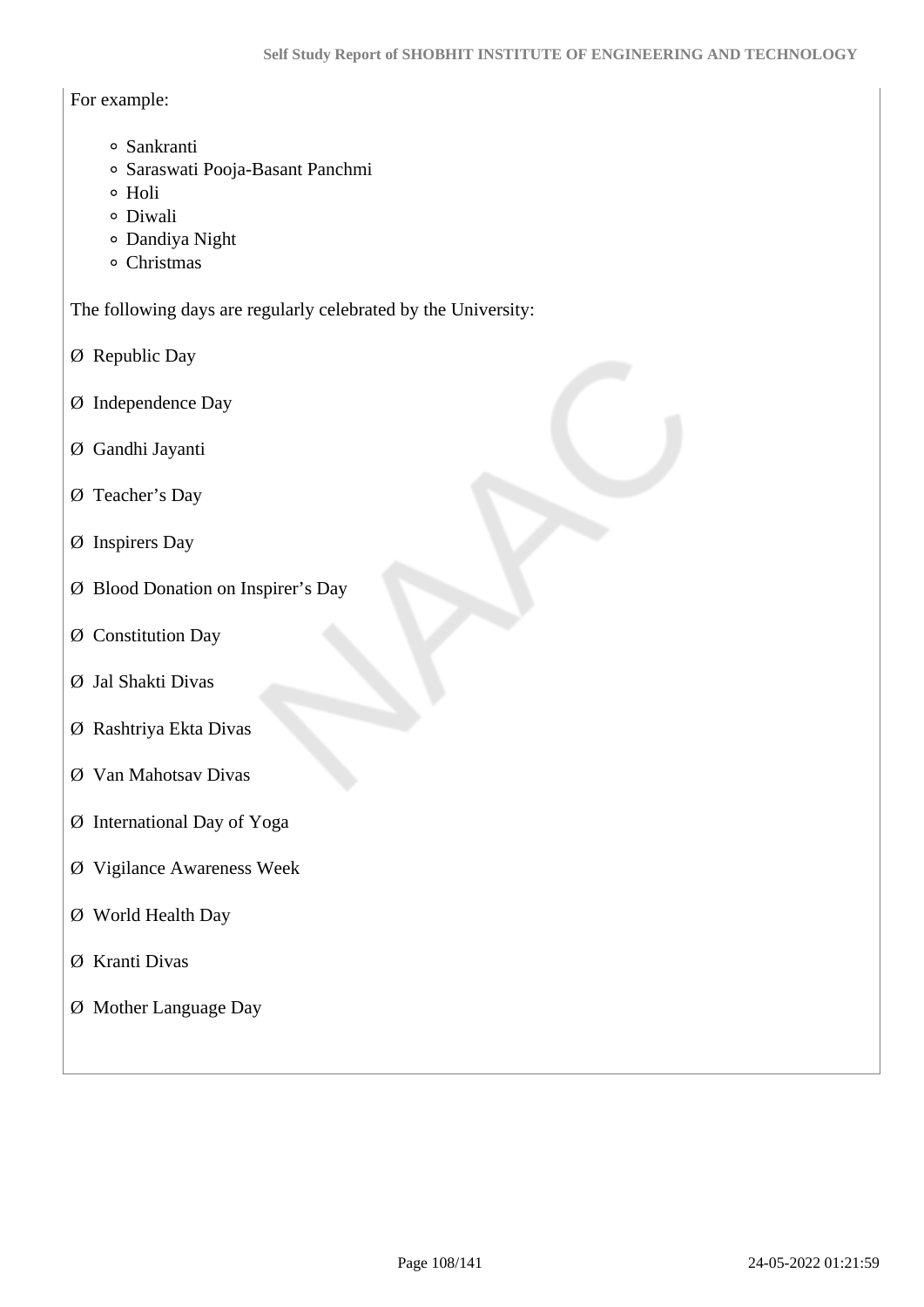For example:

- Sankranti
- Saraswati Pooja-Basant Panchmi
- Holi
- Diwali
- Dandiya Night
- Christmas

The following days are regularly celebrated by the University:

Ø Republic Day

Ø Independence Day

Ø Gandhi Jayanti

Ø Teacher’s Day

Ø Inspirers Day

Ø Blood Donation on Inspirer’s Day

Ø Constitution Day

Ø Jal Shakti Divas

Ø Rashtriya Ekta Divas

Ø Van Mahotsav Divas

Ø International Day of Yoga

Ø Vigilance Awareness Week

Ø World Health Day

Ø Kranti Divas

Ø Mother Language Day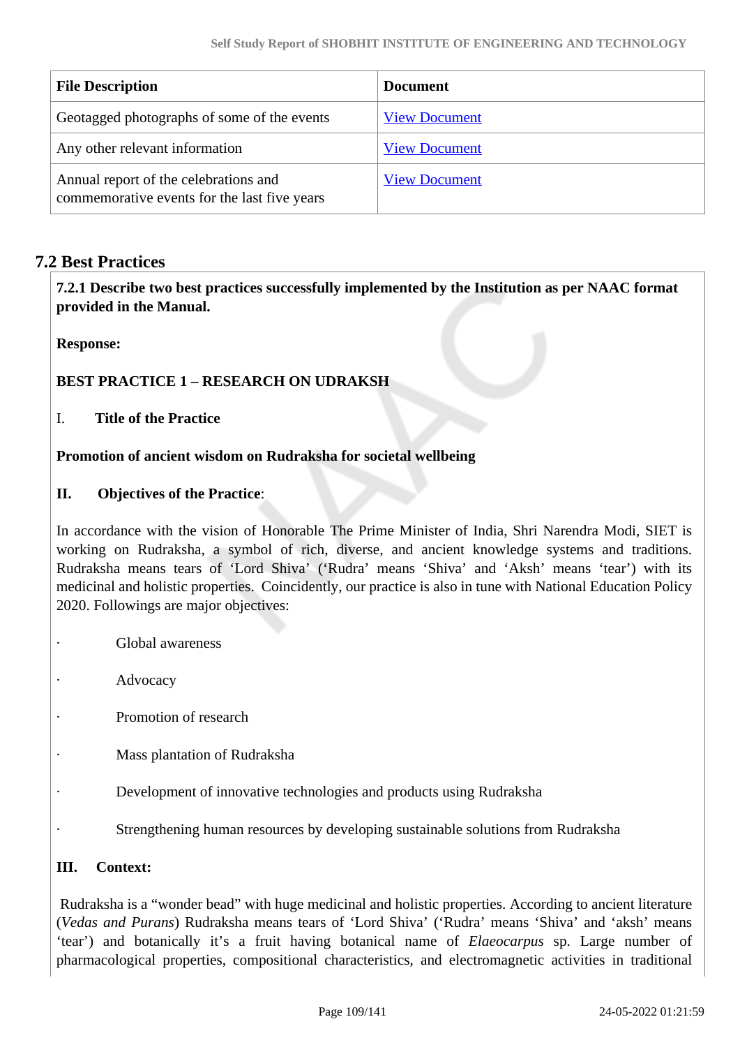| File Description | Document |
|---|---|
| Geotagged photographs of some of the events | View Document |
| Any other relevant information | View Document |
| Annual report of the celebrations and commemorative events for the last five years | View Document |

## 7.2 Best Practices

**7.2.1 Describe two best practices successfully implemented by the Institution as per NAAC format provided in the Manual.**

**Response:**

**BEST PRACTICE 1 – RESEARCH ON UDRAKSH**

I. **Title of the Practice**

**Promotion of ancient wisdom on Rudraksha for societal wellbeing**

**II. Objectives of the Practice**:

In accordance with the vision of Honorable The Prime Minister of India, Shri Narendra Modi, SIET is working on Rudraksha, a symbol of rich, diverse, and ancient knowledge systems and traditions. Rudraksha means tears of 'Lord Shiva' ('Rudra' means 'Shiva' and 'Aksh' means 'tear') with its medicinal and holistic properties. Coincidently, our practice is also in tune with National Education Policy 2020. Followings are major objectives:

- Global awareness
- Advocacy
- Promotion of research
- Mass plantation of Rudraksha
- Development of innovative technologies and products using Rudraksha
- Strengthening human resources by developing sustainable solutions from Rudraksha

**III. Context:**

Rudraksha is a "wonder bead" with huge medicinal and holistic properties. According to ancient literature (*Vedas and Purans*) Rudraksha means tears of 'Lord Shiva' ('Rudra' means 'Shiva' and 'aksh' means 'tear') and botanically it's a fruit having botanical name of *Elaeocarpus* sp. Large number of pharmacological properties, compositional characteristics, and electromagnetic activities in traditional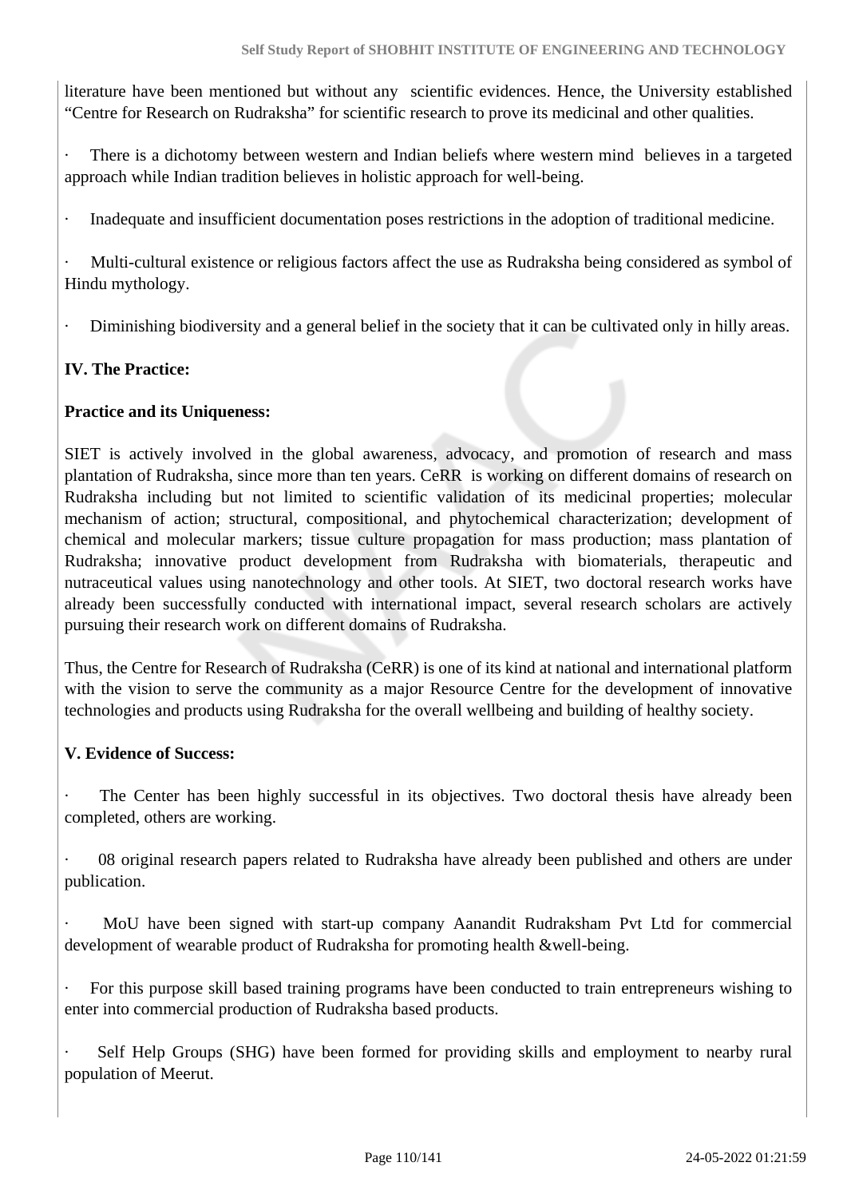literature have been mentioned but without any scientific evidences. Hence, the University established "Centre for Research on Rudraksha" for scientific research to prove its medicinal and other qualities.

- There is a dichotomy between western and Indian beliefs where western mind believes in a targeted approach while Indian tradition believes in holistic approach for well-being.

- Inadequate and insufficient documentation poses restrictions in the adoption of traditional medicine.

- Multi-cultural existence or religious factors affect the use as Rudraksha being considered as symbol of Hindu mythology.

- Diminishing biodiversity and a general belief in the society that it can be cultivated only in hilly areas.

**IV. The Practice:**

**Practice and its Uniqueness:**

SIET is actively involved in the global awareness, advocacy, and promotion of research and mass plantation of Rudraksha, since more than ten years. CeRR is working on different domains of research on Rudraksha including but not limited to scientific validation of its medicinal properties; molecular mechanism of action; structural, compositional, and phytochemical characterization; development of chemical and molecular markers; tissue culture propagation for mass production; mass plantation of Rudraksha; innovative product development from Rudraksha with biomaterials, therapeutic and nutraceutical values using nanotechnology and other tools. At SIET, two doctoral research works have already been successfully conducted with international impact, several research scholars are actively pursuing their research work on different domains of Rudraksha.

Thus, the Centre for Research of Rudraksha (CeRR) is one of its kind at national and international platform with the vision to serve the community as a major Resource Centre for the development of innovative technologies and products using Rudraksha for the overall wellbeing and building of healthy society.

**V. Evidence of Success:**

- The Center has been highly successful in its objectives. Two doctoral thesis have already been completed, others are working.

- 08 original research papers related to Rudraksha have already been published and others are under publication.

- MoU have been signed with start-up company Aanandit Rudraksham Pvt Ltd for commercial development of wearable product of Rudraksha for promoting health &well-being.

- For this purpose skill based training programs have been conducted to train entrepreneurs wishing to enter into commercial production of Rudraksha based products.

- Self Help Groups (SHG) have been formed for providing skills and employment to nearby rural population of Meerut.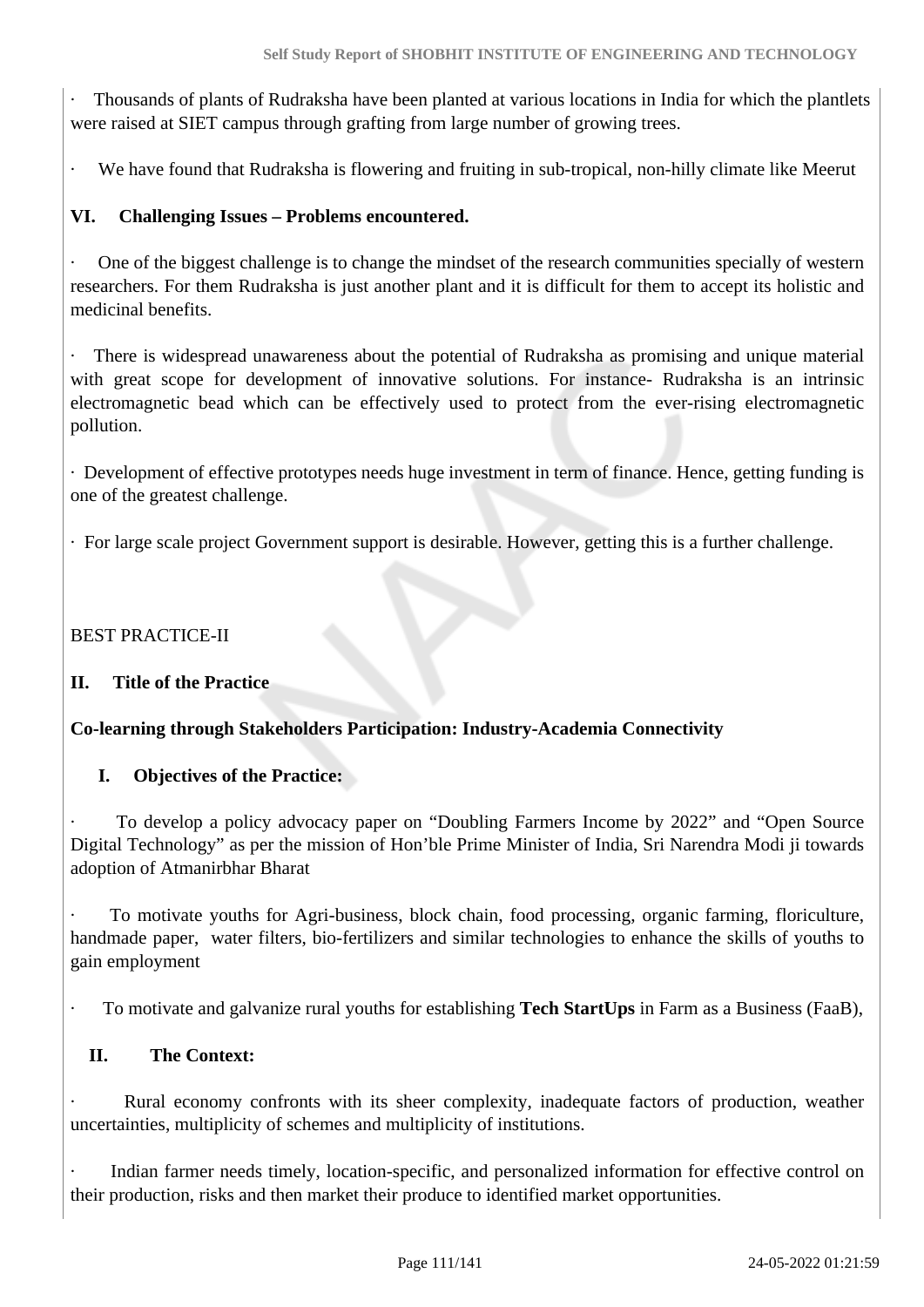- Thousands of plants of Rudraksha have been planted at various locations in India for which the plantlets were raised at SIET campus through grafting from large number of growing trees.

- We have found that Rudraksha is flowering and fruiting in sub-tropical, non-hilly climate like Meerut

**VI. Challenging Issues – Problems encountered.**

- One of the biggest challenge is to change the mindset of the research communities specially of western researchers. For them Rudraksha is just another plant and it is difficult for them to accept its holistic and medicinal benefits.

- There is widespread unawareness about the potential of Rudraksha as promising and unique material with great scope for development of innovative solutions. For instance- Rudraksha is an intrinsic electromagnetic bead which can be effectively used to protect from the ever-rising electromagnetic pollution.

- Development of effective prototypes needs huge investment in term of finance. Hence, getting funding is one of the greatest challenge.

- For large scale project Government support is desirable. However, getting this is a further challenge.

BEST PRACTICE-II

**II. Title of the Practice**

**Co-learning through Stakeholders Participation: Industry-Academia Connectivity**

**I. Objectives of the Practice:**

- To develop a policy advocacy paper on "Doubling Farmers Income by 2022" and "Open Source Digital Technology" as per the mission of Hon'ble Prime Minister of India, Sri Narendra Modi ji towards adoption of Atmanirbhar Bharat

- To motivate youths for Agri-business, block chain, food processing, organic farming, floriculture, handmade paper, water filters, bio-fertilizers and similar technologies to enhance the skills of youths to gain employment

- To motivate and galvanize rural youths for establishing **Tech StartUps** in Farm as a Business (FaaB),

**II. The Context:**

- Rural economy confronts with its sheer complexity, inadequate factors of production, weather uncertainties, multiplicity of schemes and multiplicity of institutions.

- Indian farmer needs timely, location-specific, and personalized information for effective control on their production, risks and then market their produce to identified market opportunities.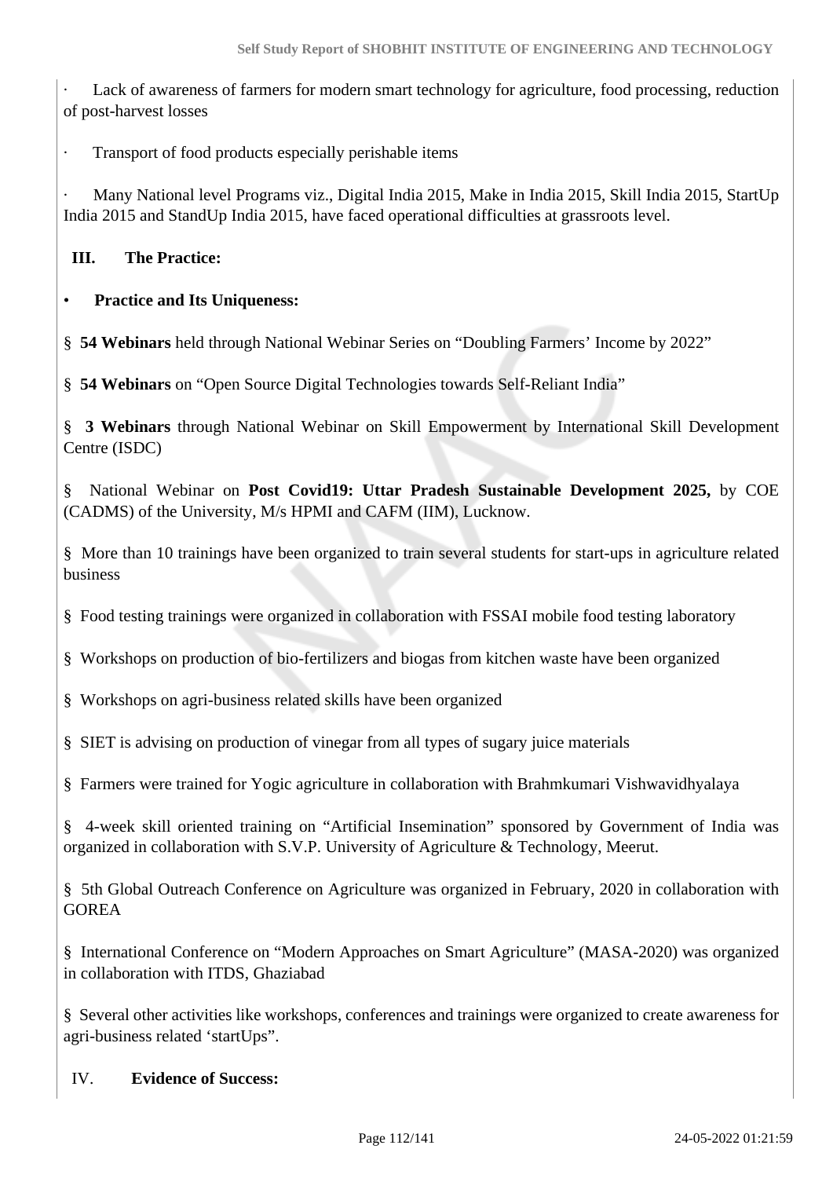· Lack of awareness of farmers for modern smart technology for agriculture, food processing, reduction of post-harvest losses

· Transport of food products especially perishable items

· Many National level Programs viz., Digital India 2015, Make in India 2015, Skill India 2015, StartUp India 2015 and StandUp India 2015, have faced operational difficulties at grassroots level.

**III. The Practice:**

- **Practice and Its Uniqueness:**

§ **54 Webinars** held through National Webinar Series on "Doubling Farmers' Income by 2022"

§ **54 Webinars** on "Open Source Digital Technologies towards Self-Reliant India"

§ **3 Webinars** through National Webinar on Skill Empowerment by International Skill Development Centre (ISDC)

§ National Webinar on **Post Covid19: Uttar Pradesh Sustainable Development 2025,** by COE (CADMS) of the University, M/s HPMI and CAFM (IIM), Lucknow.

§ More than 10 trainings have been organized to train several students for start-ups in agriculture related business

§ Food testing trainings were organized in collaboration with FSSAI mobile food testing laboratory

§ Workshops on production of bio-fertilizers and biogas from kitchen waste have been organized

§ Workshops on agri-business related skills have been organized

§ SIET is advising on production of vinegar from all types of sugary juice materials

§ Farmers were trained for Yogic agriculture in collaboration with Brahmkumari Vishwavidhyalaya

§ 4-week skill oriented training on "Artificial Insemination" sponsored by Government of India was organized in collaboration with S.V.P. University of Agriculture & Technology, Meerut.

§ 5th Global Outreach Conference on Agriculture was organized in February, 2020 in collaboration with GOREA

§ International Conference on "Modern Approaches on Smart Agriculture" (MASA-2020) was organized in collaboration with ITDS, Ghaziabad

§ Several other activities like workshops, conferences and trainings were organized to create awareness for agri-business related 'startUps".

IV. **Evidence of Success:**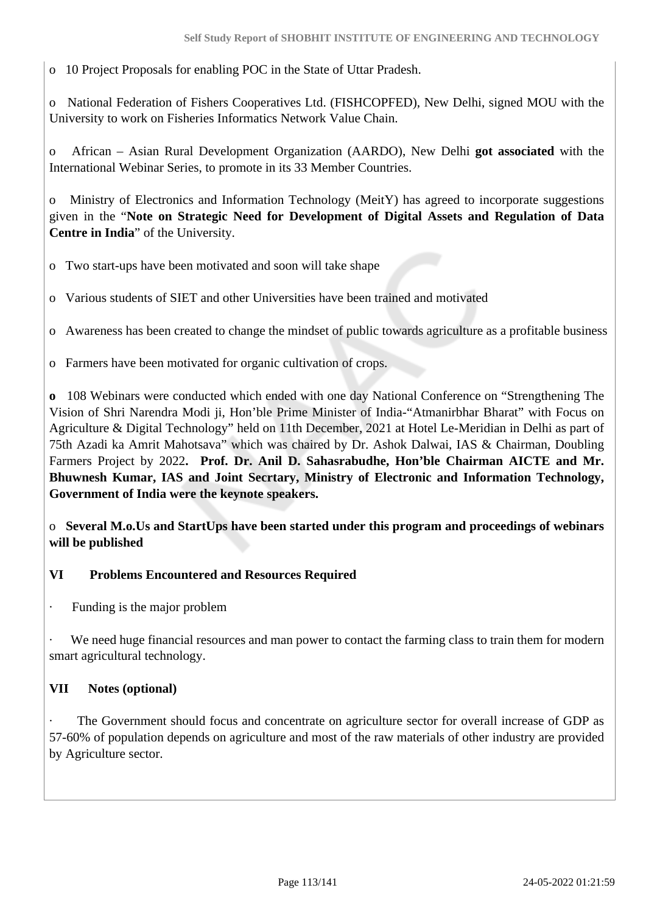- 10 Project Proposals for enabling POC in the State of Uttar Pradesh.
- National Federation of Fishers Cooperatives Ltd. (FISHCOPFED), New Delhi, signed MOU with the University to work on Fisheries Informatics Network Value Chain.
- African – Asian Rural Development Organization (AARDO), New Delhi **got associated** with the International Webinar Series, to promote in its 33 Member Countries.
- Ministry of Electronics and Information Technology (MeitY) has agreed to incorporate suggestions given in the "**Note on Strategic Need for Development of Digital Assets and Regulation of Data Centre in India**" of the University.
- Two start-ups have been motivated and soon will take shape
- Various students of SIET and other Universities have been trained and motivated
- Awareness has been created to change the mindset of public towards agriculture as a profitable business
- Farmers have been motivated for organic cultivation of crops.
- 108 Webinars were conducted which ended with one day National Conference on "Strengthening The Vision of Shri Narendra Modi ji, Hon'ble Prime Minister of India-"Atmanirbhar Bharat" with Focus on Agriculture & Digital Technology" held on 11th December, 2021 at Hotel Le-Meridian in Delhi as part of 75th Azadi ka Amrit Mahotsava" which was chaired by Dr. Ashok Dalwai, IAS & Chairman, Doubling Farmers Project by 2022**. Prof. Dr. Anil D. Sahasrabudhe, Hon'ble Chairman AICTE and Mr. Bhuwnesh Kumar, IAS and Joint Secrtary, Ministry of Electronic and Information Technology, Government of India were the keynote speakers.**
- **Several M.o.Us and StartUps have been started under this program and proceedings of webinars will be published**

**VI Problems Encountered and Resources Required**

- Funding is the major problem
- We need huge financial resources and man power to contact the farming class to train them for modern smart agricultural technology.

**VII Notes (optional)**

- The Government should focus and concentrate on agriculture sector for overall increase of GDP as 57-60% of population depends on agriculture and most of the raw materials of other industry are provided by Agriculture sector.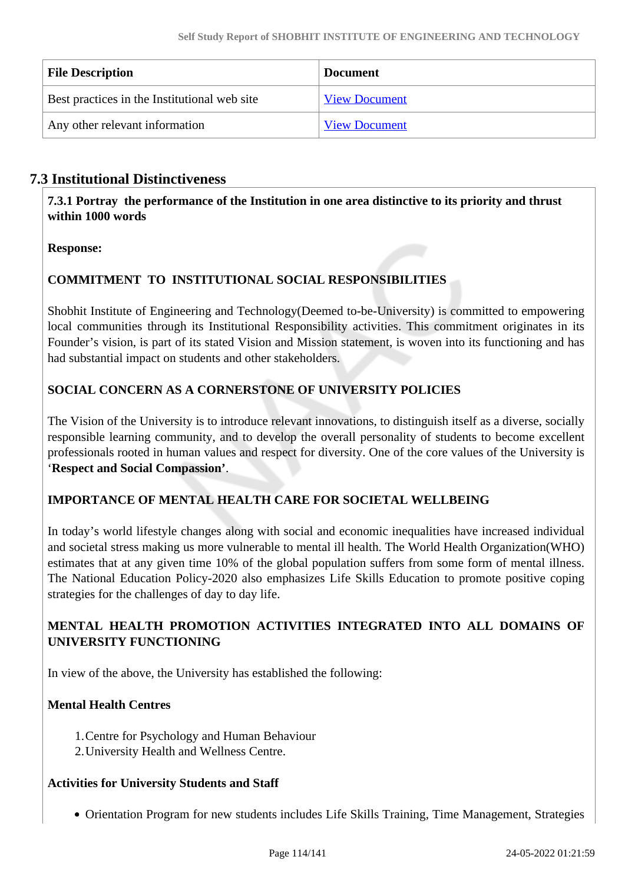| File Description | Document |
| --- | --- |
| Best practices in the Institutional web site | View Document |
| Any other relevant information | View Document |

## 7.3 Institutional Distinctiveness

**7.3.1 Portray the performance of the Institution in one area distinctive to its priority and thrust within 1000 words**

**Response:**

**COMMITMENT TO INSTITUTIONAL SOCIAL RESPONSIBILITIES**

Shobhit Institute of Engineering and Technology(Deemed to-be-University) is committed to empowering local communities through its Institutional Responsibility activities. This commitment originates in its Founder's vision, is part of its stated Vision and Mission statement, is woven into its functioning and has had substantial impact on students and other stakeholders.

**SOCIAL CONCERN AS A CORNERSTONE OF UNIVERSITY POLICIES**

The Vision of the University is to introduce relevant innovations, to distinguish itself as a diverse, socially responsible learning community, and to develop the overall personality of students to become excellent professionals rooted in human values and respect for diversity. One of the core values of the University is '**Respect and Social Compassion**'.

**IMPORTANCE OF MENTAL HEALTH CARE FOR SOCIETAL WELLBEING**

In today's world lifestyle changes along with social and economic inequalities have increased individual and societal stress making us more vulnerable to mental ill health. The World Health Organization(WHO) estimates that at any given time 10% of the global population suffers from some form of mental illness. The National Education Policy-2020 also emphasizes Life Skills Education to promote positive coping strategies for the challenges of day to day life.

**MENTAL HEALTH PROMOTION ACTIVITIES INTEGRATED INTO ALL DOMAINS OF UNIVERSITY FUNCTIONING**

In view of the above, the University has established the following:

**Mental Health Centres**

1. Centre for Psychology and Human Behaviour
2. University Health and Wellness Centre.

**Activities for University Students and Staff**

- Orientation Program for new students includes Life Skills Training, Time Management, Strategies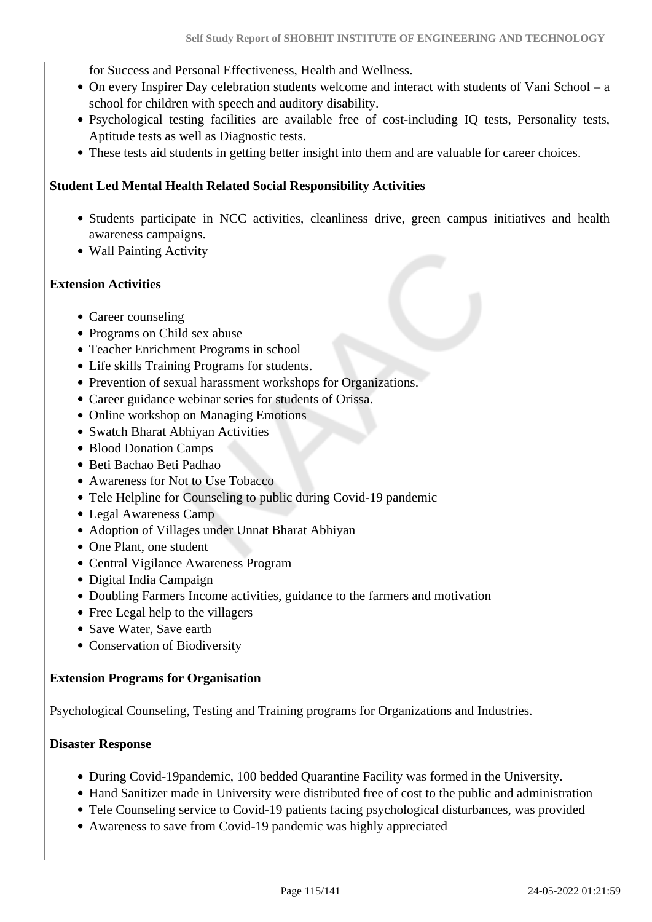for Success and Personal Effectiveness, Health and Wellness.

- On every Inspirer Day celebration students welcome and interact with students of Vani School – a school for children with speech and auditory disability.
- Psychological testing facilities are available free of cost-including IQ tests, Personality tests, Aptitude tests as well as Diagnostic tests.
- These tests aid students in getting better insight into them and are valuable for career choices.

**Student Led Mental Health Related Social Responsibility Activities**

- Students participate in NCC activities, cleanliness drive, green campus initiatives and health awareness campaigns.
- Wall Painting Activity

**Extension Activities**

- Career counseling
- Programs on Child sex abuse
- Teacher Enrichment Programs in school
- Life skills Training Programs for students.
- Prevention of sexual harassment workshops for Organizations.
- Career guidance webinar series for students of Orissa.
- Online workshop on Managing Emotions
- Swatch Bharat Abhiyan Activities
- Blood Donation Camps
- Beti Bachao Beti Padhao
- Awareness for Not to Use Tobacco
- Tele Helpline for Counseling to public during Covid-19 pandemic
- Legal Awareness Camp
- Adoption of Villages under Unnat Bharat Abhiyan
- One Plant, one student
- Central Vigilance Awareness Program
- Digital India Campaign
- Doubling Farmers Income activities, guidance to the farmers and motivation
- Free Legal help to the villagers
- Save Water, Save earth
- Conservation of Biodiversity

**Extension Programs for Organisation**

Psychological Counseling, Testing and Training programs for Organizations and Industries.

**Disaster Response**

- During Covid-19pandemic, 100 bedded Quarantine Facility was formed in the University.
- Hand Sanitizer made in University were distributed free of cost to the public and administration
- Tele Counseling service to Covid-19 patients facing psychological disturbances, was provided
- Awareness to save from Covid-19 pandemic was highly appreciated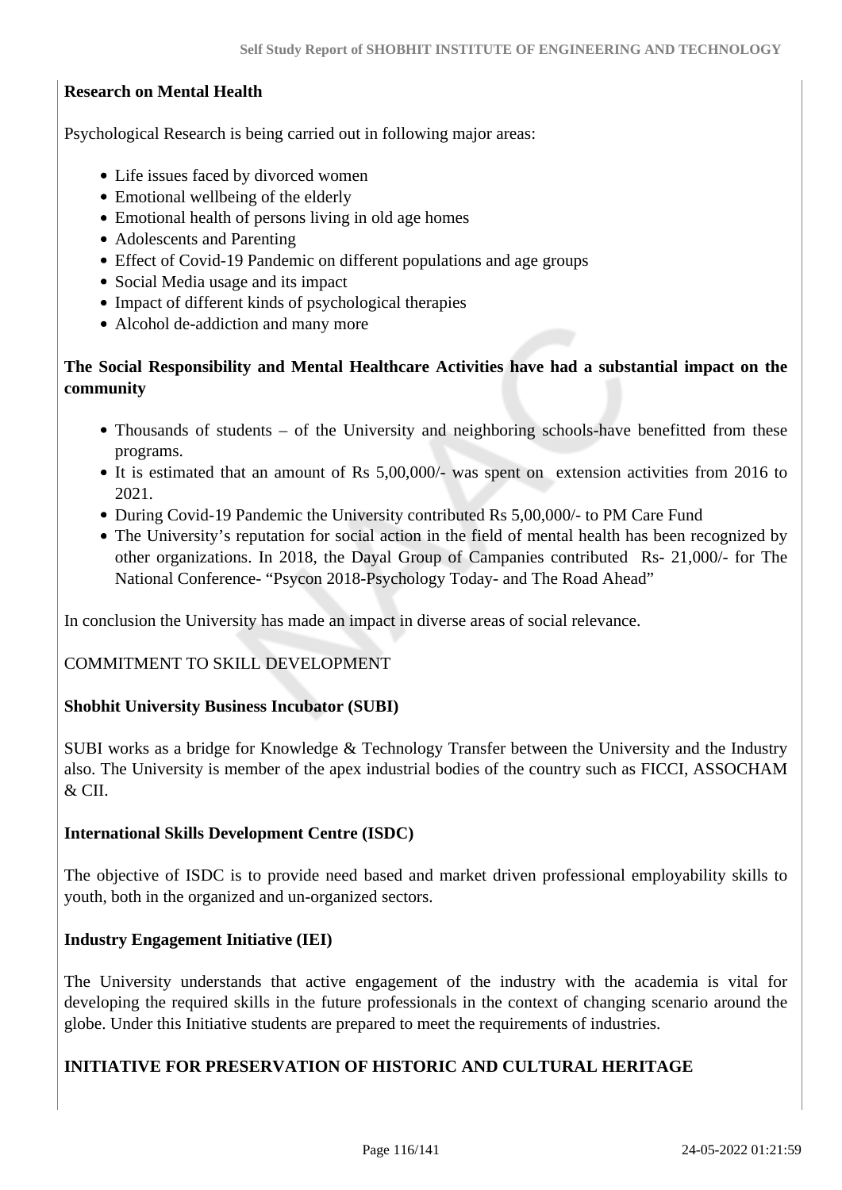**Research on Mental Health**

Psychological Research is being carried out in following major areas:

- Life issues faced by divorced women
- Emotional wellbeing of the elderly
- Emotional health of persons living in old age homes
- Adolescents and Parenting
- Effect of Covid-19 Pandemic on different populations and age groups
- Social Media usage and its impact
- Impact of different kinds of psychological therapies
- Alcohol de-addiction and many more

**The Social Responsibility and Mental Healthcare Activities have had a substantial impact on the community**

- Thousands of students – of the University and neighboring schools-have benefitted from these programs.
- It is estimated that an amount of Rs 5,00,000/- was spent on extension activities from 2016 to 2021.
- During Covid-19 Pandemic the University contributed Rs 5,00,000/- to PM Care Fund
- The University's reputation for social action in the field of mental health has been recognized by other organizations. In 2018, the Dayal Group of Campanies contributed Rs- 21,000/- for The National Conference- "Psycon 2018-Psychology Today- and The Road Ahead"

In conclusion the University has made an impact in diverse areas of social relevance.

COMMITMENT TO SKILL DEVELOPMENT

**Shobhit University Business Incubator (SUBI)**

SUBI works as a bridge for Knowledge & Technology Transfer between the University and the Industry also. The University is member of the apex industrial bodies of the country such as FICCI, ASSOCHAM & CII.

**International Skills Development Centre (ISDC)**

The objective of ISDC is to provide need based and market driven professional employability skills to youth, both in the organized and un-organized sectors.

**Industry Engagement Initiative (IEI)**

The University understands that active engagement of the industry with the academia is vital for developing the required skills in the future professionals in the context of changing scenario around the globe. Under this Initiative students are prepared to meet the requirements of industries.

**INITIATIVE FOR PRESERVATION OF HISTORIC AND CULTURAL HERITAGE**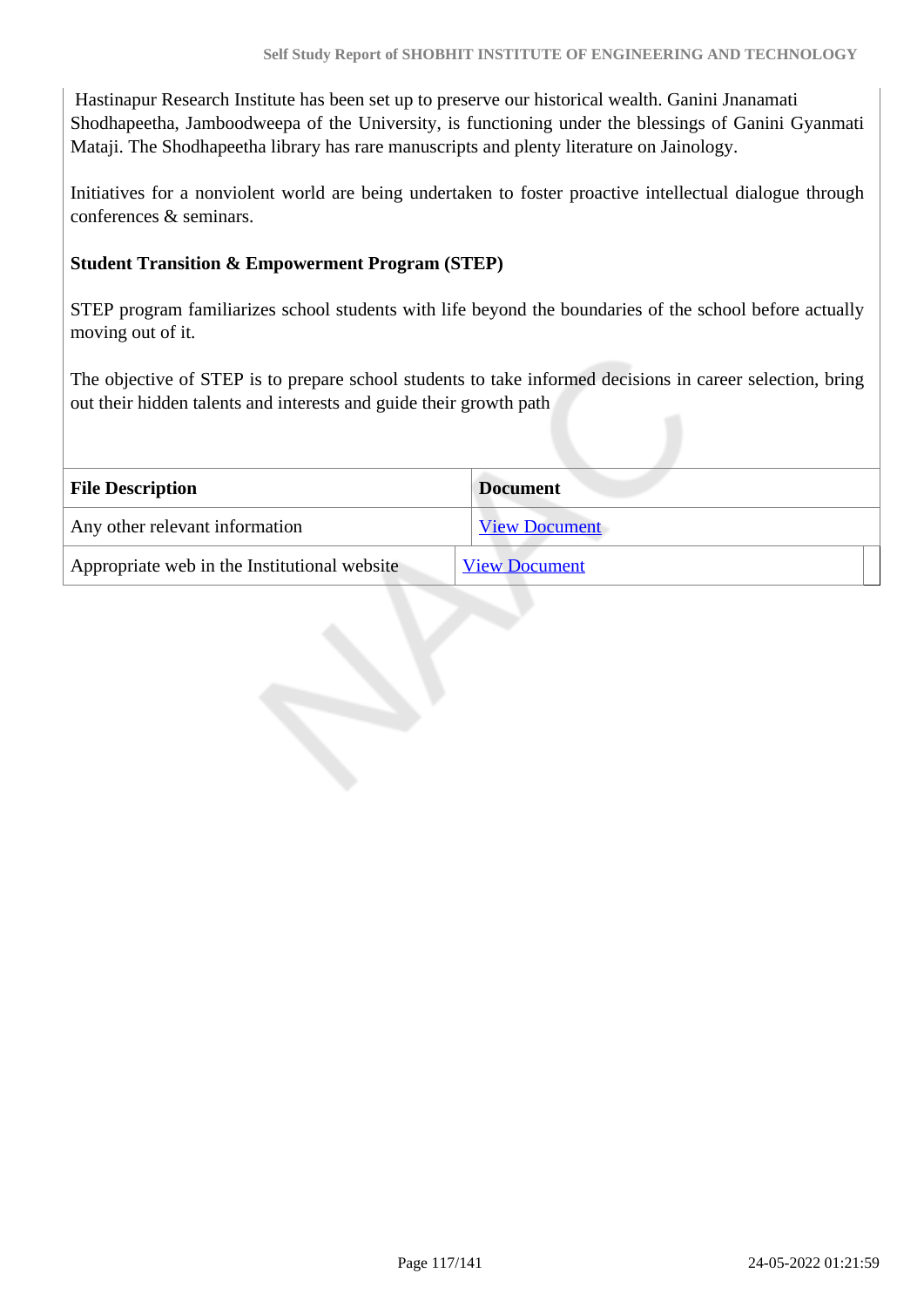Hastinapur Research Institute has been set up to preserve our historical wealth. Ganini Jnanamati Shodhapeetha, Jamboodweepa of the University, is functioning under the blessings of Ganini Gyanmati Mataji. The Shodhapeetha library has rare manuscripts and plenty literature on Jainology.

Initiatives for a nonviolent world are being undertaken to foster proactive intellectual dialogue through conferences & seminars.

**Student Transition & Empowerment Program (STEP)**

STEP program familiarizes school students with life beyond the boundaries of the school before actually moving out of it.

The objective of STEP is to prepare school students to take informed decisions in career selection, bring out their hidden talents and interests and guide their growth path

| File Description | Document |
|---|---|
| Any other relevant information | View Document |
| Appropriate web in the Institutional website | View Document |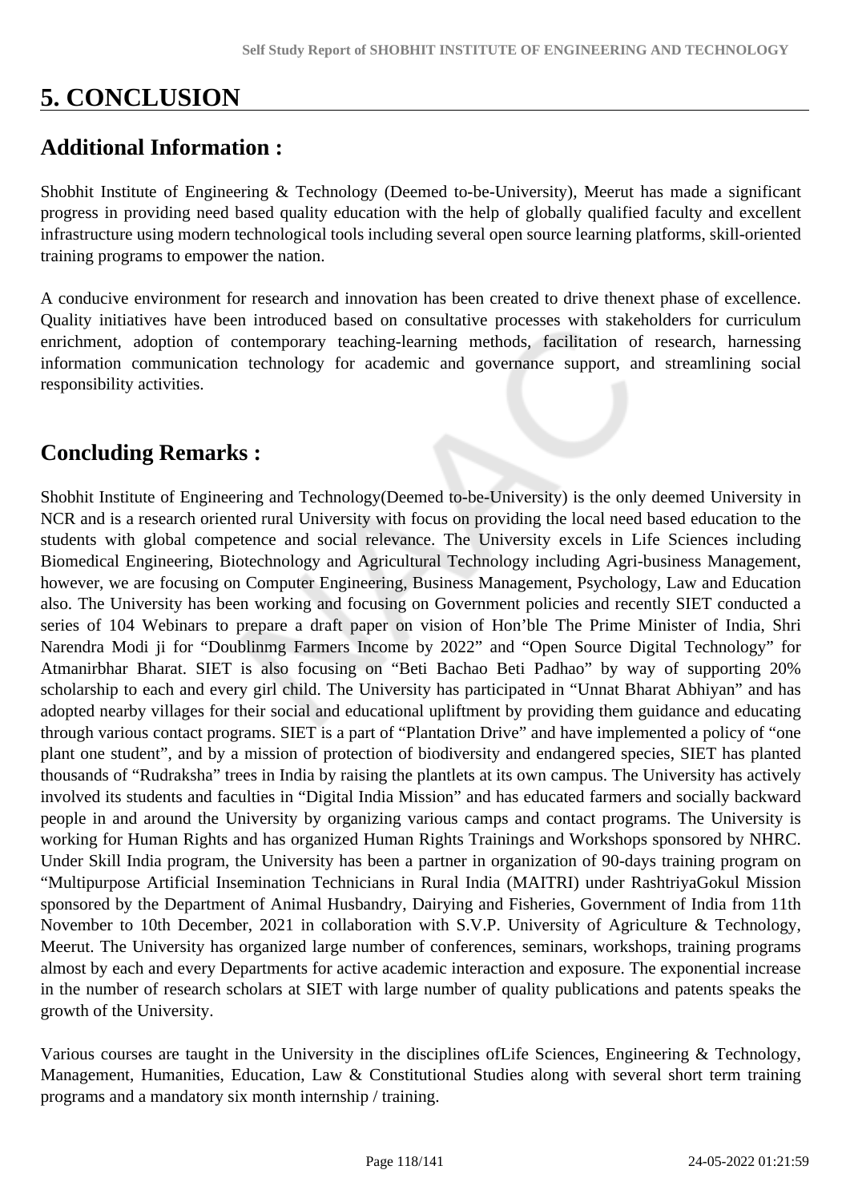# 5. CONCLUSION

## Additional Information :

Shobhit Institute of Engineering & Technology (Deemed to-be-University), Meerut has made a significant progress in providing need based quality education with the help of globally qualified faculty and excellent infrastructure using modern technological tools including several open source learning platforms, skill-oriented training programs to empower the nation.

A conducive environment for research and innovation has been created to drive thenext phase of excellence. Quality initiatives have been introduced based on consultative processes with stakeholders for curriculum enrichment, adoption of contemporary teaching-learning methods, facilitation of research, harnessing information communication technology for academic and governance support, and streamlining social responsibility activities.

## Concluding Remarks :

Shobhit Institute of Engineering and Technology(Deemed to-be-University) is the only deemed University in NCR and is a research oriented rural University with focus on providing the local need based education to the students with global competence and social relevance. The University excels in Life Sciences including Biomedical Engineering, Biotechnology and Agricultural Technology including Agri-business Management, however, we are focusing on Computer Engineering, Business Management, Psychology, Law and Education also. The University has been working and focusing on Government policies and recently SIET conducted a series of 104 Webinars to prepare a draft paper on vision of Hon'ble The Prime Minister of India, Shri Narendra Modi ji for "Doublinmg Farmers Income by 2022" and "Open Source Digital Technology" for Atmanirbhar Bharat. SIET is also focusing on "Beti Bachao Beti Padhao" by way of supporting 20% scholarship to each and every girl child. The University has participated in "Unnat Bharat Abhiyan" and has adopted nearby villages for their social and educational upliftment by providing them guidance and educating through various contact programs. SIET is a part of "Plantation Drive" and have implemented a policy of "one plant one student", and by a mission of protection of biodiversity and endangered species, SIET has planted thousands of "Rudraksha" trees in India by raising the plantlets at its own campus. The University has actively involved its students and faculties in "Digital India Mission" and has educated farmers and socially backward people in and around the University by organizing various camps and contact programs. The University is working for Human Rights and has organized Human Rights Trainings and Workshops sponsored by NHRC. Under Skill India program, the University has been a partner in organization of 90-days training program on "Multipurpose Artificial Insemination Technicians in Rural India (MAITRI) under RashtriyaGokul Mission sponsored by the Department of Animal Husbandry, Dairying and Fisheries, Government of India from 11th November to 10th December, 2021 in collaboration with S.V.P. University of Agriculture & Technology, Meerut. The University has organized large number of conferences, seminars, workshops, training programs almost by each and every Departments for active academic interaction and exposure. The exponential increase in the number of research scholars at SIET with large number of quality publications and patents speaks the growth of the University.

Various courses are taught in the University in the disciplines ofLife Sciences, Engineering & Technology, Management, Humanities, Education, Law & Constitutional Studies along with several short term training programs and a mandatory six month internship / training.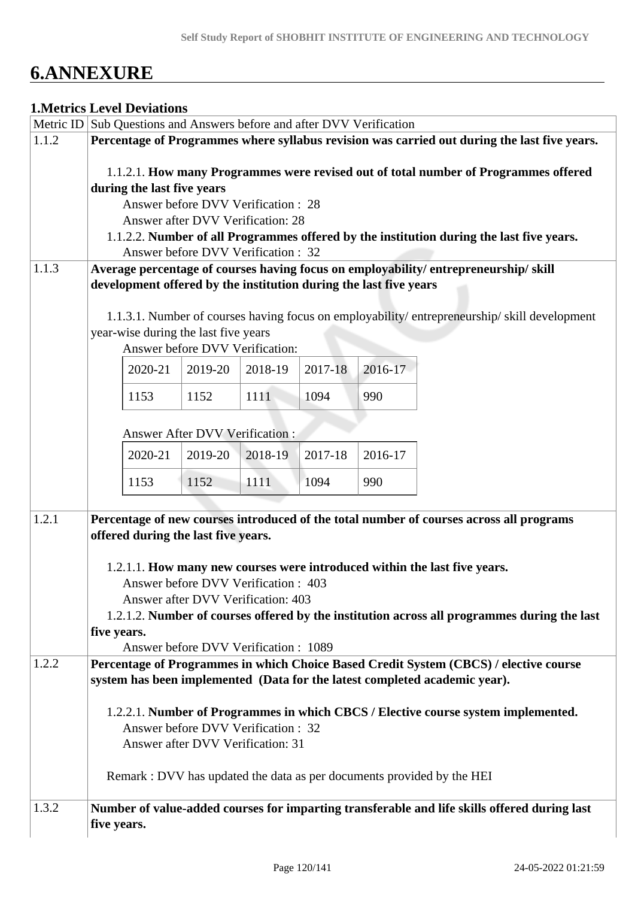# 6.ANNEXURE

## 1.Metrics Level Deviations

| Metric ID | Sub Questions and Answers before and after DVV Verification |
|---|---|
| 1.1.2 | **Percentage of Programmes where syllabus revision was carried out during the last five years.**<br><br>1.1.2.1. **How many Programmes were revised out of total number of Programmes offered during the last five years**<br>Answer before DVV Verification : 28<br>Answer after DVV Verification: 28<br>1.1.2.2. **Number of all Programmes offered by the institution during the last five years.**<br>Answer before DVV Verification : 32 |
| 1.1.3 | **Average percentage of courses having focus on employability/ entrepreneurship/ skill development offered by the institution during the last five years**<br><br>1.1.3.1. Number of courses having focus on employability/ entrepreneurship/ skill development year-wise during the last five years<br>Answer before DVV Verification:<br>2020-21: 1153, 2019-20: 1152, 2018-19: 1111, 2017-18: 1094, 2016-17: 990<br><br>Answer After DVV Verification :<br>2020-21: 1153, 2019-20: 1152, 2018-19: 1111, 2017-18: 1094, 2016-17: 990 |
| 1.2.1 | **Percentage of new courses introduced of the total number of courses across all programs offered during the last five years.**<br><br>1.2.1.1. **How many new courses were introduced within the last five years.**<br>Answer before DVV Verification : 403<br>Answer after DVV Verification: 403<br>1.2.1.2. **Number of courses offered by the institution across all programmes during the last five years.**<br>Answer before DVV Verification : 1089 |
| 1.2.2 | **Percentage of Programmes in which Choice Based Credit System (CBCS) / elective course system has been implemented (Data for the latest completed academic year).**<br><br>1.2.2.1. **Number of Programmes in which CBCS / Elective course system implemented.**<br>Answer before DVV Verification : 32<br>Answer after DVV Verification: 31<br><br>Remark : DVV has updated the data as per documents provided by the HEI |
| 1.3.2 | **Number of value-added courses for imparting transferable and life skills offered during last five years.** |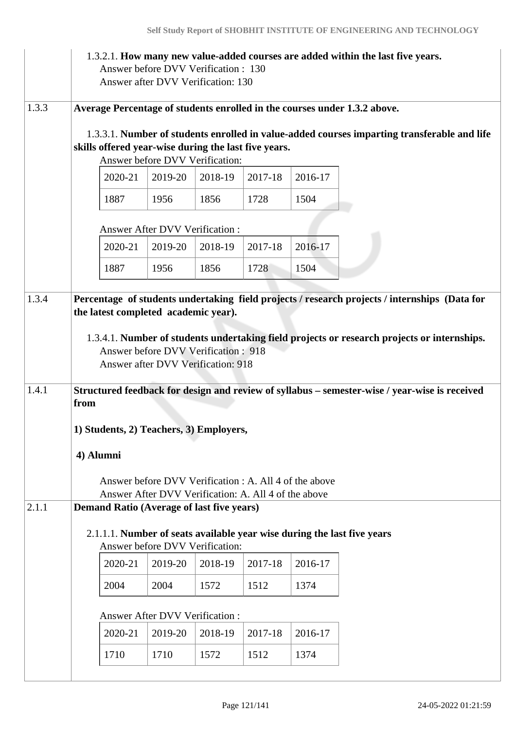1.3.2.1. **How many new value-added courses are added within the last five years.**
Answer before DVV Verification : 130
Answer after DVV Verification: 130

**1.3.3 Average Percentage of students enrolled in the courses under 1.3.2 above.**

1.3.3.1. **Number of students enrolled in value-added courses imparting transferable and life skills offered year-wise during the last five years.**

Answer before DVV Verification:

| 2020-21 | 2019-20 | 2018-19 | 2017-18 | 2016-17 |
|---|---|---|---|---|
| 1887 | 1956 | 1856 | 1728 | 1504 |

Answer After DVV Verification :

| 2020-21 | 2019-20 | 2018-19 | 2017-18 | 2016-17 |
|---|---|---|---|---|
| 1887 | 1956 | 1856 | 1728 | 1504 |

**1.3.4 Percentage of students undertaking field projects / research projects / internships (Data for the latest completed academic year).**

1.3.4.1. **Number of students undertaking field projects or research projects or internships.**
Answer before DVV Verification : 918
Answer after DVV Verification: 918

**1.4.1 Structured feedback for design and review of syllabus – semester-wise / year-wise is received from**

**1) Students, 2) Teachers, 3) Employers,**

**4) Alumni**

Answer before DVV Verification : A. All 4 of the above
Answer After DVV Verification: A. All 4 of the above

**2.1.1 Demand Ratio (Average of last five years)**

2.1.1.1. **Number of seats available year wise during the last five years**

Answer before DVV Verification:

| 2020-21 | 2019-20 | 2018-19 | 2017-18 | 2016-17 |
|---|---|---|---|---|
| 2004 | 2004 | 1572 | 1512 | 1374 |

Answer After DVV Verification :

| 2020-21 | 2019-20 | 2018-19 | 2017-18 | 2016-17 |
|---|---|---|---|---|
| 1710 | 1710 | 1572 | 1512 | 1374 |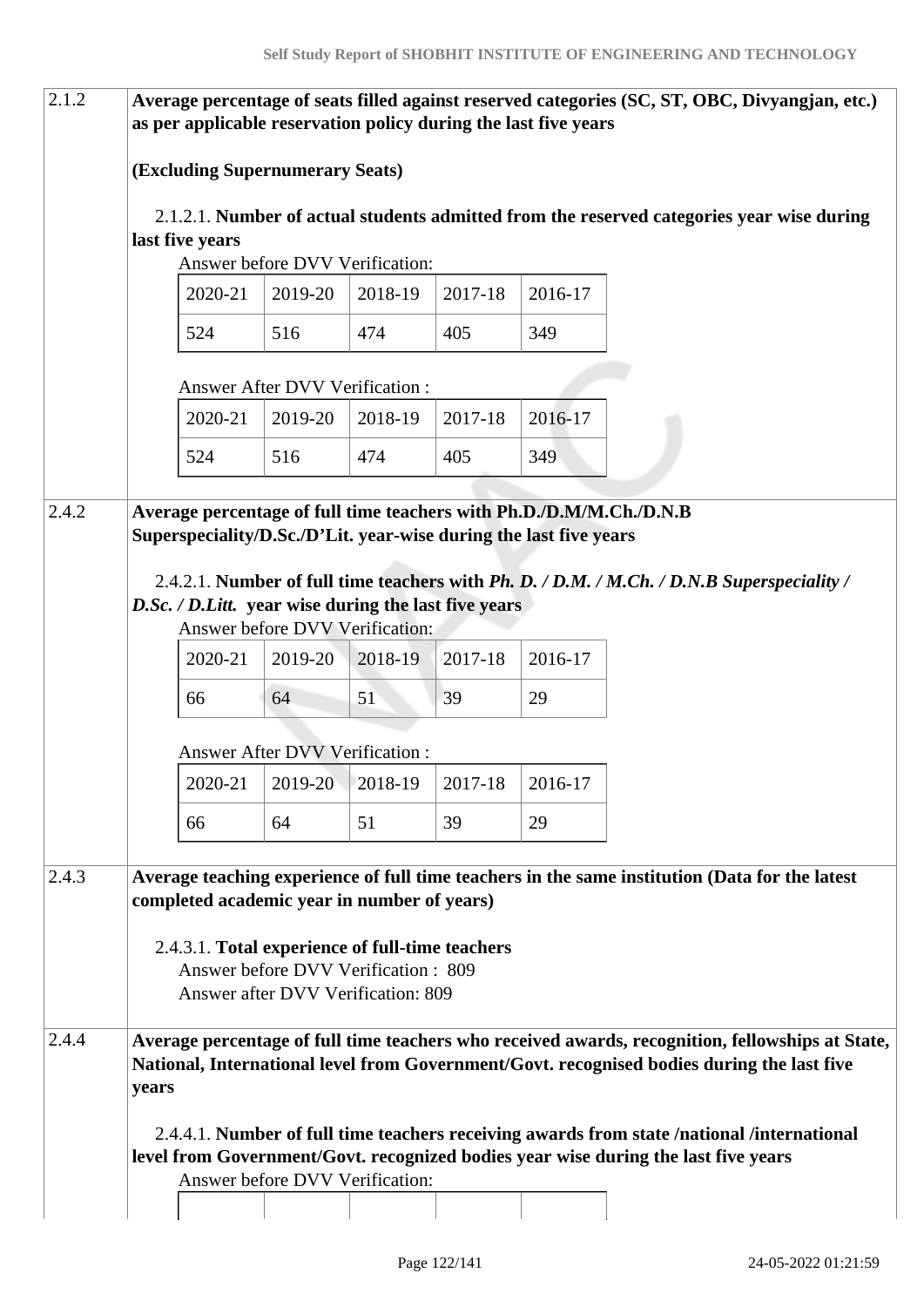**2.1.2** **Average percentage of seats filled against reserved categories (SC, ST, OBC, Divyangjan, etc.) as per applicable reservation policy during the last five years**

**(Excluding Supernumerary Seats)**

2.1.2.1. **Number of actual students admitted from the reserved categories year wise during last five years**

Answer before DVV Verification:

| 2020-21 | 2019-20 | 2018-19 | 2017-18 | 2016-17 |
|---|---|---|---|---|
| 524 | 516 | 474 | 405 | 349 |

Answer After DVV Verification :

| 2020-21 | 2019-20 | 2018-19 | 2017-18 | 2016-17 |
|---|---|---|---|---|
| 524 | 516 | 474 | 405 | 349 |

**2.4.2** **Average percentage of full time teachers with Ph.D./D.M/M.Ch./D.N.B Superspeciality/D.Sc./D'Lit. year-wise during the last five years**

2.4.2.1. **Number of full time teachers with *Ph. D. / D.M. / M.Ch. / D.N.B Superspeciality / D.Sc. / D.Litt.* year wise during the last five years**

Answer before DVV Verification:

| 2020-21 | 2019-20 | 2018-19 | 2017-18 | 2016-17 |
|---|---|---|---|---|
| 66 | 64 | 51 | 39 | 29 |

Answer After DVV Verification :

| 2020-21 | 2019-20 | 2018-19 | 2017-18 | 2016-17 |
|---|---|---|---|---|
| 66 | 64 | 51 | 39 | 29 |

**2.4.3** **Average teaching experience of full time teachers in the same institution (Data for the latest completed academic year in number of years)**

2.4.3.1. **Total experience of full-time teachers**

Answer before DVV Verification : 809

Answer after DVV Verification: 809

**2.4.4** **Average percentage of full time teachers who received awards, recognition, fellowships at State, National, International level from Government/Govt. recognised bodies during the last five years**

2.4.4.1. **Number of full time teachers receiving awards from state /national /international level from Government/Govt. recognized bodies year wise during the last five years**

Answer before DVV Verification: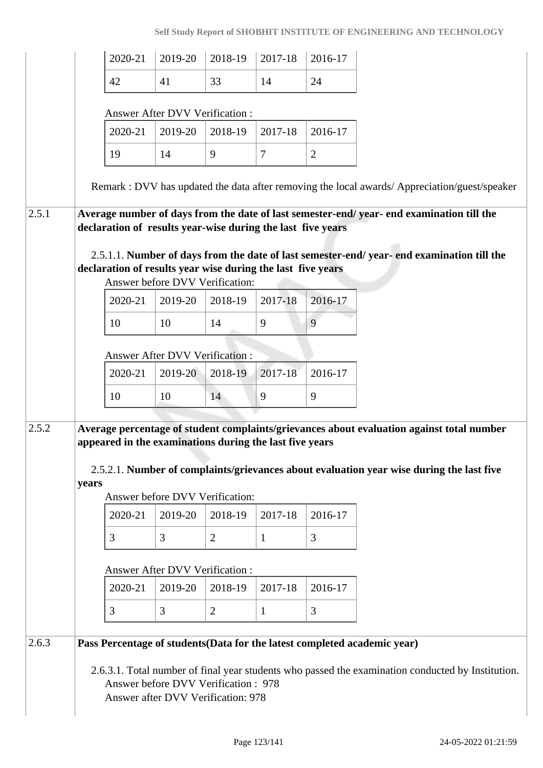| 2020-21 | 2019-20 | 2018-19 | 2017-18 | 2016-17 |
|---|---|---|---|---|
| 42 | 41 | 33 | 14 | 24 |

Answer After DVV Verification :

| 2020-21 | 2019-20 | 2018-19 | 2017-18 | 2016-17 |
|---|---|---|---|---|
| 19 | 14 | 9 | 7 | 2 |

Remark : DVV has updated the data after removing the local awards/ Appreciation/guest/speaker

**2.5.1 Average number of days from the date of last semester-end/ year- end examination till the declaration of results year-wise during the last five years**

2.5.1.1. **Number of days from the date of last semester-end/ year- end examination till the declaration of results year wise during the last five years**

Answer before DVV Verification:

| 2020-21 | 2019-20 | 2018-19 | 2017-18 | 2016-17 |
|---|---|---|---|---|
| 10 | 10 | 14 | 9 | 9 |

Answer After DVV Verification :

| 2020-21 | 2019-20 | 2018-19 | 2017-18 | 2016-17 |
|---|---|---|---|---|
| 10 | 10 | 14 | 9 | 9 |

**2.5.2 Average percentage of student complaints/grievances about evaluation against total number appeared in the examinations during the last five years**

2.5.2.1. **Number of complaints/grievances about evaluation year wise during the last five years**

Answer before DVV Verification:

| 2020-21 | 2019-20 | 2018-19 | 2017-18 | 2016-17 |
|---|---|---|---|---|
| 3 | 3 | 2 | 1 | 3 |

Answer After DVV Verification :

| 2020-21 | 2019-20 | 2018-19 | 2017-18 | 2016-17 |
|---|---|---|---|---|
| 3 | 3 | 2 | 1 | 3 |

**2.6.3 Pass Percentage of students(Data for the latest completed academic year)**

2.6.3.1. Total number of final year students who passed the examination conducted by Institution.

Answer before DVV Verification : 978

Answer after DVV Verification: 978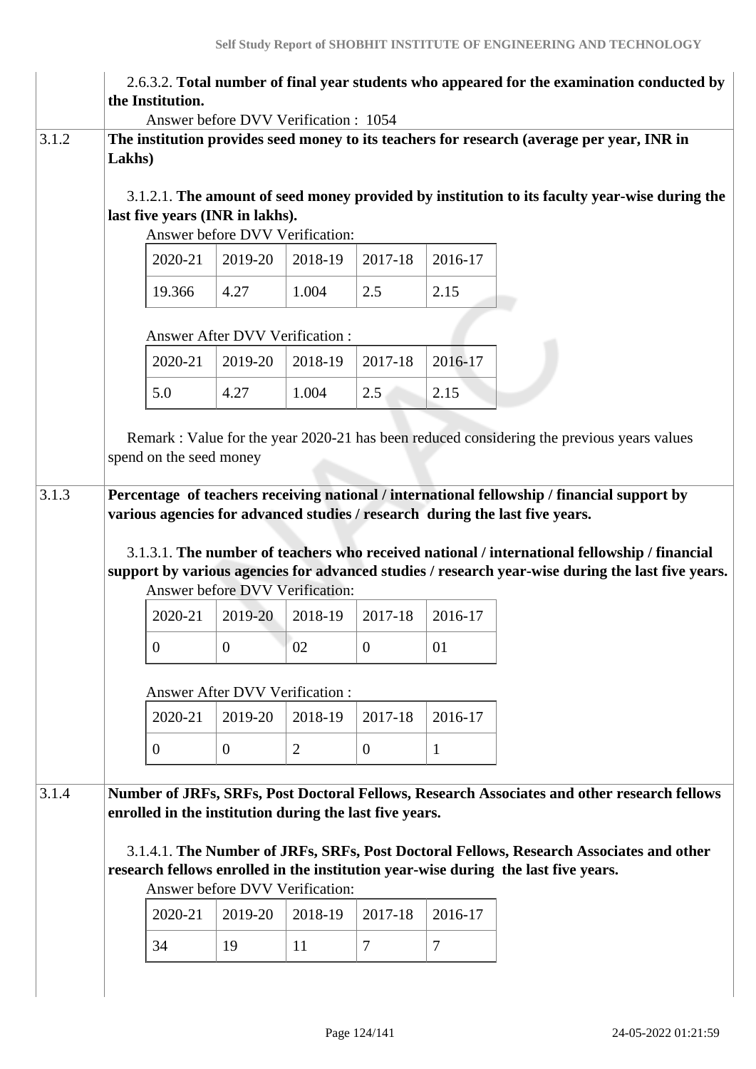2.6.3.2. **Total number of final year students who appeared for the examination conducted by the Institution.**

Answer before DVV Verification : 1054

**3.1.2** **The institution provides seed money to its teachers for research (average per year, INR in Lakhs)**

3.1.2.1. **The amount of seed money provided by institution to its faculty year-wise during the last five years (INR in lakhs).**

Answer before DVV Verification:

| 2020-21 | 2019-20 | 2018-19 | 2017-18 | 2016-17 |
|---|---|---|---|---|
| 19.366 | 4.27 | 1.004 | 2.5 | 2.15 |

Answer After DVV Verification :

| 2020-21 | 2019-20 | 2018-19 | 2017-18 | 2016-17 |
|---|---|---|---|---|
| 5.0 | 4.27 | 1.004 | 2.5 | 2.15 |

Remark : Value for the year 2020-21 has been reduced considering the previous years values spend on the seed money

**3.1.3** **Percentage of teachers receiving national / international fellowship / financial support by various agencies for advanced studies / research during the last five years.**

3.1.3.1. **The number of teachers who received national / international fellowship / financial support by various agencies for advanced studies / research year-wise during the last five years.**

Answer before DVV Verification:

| 2020-21 | 2019-20 | 2018-19 | 2017-18 | 2016-17 |
|---|---|---|---|---|
| 0 | 0 | 02 | 0 | 01 |

Answer After DVV Verification :

| 2020-21 | 2019-20 | 2018-19 | 2017-18 | 2016-17 |
|---|---|---|---|---|
| 0 | 0 | 2 | 0 | 1 |

**3.1.4** **Number of JRFs, SRFs, Post Doctoral Fellows, Research Associates and other research fellows enrolled in the institution during the last five years.**

3.1.4.1. **The Number of JRFs, SRFs, Post Doctoral Fellows, Research Associates and other research fellows enrolled in the institution year-wise during the last five years.**

Answer before DVV Verification:

| 2020-21 | 2019-20 | 2018-19 | 2017-18 | 2016-17 |
|---|---|---|---|---|
| 34 | 19 | 11 | 7 | 7 |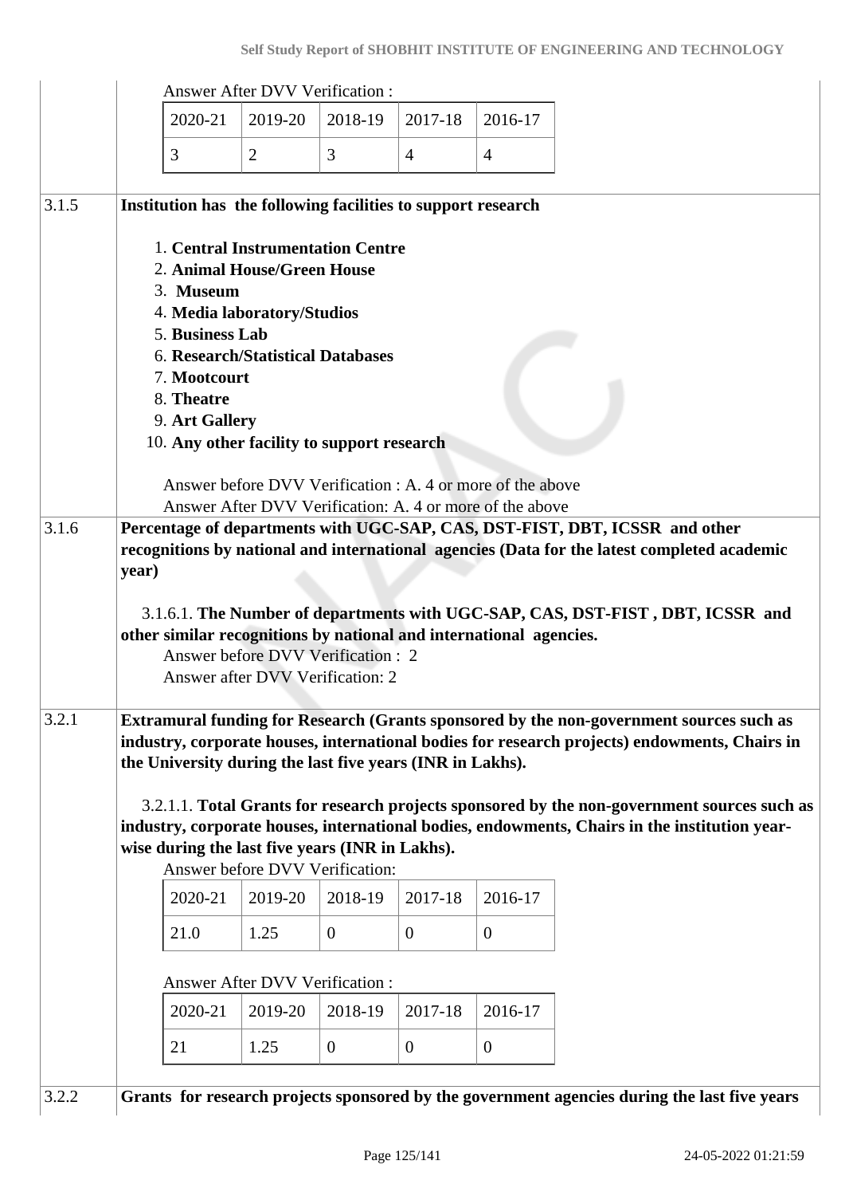Answer After DVV Verification :

| 2020-21 | 2019-20 | 2018-19 | 2017-18 | 2016-17 |
|---|---|---|---|---|
| 3 | 2 | 3 | 4 | 4 |

**3.1.5** **Institution has the following facilities to support research**

1. **Central Instrumentation Centre**
2. **Animal House/Green House**
3. **Museum**
4. **Media laboratory/Studios**
5. **Business Lab**
6. **Research/Statistical Databases**
7. **Mootcourt**
8. **Theatre**
9. **Art Gallery**
10. **Any other facility to support research**

Answer before DVV Verification : A. 4 or more of the above
Answer After DVV Verification: A. 4 or more of the above

**3.1.6** **Percentage of departments with UGC-SAP, CAS, DST-FIST, DBT, ICSSR and other recognitions by national and international agencies (Data for the latest completed academic year)**

3.1.6.1. **The Number of departments with UGC-SAP, CAS, DST-FIST , DBT, ICSSR and other similar recognitions by national and international agencies.**
Answer before DVV Verification : 2
Answer after DVV Verification: 2

**3.2.1** **Extramural funding for Research (Grants sponsored by the non-government sources such as industry, corporate houses, international bodies for research projects) endowments, Chairs in the University during the last five years (INR in Lakhs).**

3.2.1.1. **Total Grants for research projects sponsored by the non-government sources such as industry, corporate houses, international bodies, endowments, Chairs in the institution year-wise during the last five years (INR in Lakhs).**

Answer before DVV Verification:

| 2020-21 | 2019-20 | 2018-19 | 2017-18 | 2016-17 |
|---|---|---|---|---|
| 21.0 | 1.25 | 0 | 0 | 0 |

Answer After DVV Verification :

| 2020-21 | 2019-20 | 2018-19 | 2017-18 | 2016-17 |
|---|---|---|---|---|
| 21 | 1.25 | 0 | 0 | 0 |

**3.2.2** **Grants for research projects sponsored by the government agencies during the last five years**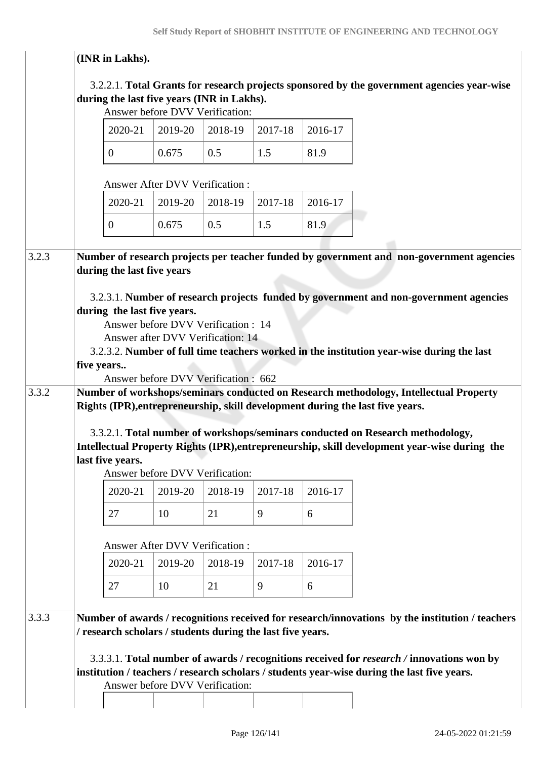(INR in Lakhs).

3.2.2.1. **Total Grants for research projects sponsored by the government agencies year-wise during the last five years (INR in Lakhs).**

Answer before DVV Verification:

| 2020-21 | 2019-20 | 2018-19 | 2017-18 | 2016-17 |
|---|---|---|---|---|
| 0 | 0.675 | 0.5 | 1.5 | 81.9 |

Answer After DVV Verification :

| 2020-21 | 2019-20 | 2018-19 | 2017-18 | 2016-17 |
|---|---|---|---|---|
| 0 | 0.675 | 0.5 | 1.5 | 81.9 |

**3.2.3 Number of research projects per teacher funded by government and non-government agencies during the last five years**

3.2.3.1. **Number of research projects funded by government and non-government agencies during the last five years.**

Answer before DVV Verification : 14
Answer after DVV Verification: 14

3.2.3.2. **Number of full time teachers worked in the institution year-wise during the last five years..**

Answer before DVV Verification : 662

**3.3.2 Number of workshops/seminars conducted on Research methodology, Intellectual Property Rights (IPR),entrepreneurship, skill development during the last five years.**

3.3.2.1. **Total number of workshops/seminars conducted on Research methodology, Intellectual Property Rights (IPR),entrepreneurship, skill development year-wise during the last five years.**

Answer before DVV Verification:

| 2020-21 | 2019-20 | 2018-19 | 2017-18 | 2016-17 |
|---|---|---|---|---|
| 27 | 10 | 21 | 9 | 6 |

Answer After DVV Verification :

| 2020-21 | 2019-20 | 2018-19 | 2017-18 | 2016-17 |
|---|---|---|---|---|
| 27 | 10 | 21 | 9 | 6 |

**3.3.3 Number of awards / recognitions received for research/innovations by the institution / teachers / research scholars / students during the last five years.**

3.3.3.1. **Total number of awards / recognitions received for *research /* innovations won by institution / teachers / research scholars / students year-wise during the last five years.**

Answer before DVV Verification: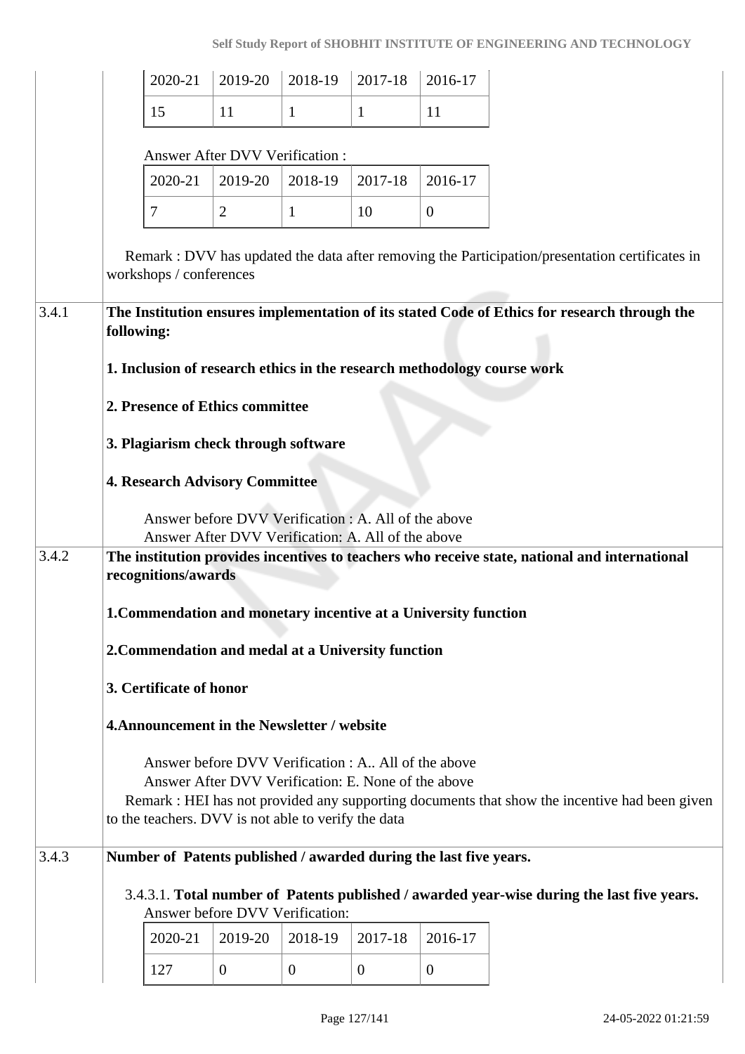| 2020-21 | 2019-20 | 2018-19 | 2017-18 | 2016-17 |
|---|---|---|---|---|
| 15 | 11 | 1 | 1 | 11 |

Answer After DVV Verification :

| 2020-21 | 2019-20 | 2018-19 | 2017-18 | 2016-17 |
|---|---|---|---|---|
| 7 | 2 | 1 | 10 | 0 |

Remark : DVV has updated the data after removing the Participation/presentation certificates in workshops / conferences

**3.4.1** **The Institution ensures implementation of its stated Code of Ethics for research through the following:**

**1. Inclusion of research ethics in the research methodology course work**

**2. Presence of Ethics committee**

**3. Plagiarism check through software**

**4. Research Advisory Committee**

Answer before DVV Verification : A. All of the above
Answer After DVV Verification: A. All of the above

**3.4.2** **The institution provides incentives to teachers who receive state, national and international recognitions/awards**

**1.Commendation and monetary incentive at a University function**

**2.Commendation and medal at a University function**

**3. Certificate of honor**

**4.Announcement in the Newsletter / website**

Answer before DVV Verification : A.. All of the above
Answer After DVV Verification: E. None of the above
Remark : HEI has not provided any supporting documents that show the incentive had been given to the teachers. DVV is not able to verify the data

**3.4.3** **Number of Patents published / awarded during the last five years.**

3.4.3.1. **Total number of Patents published / awarded year-wise during the last five years.**
Answer before DVV Verification:

| 2020-21 | 2019-20 | 2018-19 | 2017-18 | 2016-17 |
|---|---|---|---|---|
| 127 | 0 | 0 | 0 | 0 |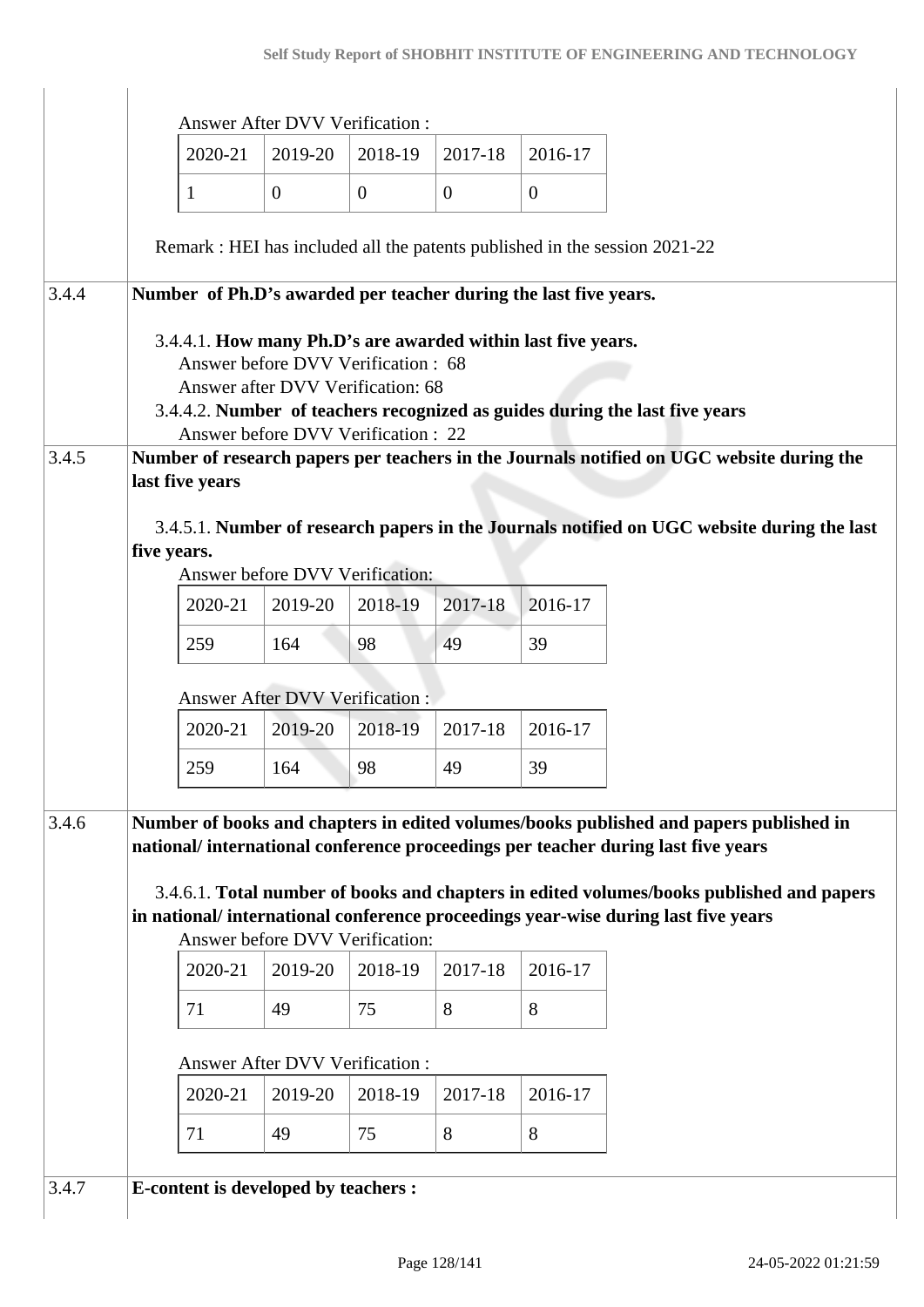Answer After DVV Verification :

| 2020-21 | 2019-20 | 2018-19 | 2017-18 | 2016-17 |
|---|---|---|---|---|
| 1 | 0 | 0 | 0 | 0 |

Remark : HEI has included all the patents published in the session 2021-22

**3.4.4 Number of Ph.D's awarded per teacher during the last five years.**

3.4.4.1. **How many Ph.D's are awarded within last five years.**
Answer before DVV Verification : 68
Answer after DVV Verification: 68

3.4.4.2. **Number of teachers recognized as guides during the last five years**
Answer before DVV Verification : 22

**3.4.5 Number of research papers per teachers in the Journals notified on UGC website during the last five years**

3.4.5.1. **Number of research papers in the Journals notified on UGC website during the last five years.**

Answer before DVV Verification:

| 2020-21 | 2019-20 | 2018-19 | 2017-18 | 2016-17 |
|---|---|---|---|---|
| 259 | 164 | 98 | 49 | 39 |

Answer After DVV Verification :

| 2020-21 | 2019-20 | 2018-19 | 2017-18 | 2016-17 |
|---|---|---|---|---|
| 259 | 164 | 98 | 49 | 39 |

**3.4.6 Number of books and chapters in edited volumes/books published and papers published in national/ international conference proceedings per teacher during last five years**

3.4.6.1. **Total number of books and chapters in edited volumes/books published and papers in national/ international conference proceedings year-wise during last five years**

Answer before DVV Verification:

| 2020-21 | 2019-20 | 2018-19 | 2017-18 | 2016-17 |
|---|---|---|---|---|
| 71 | 49 | 75 | 8 | 8 |

Answer After DVV Verification :

| 2020-21 | 2019-20 | 2018-19 | 2017-18 | 2016-17 |
|---|---|---|---|---|
| 71 | 49 | 75 | 8 | 8 |

**3.4.7 E-content is developed by teachers :**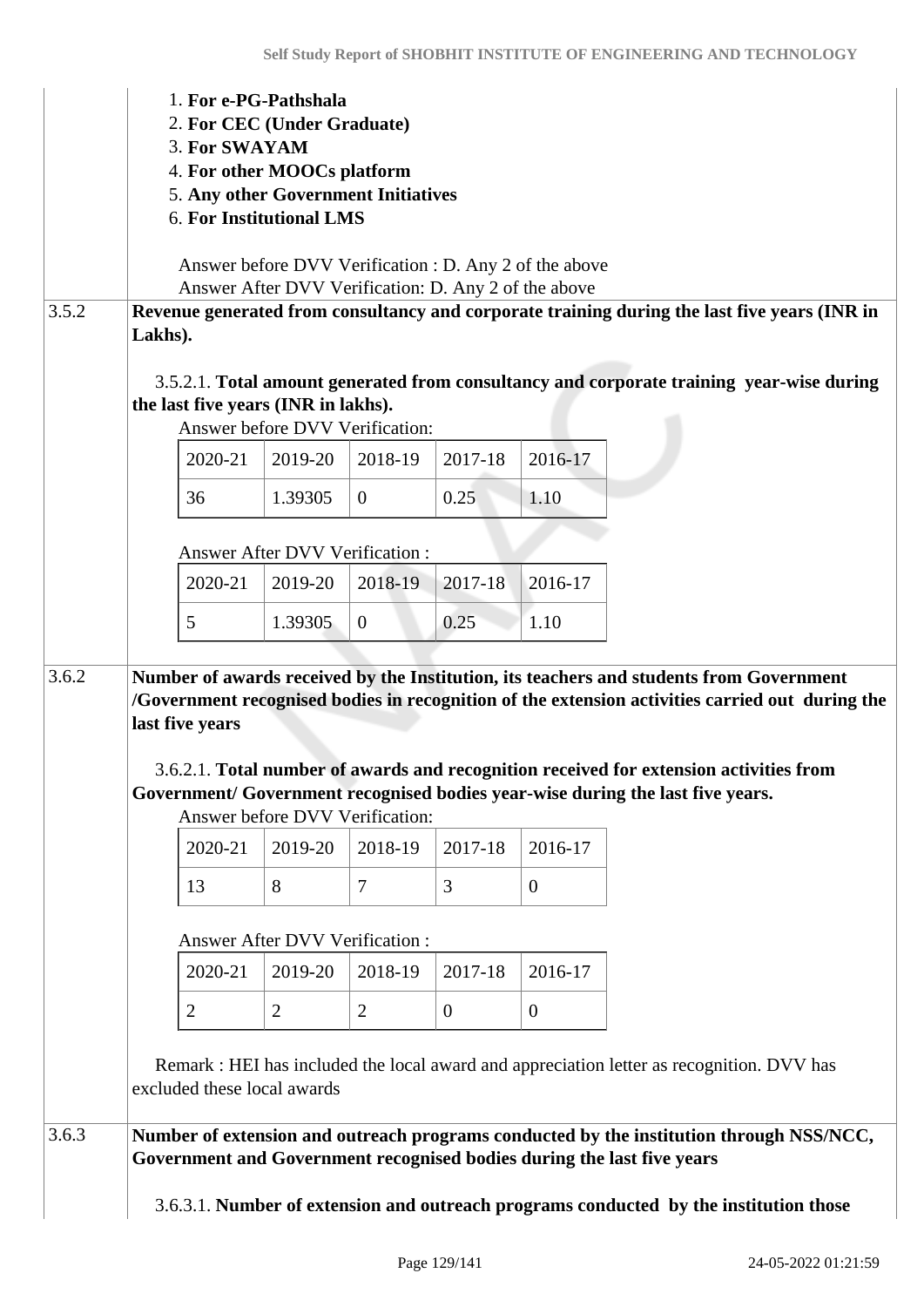1. **For e-PG-Pathshala**
2. **For CEC (Under Graduate)**
3. **For SWAYAM**
4. **For other MOOCs platform**
5. **Any other Government Initiatives**
6. **For Institutional LMS**

Answer before DVV Verification : D. Any 2 of the above
Answer After DVV Verification: D. Any 2 of the above

| 3.5.2 | **Revenue generated from consultancy and corporate training during the last five years (INR in Lakhs).** |
|---|---|

3.5.2.1. **Total amount generated from consultancy and corporate training year-wise during the last five years (INR in lakhs).**

Answer before DVV Verification:

| 2020-21 | 2019-20 | 2018-19 | 2017-18 | 2016-17 |
|---|---|---|---|---|
| 36 | 1.39305 | 0 | 0.25 | 1.10 |

Answer After DVV Verification :

| 2020-21 | 2019-20 | 2018-19 | 2017-18 | 2016-17 |
|---|---|---|---|---|
| 5 | 1.39305 | 0 | 0.25 | 1.10 |

| 3.6.2 | **Number of awards received by the Institution, its teachers and students from Government /Government recognised bodies in recognition of the extension activities carried out during the last five years** |
|---|---|

3.6.2.1. **Total number of awards and recognition received for extension activities from Government/ Government recognised bodies year-wise during the last five years.**

Answer before DVV Verification:

| 2020-21 | 2019-20 | 2018-19 | 2017-18 | 2016-17 |
|---|---|---|---|---|
| 13 | 8 | 7 | 3 | 0 |

Answer After DVV Verification :

| 2020-21 | 2019-20 | 2018-19 | 2017-18 | 2016-17 |
|---|---|---|---|---|
| 2 | 2 | 2 | 0 | 0 |

Remark : HEI has included the local award and appreciation letter as recognition. DVV has excluded these local awards

| 3.6.3 | **Number of extension and outreach programs conducted by the institution through NSS/NCC, Government and Government recognised bodies during the last five years** |
|---|---|

3.6.3.1. **Number of extension and outreach programs conducted by the institution those**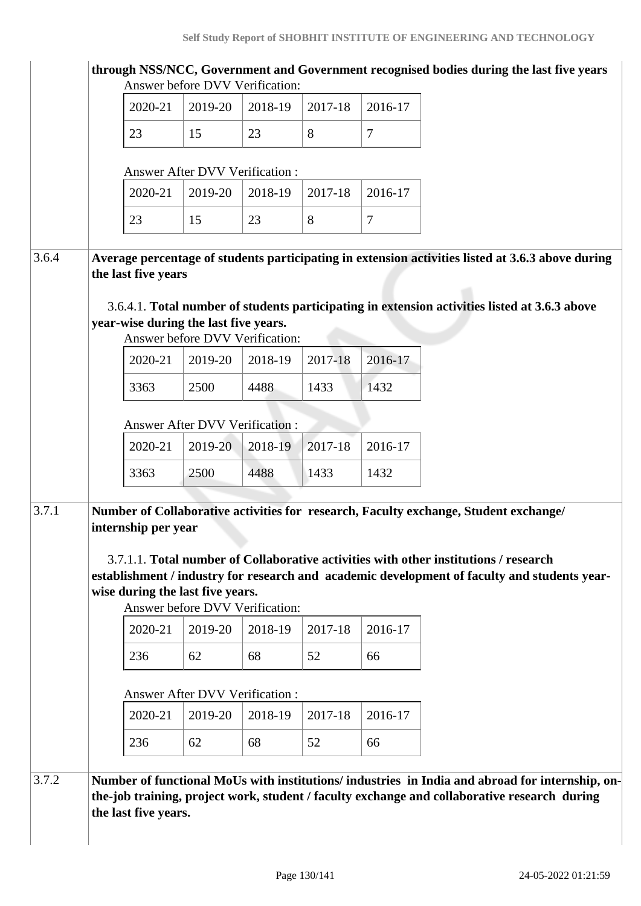**through NSS/NCC, Government and Government recognised bodies during the last five years**

Answer before DVV Verification:

| 2020-21 | 2019-20 | 2018-19 | 2017-18 | 2016-17 |
|---|---|---|---|---|
| 23 | 15 | 23 | 8 | 7 |

Answer After DVV Verification :

| 2020-21 | 2019-20 | 2018-19 | 2017-18 | 2016-17 |
|---|---|---|---|---|
| 23 | 15 | 23 | 8 | 7 |

3.6.4 **Average percentage of students participating in extension activities listed at 3.6.3 above during the last five years**

3.6.4.1. **Total number of students participating in extension activities listed at 3.6.3 above year-wise during the last five years.**

Answer before DVV Verification:

| 2020-21 | 2019-20 | 2018-19 | 2017-18 | 2016-17 |
|---|---|---|---|---|
| 3363 | 2500 | 4488 | 1433 | 1432 |

Answer After DVV Verification :

| 2020-21 | 2019-20 | 2018-19 | 2017-18 | 2016-17 |
|---|---|---|---|---|
| 3363 | 2500 | 4488 | 1433 | 1432 |

3.7.1 **Number of Collaborative activities for research, Faculty exchange, Student exchange/ internship per year**

3.7.1.1. **Total number of Collaborative activities with other institutions / research establishment / industry for research and academic development of faculty and students year-wise during the last five years.**

Answer before DVV Verification:

| 2020-21 | 2019-20 | 2018-19 | 2017-18 | 2016-17 |
|---|---|---|---|---|
| 236 | 62 | 68 | 52 | 66 |

Answer After DVV Verification :

| 2020-21 | 2019-20 | 2018-19 | 2017-18 | 2016-17 |
|---|---|---|---|---|
| 236 | 62 | 68 | 52 | 66 |

3.7.2 **Number of functional MoUs with institutions/ industries in India and abroad for internship, on-the-job training, project work, student / faculty exchange and collaborative research during the last five years.**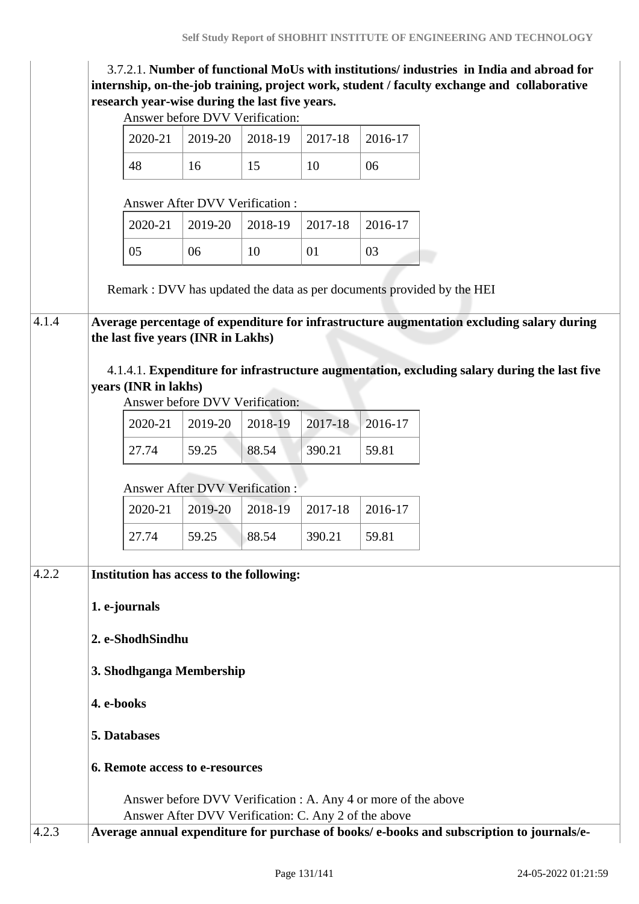3.7.2.1. **Number of functional MoUs with institutions/ industries in India and abroad for internship, on-the-job training, project work, student / faculty exchange and collaborative research year-wise during the last five years.**

Answer before DVV Verification:

| 2020-21 | 2019-20 | 2018-19 | 2017-18 | 2016-17 |
|---|---|---|---|---|
| 48 | 16 | 15 | 10 | 06 |

Answer After DVV Verification :

| 2020-21 | 2019-20 | 2018-19 | 2017-18 | 2016-17 |
|---|---|---|---|---|
| 05 | 06 | 10 | 01 | 03 |

Remark : DVV has updated the data as per documents provided by the HEI

**4.1.4 Average percentage of expenditure for infrastructure augmentation excluding salary during the last five years (INR in Lakhs)**

4.1.4.1. **Expenditure for infrastructure augmentation, excluding salary during the last five years (INR in lakhs)**

Answer before DVV Verification:

| 2020-21 | 2019-20 | 2018-19 | 2017-18 | 2016-17 |
|---|---|---|---|---|
| 27.74 | 59.25 | 88.54 | 390.21 | 59.81 |

Answer After DVV Verification :

| 2020-21 | 2019-20 | 2018-19 | 2017-18 | 2016-17 |
|---|---|---|---|---|
| 27.74 | 59.25 | 88.54 | 390.21 | 59.81 |

**4.2.2 Institution has access to the following:**

**1. e-journals**

**2. e-ShodhSindhu**

**3. Shodhganga Membership**

**4. e-books**

**5. Databases**

**6. Remote access to e-resources**

Answer before DVV Verification : A. Any 4 or more of the above
Answer After DVV Verification: C. Any 2 of the above

**4.2.3 Average annual expenditure for purchase of books/ e-books and subscription to journals/e-**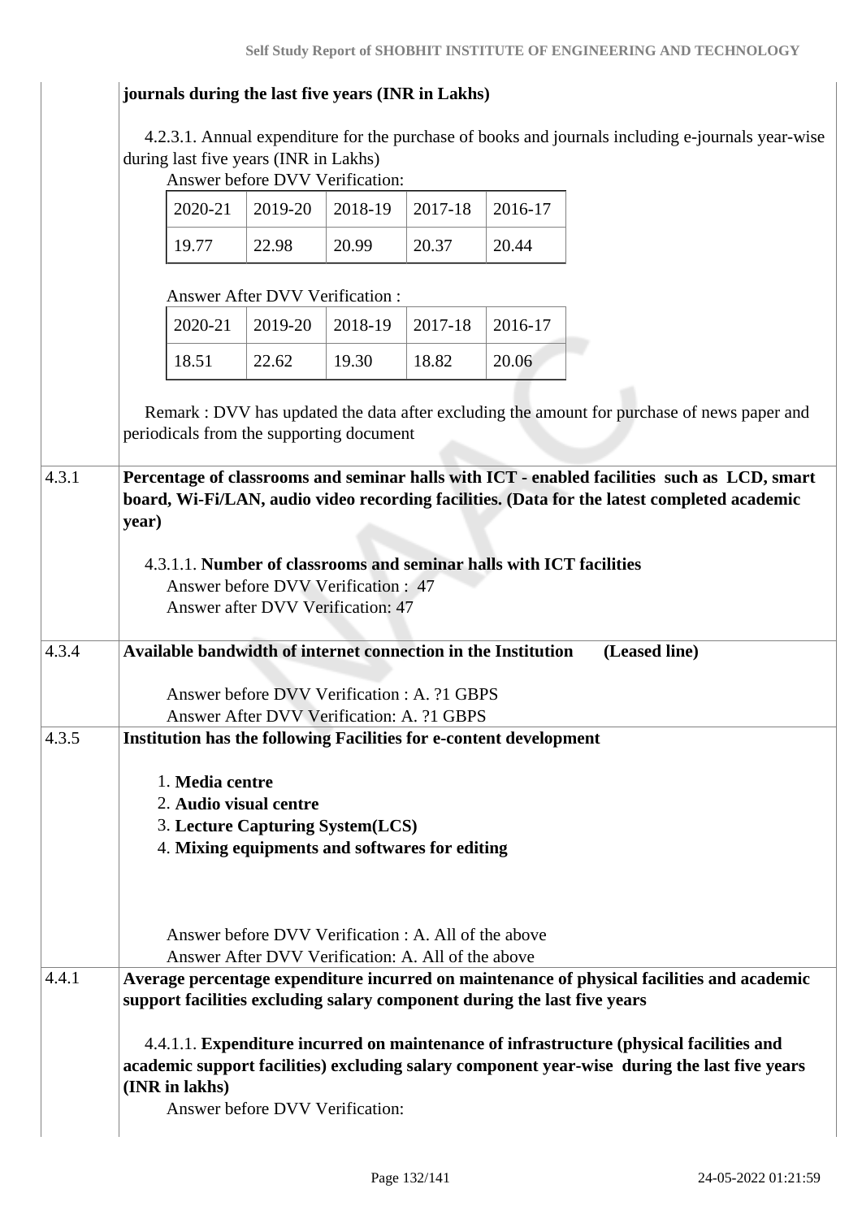**journals during the last five years (INR in Lakhs)**

4.2.3.1. Annual expenditure for the purchase of books and journals including e-journals year-wise during last five years (INR in Lakhs)

Answer before DVV Verification:

| 2020-21 | 2019-20 | 2018-19 | 2017-18 | 2016-17 |
|---|---|---|---|---|
| 19.77 | 22.98 | 20.99 | 20.37 | 20.44 |

Answer After DVV Verification :

| 2020-21 | 2019-20 | 2018-19 | 2017-18 | 2016-17 |
|---|---|---|---|---|
| 18.51 | 22.62 | 19.30 | 18.82 | 20.06 |

Remark : DVV has updated the data after excluding the amount for purchase of news paper and periodicals from the supporting document

**4.3.1 Percentage of classrooms and seminar halls with ICT - enabled facilities such as LCD, smart board, Wi-Fi/LAN, audio video recording facilities. (Data for the latest completed academic year)**

4.3.1.1. **Number of classrooms and seminar halls with ICT facilities**

Answer before DVV Verification : 47
Answer after DVV Verification: 47

**4.3.4 Available bandwidth of internet connection in the Institution (Leased line)**

Answer before DVV Verification : A. ?1 GBPS
Answer After DVV Verification: A. ?1 GBPS

**4.3.5 Institution has the following Facilities for e-content development**

1. **Media centre**
2. **Audio visual centre**
3. **Lecture Capturing System(LCS)**
4. **Mixing equipments and softwares for editing**

Answer before DVV Verification : A. All of the above
Answer After DVV Verification: A. All of the above

**4.4.1 Average percentage expenditure incurred on maintenance of physical facilities and academic support facilities excluding salary component during the last five years**

4.4.1.1. **Expenditure incurred on maintenance of infrastructure (physical facilities and academic support facilities) excluding salary component year-wise during the last five years (INR in lakhs)**

Answer before DVV Verification: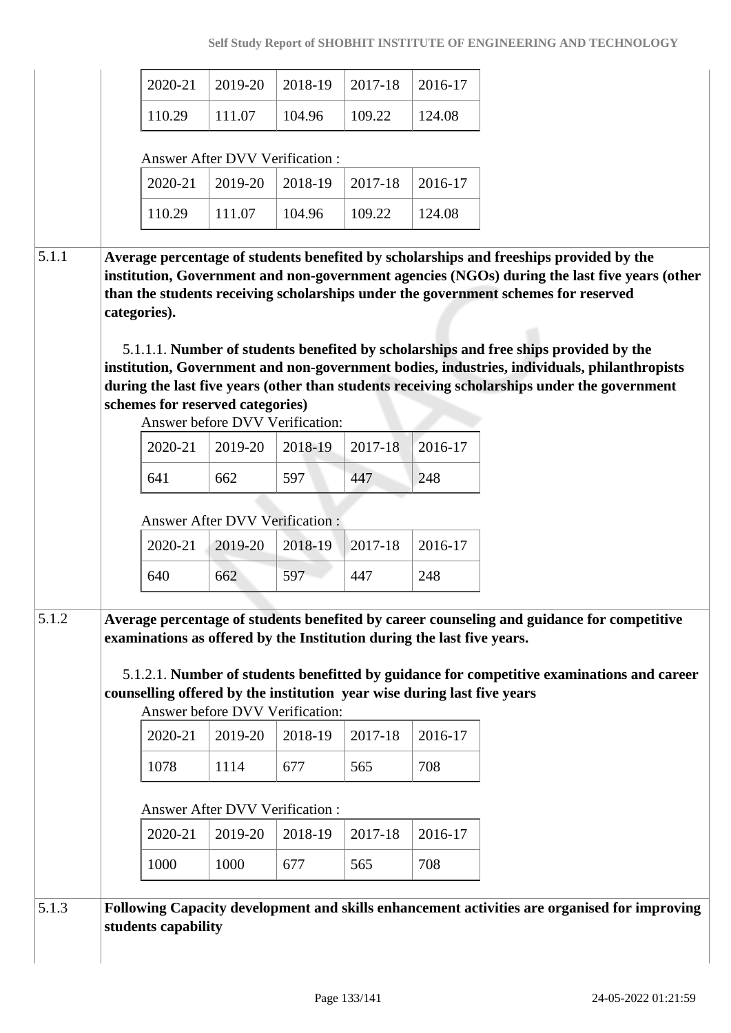| 2020-21 | 2019-20 | 2018-19 | 2017-18 | 2016-17 |
|---|---|---|---|---|
| 110.29 | 111.07 | 104.96 | 109.22 | 124.08 |

Answer After DVV Verification :

| 2020-21 | 2019-20 | 2018-19 | 2017-18 | 2016-17 |
|---|---|---|---|---|
| 110.29 | 111.07 | 104.96 | 109.22 | 124.08 |

**5.1.1 Average percentage of students benefited by scholarships and freeships provided by the institution, Government and non-government agencies (NGOs) during the last five years (other than the students receiving scholarships under the government schemes for reserved categories).**

5.1.1.1. **Number of students benefited by scholarships and free ships provided by the institution, Government and non-government bodies, industries, individuals, philanthropists during the last five years (other than students receiving scholarships under the government schemes for reserved categories)**

Answer before DVV Verification:

| 2020-21 | 2019-20 | 2018-19 | 2017-18 | 2016-17 |
|---|---|---|---|---|
| 641 | 662 | 597 | 447 | 248 |

Answer After DVV Verification :

| 2020-21 | 2019-20 | 2018-19 | 2017-18 | 2016-17 |
|---|---|---|---|---|
| 640 | 662 | 597 | 447 | 248 |

**5.1.2 Average percentage of students benefited by career counseling and guidance for competitive examinations as offered by the Institution during the last five years.**

5.1.2.1. **Number of students benefitted by guidance for competitive examinations and career counselling offered by the institution year wise during last five years**

Answer before DVV Verification:

| 2020-21 | 2019-20 | 2018-19 | 2017-18 | 2016-17 |
|---|---|---|---|---|
| 1078 | 1114 | 677 | 565 | 708 |

Answer After DVV Verification :

| 2020-21 | 2019-20 | 2018-19 | 2017-18 | 2016-17 |
|---|---|---|---|---|
| 1000 | 1000 | 677 | 565 | 708 |

**5.1.3 Following Capacity development and skills enhancement activities are organised for improving students capability**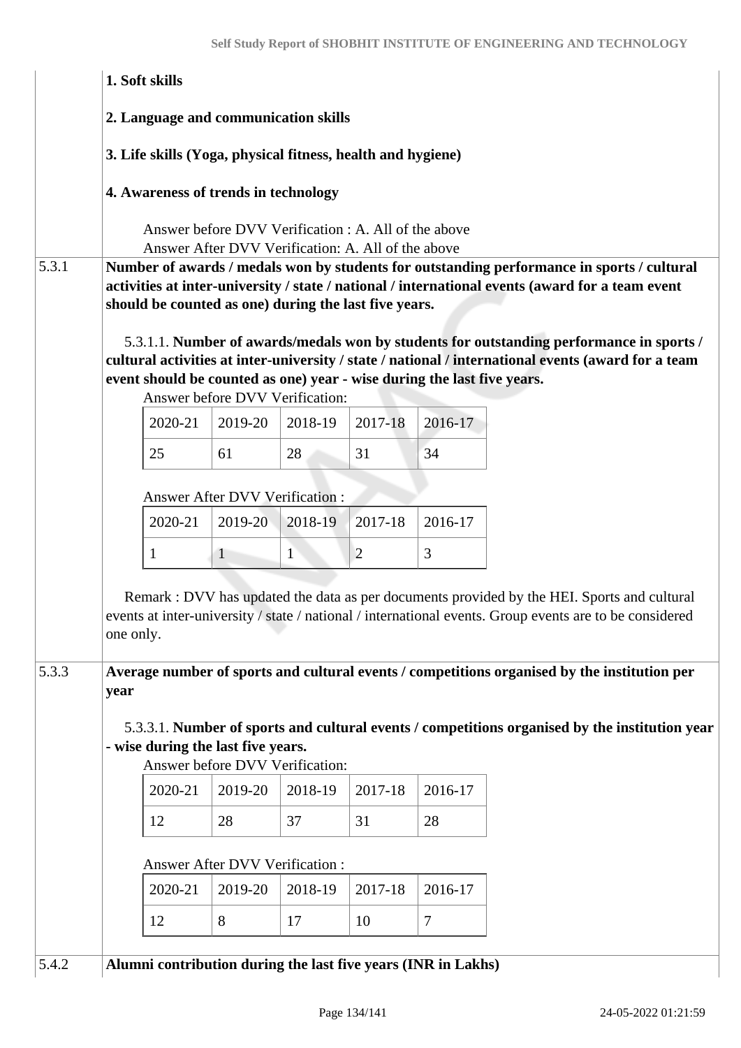**1. Soft skills**

**2. Language and communication skills**

**3. Life skills (Yoga, physical fitness, health and hygiene)**

**4. Awareness of trends in technology**

Answer before DVV Verification : A. All of the above
Answer After DVV Verification: A. All of the above

**5.3.1 Number of awards / medals won by students for outstanding performance in sports / cultural activities at inter-university / state / national / international events (award for a team event should be counted as one) during the last five years.**

5.3.1.1. **Number of awards/medals won by students for outstanding performance in sports / cultural activities at inter-university / state / national / international events (award for a team event should be counted as one) year - wise during the last five years.**

Answer before DVV Verification:

| 2020-21 | 2019-20 | 2018-19 | 2017-18 | 2016-17 |
|---|---|---|---|---|
| 25 | 61 | 28 | 31 | 34 |

Answer After DVV Verification :

| 2020-21 | 2019-20 | 2018-19 | 2017-18 | 2016-17 |
|---|---|---|---|---|
| 1 | 1 | 1 | 2 | 3 |

Remark : DVV has updated the data as per documents provided by the HEI. Sports and cultural events at inter-university / state / national / international events. Group events are to be considered one only.

**5.3.3 Average number of sports and cultural events / competitions organised by the institution per year**

5.3.3.1. **Number of sports and cultural events / competitions organised by the institution year - wise during the last five years.**

Answer before DVV Verification:

| 2020-21 | 2019-20 | 2018-19 | 2017-18 | 2016-17 |
|---|---|---|---|---|
| 12 | 28 | 37 | 31 | 28 |

Answer After DVV Verification :

| 2020-21 | 2019-20 | 2018-19 | 2017-18 | 2016-17 |
|---|---|---|---|---|
| 12 | 8 | 17 | 10 | 7 |

**5.4.2 Alumni contribution during the last five years (INR in Lakhs)**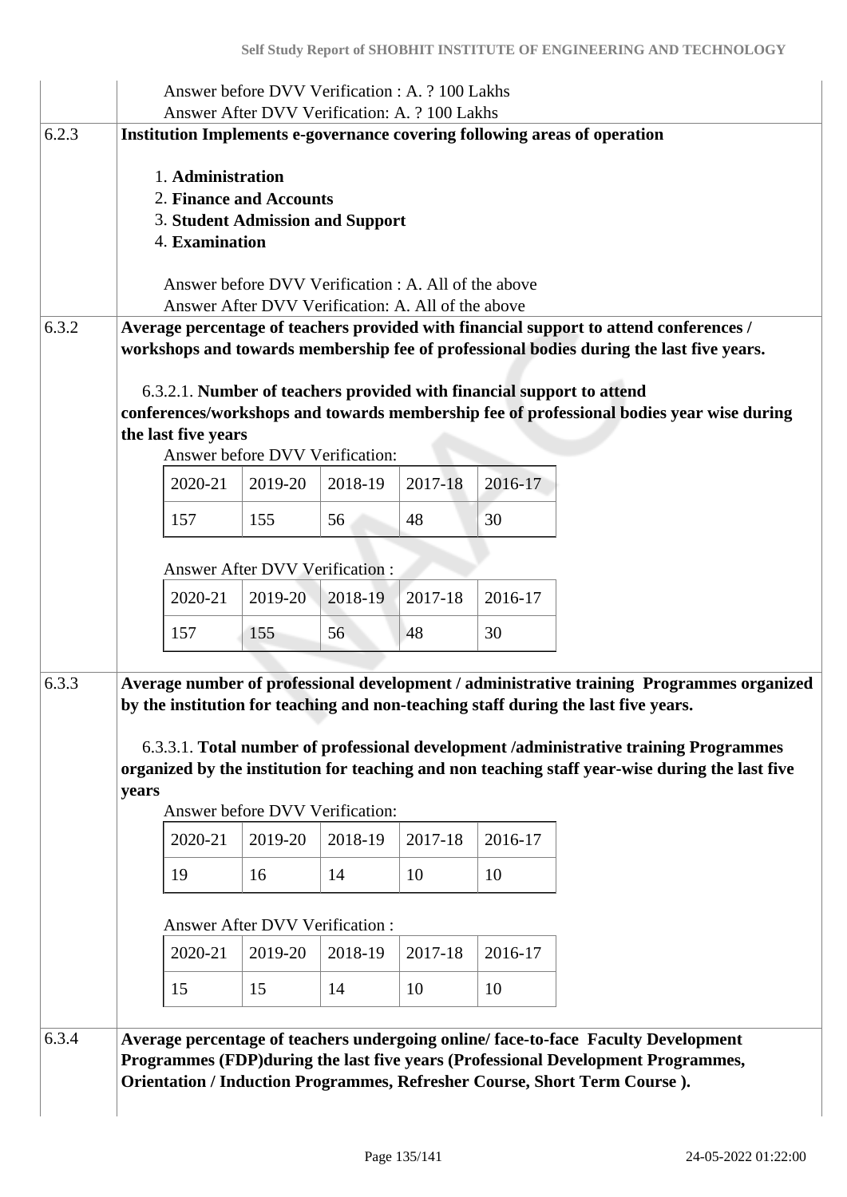Answer before DVV Verification : A. ? 100 Lakhs
Answer After DVV Verification: A. ? 100 Lakhs

**6.2.3 Institution Implements e-governance covering following areas of operation**

1. **Administration**
2. **Finance and Accounts**
3. **Student Admission and Support**
4. **Examination**

Answer before DVV Verification : A. All of the above
Answer After DVV Verification: A. All of the above

**6.3.2 Average percentage of teachers provided with financial support to attend conferences / workshops and towards membership fee of professional bodies during the last five years.**

6.3.2.1. **Number of teachers provided with financial support to attend conferences/workshops and towards membership fee of professional bodies year wise during the last five years**

Answer before DVV Verification:

| 2020-21 | 2019-20 | 2018-19 | 2017-18 | 2016-17 |
|---|---|---|---|---|
| 157 | 155 | 56 | 48 | 30 |

Answer After DVV Verification :

| 2020-21 | 2019-20 | 2018-19 | 2017-18 | 2016-17 |
|---|---|---|---|---|
| 157 | 155 | 56 | 48 | 30 |

**6.3.3 Average number of professional development / administrative training Programmes organized by the institution for teaching and non-teaching staff during the last five years.**

6.3.3.1. **Total number of professional development /administrative training Programmes organized by the institution for teaching and non teaching staff year-wise during the last five years**

Answer before DVV Verification:

| 2020-21 | 2019-20 | 2018-19 | 2017-18 | 2016-17 |
|---|---|---|---|---|
| 19 | 16 | 14 | 10 | 10 |

Answer After DVV Verification :

| 2020-21 | 2019-20 | 2018-19 | 2017-18 | 2016-17 |
|---|---|---|---|---|
| 15 | 15 | 14 | 10 | 10 |

**6.3.4 Average percentage of teachers undergoing online/ face-to-face Faculty Development Programmes (FDP)during the last five years (Professional Development Programmes, Orientation / Induction Programmes, Refresher Course, Short Term Course ).**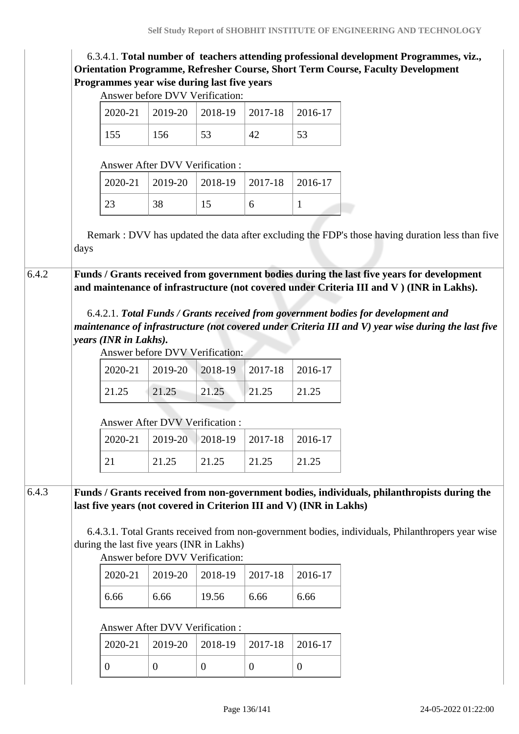6.3.4.1. **Total number of teachers attending professional development Programmes, viz., Orientation Programme, Refresher Course, Short Term Course, Faculty Development Programmes year wise during last five years**

Answer before DVV Verification:

| 2020-21 | 2019-20 | 2018-19 | 2017-18 | 2016-17 |
|---|---|---|---|---|
| 155 | 156 | 53 | 42 | 53 |

Answer After DVV Verification :

| 2020-21 | 2019-20 | 2018-19 | 2017-18 | 2016-17 |
|---|---|---|---|---|
| 23 | 38 | 15 | 6 | 1 |

Remark : DVV has updated the data after excluding the FDP's those having duration less than five days

**6.4.2 Funds / Grants received from government bodies during the last five years for development and maintenance of infrastructure (not covered under Criteria III and V ) (INR in Lakhs).**

6.4.2.1. ***Total Funds / Grants received from government bodies for development and maintenance of infrastructure (not covered under Criteria III and V) year wise during the last five years (INR in Lakhs).***

Answer before DVV Verification:

| 2020-21 | 2019-20 | 2018-19 | 2017-18 | 2016-17 |
|---|---|---|---|---|
| 21.25 | 21.25 | 21.25 | 21.25 | 21.25 |

Answer After DVV Verification :

| 2020-21 | 2019-20 | 2018-19 | 2017-18 | 2016-17 |
|---|---|---|---|---|
| 21 | 21.25 | 21.25 | 21.25 | 21.25 |

**6.4.3 Funds / Grants received from non-government bodies, individuals, philanthropists during the last five years (not covered in Criterion III and V) (INR in Lakhs)**

6.4.3.1. Total Grants received from non-government bodies, individuals, Philanthropers year wise during the last five years (INR in Lakhs)

Answer before DVV Verification:

| 2020-21 | 2019-20 | 2018-19 | 2017-18 | 2016-17 |
|---|---|---|---|---|
| 6.66 | 6.66 | 19.56 | 6.66 | 6.66 |

Answer After DVV Verification :

| 2020-21 | 2019-20 | 2018-19 | 2017-18 | 2016-17 |
|---|---|---|---|---|
| 0 | 0 | 0 | 0 | 0 |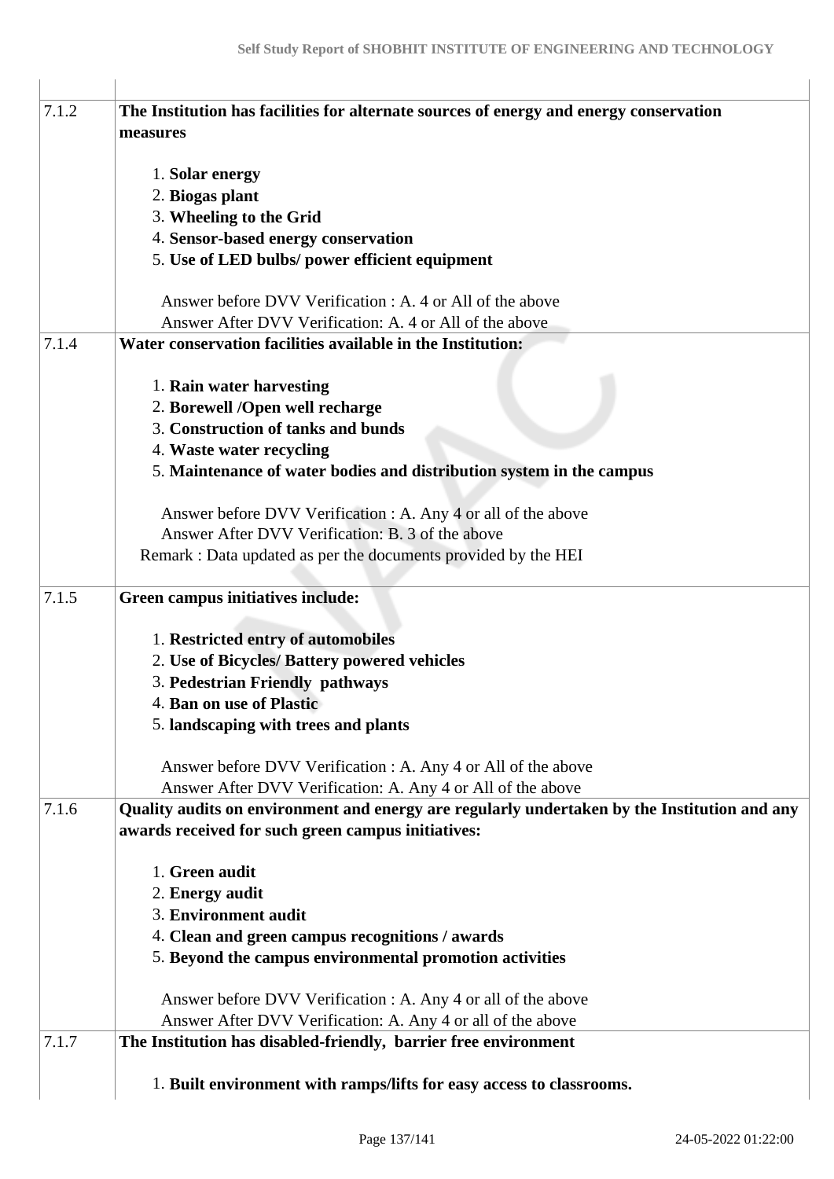| | |
|---|---|
| 7.1.2 | **The Institution has facilities for alternate sources of energy and energy conservation measures**<br><br>1. **Solar energy**<br>2. **Biogas plant**<br>3. **Wheeling to the Grid**<br>4. **Sensor-based energy conservation**<br>5. **Use of LED bulbs/ power efficient equipment**<br><br>Answer before DVV Verification : A. 4 or All of the above<br>Answer After DVV Verification: A. 4 or All of the above |
| 7.1.4 | **Water conservation facilities available in the Institution:**<br><br>1. **Rain water harvesting**<br>2. **Borewell /Open well recharge**<br>3. **Construction of tanks and bunds**<br>4. **Waste water recycling**<br>5. **Maintenance of water bodies and distribution system in the campus**<br><br>Answer before DVV Verification : A. Any 4 or all of the above<br>Answer After DVV Verification: B. 3 of the above<br>Remark : Data updated as per the documents provided by the HEI |
| 7.1.5 | **Green campus initiatives include:**<br><br>1. **Restricted entry of automobiles**<br>2. **Use of Bicycles/ Battery powered vehicles**<br>3. **Pedestrian Friendly pathways**<br>4. **Ban on use of Plastic**<br>5. **landscaping with trees and plants**<br><br>Answer before DVV Verification : A. Any 4 or All of the above<br>Answer After DVV Verification: A. Any 4 or All of the above |
| 7.1.6 | **Quality audits on environment and energy are regularly undertaken by the Institution and any awards received for such green campus initiatives:**<br><br>1. **Green audit**<br>2. **Energy audit**<br>3. **Environment audit**<br>4. **Clean and green campus recognitions / awards**<br>5. **Beyond the campus environmental promotion activities**<br><br>Answer before DVV Verification : A. Any 4 or all of the above<br>Answer After DVV Verification: A. Any 4 or all of the above |
| 7.1.7 | **The Institution has disabled-friendly, barrier free environment**<br><br>1. **Built environment with ramps/lifts for easy access to classrooms.** |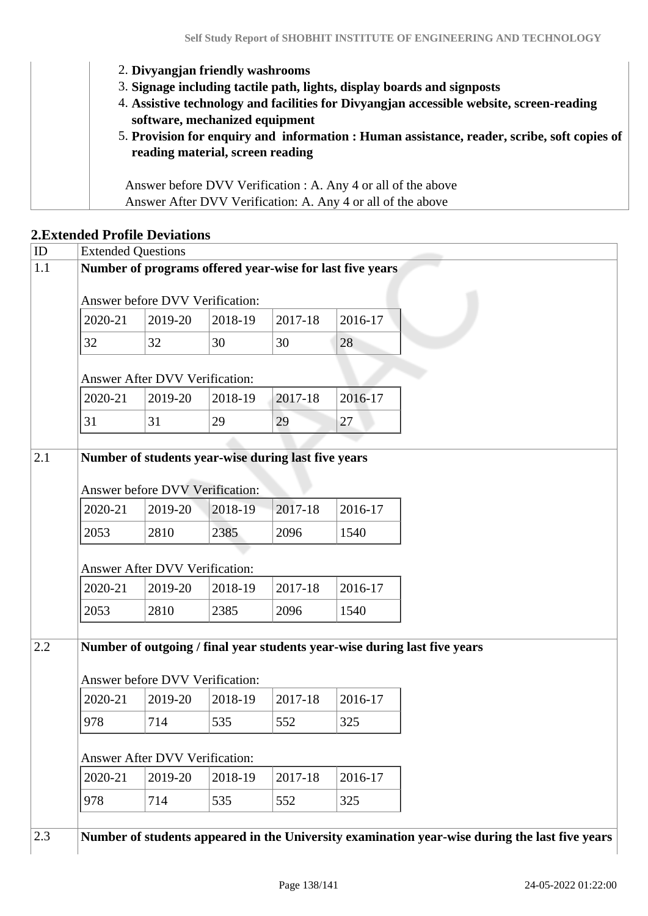2. **Divyangjan friendly washrooms**
3. **Signage including tactile path, lights, display boards and signposts**
4. **Assistive technology and facilities for Divyangjan accessible website, screen-reading software, mechanized equipment**
5. **Provision for enquiry and information : Human assistance, reader, scribe, soft copies of reading material, screen reading**

Answer before DVV Verification : A. Any 4 or all of the above
Answer After DVV Verification: A. Any 4 or all of the above

## 2.Extended Profile Deviations

| ID | Extended Questions |
|---|---|
| 1.1 | **Number of programs offered year-wise for last five years** |

Answer before DVV Verification:

| 2020-21 | 2019-20 | 2018-19 | 2017-18 | 2016-17 |
|---|---|---|---|---|
| 32 | 32 | 30 | 30 | 28 |

Answer After DVV Verification:

| 2020-21 | 2019-20 | 2018-19 | 2017-18 | 2016-17 |
|---|---|---|---|---|
| 31 | 31 | 29 | 29 | 27 |

| ID | Extended Questions |
|---|---|
| 2.1 | **Number of students year-wise during last five years** |

Answer before DVV Verification:

| 2020-21 | 2019-20 | 2018-19 | 2017-18 | 2016-17 |
|---|---|---|---|---|
| 2053 | 2810 | 2385 | 2096 | 1540 |

Answer After DVV Verification:

| 2020-21 | 2019-20 | 2018-19 | 2017-18 | 2016-17 |
|---|---|---|---|---|
| 2053 | 2810 | 2385 | 2096 | 1540 |

| ID | Extended Questions |
|---|---|
| 2.2 | **Number of outgoing / final year students year-wise during last five years** |

Answer before DVV Verification:

| 2020-21 | 2019-20 | 2018-19 | 2017-18 | 2016-17 |
|---|---|---|---|---|
| 978 | 714 | 535 | 552 | 325 |

Answer After DVV Verification:

| 2020-21 | 2019-20 | 2018-19 | 2017-18 | 2016-17 |
|---|---|---|---|---|
| 978 | 714 | 535 | 552 | 325 |

| ID | Extended Questions |
|---|---|
| 2.3 | **Number of students appeared in the University examination year-wise during the last five years** |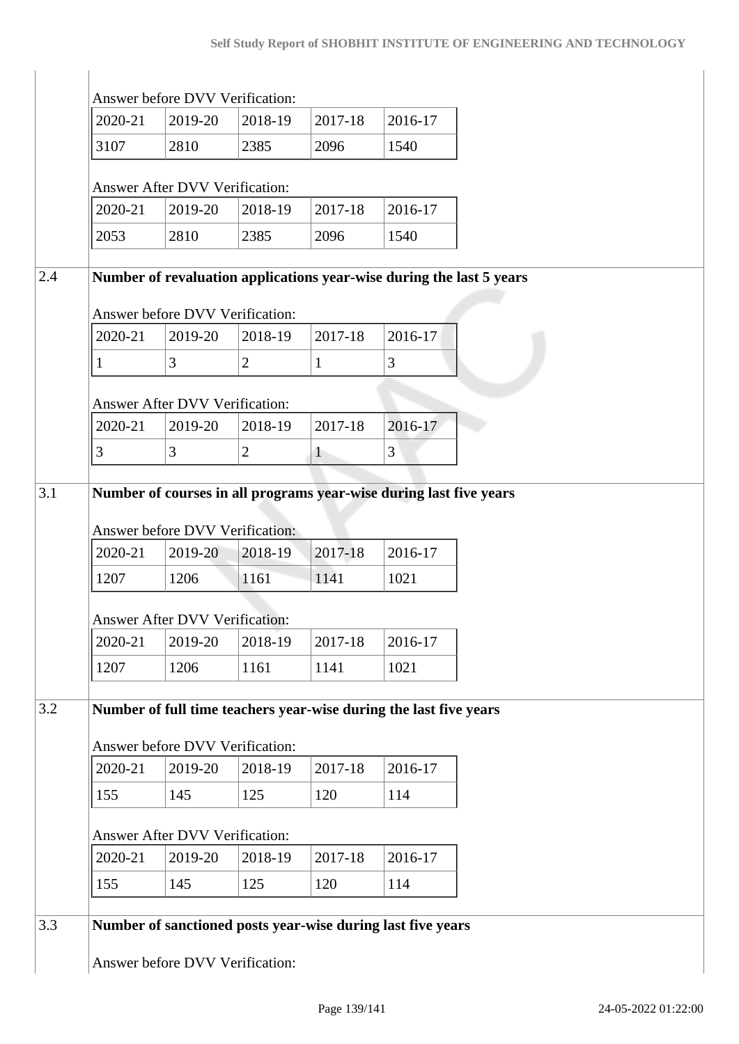Answer before DVV Verification:

| 2020-21 | 2019-20 | 2018-19 | 2017-18 | 2016-17 |
|---|---|---|---|---|
| 3107 | 2810 | 2385 | 2096 | 1540 |

Answer After DVV Verification:

| 2020-21 | 2019-20 | 2018-19 | 2017-18 | 2016-17 |
|---|---|---|---|---|
| 2053 | 2810 | 2385 | 2096 | 1540 |

**2.4 Number of revaluation applications year-wise during the last 5 years**

Answer before DVV Verification:

| 2020-21 | 2019-20 | 2018-19 | 2017-18 | 2016-17 |
|---|---|---|---|---|
| 1 | 3 | 2 | 1 | 3 |

Answer After DVV Verification:

| 2020-21 | 2019-20 | 2018-19 | 2017-18 | 2016-17 |
|---|---|---|---|---|
| 3 | 3 | 2 | 1 | 3 |

**3.1 Number of courses in all programs year-wise during last five years**

Answer before DVV Verification:

| 2020-21 | 2019-20 | 2018-19 | 2017-18 | 2016-17 |
|---|---|---|---|---|
| 1207 | 1206 | 1161 | 1141 | 1021 |

Answer After DVV Verification:

| 2020-21 | 2019-20 | 2018-19 | 2017-18 | 2016-17 |
|---|---|---|---|---|
| 1207 | 1206 | 1161 | 1141 | 1021 |

**3.2 Number of full time teachers year-wise during the last five years**

Answer before DVV Verification:

| 2020-21 | 2019-20 | 2018-19 | 2017-18 | 2016-17 |
|---|---|---|---|---|
| 155 | 145 | 125 | 120 | 114 |

Answer After DVV Verification:

| 2020-21 | 2019-20 | 2018-19 | 2017-18 | 2016-17 |
|---|---|---|---|---|
| 155 | 145 | 125 | 120 | 114 |

**3.3 Number of sanctioned posts year-wise during last five years**

Answer before DVV Verification: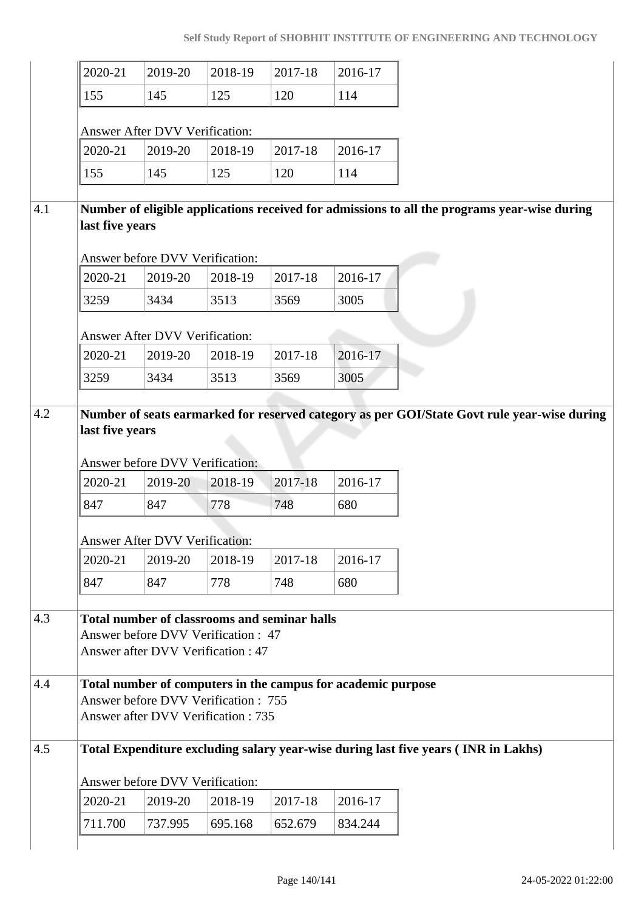| 2020-21 | 2019-20 | 2018-19 | 2017-18 | 2016-17 |
|---|---|---|---|---|
| 155 | 145 | 125 | 120 | 114 |

Answer After DVV Verification:

| 2020-21 | 2019-20 | 2018-19 | 2017-18 | 2016-17 |
|---|---|---|---|---|
| 155 | 145 | 125 | 120 | 114 |

**4.1 Number of eligible applications received for admissions to all the programs year-wise during last five years**

Answer before DVV Verification:

| 2020-21 | 2019-20 | 2018-19 | 2017-18 | 2016-17 |
|---|---|---|---|---|
| 3259 | 3434 | 3513 | 3569 | 3005 |

Answer After DVV Verification:

| 2020-21 | 2019-20 | 2018-19 | 2017-18 | 2016-17 |
|---|---|---|---|---|
| 3259 | 3434 | 3513 | 3569 | 3005 |

**4.2 Number of seats earmarked for reserved category as per GOI/State Govt rule year-wise during last five years**

Answer before DVV Verification:

| 2020-21 | 2019-20 | 2018-19 | 2017-18 | 2016-17 |
|---|---|---|---|---|
| 847 | 847 | 778 | 748 | 680 |

Answer After DVV Verification:

| 2020-21 | 2019-20 | 2018-19 | 2017-18 | 2016-17 |
|---|---|---|---|---|
| 847 | 847 | 778 | 748 | 680 |

**4.3 Total number of classrooms and seminar halls**

Answer before DVV Verification : 47
Answer after DVV Verification : 47

**4.4 Total number of computers in the campus for academic purpose**

Answer before DVV Verification : 755
Answer after DVV Verification : 735

**4.5 Total Expenditure excluding salary year-wise during last five years ( INR in Lakhs)**

Answer before DVV Verification:

| 2020-21 | 2019-20 | 2018-19 | 2017-18 | 2016-17 |
|---|---|---|---|---|
| 711.700 | 737.995 | 695.168 | 652.679 | 834.244 |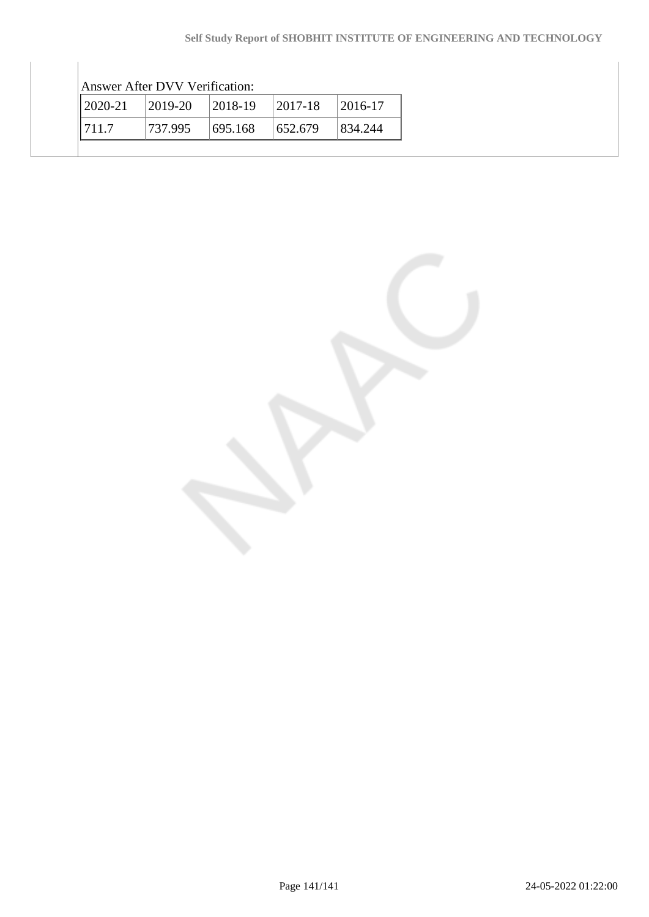Answer After DVV Verification:

| 2020-21 | 2019-20 | 2018-19 | 2017-18 | 2016-17 |
|---|---|---|---|---|
| 711.7 | 737.995 | 695.168 | 652.679 | 834.244 |